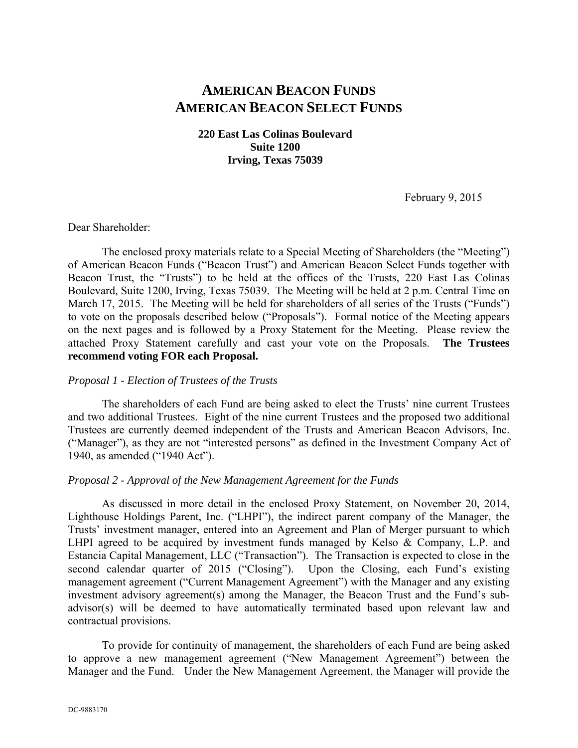# AMERICAN BEACON FUNDS
# AMERICAN BEACON SELECT FUNDS

**220 East Las Colinas Boulevard**
**Suite 1200**
**Irving, Texas 75039**

February 9, 2015

Dear Shareholder:

The enclosed proxy materials relate to a Special Meeting of Shareholders (the "Meeting") of American Beacon Funds ("Beacon Trust") and American Beacon Select Funds together with Beacon Trust, the "Trusts") to be held at the offices of the Trusts, 220 East Las Colinas Boulevard, Suite 1200, Irving, Texas 75039. The Meeting will be held at 2 p.m. Central Time on March 17, 2015. The Meeting will be held for shareholders of all series of the Trusts ("Funds") to vote on the proposals described below ("Proposals"). Formal notice of the Meeting appears on the next pages and is followed by a Proxy Statement for the Meeting. Please review the attached Proxy Statement carefully and cast your vote on the Proposals. **The Trustees recommend voting FOR each Proposal.**

*Proposal 1 - Election of Trustees of the Trusts*

The shareholders of each Fund are being asked to elect the Trusts' nine current Trustees and two additional Trustees. Eight of the nine current Trustees and the proposed two additional Trustees are currently deemed independent of the Trusts and American Beacon Advisors, Inc. ("Manager"), as they are not "interested persons" as defined in the Investment Company Act of 1940, as amended ("1940 Act").

*Proposal 2 - Approval of the New Management Agreement for the Funds*

As discussed in more detail in the enclosed Proxy Statement, on November 20, 2014, Lighthouse Holdings Parent, Inc. ("LHPI"), the indirect parent company of the Manager, the Trusts' investment manager, entered into an Agreement and Plan of Merger pursuant to which LHPI agreed to be acquired by investment funds managed by Kelso & Company, L.P. and Estancia Capital Management, LLC ("Transaction"). The Transaction is expected to close in the second calendar quarter of 2015 ("Closing"). Upon the Closing, each Fund's existing management agreement ("Current Management Agreement") with the Manager and any existing investment advisory agreement(s) among the Manager, the Beacon Trust and the Fund's sub-advisor(s) will be deemed to have automatically terminated based upon relevant law and contractual provisions.

To provide for continuity of management, the shareholders of each Fund are being asked to approve a new management agreement ("New Management Agreement") between the Manager and the Fund. Under the New Management Agreement, the Manager will provide the

DC-9883170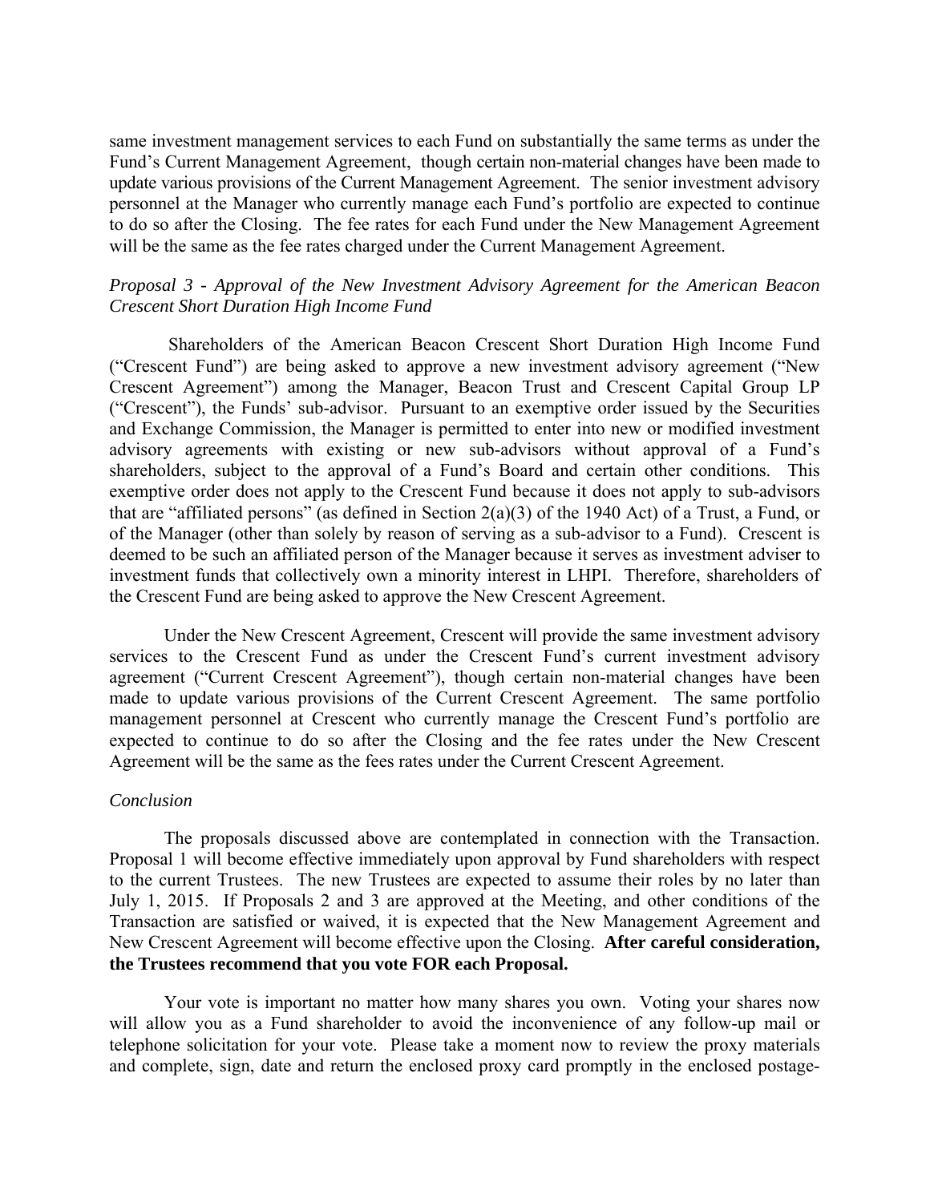same investment management services to each Fund on substantially the same terms as under the Fund's Current Management Agreement, though certain non-material changes have been made to update various provisions of the Current Management Agreement. The senior investment advisory personnel at the Manager who currently manage each Fund's portfolio are expected to continue to do so after the Closing. The fee rates for each Fund under the New Management Agreement will be the same as the fee rates charged under the Current Management Agreement.

*Proposal 3 - Approval of the New Investment Advisory Agreement for the American Beacon Crescent Short Duration High Income Fund*

Shareholders of the American Beacon Crescent Short Duration High Income Fund ("Crescent Fund") are being asked to approve a new investment advisory agreement ("New Crescent Agreement") among the Manager, Beacon Trust and Crescent Capital Group LP ("Crescent"), the Funds' sub-advisor. Pursuant to an exemptive order issued by the Securities and Exchange Commission, the Manager is permitted to enter into new or modified investment advisory agreements with existing or new sub-advisors without approval of a Fund's shareholders, subject to the approval of a Fund's Board and certain other conditions. This exemptive order does not apply to the Crescent Fund because it does not apply to sub-advisors that are "affiliated persons" (as defined in Section 2(a)(3) of the 1940 Act) of a Trust, a Fund, or of the Manager (other than solely by reason of serving as a sub-advisor to a Fund). Crescent is deemed to be such an affiliated person of the Manager because it serves as investment adviser to investment funds that collectively own a minority interest in LHPI. Therefore, shareholders of the Crescent Fund are being asked to approve the New Crescent Agreement.

Under the New Crescent Agreement, Crescent will provide the same investment advisory services to the Crescent Fund as under the Crescent Fund's current investment advisory agreement ("Current Crescent Agreement"), though certain non-material changes have been made to update various provisions of the Current Crescent Agreement. The same portfolio management personnel at Crescent who currently manage the Crescent Fund's portfolio are expected to continue to do so after the Closing and the fee rates under the New Crescent Agreement will be the same as the fees rates under the Current Crescent Agreement.

*Conclusion*

The proposals discussed above are contemplated in connection with the Transaction. Proposal 1 will become effective immediately upon approval by Fund shareholders with respect to the current Trustees. The new Trustees are expected to assume their roles by no later than July 1, 2015. If Proposals 2 and 3 are approved at the Meeting, and other conditions of the Transaction are satisfied or waived, it is expected that the New Management Agreement and New Crescent Agreement will become effective upon the Closing. **After careful consideration, the Trustees recommend that you vote FOR each Proposal.**

Your vote is important no matter how many shares you own. Voting your shares now will allow you as a Fund shareholder to avoid the inconvenience of any follow-up mail or telephone solicitation for your vote. Please take a moment now to review the proxy materials and complete, sign, date and return the enclosed proxy card promptly in the enclosed postage-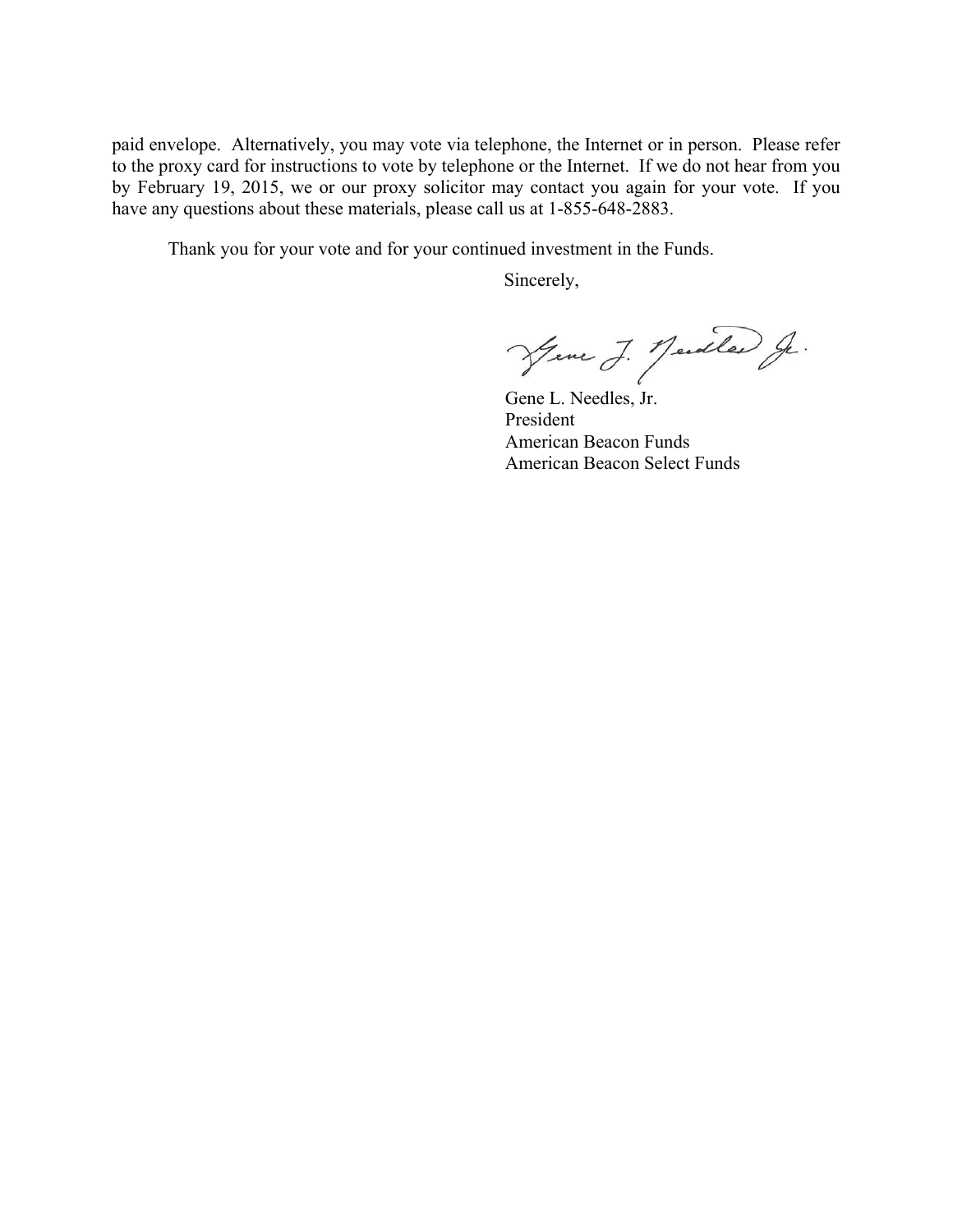paid envelope. Alternatively, you may vote via telephone, the Internet or in person. Please refer to the proxy card for instructions to vote by telephone or the Internet. If we do not hear from you by February 19, 2015, we or our proxy solicitor may contact you again for your vote. If you have any questions about these materials, please call us at 1-855-648-2883.

Thank you for your vote and for your continued investment in the Funds.

Sincerely,

Gene L. Needles, Jr.
President
American Beacon Funds
American Beacon Select Funds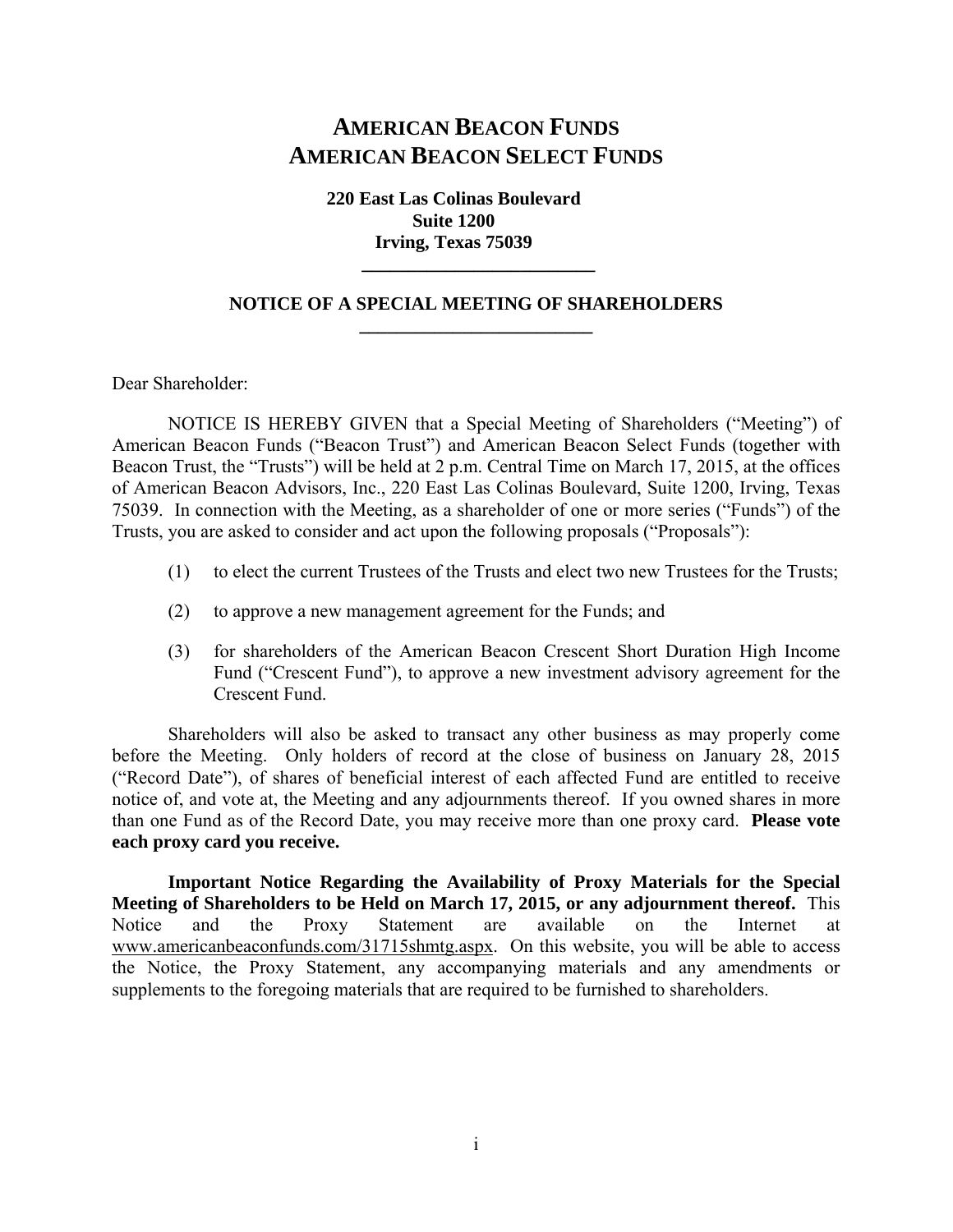# AMERICAN BEACON FUNDS
# AMERICAN BEACON SELECT FUNDS

**220 East Las Colinas Boulevard**
**Suite 1200**
**Irving, Texas 75039**

---

## NOTICE OF A SPECIAL MEETING OF SHAREHOLDERS

---

Dear Shareholder:

NOTICE IS HEREBY GIVEN that a Special Meeting of Shareholders ("Meeting") of American Beacon Funds ("Beacon Trust") and American Beacon Select Funds (together with Beacon Trust, the "Trusts") will be held at 2 p.m. Central Time on March 17, 2015, at the offices of American Beacon Advisors, Inc., 220 East Las Colinas Boulevard, Suite 1200, Irving, Texas 75039. In connection with the Meeting, as a shareholder of one or more series ("Funds") of the Trusts, you are asked to consider and act upon the following proposals ("Proposals"):

(1) to elect the current Trustees of the Trusts and elect two new Trustees for the Trusts;

(2) to approve a new management agreement for the Funds; and

(3) for shareholders of the American Beacon Crescent Short Duration High Income Fund ("Crescent Fund"), to approve a new investment advisory agreement for the Crescent Fund.

Shareholders will also be asked to transact any other business as may properly come before the Meeting. Only holders of record at the close of business on January 28, 2015 ("Record Date"), of shares of beneficial interest of each affected Fund are entitled to receive notice of, and vote at, the Meeting and any adjournments thereof. If you owned shares in more than one Fund as of the Record Date, you may receive more than one proxy card. **Please vote each proxy card you receive.**

**Important Notice Regarding the Availability of Proxy Materials for the Special Meeting of Shareholders to be Held on March 17, 2015, or any adjournment thereof.** This Notice and the Proxy Statement are available on the Internet at www.americanbeaconfunds.com/31715shmtg.aspx. On this website, you will be able to access the Notice, the Proxy Statement, any accompanying materials and any amendments or supplements to the foregoing materials that are required to be furnished to shareholders.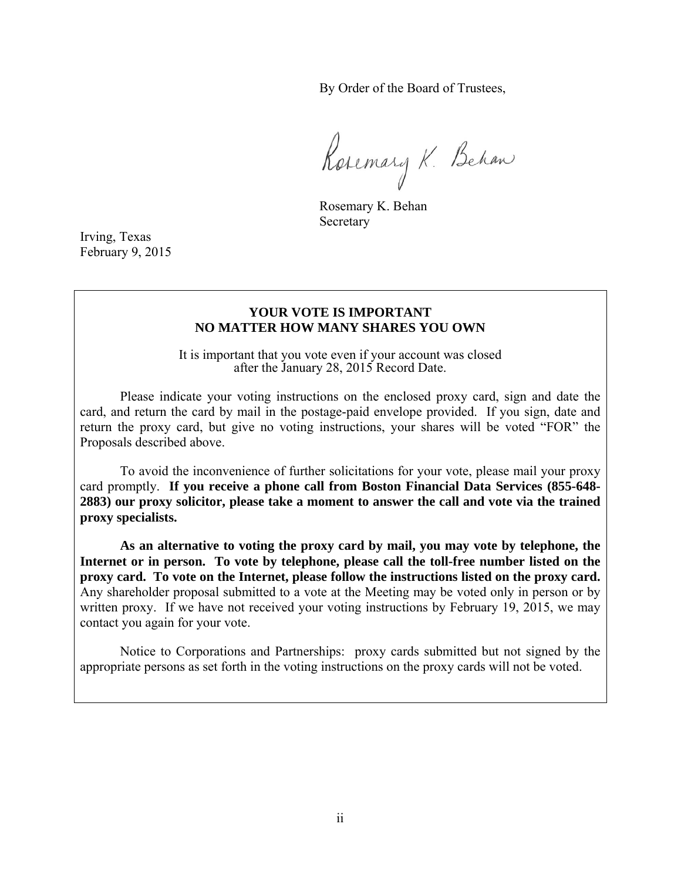By Order of the Board of Trustees,

Rosemary K. Behan

Rosemary K. Behan
Secretary

Irving, Texas
February 9, 2015

**YOUR VOTE IS IMPORTANT**
**NO MATTER HOW MANY SHARES YOU OWN**

It is important that you vote even if your account was closed after the January 28, 2015 Record Date.

Please indicate your voting instructions on the enclosed proxy card, sign and date the card, and return the card by mail in the postage-paid envelope provided. If you sign, date and return the proxy card, but give no voting instructions, your shares will be voted "FOR" the Proposals described above.

To avoid the inconvenience of further solicitations for your vote, please mail your proxy card promptly. **If you receive a phone call from Boston Financial Data Services (855-648-2883) our proxy solicitor, please take a moment to answer the call and vote via the trained proxy specialists.**

**As an alternative to voting the proxy card by mail, you may vote by telephone, the Internet or in person. To vote by telephone, please call the toll-free number listed on the proxy card. To vote on the Internet, please follow the instructions listed on the proxy card.** Any shareholder proposal submitted to a vote at the Meeting may be voted only in person or by written proxy. If we have not received your voting instructions by February 19, 2015, we may contact you again for your vote.

Notice to Corporations and Partnerships: proxy cards submitted but not signed by the appropriate persons as set forth in the voting instructions on the proxy cards will not be voted.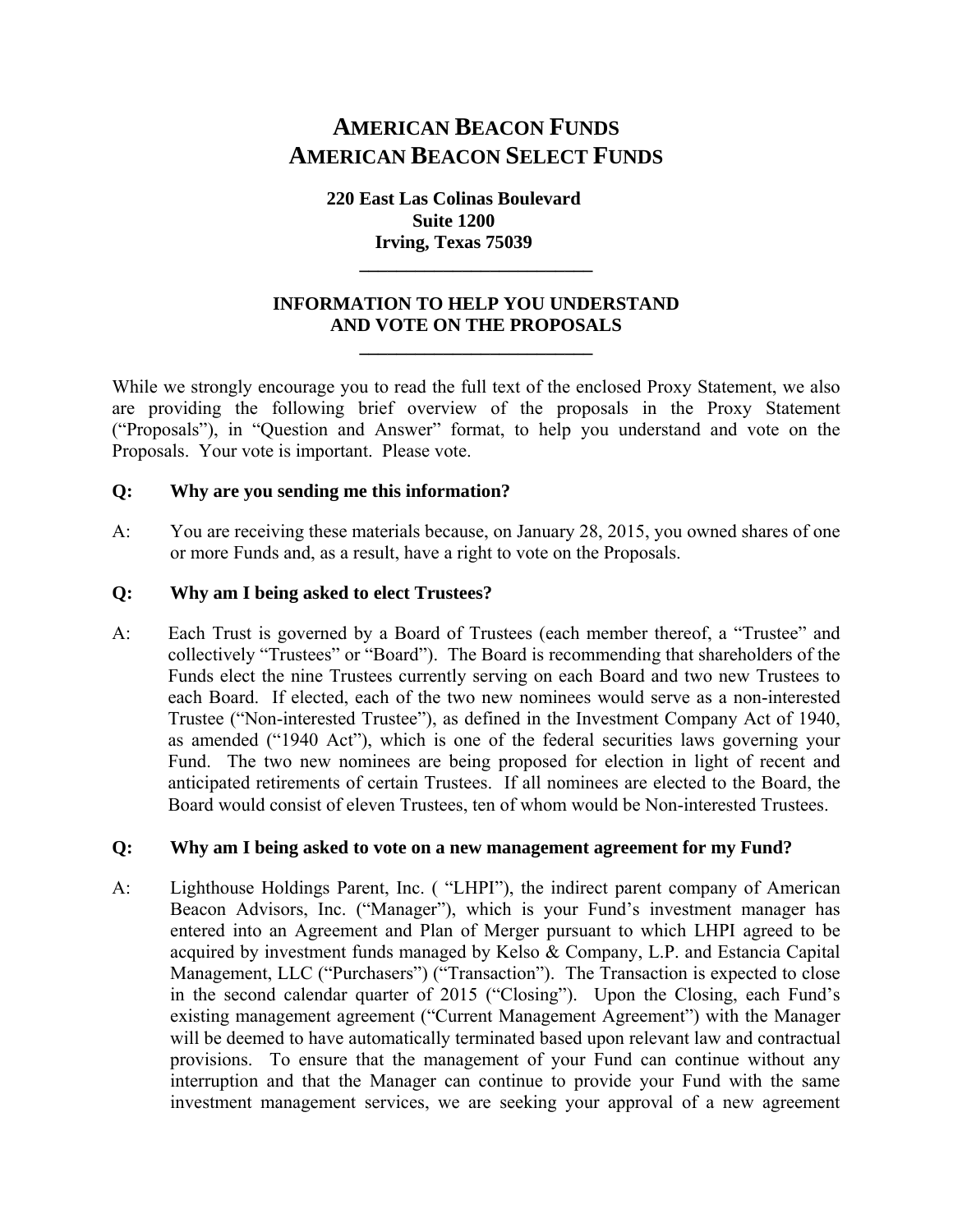# AMERICAN BEACON FUNDS
# AMERICAN BEACON SELECT FUNDS

**220 East Las Colinas Boulevard**
**Suite 1200**
**Irving, Texas 75039**

---

**INFORMATION TO HELP YOU UNDERSTAND AND VOTE ON THE PROPOSALS**

---

While we strongly encourage you to read the full text of the enclosed Proxy Statement, we also are providing the following brief overview of the proposals in the Proxy Statement ("Proposals"), in "Question and Answer" format, to help you understand and vote on the Proposals. Your vote is important. Please vote.

**Q: Why are you sending me this information?**

A: You are receiving these materials because, on January 28, 2015, you owned shares of one or more Funds and, as a result, have a right to vote on the Proposals.

**Q: Why am I being asked to elect Trustees?**

A: Each Trust is governed by a Board of Trustees (each member thereof, a "Trustee" and collectively "Trustees" or "Board"). The Board is recommending that shareholders of the Funds elect the nine Trustees currently serving on each Board and two new Trustees to each Board. If elected, each of the two new nominees would serve as a non-interested Trustee ("Non-interested Trustee"), as defined in the Investment Company Act of 1940, as amended ("1940 Act"), which is one of the federal securities laws governing your Fund. The two new nominees are being proposed for election in light of recent and anticipated retirements of certain Trustees. If all nominees are elected to the Board, the Board would consist of eleven Trustees, ten of whom would be Non-interested Trustees.

**Q: Why am I being asked to vote on a new management agreement for my Fund?**

A: Lighthouse Holdings Parent, Inc. ( "LHPI"), the indirect parent company of American Beacon Advisors, Inc. ("Manager"), which is your Fund's investment manager has entered into an Agreement and Plan of Merger pursuant to which LHPI agreed to be acquired by investment funds managed by Kelso & Company, L.P. and Estancia Capital Management, LLC ("Purchasers") ("Transaction"). The Transaction is expected to close in the second calendar quarter of 2015 ("Closing"). Upon the Closing, each Fund's existing management agreement ("Current Management Agreement") with the Manager will be deemed to have automatically terminated based upon relevant law and contractual provisions. To ensure that the management of your Fund can continue without any interruption and that the Manager can continue to provide your Fund with the same investment management services, we are seeking your approval of a new agreement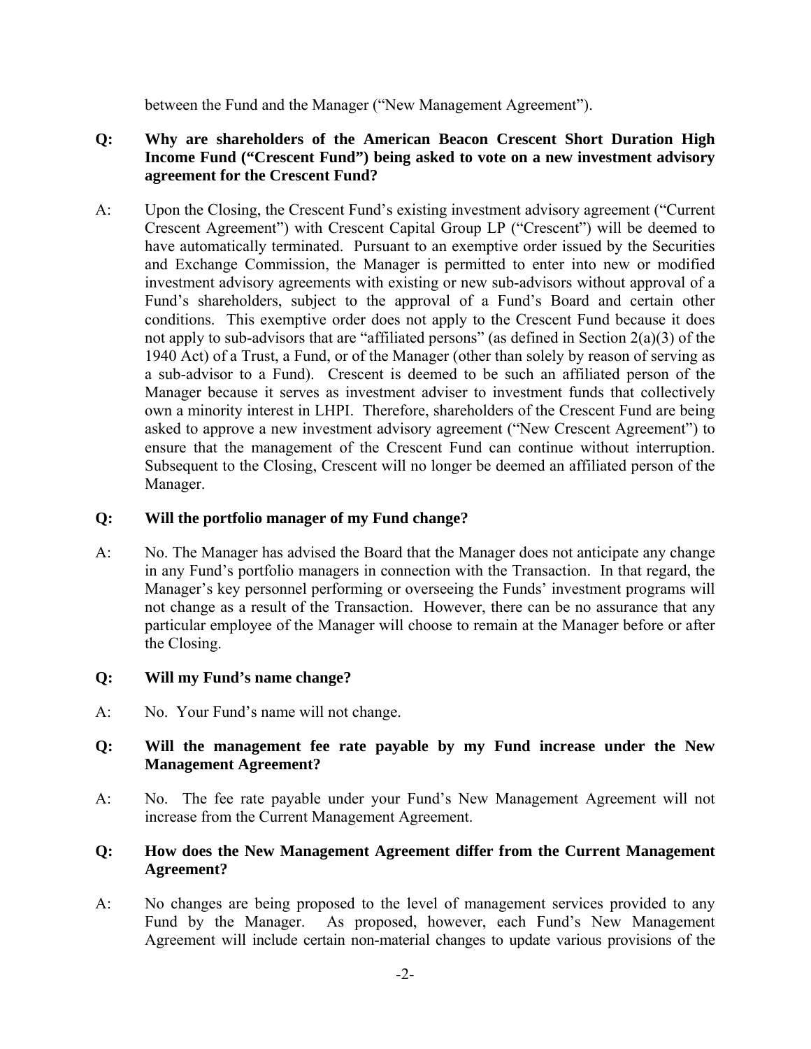between the Fund and the Manager ("New Management Agreement").

**Q: Why are shareholders of the American Beacon Crescent Short Duration High Income Fund ("Crescent Fund") being asked to vote on a new investment advisory agreement for the Crescent Fund?**

A: Upon the Closing, the Crescent Fund's existing investment advisory agreement ("Current Crescent Agreement") with Crescent Capital Group LP ("Crescent") will be deemed to have automatically terminated. Pursuant to an exemptive order issued by the Securities and Exchange Commission, the Manager is permitted to enter into new or modified investment advisory agreements with existing or new sub-advisors without approval of a Fund's shareholders, subject to the approval of a Fund's Board and certain other conditions. This exemptive order does not apply to the Crescent Fund because it does not apply to sub-advisors that are "affiliated persons" (as defined in Section 2(a)(3) of the 1940 Act) of a Trust, a Fund, or of the Manager (other than solely by reason of serving as a sub-advisor to a Fund). Crescent is deemed to be such an affiliated person of the Manager because it serves as investment adviser to investment funds that collectively own a minority interest in LHPI. Therefore, shareholders of the Crescent Fund are being asked to approve a new investment advisory agreement ("New Crescent Agreement") to ensure that the management of the Crescent Fund can continue without interruption. Subsequent to the Closing, Crescent will no longer be deemed an affiliated person of the Manager.

**Q: Will the portfolio manager of my Fund change?**

A: No. The Manager has advised the Board that the Manager does not anticipate any change in any Fund's portfolio managers in connection with the Transaction. In that regard, the Manager's key personnel performing or overseeing the Funds' investment programs will not change as a result of the Transaction. However, there can be no assurance that any particular employee of the Manager will choose to remain at the Manager before or after the Closing.

**Q: Will my Fund's name change?**

A: No. Your Fund's name will not change.

**Q: Will the management fee rate payable by my Fund increase under the New Management Agreement?**

A: No. The fee rate payable under your Fund's New Management Agreement will not increase from the Current Management Agreement.

**Q: How does the New Management Agreement differ from the Current Management Agreement?**

A: No changes are being proposed to the level of management services provided to any Fund by the Manager. As proposed, however, each Fund's New Management Agreement will include certain non-material changes to update various provisions of the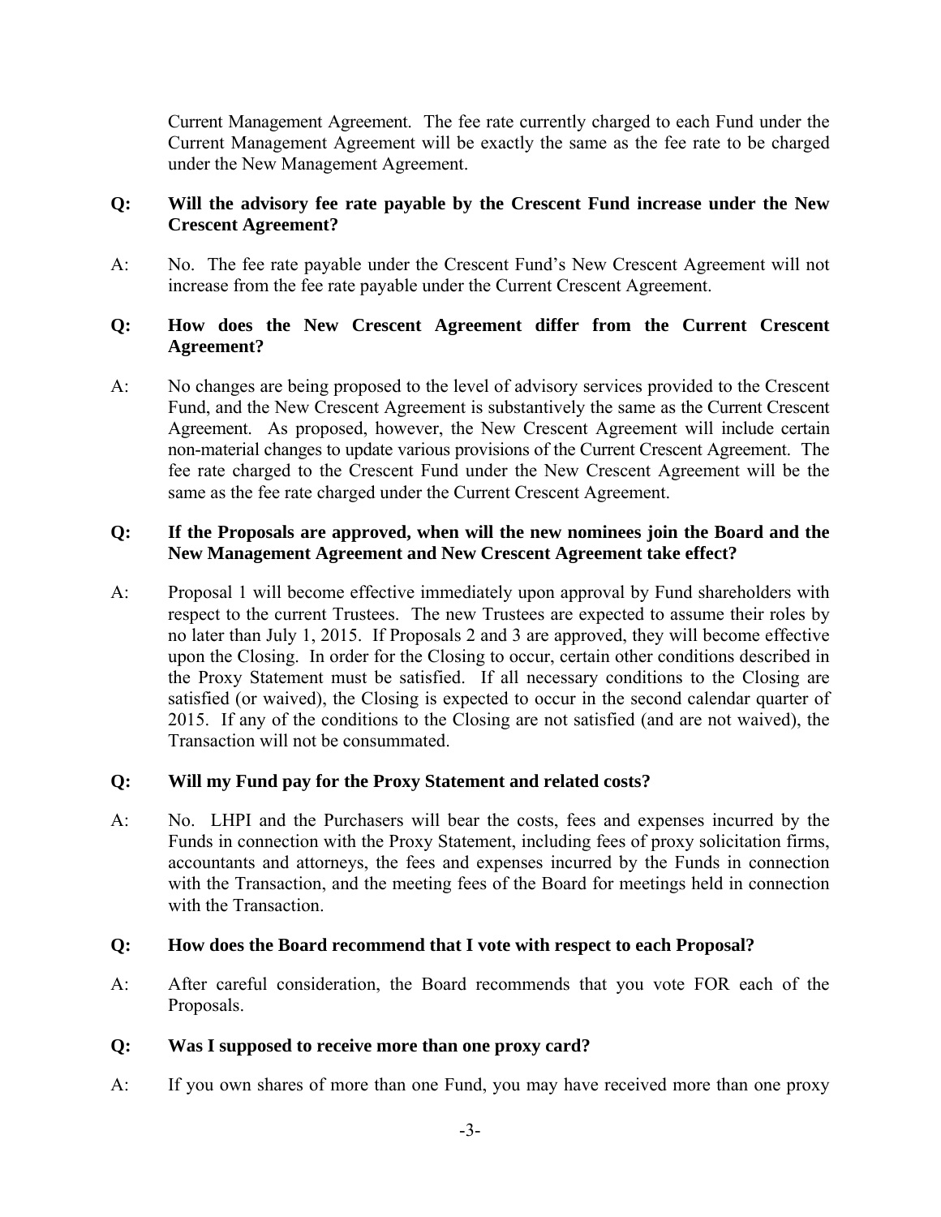Current Management Agreement. The fee rate currently charged to each Fund under the Current Management Agreement will be exactly the same as the fee rate to be charged under the New Management Agreement.

**Q: Will the advisory fee rate payable by the Crescent Fund increase under the New Crescent Agreement?**

A: No. The fee rate payable under the Crescent Fund's New Crescent Agreement will not increase from the fee rate payable under the Current Crescent Agreement.

**Q: How does the New Crescent Agreement differ from the Current Crescent Agreement?**

A: No changes are being proposed to the level of advisory services provided to the Crescent Fund, and the New Crescent Agreement is substantively the same as the Current Crescent Agreement. As proposed, however, the New Crescent Agreement will include certain non-material changes to update various provisions of the Current Crescent Agreement. The fee rate charged to the Crescent Fund under the New Crescent Agreement will be the same as the fee rate charged under the Current Crescent Agreement.

**Q: If the Proposals are approved, when will the new nominees join the Board and the New Management Agreement and New Crescent Agreement take effect?**

A: Proposal 1 will become effective immediately upon approval by Fund shareholders with respect to the current Trustees. The new Trustees are expected to assume their roles by no later than July 1, 2015. If Proposals 2 and 3 are approved, they will become effective upon the Closing. In order for the Closing to occur, certain other conditions described in the Proxy Statement must be satisfied. If all necessary conditions to the Closing are satisfied (or waived), the Closing is expected to occur in the second calendar quarter of 2015. If any of the conditions to the Closing are not satisfied (and are not waived), the Transaction will not be consummated.

**Q: Will my Fund pay for the Proxy Statement and related costs?**

A: No. LHPI and the Purchasers will bear the costs, fees and expenses incurred by the Funds in connection with the Proxy Statement, including fees of proxy solicitation firms, accountants and attorneys, the fees and expenses incurred by the Funds in connection with the Transaction, and the meeting fees of the Board for meetings held in connection with the Transaction.

**Q: How does the Board recommend that I vote with respect to each Proposal?**

A: After careful consideration, the Board recommends that you vote FOR each of the Proposals.

**Q: Was I supposed to receive more than one proxy card?**

A: If you own shares of more than one Fund, you may have received more than one proxy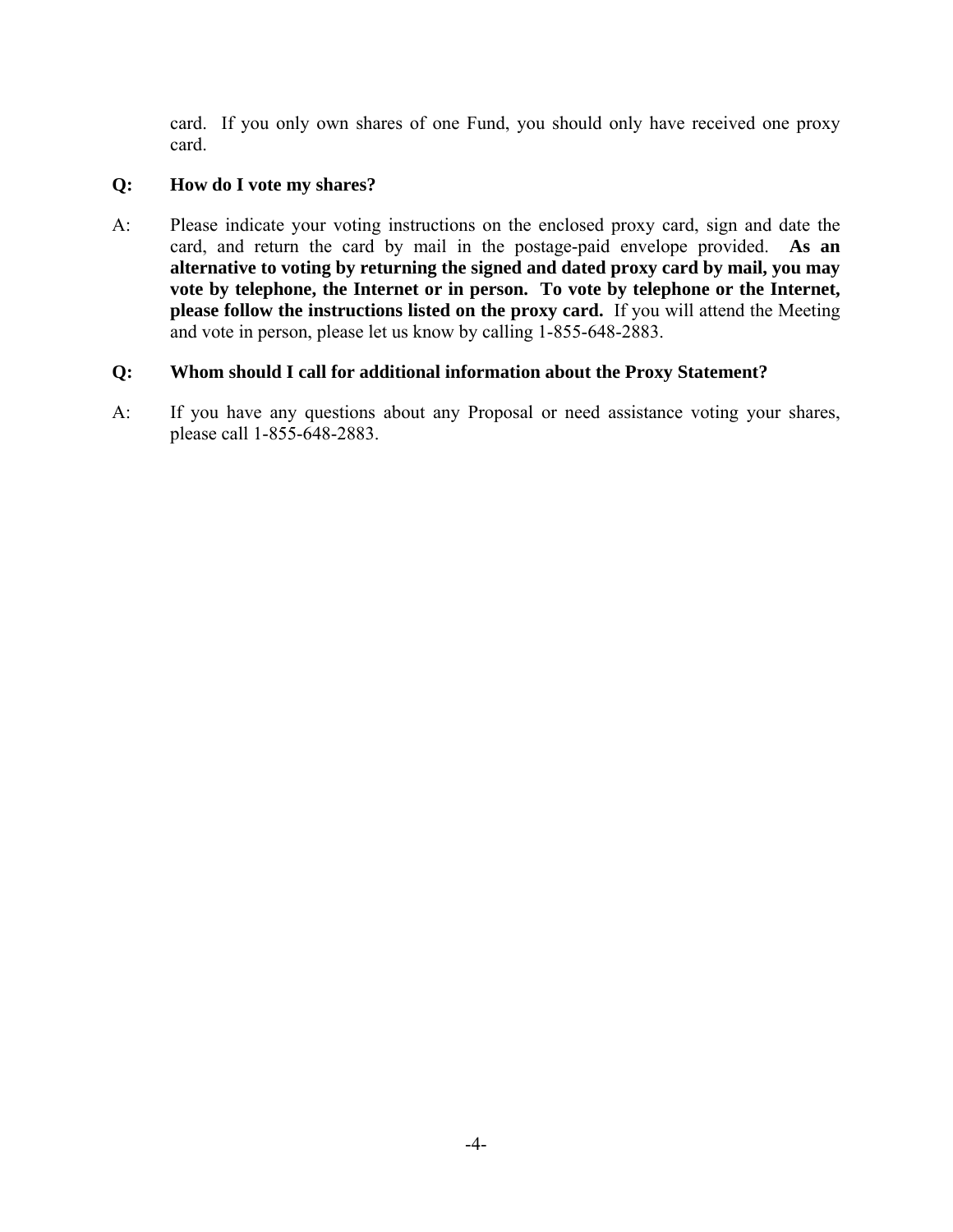card. If you only own shares of one Fund, you should only have received one proxy card.

**Q: How do I vote my shares?**

A: Please indicate your voting instructions on the enclosed proxy card, sign and date the card, and return the card by mail in the postage-paid envelope provided. **As an alternative to voting by returning the signed and dated proxy card by mail, you may vote by telephone, the Internet or in person. To vote by telephone or the Internet, please follow the instructions listed on the proxy card.** If you will attend the Meeting and vote in person, please let us know by calling 1-855-648-2883.

**Q: Whom should I call for additional information about the Proxy Statement?**

A: If you have any questions about any Proposal or need assistance voting your shares, please call 1-855-648-2883.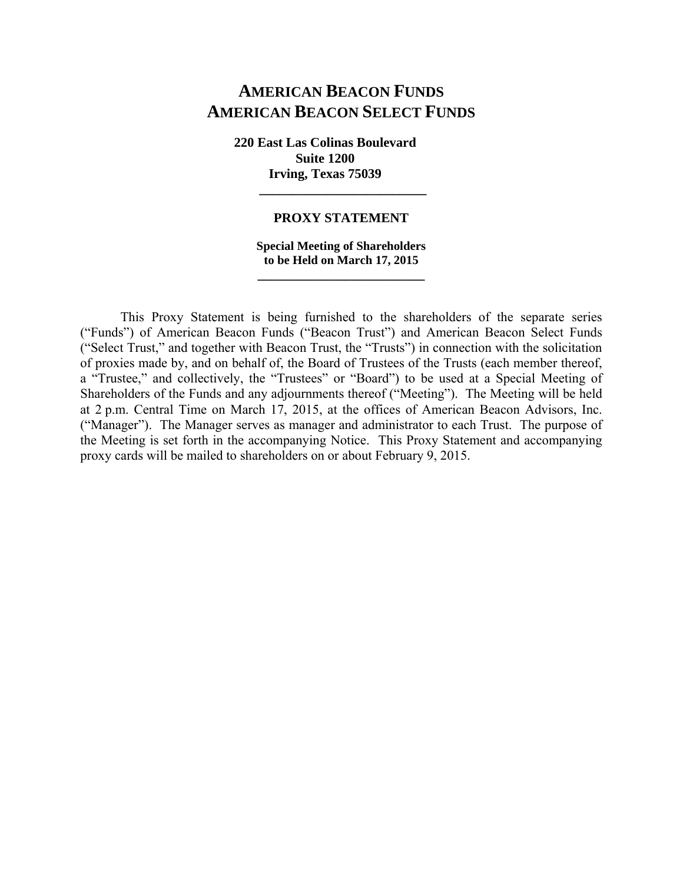# AMERICAN BEACON FUNDS
# AMERICAN BEACON SELECT FUNDS

**220 East Las Colinas Boulevard**
**Suite 1200**
**Irving, Texas 75039**

---

## PROXY STATEMENT

**Special Meeting of Shareholders**
**to be Held on March 17, 2015**

---

This Proxy Statement is being furnished to the shareholders of the separate series ("Funds") of American Beacon Funds ("Beacon Trust") and American Beacon Select Funds ("Select Trust," and together with Beacon Trust, the "Trusts") in connection with the solicitation of proxies made by, and on behalf of, the Board of Trustees of the Trusts (each member thereof, a "Trustee," and collectively, the "Trustees" or "Board") to be used at a Special Meeting of Shareholders of the Funds and any adjournments thereof ("Meeting"). The Meeting will be held at 2 p.m. Central Time on March 17, 2015, at the offices of American Beacon Advisors, Inc. ("Manager"). The Manager serves as manager and administrator to each Trust. The purpose of the Meeting is set forth in the accompanying Notice. This Proxy Statement and accompanying proxy cards will be mailed to shareholders on or about February 9, 2015.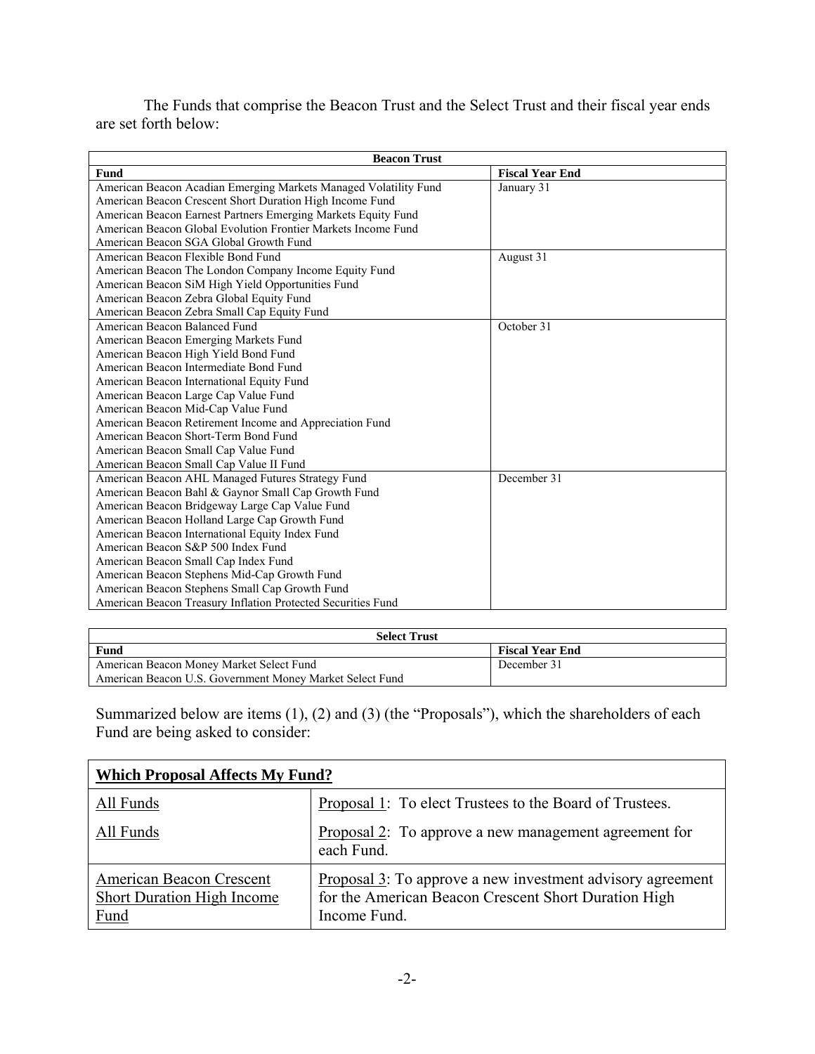The Funds that comprise the Beacon Trust and the Select Trust and their fiscal year ends are set forth below:

| **Beacon Trust** | |
|---|---|
| **Fund** | **Fiscal Year End** |
| American Beacon Acadian Emerging Markets Managed Volatility Fund<br>American Beacon Crescent Short Duration High Income Fund<br>American Beacon Earnest Partners Emerging Markets Equity Fund<br>American Beacon Global Evolution Frontier Markets Income Fund<br>American Beacon SGA Global Growth Fund | January 31 |
| American Beacon Flexible Bond Fund<br>American Beacon The London Company Income Equity Fund<br>American Beacon SiM High Yield Opportunities Fund<br>American Beacon Zebra Global Equity Fund<br>American Beacon Zebra Small Cap Equity Fund | August 31 |
| American Beacon Balanced Fund<br>American Beacon Emerging Markets Fund<br>American Beacon High Yield Bond Fund<br>American Beacon Intermediate Bond Fund<br>American Beacon International Equity Fund<br>American Beacon Large Cap Value Fund<br>American Beacon Mid-Cap Value Fund<br>American Beacon Retirement Income and Appreciation Fund<br>American Beacon Short-Term Bond Fund<br>American Beacon Small Cap Value Fund<br>American Beacon Small Cap Value II Fund | October 31 |
| American Beacon AHL Managed Futures Strategy Fund<br>American Beacon Bahl & Gaynor Small Cap Growth Fund<br>American Beacon Bridgeway Large Cap Value Fund<br>American Beacon Holland Large Cap Growth Fund<br>American Beacon International Equity Index Fund<br>American Beacon S&P 500 Index Fund<br>American Beacon Small Cap Index Fund<br>American Beacon Stephens Mid-Cap Growth Fund<br>American Beacon Stephens Small Cap Growth Fund<br>American Beacon Treasury Inflation Protected Securities Fund | December 31 |

| **Select Trust** | |
|---|---|
| **Fund** | **Fiscal Year End** |
| American Beacon Money Market Select Fund<br>American Beacon U.S. Government Money Market Select Fund | December 31 |

Summarized below are items (1), (2) and (3) (the "Proposals"), which the shareholders of each Fund are being asked to consider:

| **Which Proposal Affects My Fund?** | |
|---|---|
| All Funds | Proposal 1: To elect Trustees to the Board of Trustees. |
| All Funds | Proposal 2: To approve a new management agreement for each Fund. |
| American Beacon Crescent Short Duration High Income Fund | Proposal 3: To approve a new investment advisory agreement for the American Beacon Crescent Short Duration High Income Fund. |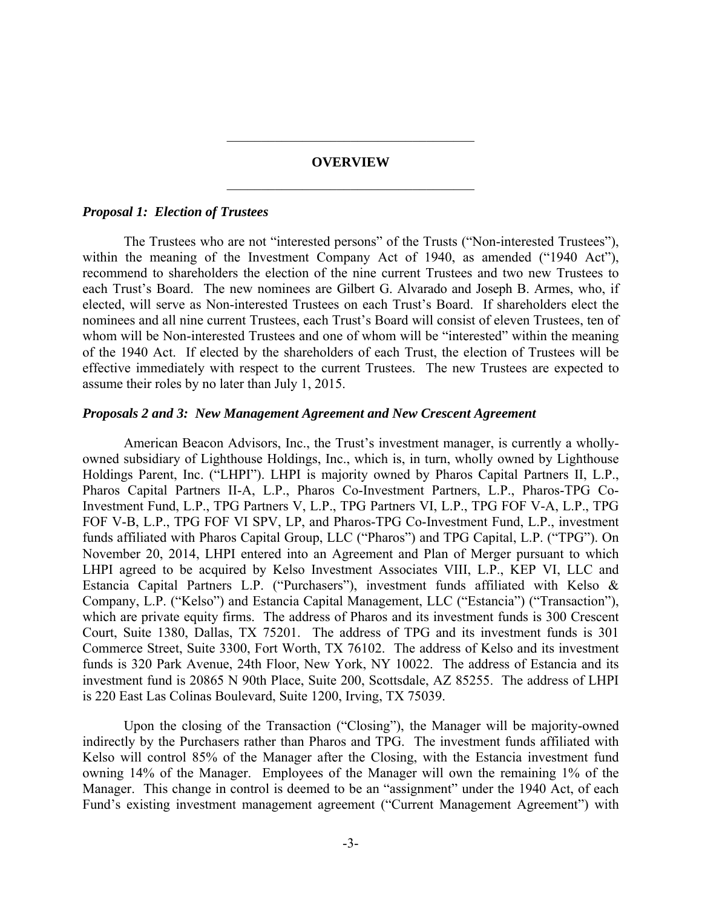## OVERVIEW

### *Proposal 1: Election of Trustees*

The Trustees who are not "interested persons" of the Trusts ("Non-interested Trustees"), within the meaning of the Investment Company Act of 1940, as amended ("1940 Act"), recommend to shareholders the election of the nine current Trustees and two new Trustees to each Trust's Board. The new nominees are Gilbert G. Alvarado and Joseph B. Armes, who, if elected, will serve as Non-interested Trustees on each Trust's Board. If shareholders elect the nominees and all nine current Trustees, each Trust's Board will consist of eleven Trustees, ten of whom will be Non-interested Trustees and one of whom will be "interested" within the meaning of the 1940 Act. If elected by the shareholders of each Trust, the election of Trustees will be effective immediately with respect to the current Trustees. The new Trustees are expected to assume their roles by no later than July 1, 2015.

### *Proposals 2 and 3: New Management Agreement and New Crescent Agreement*

American Beacon Advisors, Inc., the Trust's investment manager, is currently a wholly-owned subsidiary of Lighthouse Holdings, Inc., which is, in turn, wholly owned by Lighthouse Holdings Parent, Inc. ("LHPI"). LHPI is majority owned by Pharos Capital Partners II, L.P., Pharos Capital Partners II-A, L.P., Pharos Co-Investment Partners, L.P., Pharos-TPG Co-Investment Fund, L.P., TPG Partners V, L.P., TPG Partners VI, L.P., TPG FOF V-A, L.P., TPG FOF V-B, L.P., TPG FOF VI SPV, LP, and Pharos-TPG Co-Investment Fund, L.P., investment funds affiliated with Pharos Capital Group, LLC ("Pharos") and TPG Capital, L.P. ("TPG"). On November 20, 2014, LHPI entered into an Agreement and Plan of Merger pursuant to which LHPI agreed to be acquired by Kelso Investment Associates VIII, L.P., KEP VI, LLC and Estancia Capital Partners L.P. ("Purchasers"), investment funds affiliated with Kelso & Company, L.P. ("Kelso") and Estancia Capital Management, LLC ("Estancia") ("Transaction"), which are private equity firms. The address of Pharos and its investment funds is 300 Crescent Court, Suite 1380, Dallas, TX 75201. The address of TPG and its investment funds is 301 Commerce Street, Suite 3300, Fort Worth, TX 76102. The address of Kelso and its investment funds is 320 Park Avenue, 24th Floor, New York, NY 10022. The address of Estancia and its investment fund is 20865 N 90th Place, Suite 200, Scottsdale, AZ 85255. The address of LHPI is 220 East Las Colinas Boulevard, Suite 1200, Irving, TX 75039.

Upon the closing of the Transaction ("Closing"), the Manager will be majority-owned indirectly by the Purchasers rather than Pharos and TPG. The investment funds affiliated with Kelso will control 85% of the Manager after the Closing, with the Estancia investment fund owning 14% of the Manager. Employees of the Manager will own the remaining 1% of the Manager. This change in control is deemed to be an "assignment" under the 1940 Act, of each Fund's existing investment management agreement ("Current Management Agreement") with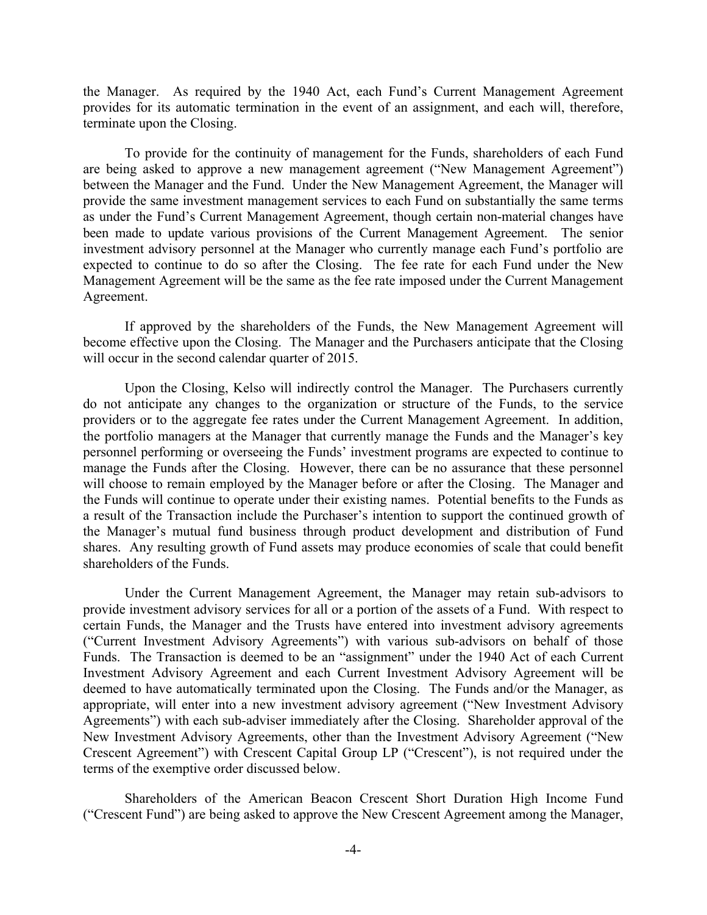the Manager. As required by the 1940 Act, each Fund's Current Management Agreement provides for its automatic termination in the event of an assignment, and each will, therefore, terminate upon the Closing.

To provide for the continuity of management for the Funds, shareholders of each Fund are being asked to approve a new management agreement ("New Management Agreement") between the Manager and the Fund. Under the New Management Agreement, the Manager will provide the same investment management services to each Fund on substantially the same terms as under the Fund's Current Management Agreement, though certain non-material changes have been made to update various provisions of the Current Management Agreement. The senior investment advisory personnel at the Manager who currently manage each Fund's portfolio are expected to continue to do so after the Closing. The fee rate for each Fund under the New Management Agreement will be the same as the fee rate imposed under the Current Management Agreement.

If approved by the shareholders of the Funds, the New Management Agreement will become effective upon the Closing. The Manager and the Purchasers anticipate that the Closing will occur in the second calendar quarter of 2015.

Upon the Closing, Kelso will indirectly control the Manager. The Purchasers currently do not anticipate any changes to the organization or structure of the Funds, to the service providers or to the aggregate fee rates under the Current Management Agreement. In addition, the portfolio managers at the Manager that currently manage the Funds and the Manager's key personnel performing or overseeing the Funds' investment programs are expected to continue to manage the Funds after the Closing. However, there can be no assurance that these personnel will choose to remain employed by the Manager before or after the Closing. The Manager and the Funds will continue to operate under their existing names. Potential benefits to the Funds as a result of the Transaction include the Purchaser's intention to support the continued growth of the Manager's mutual fund business through product development and distribution of Fund shares. Any resulting growth of Fund assets may produce economies of scale that could benefit shareholders of the Funds.

Under the Current Management Agreement, the Manager may retain sub-advisors to provide investment advisory services for all or a portion of the assets of a Fund. With respect to certain Funds, the Manager and the Trusts have entered into investment advisory agreements ("Current Investment Advisory Agreements") with various sub-advisors on behalf of those Funds. The Transaction is deemed to be an "assignment" under the 1940 Act of each Current Investment Advisory Agreement and each Current Investment Advisory Agreement will be deemed to have automatically terminated upon the Closing. The Funds and/or the Manager, as appropriate, will enter into a new investment advisory agreement ("New Investment Advisory Agreements") with each sub-adviser immediately after the Closing. Shareholder approval of the New Investment Advisory Agreements, other than the Investment Advisory Agreement ("New Crescent Agreement") with Crescent Capital Group LP ("Crescent"), is not required under the terms of the exemptive order discussed below.

Shareholders of the American Beacon Crescent Short Duration High Income Fund ("Crescent Fund") are being asked to approve the New Crescent Agreement among the Manager,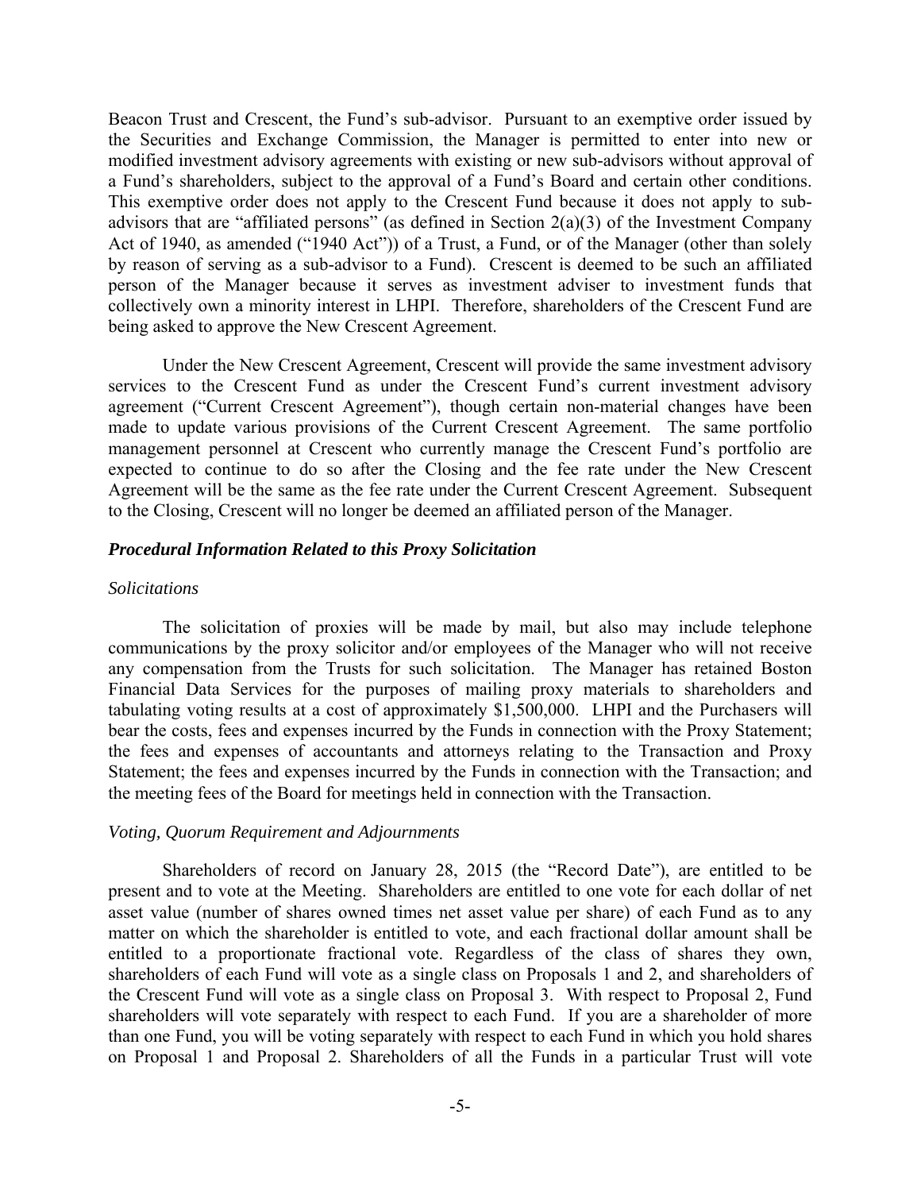Beacon Trust and Crescent, the Fund's sub-advisor. Pursuant to an exemptive order issued by the Securities and Exchange Commission, the Manager is permitted to enter into new or modified investment advisory agreements with existing or new sub-advisors without approval of a Fund's shareholders, subject to the approval of a Fund's Board and certain other conditions. This exemptive order does not apply to the Crescent Fund because it does not apply to sub-advisors that are "affiliated persons" (as defined in Section 2(a)(3) of the Investment Company Act of 1940, as amended ("1940 Act")) of a Trust, a Fund, or of the Manager (other than solely by reason of serving as a sub-advisor to a Fund). Crescent is deemed to be such an affiliated person of the Manager because it serves as investment adviser to investment funds that collectively own a minority interest in LHPI. Therefore, shareholders of the Crescent Fund are being asked to approve the New Crescent Agreement.

Under the New Crescent Agreement, Crescent will provide the same investment advisory services to the Crescent Fund as under the Crescent Fund's current investment advisory agreement ("Current Crescent Agreement"), though certain non-material changes have been made to update various provisions of the Current Crescent Agreement. The same portfolio management personnel at Crescent who currently manage the Crescent Fund's portfolio are expected to continue to do so after the Closing and the fee rate under the New Crescent Agreement will be the same as the fee rate under the Current Crescent Agreement. Subsequent to the Closing, Crescent will no longer be deemed an affiliated person of the Manager.

### ***Procedural Information Related to this Proxy Solicitation***

*Solicitations*

The solicitation of proxies will be made by mail, but also may include telephone communications by the proxy solicitor and/or employees of the Manager who will not receive any compensation from the Trusts for such solicitation. The Manager has retained Boston Financial Data Services for the purposes of mailing proxy materials to shareholders and tabulating voting results at a cost of approximately $1,500,000. LHPI and the Purchasers will bear the costs, fees and expenses incurred by the Funds in connection with the Proxy Statement; the fees and expenses of accountants and attorneys relating to the Transaction and Proxy Statement; the fees and expenses incurred by the Funds in connection with the Transaction; and the meeting fees of the Board for meetings held in connection with the Transaction.

*Voting, Quorum Requirement and Adjournments*

Shareholders of record on January 28, 2015 (the "Record Date"), are entitled to be present and to vote at the Meeting. Shareholders are entitled to one vote for each dollar of net asset value (number of shares owned times net asset value per share) of each Fund as to any matter on which the shareholder is entitled to vote, and each fractional dollar amount shall be entitled to a proportionate fractional vote. Regardless of the class of shares they own, shareholders of each Fund will vote as a single class on Proposals 1 and 2, and shareholders of the Crescent Fund will vote as a single class on Proposal 3. With respect to Proposal 2, Fund shareholders will vote separately with respect to each Fund. If you are a shareholder of more than one Fund, you will be voting separately with respect to each Fund in which you hold shares on Proposal 1 and Proposal 2. Shareholders of all the Funds in a particular Trust will vote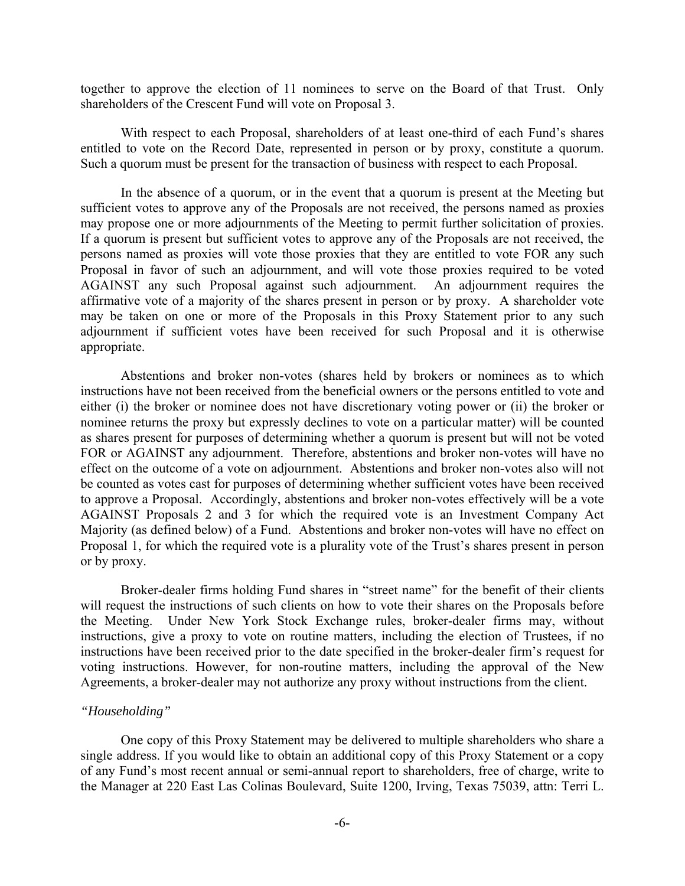together to approve the election of 11 nominees to serve on the Board of that Trust. Only shareholders of the Crescent Fund will vote on Proposal 3.

With respect to each Proposal, shareholders of at least one-third of each Fund's shares entitled to vote on the Record Date, represented in person or by proxy, constitute a quorum. Such a quorum must be present for the transaction of business with respect to each Proposal.

In the absence of a quorum, or in the event that a quorum is present at the Meeting but sufficient votes to approve any of the Proposals are not received, the persons named as proxies may propose one or more adjournments of the Meeting to permit further solicitation of proxies. If a quorum is present but sufficient votes to approve any of the Proposals are not received, the persons named as proxies will vote those proxies that they are entitled to vote FOR any such Proposal in favor of such an adjournment, and will vote those proxies required to be voted AGAINST any such Proposal against such adjournment. An adjournment requires the affirmative vote of a majority of the shares present in person or by proxy. A shareholder vote may be taken on one or more of the Proposals in this Proxy Statement prior to any such adjournment if sufficient votes have been received for such Proposal and it is otherwise appropriate.

Abstentions and broker non-votes (shares held by brokers or nominees as to which instructions have not been received from the beneficial owners or the persons entitled to vote and either (i) the broker or nominee does not have discretionary voting power or (ii) the broker or nominee returns the proxy but expressly declines to vote on a particular matter) will be counted as shares present for purposes of determining whether a quorum is present but will not be voted FOR or AGAINST any adjournment. Therefore, abstentions and broker non-votes will have no effect on the outcome of a vote on adjournment. Abstentions and broker non-votes also will not be counted as votes cast for purposes of determining whether sufficient votes have been received to approve a Proposal. Accordingly, abstentions and broker non-votes effectively will be a vote AGAINST Proposals 2 and 3 for which the required vote is an Investment Company Act Majority (as defined below) of a Fund. Abstentions and broker non-votes will have no effect on Proposal 1, for which the required vote is a plurality vote of the Trust's shares present in person or by proxy.

Broker-dealer firms holding Fund shares in "street name" for the benefit of their clients will request the instructions of such clients on how to vote their shares on the Proposals before the Meeting. Under New York Stock Exchange rules, broker-dealer firms may, without instructions, give a proxy to vote on routine matters, including the election of Trustees, if no instructions have been received prior to the date specified in the broker-dealer firm's request for voting instructions. However, for non-routine matters, including the approval of the New Agreements, a broker-dealer may not authorize any proxy without instructions from the client.

*"Householding"*

One copy of this Proxy Statement may be delivered to multiple shareholders who share a single address. If you would like to obtain an additional copy of this Proxy Statement or a copy of any Fund's most recent annual or semi-annual report to shareholders, free of charge, write to the Manager at 220 East Las Colinas Boulevard, Suite 1200, Irving, Texas 75039, attn: Terri L.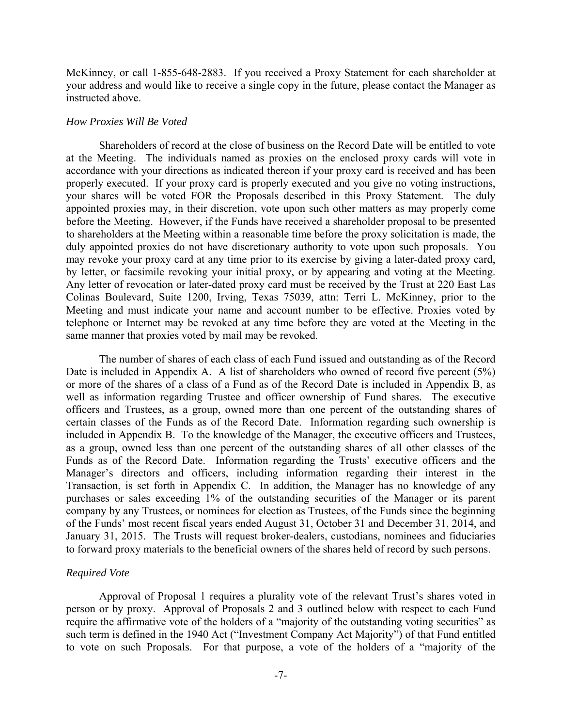McKinney, or call 1-855-648-2883. If you received a Proxy Statement for each shareholder at your address and would like to receive a single copy in the future, please contact the Manager as instructed above.

*How Proxies Will Be Voted*

Shareholders of record at the close of business on the Record Date will be entitled to vote at the Meeting. The individuals named as proxies on the enclosed proxy cards will vote in accordance with your directions as indicated thereon if your proxy card is received and has been properly executed. If your proxy card is properly executed and you give no voting instructions, your shares will be voted FOR the Proposals described in this Proxy Statement. The duly appointed proxies may, in their discretion, vote upon such other matters as may properly come before the Meeting. However, if the Funds have received a shareholder proposal to be presented to shareholders at the Meeting within a reasonable time before the proxy solicitation is made, the duly appointed proxies do not have discretionary authority to vote upon such proposals. You may revoke your proxy card at any time prior to its exercise by giving a later-dated proxy card, by letter, or facsimile revoking your initial proxy, or by appearing and voting at the Meeting. Any letter of revocation or later-dated proxy card must be received by the Trust at 220 East Las Colinas Boulevard, Suite 1200, Irving, Texas 75039, attn: Terri L. McKinney, prior to the Meeting and must indicate your name and account number to be effective. Proxies voted by telephone or Internet may be revoked at any time before they are voted at the Meeting in the same manner that proxies voted by mail may be revoked.

The number of shares of each class of each Fund issued and outstanding as of the Record Date is included in Appendix A. A list of shareholders who owned of record five percent (5%) or more of the shares of a class of a Fund as of the Record Date is included in Appendix B, as well as information regarding Trustee and officer ownership of Fund shares. The executive officers and Trustees, as a group, owned more than one percent of the outstanding shares of certain classes of the Funds as of the Record Date. Information regarding such ownership is included in Appendix B. To the knowledge of the Manager, the executive officers and Trustees, as a group, owned less than one percent of the outstanding shares of all other classes of the Funds as of the Record Date. Information regarding the Trusts' executive officers and the Manager's directors and officers, including information regarding their interest in the Transaction, is set forth in Appendix C. In addition, the Manager has no knowledge of any purchases or sales exceeding 1% of the outstanding securities of the Manager or its parent company by any Trustees, or nominees for election as Trustees, of the Funds since the beginning of the Funds' most recent fiscal years ended August 31, October 31 and December 31, 2014, and January 31, 2015. The Trusts will request broker-dealers, custodians, nominees and fiduciaries to forward proxy materials to the beneficial owners of the shares held of record by such persons.

*Required Vote*

Approval of Proposal 1 requires a plurality vote of the relevant Trust's shares voted in person or by proxy. Approval of Proposals 2 and 3 outlined below with respect to each Fund require the affirmative vote of the holders of a "majority of the outstanding voting securities" as such term is defined in the 1940 Act ("Investment Company Act Majority") of that Fund entitled to vote on such Proposals. For that purpose, a vote of the holders of a "majority of the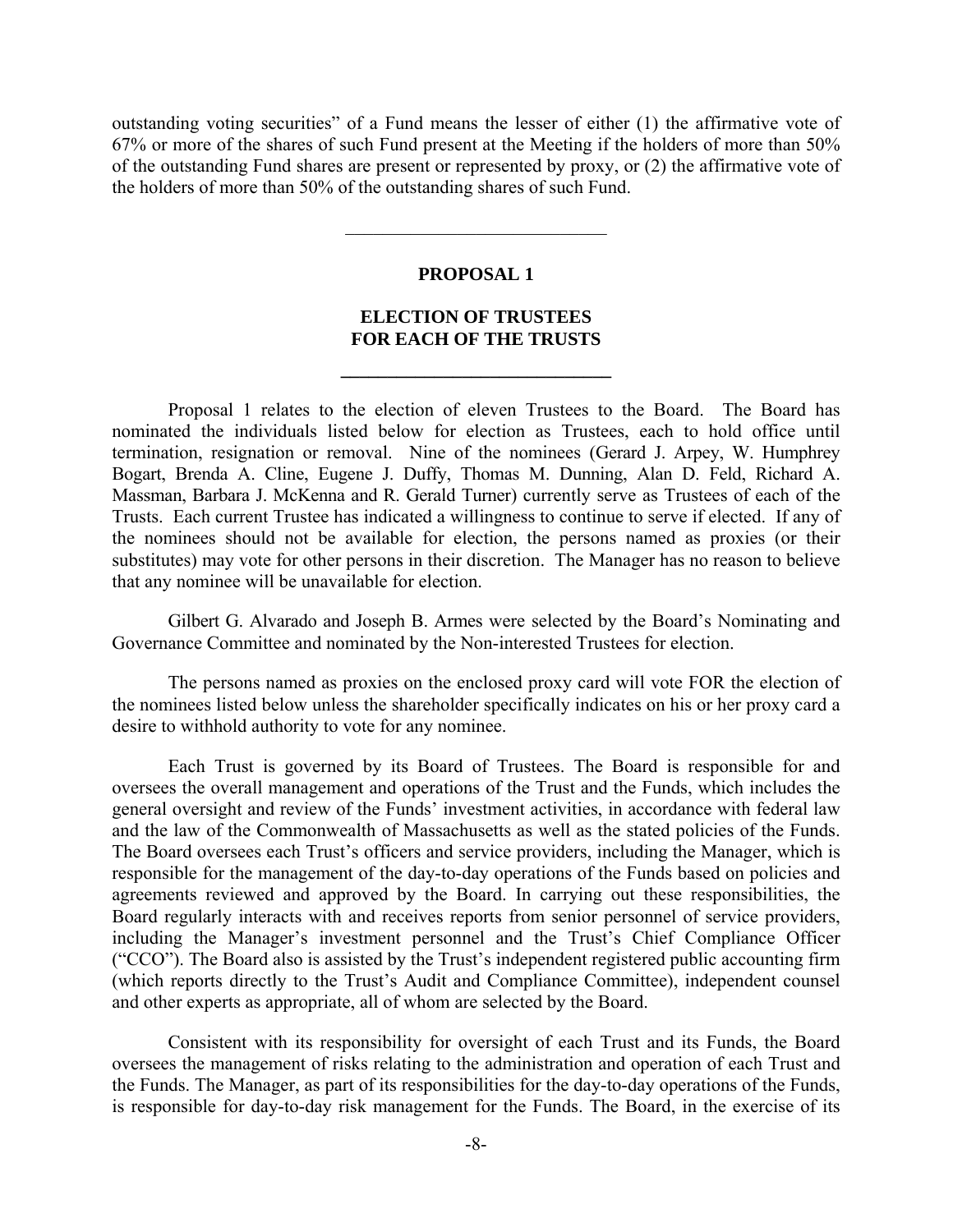outstanding voting securities" of a Fund means the lesser of either (1) the affirmative vote of 67% or more of the shares of such Fund present at the Meeting if the holders of more than 50% of the outstanding Fund shares are present or represented by proxy, or (2) the affirmative vote of the holders of more than 50% of the outstanding shares of such Fund.

---

## PROPOSAL 1

## ELECTION OF TRUSTEES FOR EACH OF THE TRUSTS

---

Proposal 1 relates to the election of eleven Trustees to the Board. The Board has nominated the individuals listed below for election as Trustees, each to hold office until termination, resignation or removal. Nine of the nominees (Gerard J. Arpey, W. Humphrey Bogart, Brenda A. Cline, Eugene J. Duffy, Thomas M. Dunning, Alan D. Feld, Richard A. Massman, Barbara J. McKenna and R. Gerald Turner) currently serve as Trustees of each of the Trusts. Each current Trustee has indicated a willingness to continue to serve if elected. If any of the nominees should not be available for election, the persons named as proxies (or their substitutes) may vote for other persons in their discretion. The Manager has no reason to believe that any nominee will be unavailable for election.

Gilbert G. Alvarado and Joseph B. Armes were selected by the Board's Nominating and Governance Committee and nominated by the Non-interested Trustees for election.

The persons named as proxies on the enclosed proxy card will vote FOR the election of the nominees listed below unless the shareholder specifically indicates on his or her proxy card a desire to withhold authority to vote for any nominee.

Each Trust is governed by its Board of Trustees. The Board is responsible for and oversees the overall management and operations of the Trust and the Funds, which includes the general oversight and review of the Funds' investment activities, in accordance with federal law and the law of the Commonwealth of Massachusetts as well as the stated policies of the Funds. The Board oversees each Trust's officers and service providers, including the Manager, which is responsible for the management of the day-to-day operations of the Funds based on policies and agreements reviewed and approved by the Board. In carrying out these responsibilities, the Board regularly interacts with and receives reports from senior personnel of service providers, including the Manager's investment personnel and the Trust's Chief Compliance Officer ("CCO"). The Board also is assisted by the Trust's independent registered public accounting firm (which reports directly to the Trust's Audit and Compliance Committee), independent counsel and other experts as appropriate, all of whom are selected by the Board.

Consistent with its responsibility for oversight of each Trust and its Funds, the Board oversees the management of risks relating to the administration and operation of each Trust and the Funds. The Manager, as part of its responsibilities for the day-to-day operations of the Funds, is responsible for day-to-day risk management for the Funds. The Board, in the exercise of its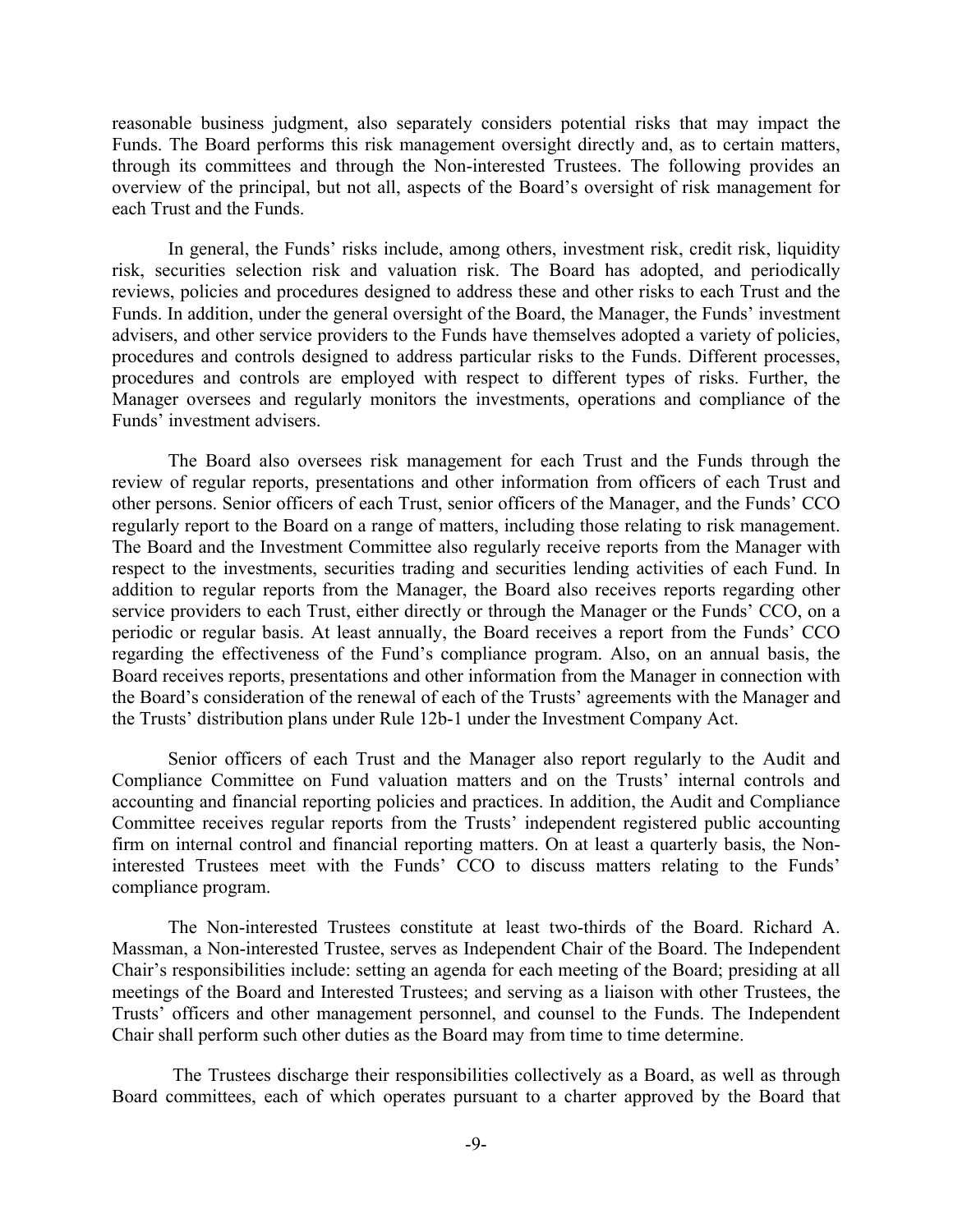reasonable business judgment, also separately considers potential risks that may impact the Funds. The Board performs this risk management oversight directly and, as to certain matters, through its committees and through the Non-interested Trustees. The following provides an overview of the principal, but not all, aspects of the Board's oversight of risk management for each Trust and the Funds.

In general, the Funds' risks include, among others, investment risk, credit risk, liquidity risk, securities selection risk and valuation risk. The Board has adopted, and periodically reviews, policies and procedures designed to address these and other risks to each Trust and the Funds. In addition, under the general oversight of the Board, the Manager, the Funds' investment advisers, and other service providers to the Funds have themselves adopted a variety of policies, procedures and controls designed to address particular risks to the Funds. Different processes, procedures and controls are employed with respect to different types of risks. Further, the Manager oversees and regularly monitors the investments, operations and compliance of the Funds' investment advisers.

The Board also oversees risk management for each Trust and the Funds through the review of regular reports, presentations and other information from officers of each Trust and other persons. Senior officers of each Trust, senior officers of the Manager, and the Funds' CCO regularly report to the Board on a range of matters, including those relating to risk management. The Board and the Investment Committee also regularly receive reports from the Manager with respect to the investments, securities trading and securities lending activities of each Fund. In addition to regular reports from the Manager, the Board also receives reports regarding other service providers to each Trust, either directly or through the Manager or the Funds' CCO, on a periodic or regular basis. At least annually, the Board receives a report from the Funds' CCO regarding the effectiveness of the Fund's compliance program. Also, on an annual basis, the Board receives reports, presentations and other information from the Manager in connection with the Board's consideration of the renewal of each of the Trusts' agreements with the Manager and the Trusts' distribution plans under Rule 12b-1 under the Investment Company Act.

Senior officers of each Trust and the Manager also report regularly to the Audit and Compliance Committee on Fund valuation matters and on the Trusts' internal controls and accounting and financial reporting policies and practices. In addition, the Audit and Compliance Committee receives regular reports from the Trusts' independent registered public accounting firm on internal control and financial reporting matters. On at least a quarterly basis, the Non-interested Trustees meet with the Funds' CCO to discuss matters relating to the Funds' compliance program.

The Non-interested Trustees constitute at least two-thirds of the Board. Richard A. Massman, a Non-interested Trustee, serves as Independent Chair of the Board. The Independent Chair's responsibilities include: setting an agenda for each meeting of the Board; presiding at all meetings of the Board and Interested Trustees; and serving as a liaison with other Trustees, the Trusts' officers and other management personnel, and counsel to the Funds. The Independent Chair shall perform such other duties as the Board may from time to time determine.

The Trustees discharge their responsibilities collectively as a Board, as well as through Board committees, each of which operates pursuant to a charter approved by the Board that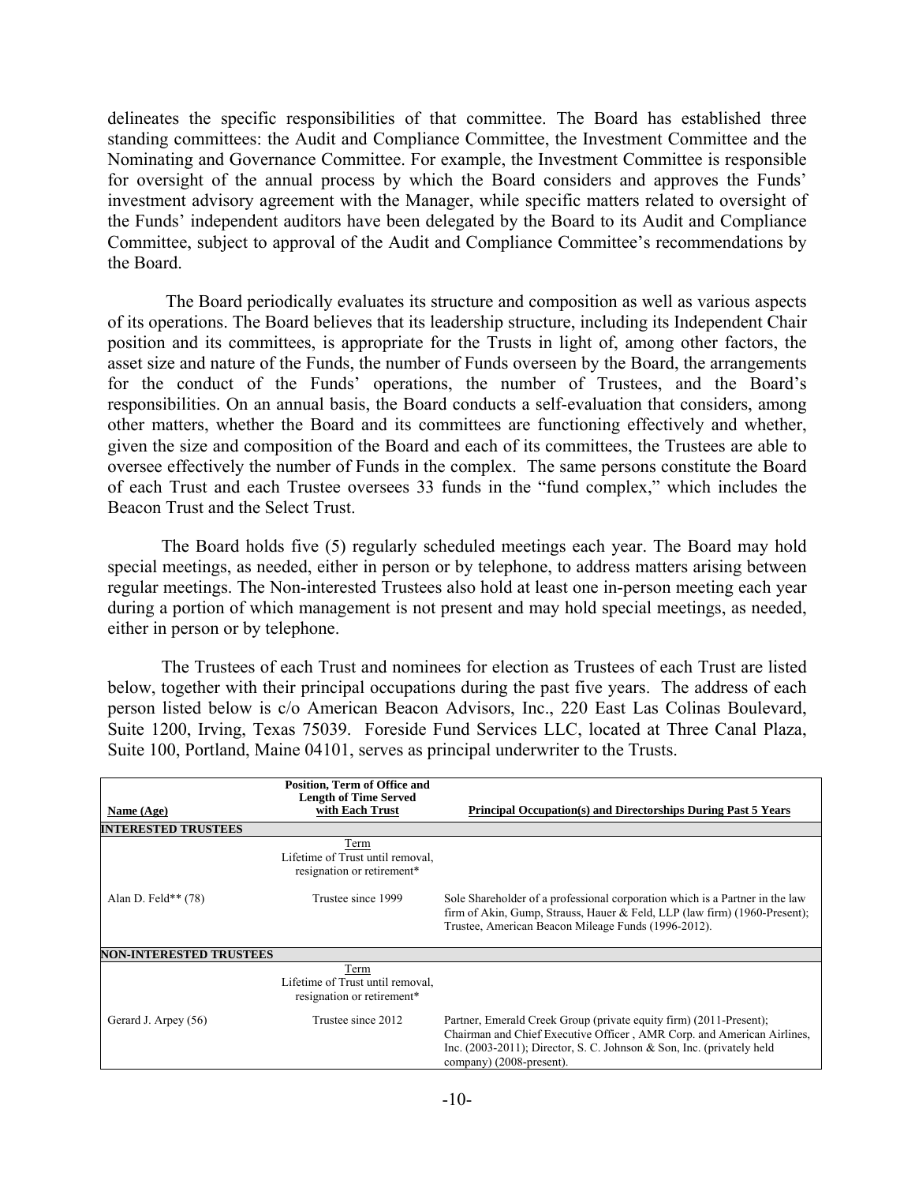delineates the specific responsibilities of that committee. The Board has established three standing committees: the Audit and Compliance Committee, the Investment Committee and the Nominating and Governance Committee. For example, the Investment Committee is responsible for oversight of the annual process by which the Board considers and approves the Funds' investment advisory agreement with the Manager, while specific matters related to oversight of the Funds' independent auditors have been delegated by the Board to its Audit and Compliance Committee, subject to approval of the Audit and Compliance Committee's recommendations by the Board.

The Board periodically evaluates its structure and composition as well as various aspects of its operations. The Board believes that its leadership structure, including its Independent Chair position and its committees, is appropriate for the Trusts in light of, among other factors, the asset size and nature of the Funds, the number of Funds overseen by the Board, the arrangements for the conduct of the Funds' operations, the number of Trustees, and the Board's responsibilities. On an annual basis, the Board conducts a self-evaluation that considers, among other matters, whether the Board and its committees are functioning effectively and whether, given the size and composition of the Board and each of its committees, the Trustees are able to oversee effectively the number of Funds in the complex. The same persons constitute the Board of each Trust and each Trustee oversees 33 funds in the "fund complex," which includes the Beacon Trust and the Select Trust.

The Board holds five (5) regularly scheduled meetings each year. The Board may hold special meetings, as needed, either in person or by telephone, to address matters arising between regular meetings. The Non-interested Trustees also hold at least one in-person meeting each year during a portion of which management is not present and may hold special meetings, as needed, either in person or by telephone.

The Trustees of each Trust and nominees for election as Trustees of each Trust are listed below, together with their principal occupations during the past five years. The address of each person listed below is c/o American Beacon Advisors, Inc., 220 East Las Colinas Boulevard, Suite 1200, Irving, Texas 75039. Foreside Fund Services LLC, located at Three Canal Plaza, Suite 100, Portland, Maine 04101, serves as principal underwriter to the Trusts.

| Name (Age) | Position, Term of Office and Length of Time Served with Each Trust | Principal Occupation(s) and Directorships During Past 5 Years |
|---|---|---|
| **INTERESTED TRUSTEES** | | |
| | Term<br>Lifetime of Trust until removal, resignation or retirement* | |
| Alan D. Feld** (78) | Trustee since 1999 | Sole Shareholder of a professional corporation which is a Partner in the law firm of Akin, Gump, Strauss, Hauer & Feld, LLP (law firm) (1960-Present); Trustee, American Beacon Mileage Funds (1996-2012). |
| **NON-INTERESTED TRUSTEES** | | |
| | Term<br>Lifetime of Trust until removal, resignation or retirement* | |
| Gerard J. Arpey (56) | Trustee since 2012 | Partner, Emerald Creek Group (private equity firm) (2011-Present); Chairman and Chief Executive Officer , AMR Corp. and American Airlines, Inc. (2003-2011); Director, S. C. Johnson & Son, Inc. (privately held company) (2008-present). |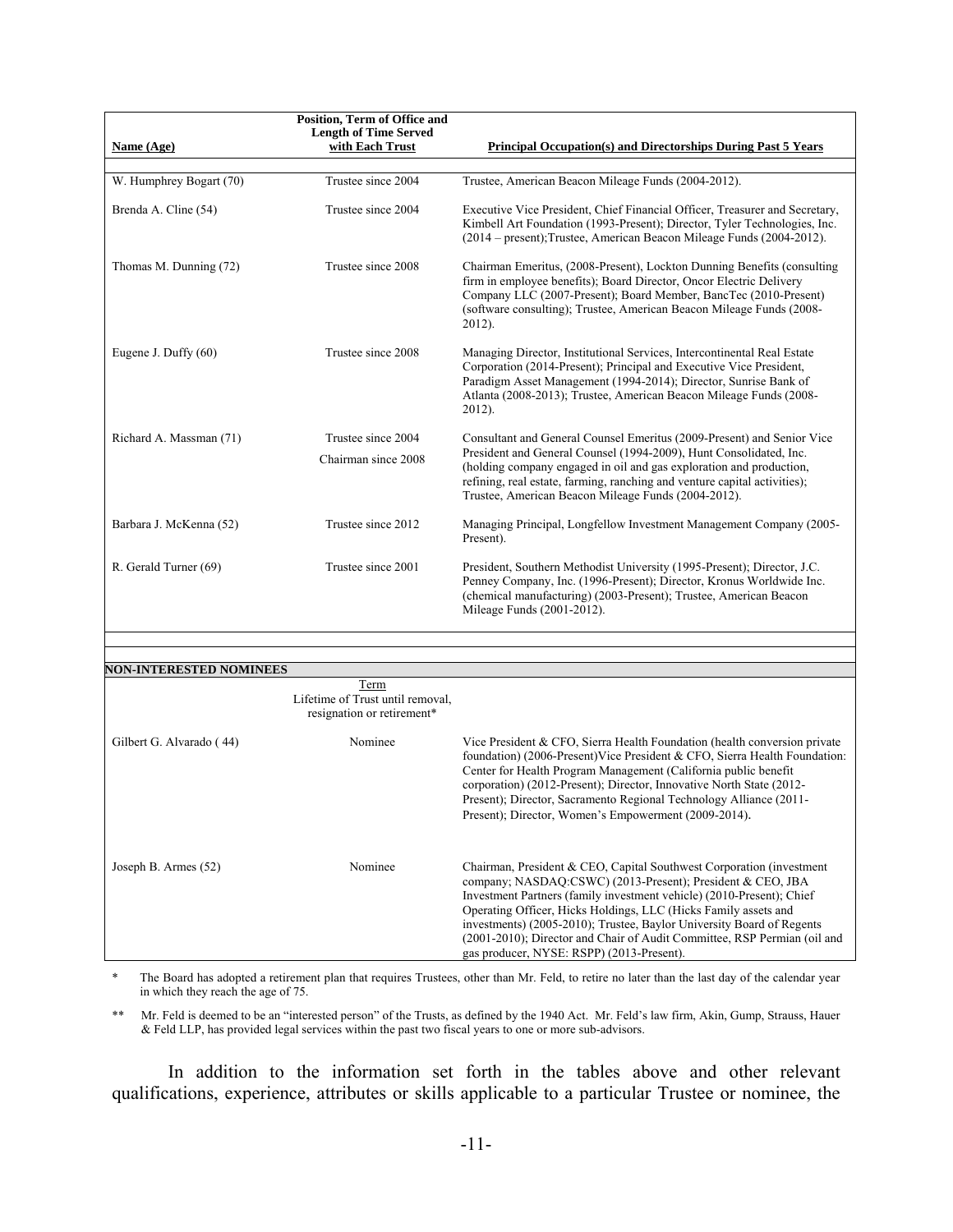| Name (Age) | Position, Term of Office and Length of Time Served with Each Trust | Principal Occupation(s) and Directorships During Past 5 Years |
|---|---|---|
| W. Humphrey Bogart (70) | Trustee since 2004 | Trustee, American Beacon Mileage Funds (2004-2012). |
| Brenda A. Cline (54) | Trustee since 2004 | Executive Vice President, Chief Financial Officer, Treasurer and Secretary, Kimbell Art Foundation (1993-Present); Director, Tyler Technologies, Inc. (2014 – present);Trustee, American Beacon Mileage Funds (2004-2012). |
| Thomas M. Dunning (72) | Trustee since 2008 | Chairman Emeritus, (2008-Present), Lockton Dunning Benefits (consulting firm in employee benefits); Board Director, Oncor Electric Delivery Company LLC (2007-Present); Board Member, BancTec (2010-Present) (software consulting); Trustee, American Beacon Mileage Funds (2008-2012). |
| Eugene J. Duffy (60) | Trustee since 2008 | Managing Director, Institutional Services, Intercontinental Real Estate Corporation (2014-Present); Principal and Executive Vice President, Paradigm Asset Management (1994-2014); Director, Sunrise Bank of Atlanta (2008-2013); Trustee, American Beacon Mileage Funds (2008-2012). |
| Richard A. Massman (71) | Trustee since 2004<br>Chairman since 2008 | Consultant and General Counsel Emeritus (2009-Present) and Senior Vice President and General Counsel (1994-2009), Hunt Consolidated, Inc. (holding company engaged in oil and gas exploration and production, refining, real estate, farming, ranching and venture capital activities); Trustee, American Beacon Mileage Funds (2004-2012). |
| Barbara J. McKenna (52) | Trustee since 2012 | Managing Principal, Longfellow Investment Management Company (2005-Present). |
| R. Gerald Turner (69) | Trustee since 2001 | President, Southern Methodist University (1995-Present); Director, J.C. Penney Company, Inc. (1996-Present); Director, Kronus Worldwide Inc. (chemical manufacturing) (2003-Present); Trustee, American Beacon Mileage Funds (2001-2012). |
| **NON-INTERESTED NOMINEES** | | |
| | Term<br>Lifetime of Trust until removal, resignation or retirement* | |
| Gilbert G. Alvarado ( 44) | Nominee | Vice President & CFO, Sierra Health Foundation (health conversion private foundation) (2006-Present)Vice President & CFO, Sierra Health Foundation: Center for Health Program Management (California public benefit corporation) (2012-Present); Director, Innovative North State (2012-Present); Director, Sacramento Regional Technology Alliance (2011-Present); Director, Women's Empowerment (2009-2014). |
| Joseph B. Armes (52) | Nominee | Chairman, President & CEO, Capital Southwest Corporation (investment company; NASDAQ:CSWC) (2013-Present); President & CEO, JBA Investment Partners (family investment vehicle) (2010-Present); Chief Operating Officer, Hicks Holdings, LLC (Hicks Family assets and investments) (2005-2010); Trustee, Baylor University Board of Regents (2001-2010); Director and Chair of Audit Committee, RSP Permian (oil and gas producer, NYSE: RSPP) (2013-Present). |

\* The Board has adopted a retirement plan that requires Trustees, other than Mr. Feld, to retire no later than the last day of the calendar year in which they reach the age of 75.

\*\* Mr. Feld is deemed to be an "interested person" of the Trusts, as defined by the 1940 Act. Mr. Feld's law firm, Akin, Gump, Strauss, Hauer & Feld LLP, has provided legal services within the past two fiscal years to one or more sub-advisors.

In addition to the information set forth in the tables above and other relevant qualifications, experience, attributes or skills applicable to a particular Trustee or nominee, the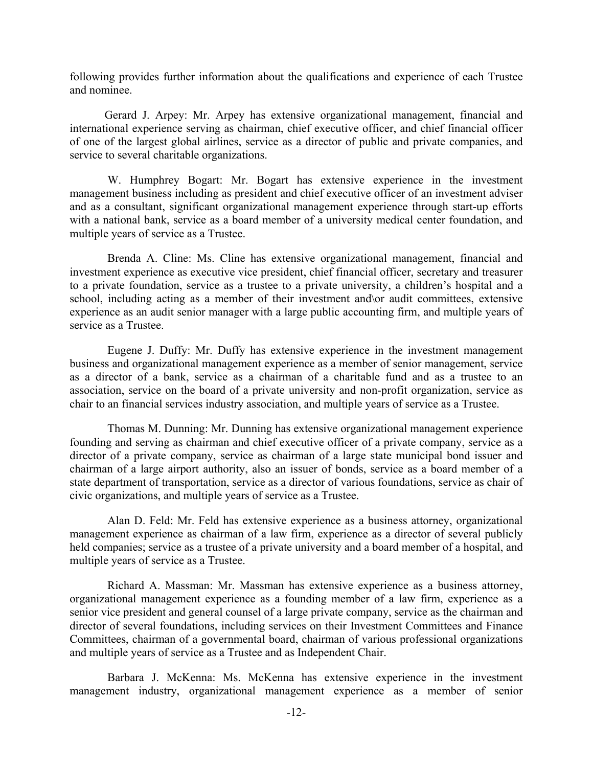following provides further information about the qualifications and experience of each Trustee and nominee.

Gerard J. Arpey: Mr. Arpey has extensive organizational management, financial and international experience serving as chairman, chief executive officer, and chief financial officer of one of the largest global airlines, service as a director of public and private companies, and service to several charitable organizations.

W. Humphrey Bogart: Mr. Bogart has extensive experience in the investment management business including as president and chief executive officer of an investment adviser and as a consultant, significant organizational management experience through start-up efforts with a national bank, service as a board member of a university medical center foundation, and multiple years of service as a Trustee.

Brenda A. Cline: Ms. Cline has extensive organizational management, financial and investment experience as executive vice president, chief financial officer, secretary and treasurer to a private foundation, service as a trustee to a private university, a children's hospital and a school, including acting as a member of their investment and\or audit committees, extensive experience as an audit senior manager with a large public accounting firm, and multiple years of service as a Trustee.

Eugene J. Duffy: Mr. Duffy has extensive experience in the investment management business and organizational management experience as a member of senior management, service as a director of a bank, service as a chairman of a charitable fund and as a trustee to an association, service on the board of a private university and non-profit organization, service as chair to an financial services industry association, and multiple years of service as a Trustee.

Thomas M. Dunning: Mr. Dunning has extensive organizational management experience founding and serving as chairman and chief executive officer of a private company, service as a director of a private company, service as chairman of a large state municipal bond issuer and chairman of a large airport authority, also an issuer of bonds, service as a board member of a state department of transportation, service as a director of various foundations, service as chair of civic organizations, and multiple years of service as a Trustee.

Alan D. Feld: Mr. Feld has extensive experience as a business attorney, organizational management experience as chairman of a law firm, experience as a director of several publicly held companies; service as a trustee of a private university and a board member of a hospital, and multiple years of service as a Trustee.

Richard A. Massman: Mr. Massman has extensive experience as a business attorney, organizational management experience as a founding member of a law firm, experience as a senior vice president and general counsel of a large private company, service as the chairman and director of several foundations, including services on their Investment Committees and Finance Committees, chairman of a governmental board, chairman of various professional organizations and multiple years of service as a Trustee and as Independent Chair.

Barbara J. McKenna: Ms. McKenna has extensive experience in the investment management industry, organizational management experience as a member of senior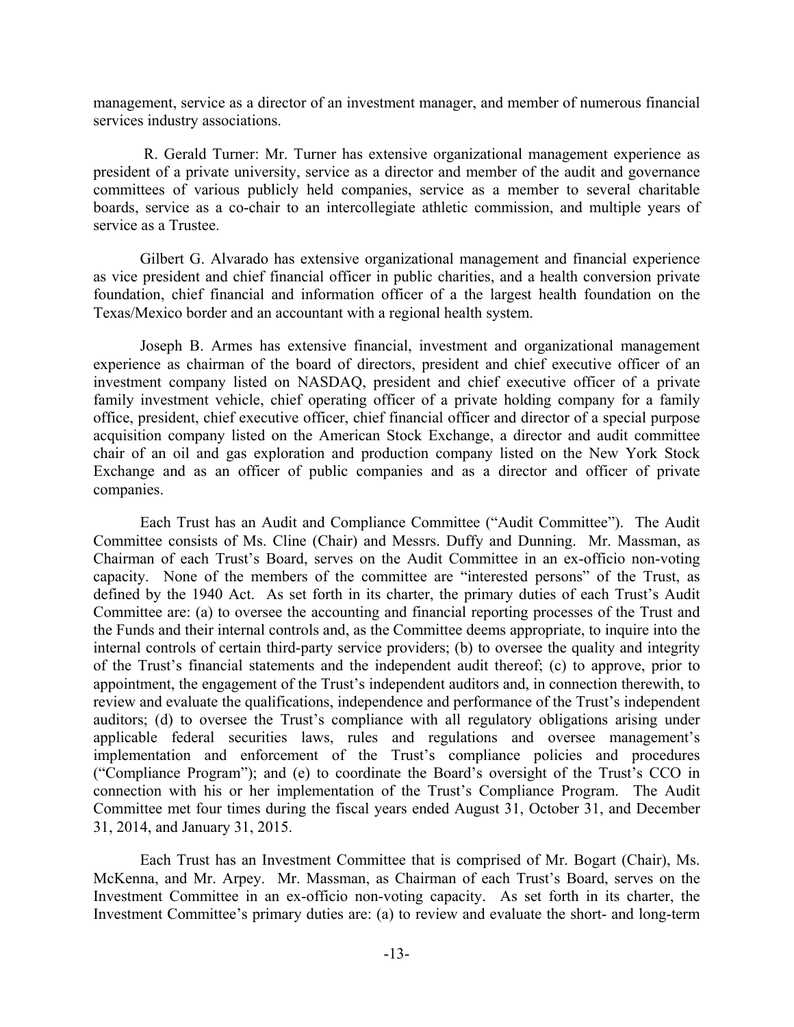management, service as a director of an investment manager, and member of numerous financial services industry associations.

R. Gerald Turner: Mr. Turner has extensive organizational management experience as president of a private university, service as a director and member of the audit and governance committees of various publicly held companies, service as a member to several charitable boards, service as a co-chair to an intercollegiate athletic commission, and multiple years of service as a Trustee.

Gilbert G. Alvarado has extensive organizational management and financial experience as vice president and chief financial officer in public charities, and a health conversion private foundation, chief financial and information officer of a the largest health foundation on the Texas/Mexico border and an accountant with a regional health system.

Joseph B. Armes has extensive financial, investment and organizational management experience as chairman of the board of directors, president and chief executive officer of an investment company listed on NASDAQ, president and chief executive officer of a private family investment vehicle, chief operating officer of a private holding company for a family office, president, chief executive officer, chief financial officer and director of a special purpose acquisition company listed on the American Stock Exchange, a director and audit committee chair of an oil and gas exploration and production company listed on the New York Stock Exchange and as an officer of public companies and as a director and officer of private companies.

Each Trust has an Audit and Compliance Committee ("Audit Committee"). The Audit Committee consists of Ms. Cline (Chair) and Messrs. Duffy and Dunning. Mr. Massman, as Chairman of each Trust's Board, serves on the Audit Committee in an ex-officio non-voting capacity. None of the members of the committee are "interested persons" of the Trust, as defined by the 1940 Act. As set forth in its charter, the primary duties of each Trust's Audit Committee are: (a) to oversee the accounting and financial reporting processes of the Trust and the Funds and their internal controls and, as the Committee deems appropriate, to inquire into the internal controls of certain third-party service providers; (b) to oversee the quality and integrity of the Trust's financial statements and the independent audit thereof; (c) to approve, prior to appointment, the engagement of the Trust's independent auditors and, in connection therewith, to review and evaluate the qualifications, independence and performance of the Trust's independent auditors; (d) to oversee the Trust's compliance with all regulatory obligations arising under applicable federal securities laws, rules and regulations and oversee management's implementation and enforcement of the Trust's compliance policies and procedures ("Compliance Program"); and (e) to coordinate the Board's oversight of the Trust's CCO in connection with his or her implementation of the Trust's Compliance Program. The Audit Committee met four times during the fiscal years ended August 31, October 31, and December 31, 2014, and January 31, 2015.

Each Trust has an Investment Committee that is comprised of Mr. Bogart (Chair), Ms. McKenna, and Mr. Arpey. Mr. Massman, as Chairman of each Trust's Board, serves on the Investment Committee in an ex-officio non-voting capacity. As set forth in its charter, the Investment Committee's primary duties are: (a) to review and evaluate the short- and long-term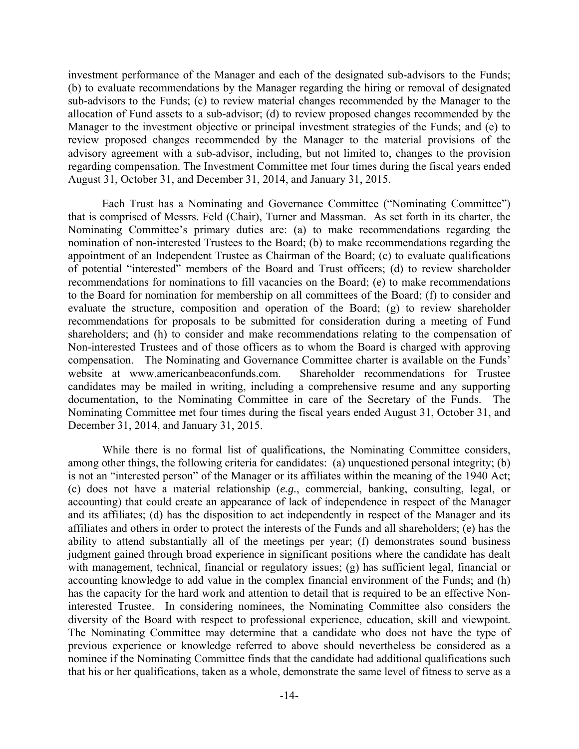investment performance of the Manager and each of the designated sub-advisors to the Funds; (b) to evaluate recommendations by the Manager regarding the hiring or removal of designated sub-advisors to the Funds; (c) to review material changes recommended by the Manager to the allocation of Fund assets to a sub-advisor; (d) to review proposed changes recommended by the Manager to the investment objective or principal investment strategies of the Funds; and (e) to review proposed changes recommended by the Manager to the material provisions of the advisory agreement with a sub-advisor, including, but not limited to, changes to the provision regarding compensation. The Investment Committee met four times during the fiscal years ended August 31, October 31, and December 31, 2014, and January 31, 2015.

Each Trust has a Nominating and Governance Committee ("Nominating Committee") that is comprised of Messrs. Feld (Chair), Turner and Massman. As set forth in its charter, the Nominating Committee's primary duties are: (a) to make recommendations regarding the nomination of non-interested Trustees to the Board; (b) to make recommendations regarding the appointment of an Independent Trustee as Chairman of the Board; (c) to evaluate qualifications of potential "interested" members of the Board and Trust officers; (d) to review shareholder recommendations for nominations to fill vacancies on the Board; (e) to make recommendations to the Board for nomination for membership on all committees of the Board; (f) to consider and evaluate the structure, composition and operation of the Board; (g) to review shareholder recommendations for proposals to be submitted for consideration during a meeting of Fund shareholders; and (h) to consider and make recommendations relating to the compensation of Non-interested Trustees and of those officers as to whom the Board is charged with approving compensation. The Nominating and Governance Committee charter is available on the Funds' website at www.americanbeaconfunds.com. Shareholder recommendations for Trustee candidates may be mailed in writing, including a comprehensive resume and any supporting documentation, to the Nominating Committee in care of the Secretary of the Funds. The Nominating Committee met four times during the fiscal years ended August 31, October 31, and December 31, 2014, and January 31, 2015.

While there is no formal list of qualifications, the Nominating Committee considers, among other things, the following criteria for candidates: (a) unquestioned personal integrity; (b) is not an "interested person" of the Manager or its affiliates within the meaning of the 1940 Act; (c) does not have a material relationship (*e.g.*, commercial, banking, consulting, legal, or accounting) that could create an appearance of lack of independence in respect of the Manager and its affiliates; (d) has the disposition to act independently in respect of the Manager and its affiliates and others in order to protect the interests of the Funds and all shareholders; (e) has the ability to attend substantially all of the meetings per year; (f) demonstrates sound business judgment gained through broad experience in significant positions where the candidate has dealt with management, technical, financial or regulatory issues; (g) has sufficient legal, financial or accounting knowledge to add value in the complex financial environment of the Funds; and (h) has the capacity for the hard work and attention to detail that is required to be an effective Non-interested Trustee. In considering nominees, the Nominating Committee also considers the diversity of the Board with respect to professional experience, education, skill and viewpoint. The Nominating Committee may determine that a candidate who does not have the type of previous experience or knowledge referred to above should nevertheless be considered as a nominee if the Nominating Committee finds that the candidate had additional qualifications such that his or her qualifications, taken as a whole, demonstrate the same level of fitness to serve as a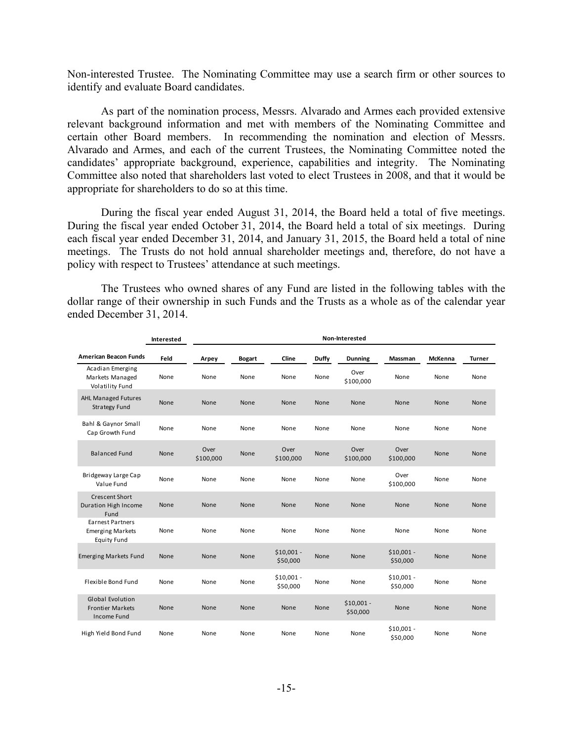Non-interested Trustee. The Nominating Committee may use a search firm or other sources to identify and evaluate Board candidates.

As part of the nomination process, Messrs. Alvarado and Armes each provided extensive relevant background information and met with members of the Nominating Committee and certain other Board members. In recommending the nomination and election of Messrs. Alvarado and Armes, and each of the current Trustees, the Nominating Committee noted the candidates' appropriate background, experience, capabilities and integrity. The Nominating Committee also noted that shareholders last voted to elect Trustees in 2008, and that it would be appropriate for shareholders to do so at this time.

During the fiscal year ended August 31, 2014, the Board held a total of five meetings. During the fiscal year ended October 31, 2014, the Board held a total of six meetings. During each fiscal year ended December 31, 2014, and January 31, 2015, the Board held a total of nine meetings. The Trusts do not hold annual shareholder meetings and, therefore, do not have a policy with respect to Trustees' attendance at such meetings.

The Trustees who owned shares of any Fund are listed in the following tables with the dollar range of their ownership in such Funds and the Trusts as a whole as of the calendar year ended December 31, 2014.

| | Interested | Non-Interested | | | | | | | |
|---|---|---|---|---|---|---|---|---|---|
| **American Beacon Funds** | **Feld** | **Arpey** | **Bogart** | **Cline** | **Duffy** | **Dunning** | **Massman** | **McKenna** | **Turner** |
| Acadian Emerging Markets Managed Volatility Fund | None | None | None | None | None | Over $100,000 | None | None | None |
| AHL Managed Futures Strategy Fund | None | None | None | None | None | None | None | None | None |
| Bahl & Gaynor Small Cap Growth Fund | None | None | None | None | None | None | None | None | None |
| Balanced Fund | None | Over $100,000 | None | Over $100,000 | None | Over $100,000 | Over $100,000 | None | None |
| Bridgeway Large Cap Value Fund | None | None | None | None | None | None | Over $100,000 | None | None |
| Crescent Short Duration High Income Fund | None | None | None | None | None | None | None | None | None |
| Earnest Partners Emerging Markets Equity Fund | None | None | None | None | None | None | None | None | None |
| Emerging Markets Fund | None | None | None | $10,001 - $50,000 | None | None | $10,001 - $50,000 | None | None |
| Flexible Bond Fund | None | None | None | $10,001 - $50,000 | None | None | $10,001 - $50,000 | None | None |
| Global Evolution Frontier Markets Income Fund | None | None | None | None | None | $10,001 - $50,000 | None | None | None |
| High Yield Bond Fund | None | None | None | None | None | None | $10,001 - $50,000 | None | None |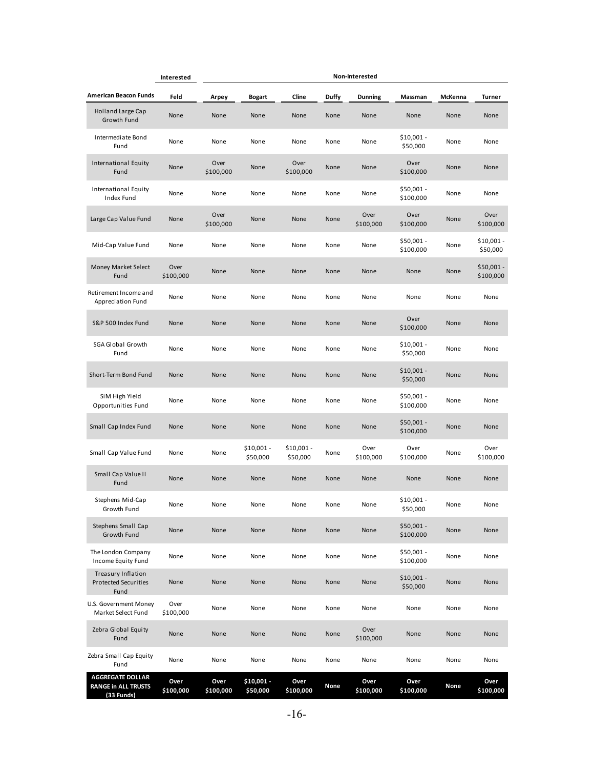| | Interested | Non-Interested | | | | | | | |
|---|---|---|---|---|---|---|---|---|---|
| **American Beacon Funds** | **Feld** | **Arpey** | **Bogart** | **Cline** | **Duffy** | **Dunning** | **Massman** | **McKenna** | **Turner** |
| Holland Large Cap Growth Fund | None | None | None | None | None | None | None | None | None |
| Intermediate Bond Fund | None | None | None | None | None | None | $10,001 - $50,000 | None | None |
| International Equity Fund | None | Over $100,000 | None | Over $100,000 | None | None | Over $100,000 | None | None |
| International Equity Index Fund | None | None | None | None | None | None | $50,001 - $100,000 | None | None |
| Large Cap Value Fund | None | Over $100,000 | None | None | None | Over $100,000 | Over $100,000 | None | Over $100,000 |
| Mid-Cap Value Fund | None | None | None | None | None | None | $50,001 - $100,000 | None | $10,001 - $50,000 |
| Money Market Select Fund | Over $100,000 | None | None | None | None | None | None | None | $50,001 - $100,000 |
| Retirement Income and Appreciation Fund | None | None | None | None | None | None | None | None | None |
| S&P 500 Index Fund | None | None | None | None | None | None | Over $100,000 | None | None |
| SGA Global Growth Fund | None | None | None | None | None | None | $10,001 - $50,000 | None | None |
| Short-Term Bond Fund | None | None | None | None | None | None | $10,001 - $50,000 | None | None |
| SiM High Yield Opportunities Fund | None | None | None | None | None | None | $50,001 - $100,000 | None | None |
| Small Cap Index Fund | None | None | None | None | None | None | $50,001 - $100,000 | None | None |
| Small Cap Value Fund | None | None | $10,001 - $50,000 | $10,001 - $50,000 | None | Over $100,000 | Over $100,000 | None | Over $100,000 |
| Small Cap Value II Fund | None | None | None | None | None | None | None | None | None |
| Stephens Mid-Cap Growth Fund | None | None | None | None | None | None | $10,001 - $50,000 | None | None |
| Stephens Small Cap Growth Fund | None | None | None | None | None | None | $50,001 - $100,000 | None | None |
| The London Company Income Equity Fund | None | None | None | None | None | None | $50,001 - $100,000 | None | None |
| Treasury Inflation Protected Securities Fund | None | None | None | None | None | None | $10,001 - $50,000 | None | None |
| U.S. Government Money Market Select Fund | Over $100,000 | None | None | None | None | None | None | None | None |
| Zebra Global Equity Fund | None | None | None | None | None | Over $100,000 | None | None | None |
| Zebra Small Cap Equity Fund | None | None | None | None | None | None | None | None | None |
| **AGGREGATE DOLLAR RANGE in ALL TRUSTS (33 Funds)** | **Over $100,000** | **Over $100,000** | **$10,001 - $50,000** | **Over $100,000** | **None** | **Over $100,000** | **Over $100,000** | **None** | **Over $100,000** |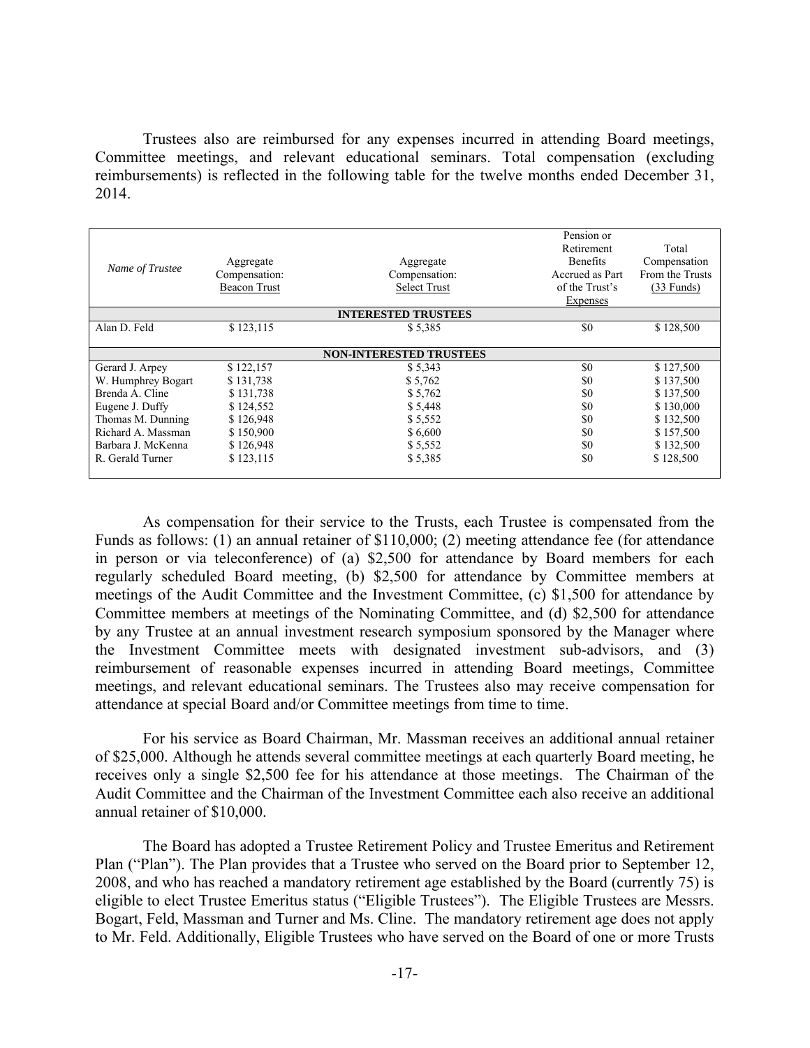Trustees also are reimbursed for any expenses incurred in attending Board meetings, Committee meetings, and relevant educational seminars. Total compensation (excluding reimbursements) is reflected in the following table for the twelve months ended December 31, 2014.

| *Name of Trustee* | Aggregate Compensation: Beacon Trust | Aggregate Compensation: Select Trust | Pension or Retirement Benefits Accrued as Part of the Trust's Expenses | Total Compensation From the Trusts (33 Funds) |
|---|---|---|---|---|
| **INTERESTED TRUSTEES** | | | | |
| Alan D. Feld | $ 123,115 | $ 5,385 | $0 | $ 128,500 |
| **NON-INTERESTED TRUSTEES** | | | | |
| Gerard J. Arpey | $ 122,157 | $ 5,343 | $0 | $ 127,500 |
| W. Humphrey Bogart | $ 131,738 | $ 5,762 | $0 | $ 137,500 |
| Brenda A. Cline | $ 131,738 | $ 5,762 | $0 | $ 137,500 |
| Eugene J. Duffy | $ 124,552 | $ 5,448 | $0 | $ 130,000 |
| Thomas M. Dunning | $ 126,948 | $ 5,552 | $0 | $ 132,500 |
| Richard A. Massman | $ 150,900 | $ 6,600 | $0 | $ 157,500 |
| Barbara J. McKenna | $ 126,948 | $ 5,552 | $0 | $ 132,500 |
| R. Gerald Turner | $ 123,115 | $ 5,385 | $0 | $ 128,500 |

As compensation for their service to the Trusts, each Trustee is compensated from the Funds as follows: (1) an annual retainer of $110,000; (2) meeting attendance fee (for attendance in person or via teleconference) of (a) $2,500 for attendance by Board members for each regularly scheduled Board meeting, (b) $2,500 for attendance by Committee members at meetings of the Audit Committee and the Investment Committee, (c) $1,500 for attendance by Committee members at meetings of the Nominating Committee, and (d) $2,500 for attendance by any Trustee at an annual investment research symposium sponsored by the Manager where the Investment Committee meets with designated investment sub-advisors, and (3) reimbursement of reasonable expenses incurred in attending Board meetings, Committee meetings, and relevant educational seminars. The Trustees also may receive compensation for attendance at special Board and/or Committee meetings from time to time.

For his service as Board Chairman, Mr. Massman receives an additional annual retainer of $25,000. Although he attends several committee meetings at each quarterly Board meeting, he receives only a single $2,500 fee for his attendance at those meetings. The Chairman of the Audit Committee and the Chairman of the Investment Committee each also receive an additional annual retainer of $10,000.

The Board has adopted a Trustee Retirement Policy and Trustee Emeritus and Retirement Plan ("Plan"). The Plan provides that a Trustee who served on the Board prior to September 12, 2008, and who has reached a mandatory retirement age established by the Board (currently 75) is eligible to elect Trustee Emeritus status ("Eligible Trustees"). The Eligible Trustees are Messrs. Bogart, Feld, Massman and Turner and Ms. Cline. The mandatory retirement age does not apply to Mr. Feld. Additionally, Eligible Trustees who have served on the Board of one or more Trusts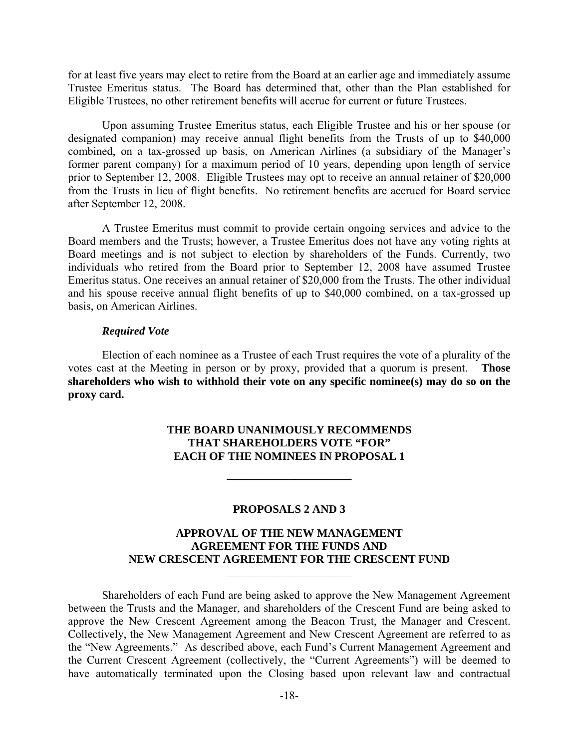for at least five years may elect to retire from the Board at an earlier age and immediately assume Trustee Emeritus status. The Board has determined that, other than the Plan established for Eligible Trustees, no other retirement benefits will accrue for current or future Trustees.

Upon assuming Trustee Emeritus status, each Eligible Trustee and his or her spouse (or designated companion) may receive annual flight benefits from the Trusts of up to \$40,000 combined, on a tax-grossed up basis, on American Airlines (a subsidiary of the Manager's former parent company) for a maximum period of 10 years, depending upon length of service prior to September 12, 2008. Eligible Trustees may opt to receive an annual retainer of \$20,000 from the Trusts in lieu of flight benefits. No retirement benefits are accrued for Board service after September 12, 2008.

A Trustee Emeritus must commit to provide certain ongoing services and advice to the Board members and the Trusts; however, a Trustee Emeritus does not have any voting rights at Board meetings and is not subject to election by shareholders of the Funds. Currently, two individuals who retired from the Board prior to September 12, 2008 have assumed Trustee Emeritus status. One receives an annual retainer of \$20,000 from the Trusts. The other individual and his spouse receive annual flight benefits of up to \$40,000 combined, on a tax-grossed up basis, on American Airlines.

***Required Vote***

Election of each nominee as a Trustee of each Trust requires the vote of a plurality of the votes cast at the Meeting in person or by proxy, provided that a quorum is present. **Those shareholders who wish to withhold their vote on any specific nominee(s) may do so on the proxy card.**

**THE BOARD UNANIMOUSLY RECOMMENDS THAT SHAREHOLDERS VOTE "FOR" EACH OF THE NOMINEES IN PROPOSAL 1**

---

## PROPOSALS 2 AND 3

## APPROVAL OF THE NEW MANAGEMENT AGREEMENT FOR THE FUNDS AND NEW CRESCENT AGREEMENT FOR THE CRESCENT FUND

---

Shareholders of each Fund are being asked to approve the New Management Agreement between the Trusts and the Manager, and shareholders of the Crescent Fund are being asked to approve the New Crescent Agreement among the Beacon Trust, the Manager and Crescent. Collectively, the New Management Agreement and New Crescent Agreement are referred to as the "New Agreements." As described above, each Fund's Current Management Agreement and the Current Crescent Agreement (collectively, the "Current Agreements") will be deemed to have automatically terminated upon the Closing based upon relevant law and contractual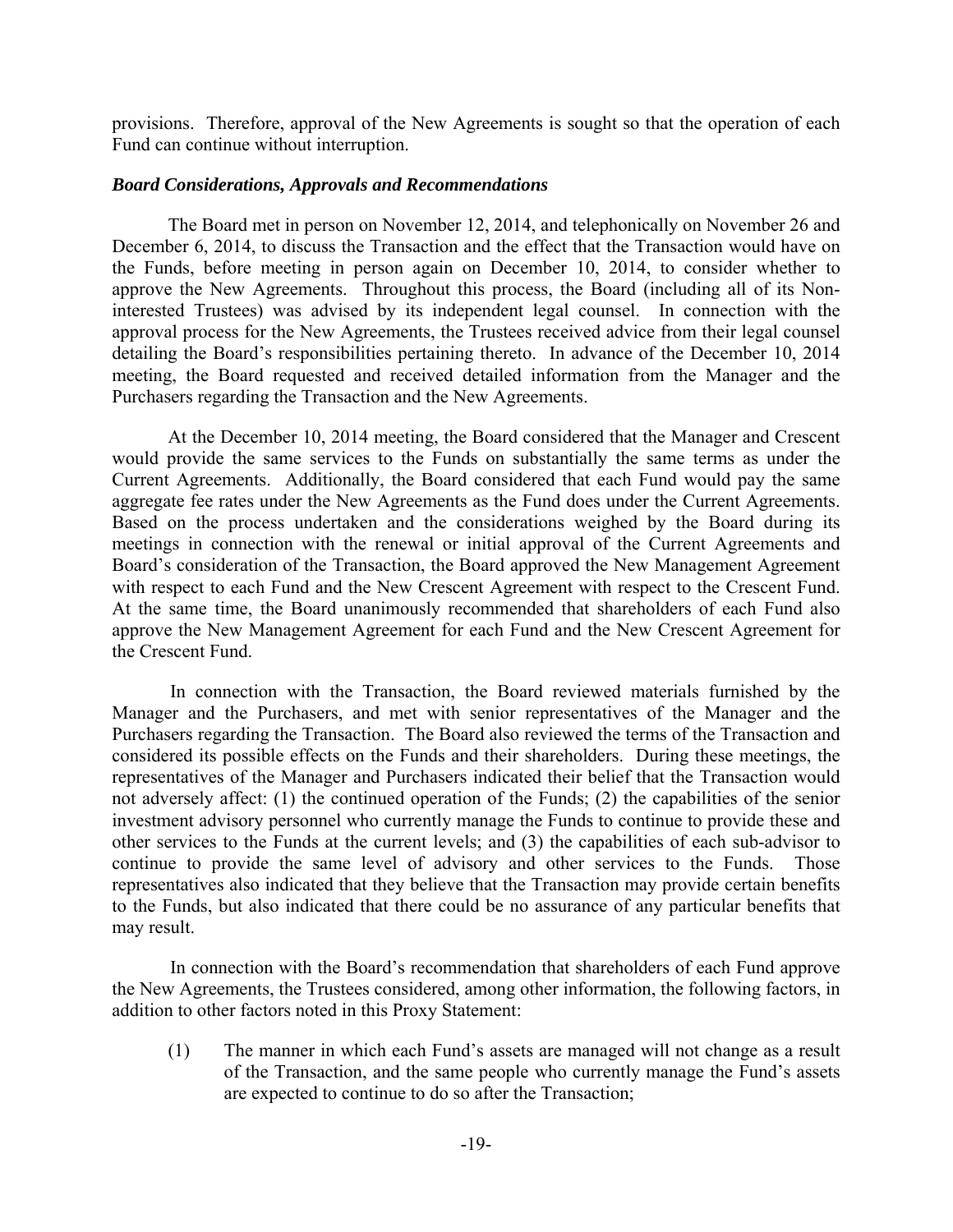provisions. Therefore, approval of the New Agreements is sought so that the operation of each Fund can continue without interruption.

### *Board Considerations, Approvals and Recommendations*

The Board met in person on November 12, 2014, and telephonically on November 26 and December 6, 2014, to discuss the Transaction and the effect that the Transaction would have on the Funds, before meeting in person again on December 10, 2014, to consider whether to approve the New Agreements. Throughout this process, the Board (including all of its Non-interested Trustees) was advised by its independent legal counsel. In connection with the approval process for the New Agreements, the Trustees received advice from their legal counsel detailing the Board's responsibilities pertaining thereto. In advance of the December 10, 2014 meeting, the Board requested and received detailed information from the Manager and the Purchasers regarding the Transaction and the New Agreements.

At the December 10, 2014 meeting, the Board considered that the Manager and Crescent would provide the same services to the Funds on substantially the same terms as under the Current Agreements. Additionally, the Board considered that each Fund would pay the same aggregate fee rates under the New Agreements as the Fund does under the Current Agreements. Based on the process undertaken and the considerations weighed by the Board during its meetings in connection with the renewal or initial approval of the Current Agreements and Board's consideration of the Transaction, the Board approved the New Management Agreement with respect to each Fund and the New Crescent Agreement with respect to the Crescent Fund. At the same time, the Board unanimously recommended that shareholders of each Fund also approve the New Management Agreement for each Fund and the New Crescent Agreement for the Crescent Fund.

In connection with the Transaction, the Board reviewed materials furnished by the Manager and the Purchasers, and met with senior representatives of the Manager and the Purchasers regarding the Transaction. The Board also reviewed the terms of the Transaction and considered its possible effects on the Funds and their shareholders. During these meetings, the representatives of the Manager and Purchasers indicated their belief that the Transaction would not adversely affect: (1) the continued operation of the Funds; (2) the capabilities of the senior investment advisory personnel who currently manage the Funds to continue to provide these and other services to the Funds at the current levels; and (3) the capabilities of each sub-advisor to continue to provide the same level of advisory and other services to the Funds. Those representatives also indicated that they believe that the Transaction may provide certain benefits to the Funds, but also indicated that there could be no assurance of any particular benefits that may result.

In connection with the Board's recommendation that shareholders of each Fund approve the New Agreements, the Trustees considered, among other information, the following factors, in addition to other factors noted in this Proxy Statement:

(1) The manner in which each Fund's assets are managed will not change as a result of the Transaction, and the same people who currently manage the Fund's assets are expected to continue to do so after the Transaction;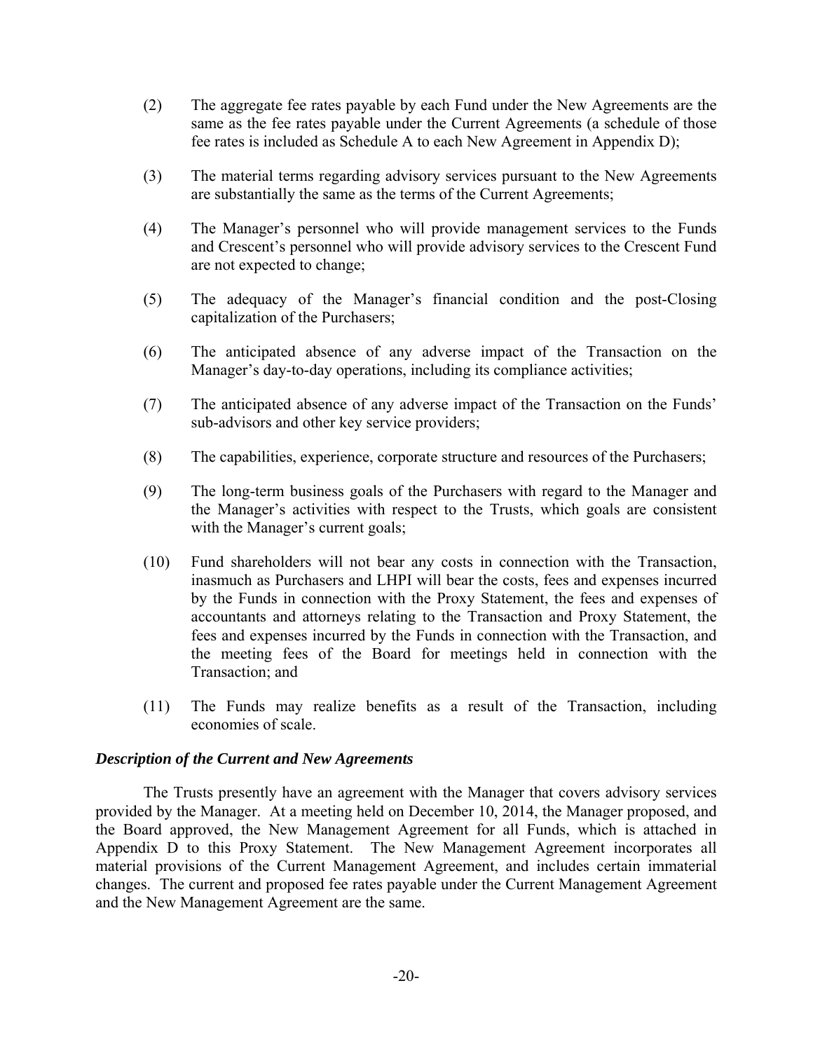(2) The aggregate fee rates payable by each Fund under the New Agreements are the same as the fee rates payable under the Current Agreements (a schedule of those fee rates is included as Schedule A to each New Agreement in Appendix D);

(3) The material terms regarding advisory services pursuant to the New Agreements are substantially the same as the terms of the Current Agreements;

(4) The Manager's personnel who will provide management services to the Funds and Crescent's personnel who will provide advisory services to the Crescent Fund are not expected to change;

(5) The adequacy of the Manager's financial condition and the post-Closing capitalization of the Purchasers;

(6) The anticipated absence of any adverse impact of the Transaction on the Manager's day-to-day operations, including its compliance activities;

(7) The anticipated absence of any adverse impact of the Transaction on the Funds' sub-advisors and other key service providers;

(8) The capabilities, experience, corporate structure and resources of the Purchasers;

(9) The long-term business goals of the Purchasers with regard to the Manager and the Manager's activities with respect to the Trusts, which goals are consistent with the Manager's current goals;

(10) Fund shareholders will not bear any costs in connection with the Transaction, inasmuch as Purchasers and LHPI will bear the costs, fees and expenses incurred by the Funds in connection with the Proxy Statement, the fees and expenses of accountants and attorneys relating to the Transaction and Proxy Statement, the fees and expenses incurred by the Funds in connection with the Transaction, and the meeting fees of the Board for meetings held in connection with the Transaction; and

(11) The Funds may realize benefits as a result of the Transaction, including economies of scale.

***Description of the Current and New Agreements***

The Trusts presently have an agreement with the Manager that covers advisory services provided by the Manager. At a meeting held on December 10, 2014, the Manager proposed, and the Board approved, the New Management Agreement for all Funds, which is attached in Appendix D to this Proxy Statement. The New Management Agreement incorporates all material provisions of the Current Management Agreement, and includes certain immaterial changes. The current and proposed fee rates payable under the Current Management Agreement and the New Management Agreement are the same.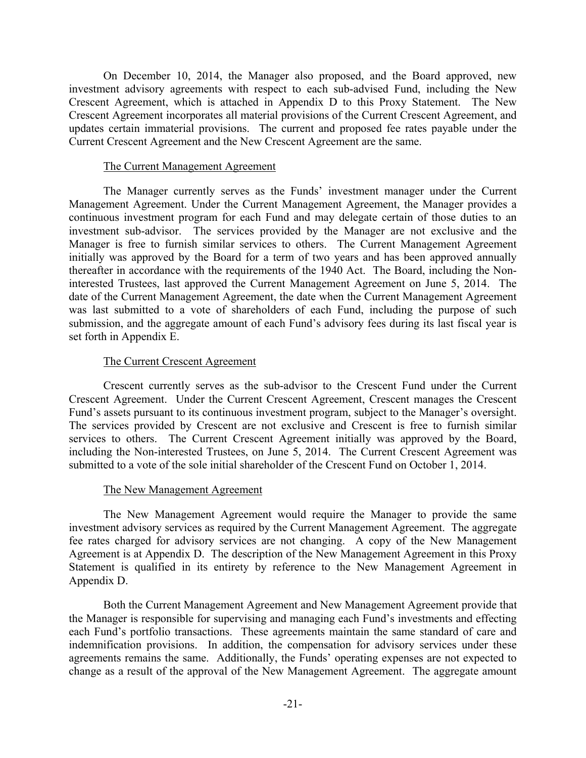On December 10, 2014, the Manager also proposed, and the Board approved, new investment advisory agreements with respect to each sub-advised Fund, including the New Crescent Agreement, which is attached in Appendix D to this Proxy Statement. The New Crescent Agreement incorporates all material provisions of the Current Crescent Agreement, and updates certain immaterial provisions. The current and proposed fee rates payable under the Current Crescent Agreement and the New Crescent Agreement are the same.

The Current Management Agreement

The Manager currently serves as the Funds' investment manager under the Current Management Agreement. Under the Current Management Agreement, the Manager provides a continuous investment program for each Fund and may delegate certain of those duties to an investment sub-advisor. The services provided by the Manager are not exclusive and the Manager is free to furnish similar services to others. The Current Management Agreement initially was approved by the Board for a term of two years and has been approved annually thereafter in accordance with the requirements of the 1940 Act. The Board, including the Non-interested Trustees, last approved the Current Management Agreement on June 5, 2014. The date of the Current Management Agreement, the date when the Current Management Agreement was last submitted to a vote of shareholders of each Fund, including the purpose of such submission, and the aggregate amount of each Fund's advisory fees during its last fiscal year is set forth in Appendix E.

The Current Crescent Agreement

Crescent currently serves as the sub-advisor to the Crescent Fund under the Current Crescent Agreement. Under the Current Crescent Agreement, Crescent manages the Crescent Fund's assets pursuant to its continuous investment program, subject to the Manager's oversight. The services provided by Crescent are not exclusive and Crescent is free to furnish similar services to others. The Current Crescent Agreement initially was approved by the Board, including the Non-interested Trustees, on June 5, 2014. The Current Crescent Agreement was submitted to a vote of the sole initial shareholder of the Crescent Fund on October 1, 2014.

The New Management Agreement

The New Management Agreement would require the Manager to provide the same investment advisory services as required by the Current Management Agreement. The aggregate fee rates charged for advisory services are not changing. A copy of the New Management Agreement is at Appendix D. The description of the New Management Agreement in this Proxy Statement is qualified in its entirety by reference to the New Management Agreement in Appendix D.

Both the Current Management Agreement and New Management Agreement provide that the Manager is responsible for supervising and managing each Fund's investments and effecting each Fund's portfolio transactions. These agreements maintain the same standard of care and indemnification provisions. In addition, the compensation for advisory services under these agreements remains the same. Additionally, the Funds' operating expenses are not expected to change as a result of the approval of the New Management Agreement. The aggregate amount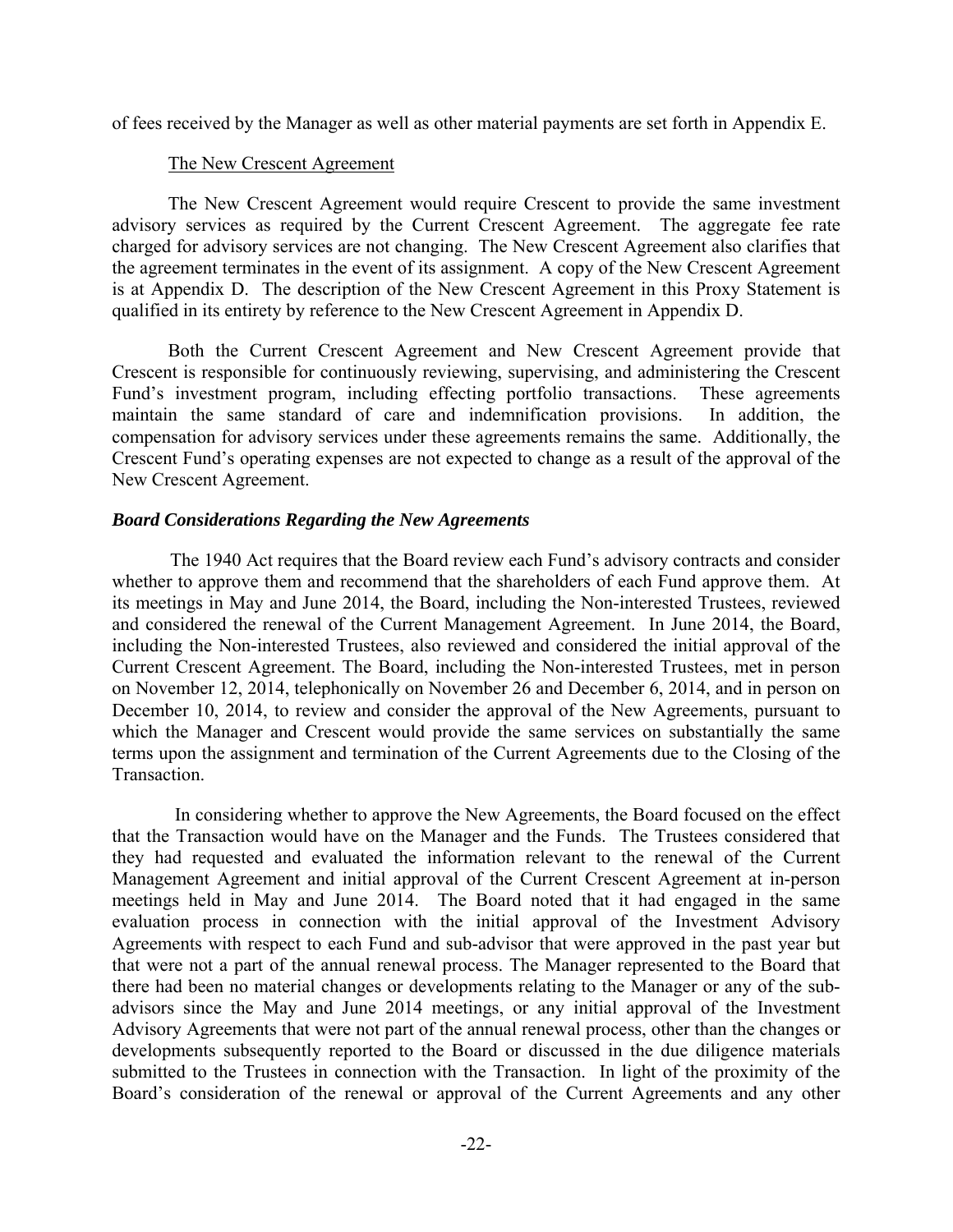of fees received by the Manager as well as other material payments are set forth in Appendix E.

The New Crescent Agreement

The New Crescent Agreement would require Crescent to provide the same investment advisory services as required by the Current Crescent Agreement. The aggregate fee rate charged for advisory services are not changing. The New Crescent Agreement also clarifies that the agreement terminates in the event of its assignment. A copy of the New Crescent Agreement is at Appendix D. The description of the New Crescent Agreement in this Proxy Statement is qualified in its entirety by reference to the New Crescent Agreement in Appendix D.

Both the Current Crescent Agreement and New Crescent Agreement provide that Crescent is responsible for continuously reviewing, supervising, and administering the Crescent Fund's investment program, including effecting portfolio transactions. These agreements maintain the same standard of care and indemnification provisions. In addition, the compensation for advisory services under these agreements remains the same. Additionally, the Crescent Fund's operating expenses are not expected to change as a result of the approval of the New Crescent Agreement.

***Board Considerations Regarding the New Agreements***

The 1940 Act requires that the Board review each Fund's advisory contracts and consider whether to approve them and recommend that the shareholders of each Fund approve them. At its meetings in May and June 2014, the Board, including the Non-interested Trustees, reviewed and considered the renewal of the Current Management Agreement. In June 2014, the Board, including the Non-interested Trustees, also reviewed and considered the initial approval of the Current Crescent Agreement. The Board, including the Non-interested Trustees, met in person on November 12, 2014, telephonically on November 26 and December 6, 2014, and in person on December 10, 2014, to review and consider the approval of the New Agreements, pursuant to which the Manager and Crescent would provide the same services on substantially the same terms upon the assignment and termination of the Current Agreements due to the Closing of the Transaction.

In considering whether to approve the New Agreements, the Board focused on the effect that the Transaction would have on the Manager and the Funds. The Trustees considered that they had requested and evaluated the information relevant to the renewal of the Current Management Agreement and initial approval of the Current Crescent Agreement at in-person meetings held in May and June 2014. The Board noted that it had engaged in the same evaluation process in connection with the initial approval of the Investment Advisory Agreements with respect to each Fund and sub-advisor that were approved in the past year but that were not a part of the annual renewal process. The Manager represented to the Board that there had been no material changes or developments relating to the Manager or any of the sub-advisors since the May and June 2014 meetings, or any initial approval of the Investment Advisory Agreements that were not part of the annual renewal process, other than the changes or developments subsequently reported to the Board or discussed in the due diligence materials submitted to the Trustees in connection with the Transaction. In light of the proximity of the Board's consideration of the renewal or approval of the Current Agreements and any other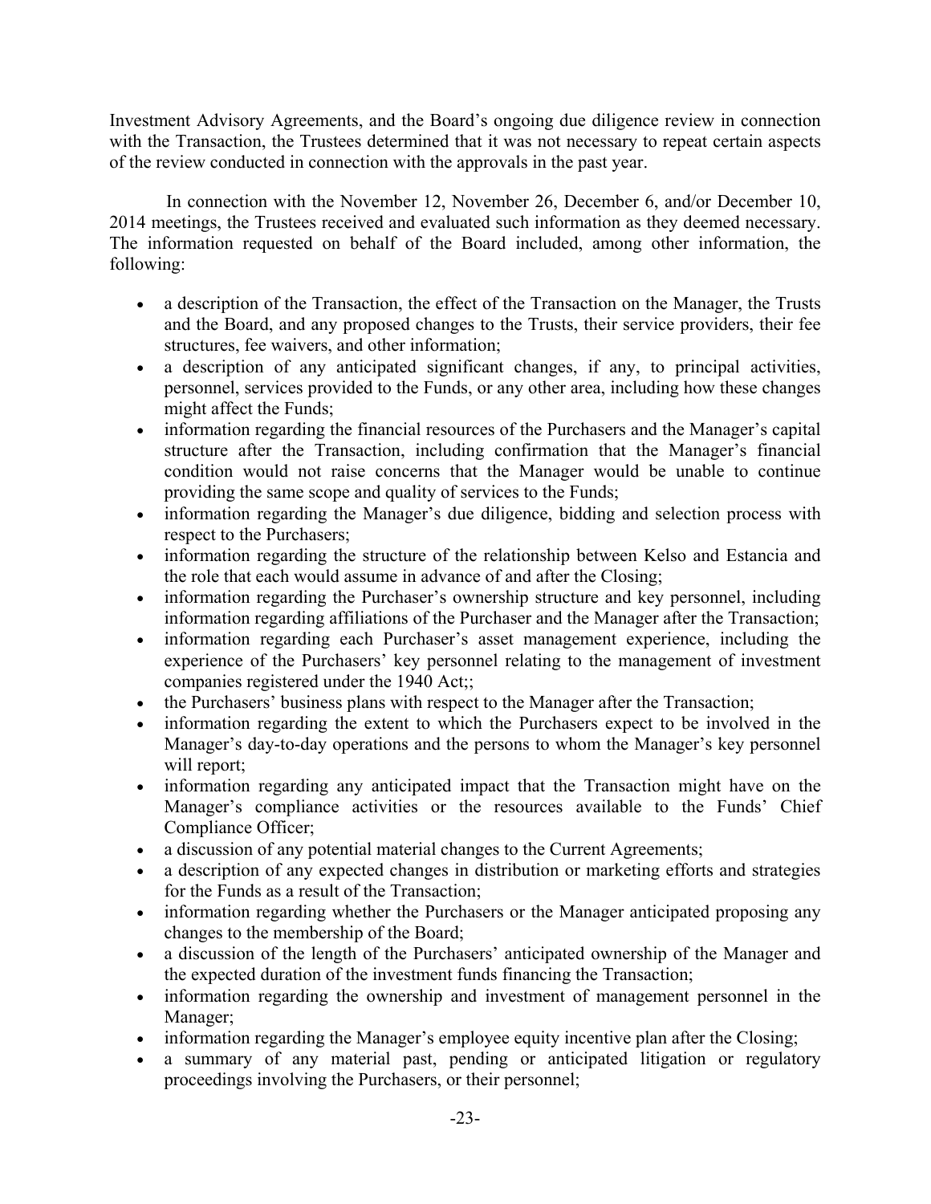Investment Advisory Agreements, and the Board's ongoing due diligence review in connection with the Transaction, the Trustees determined that it was not necessary to repeat certain aspects of the review conducted in connection with the approvals in the past year.

In connection with the November 12, November 26, December 6, and/or December 10, 2014 meetings, the Trustees received and evaluated such information as they deemed necessary. The information requested on behalf of the Board included, among other information, the following:

- a description of the Transaction, the effect of the Transaction on the Manager, the Trusts and the Board, and any proposed changes to the Trusts, their service providers, their fee structures, fee waivers, and other information;
- a description of any anticipated significant changes, if any, to principal activities, personnel, services provided to the Funds, or any other area, including how these changes might affect the Funds;
- information regarding the financial resources of the Purchasers and the Manager's capital structure after the Transaction, including confirmation that the Manager's financial condition would not raise concerns that the Manager would be unable to continue providing the same scope and quality of services to the Funds;
- information regarding the Manager's due diligence, bidding and selection process with respect to the Purchasers;
- information regarding the structure of the relationship between Kelso and Estancia and the role that each would assume in advance of and after the Closing;
- information regarding the Purchaser's ownership structure and key personnel, including information regarding affiliations of the Purchaser and the Manager after the Transaction;
- information regarding each Purchaser's asset management experience, including the experience of the Purchasers' key personnel relating to the management of investment companies registered under the 1940 Act;;
- the Purchasers' business plans with respect to the Manager after the Transaction;
- information regarding the extent to which the Purchasers expect to be involved in the Manager's day-to-day operations and the persons to whom the Manager's key personnel will report;
- information regarding any anticipated impact that the Transaction might have on the Manager's compliance activities or the resources available to the Funds' Chief Compliance Officer;
- a discussion of any potential material changes to the Current Agreements;
- a description of any expected changes in distribution or marketing efforts and strategies for the Funds as a result of the Transaction;
- information regarding whether the Purchasers or the Manager anticipated proposing any changes to the membership of the Board;
- a discussion of the length of the Purchasers' anticipated ownership of the Manager and the expected duration of the investment funds financing the Transaction;
- information regarding the ownership and investment of management personnel in the Manager;
- information regarding the Manager's employee equity incentive plan after the Closing;
- a summary of any material past, pending or anticipated litigation or regulatory proceedings involving the Purchasers, or their personnel;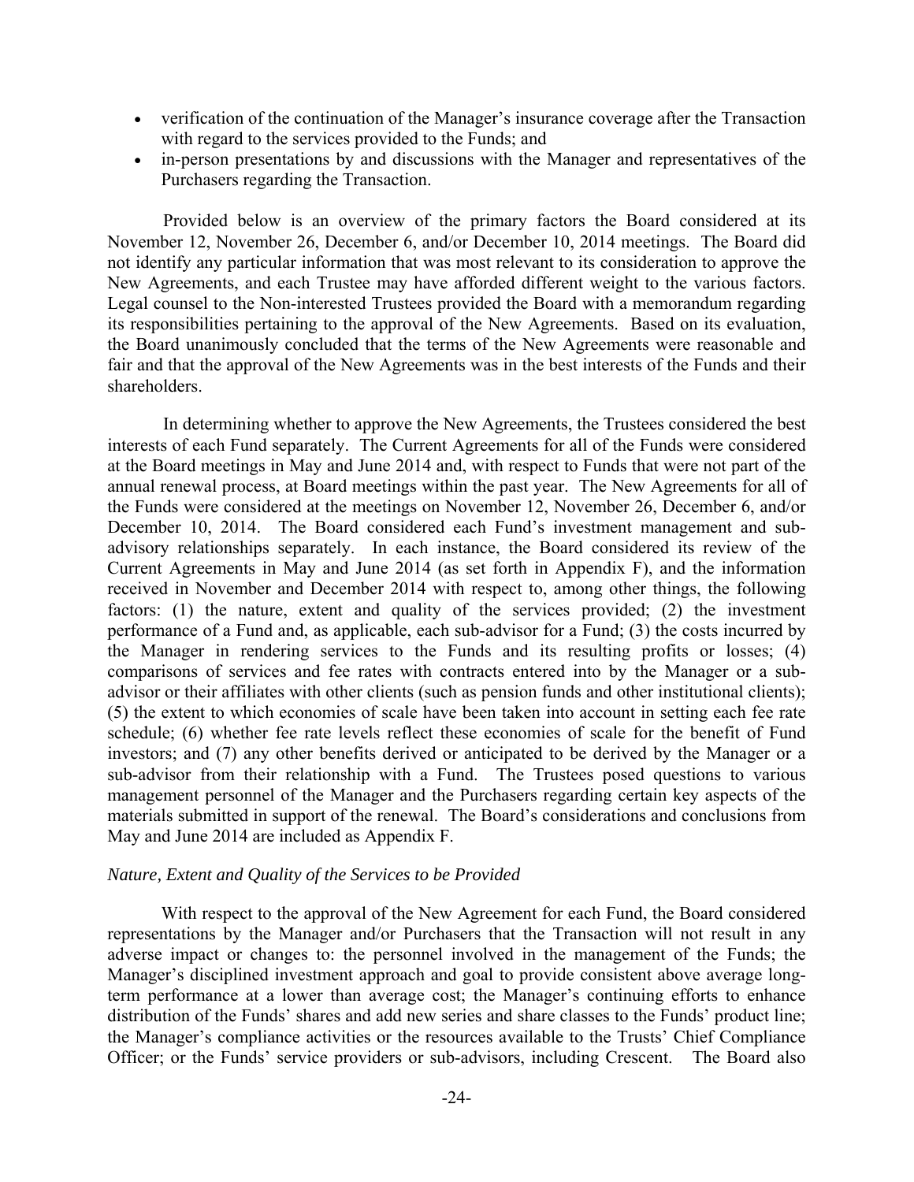- verification of the continuation of the Manager's insurance coverage after the Transaction with regard to the services provided to the Funds; and
- in-person presentations by and discussions with the Manager and representatives of the Purchasers regarding the Transaction.

Provided below is an overview of the primary factors the Board considered at its November 12, November 26, December 6, and/or December 10, 2014 meetings. The Board did not identify any particular information that was most relevant to its consideration to approve the New Agreements, and each Trustee may have afforded different weight to the various factors. Legal counsel to the Non-interested Trustees provided the Board with a memorandum regarding its responsibilities pertaining to the approval of the New Agreements. Based on its evaluation, the Board unanimously concluded that the terms of the New Agreements were reasonable and fair and that the approval of the New Agreements was in the best interests of the Funds and their shareholders.

In determining whether to approve the New Agreements, the Trustees considered the best interests of each Fund separately. The Current Agreements for all of the Funds were considered at the Board meetings in May and June 2014 and, with respect to Funds that were not part of the annual renewal process, at Board meetings within the past year. The New Agreements for all of the Funds were considered at the meetings on November 12, November 26, December 6, and/or December 10, 2014. The Board considered each Fund's investment management and sub-advisory relationships separately. In each instance, the Board considered its review of the Current Agreements in May and June 2014 (as set forth in Appendix F), and the information received in November and December 2014 with respect to, among other things, the following factors: (1) the nature, extent and quality of the services provided; (2) the investment performance of a Fund and, as applicable, each sub-advisor for a Fund; (3) the costs incurred by the Manager in rendering services to the Funds and its resulting profits or losses; (4) comparisons of services and fee rates with contracts entered into by the Manager or a sub-advisor or their affiliates with other clients (such as pension funds and other institutional clients); (5) the extent to which economies of scale have been taken into account in setting each fee rate schedule; (6) whether fee rate levels reflect these economies of scale for the benefit of Fund investors; and (7) any other benefits derived or anticipated to be derived by the Manager or a sub-advisor from their relationship with a Fund. The Trustees posed questions to various management personnel of the Manager and the Purchasers regarding certain key aspects of the materials submitted in support of the renewal. The Board's considerations and conclusions from May and June 2014 are included as Appendix F.

*Nature, Extent and Quality of the Services to be Provided*

With respect to the approval of the New Agreement for each Fund, the Board considered representations by the Manager and/or Purchasers that the Transaction will not result in any adverse impact or changes to: the personnel involved in the management of the Funds; the Manager's disciplined investment approach and goal to provide consistent above average long-term performance at a lower than average cost; the Manager's continuing efforts to enhance distribution of the Funds' shares and add new series and share classes to the Funds' product line; the Manager's compliance activities or the resources available to the Trusts' Chief Compliance Officer; or the Funds' service providers or sub-advisors, including Crescent. The Board also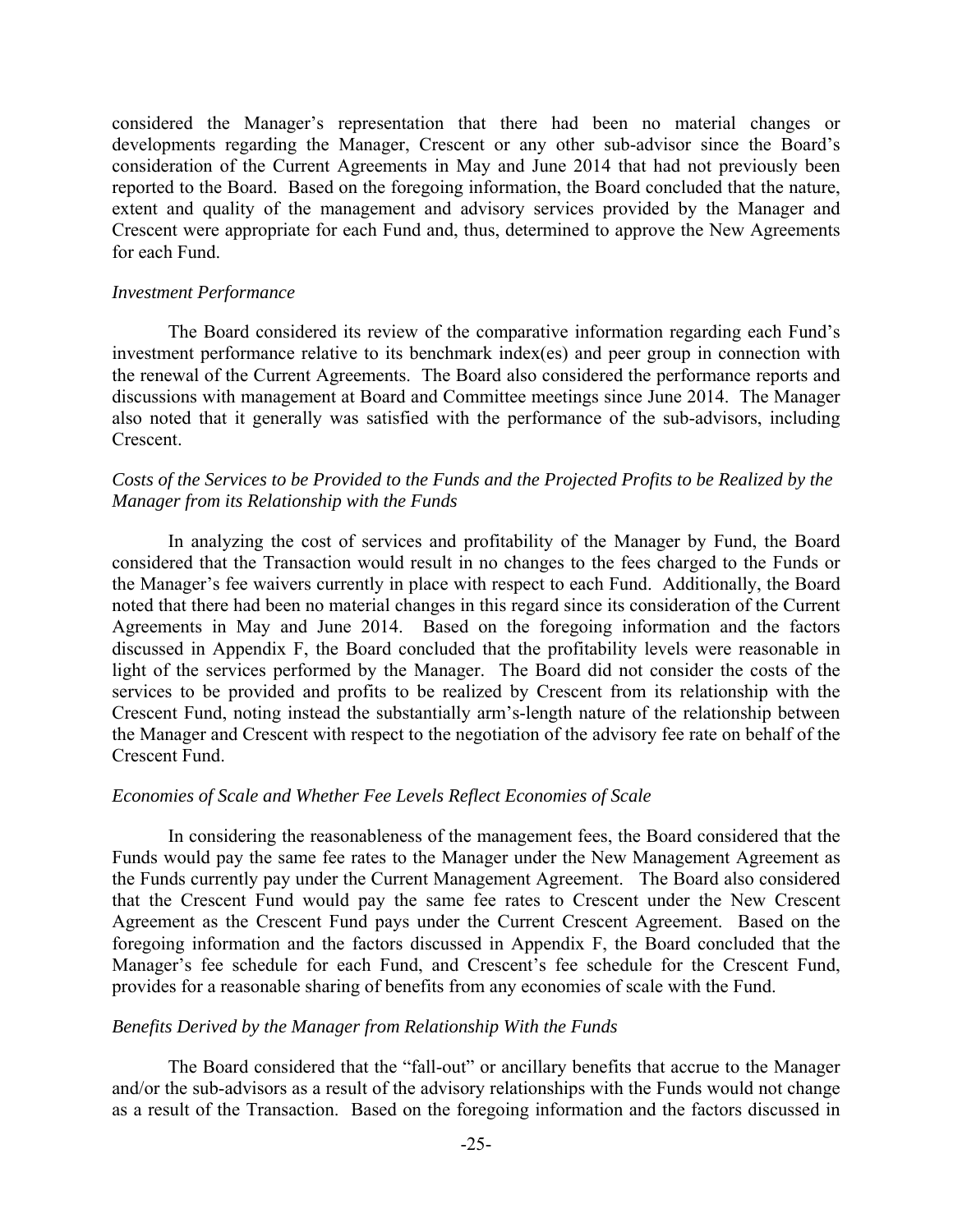considered the Manager's representation that there had been no material changes or developments regarding the Manager, Crescent or any other sub-advisor since the Board's consideration of the Current Agreements in May and June 2014 that had not previously been reported to the Board. Based on the foregoing information, the Board concluded that the nature, extent and quality of the management and advisory services provided by the Manager and Crescent were appropriate for each Fund and, thus, determined to approve the New Agreements for each Fund.

*Investment Performance*

The Board considered its review of the comparative information regarding each Fund's investment performance relative to its benchmark index(es) and peer group in connection with the renewal of the Current Agreements. The Board also considered the performance reports and discussions with management at Board and Committee meetings since June 2014. The Manager also noted that it generally was satisfied with the performance of the sub-advisors, including Crescent.

*Costs of the Services to be Provided to the Funds and the Projected Profits to be Realized by the Manager from its Relationship with the Funds*

In analyzing the cost of services and profitability of the Manager by Fund, the Board considered that the Transaction would result in no changes to the fees charged to the Funds or the Manager's fee waivers currently in place with respect to each Fund. Additionally, the Board noted that there had been no material changes in this regard since its consideration of the Current Agreements in May and June 2014. Based on the foregoing information and the factors discussed in Appendix F, the Board concluded that the profitability levels were reasonable in light of the services performed by the Manager. The Board did not consider the costs of the services to be provided and profits to be realized by Crescent from its relationship with the Crescent Fund, noting instead the substantially arm's-length nature of the relationship between the Manager and Crescent with respect to the negotiation of the advisory fee rate on behalf of the Crescent Fund.

*Economies of Scale and Whether Fee Levels Reflect Economies of Scale*

In considering the reasonableness of the management fees, the Board considered that the Funds would pay the same fee rates to the Manager under the New Management Agreement as the Funds currently pay under the Current Management Agreement. The Board also considered that the Crescent Fund would pay the same fee rates to Crescent under the New Crescent Agreement as the Crescent Fund pays under the Current Crescent Agreement. Based on the foregoing information and the factors discussed in Appendix F, the Board concluded that the Manager's fee schedule for each Fund, and Crescent's fee schedule for the Crescent Fund, provides for a reasonable sharing of benefits from any economies of scale with the Fund.

*Benefits Derived by the Manager from Relationship With the Funds*

The Board considered that the "fall-out" or ancillary benefits that accrue to the Manager and/or the sub-advisors as a result of the advisory relationships with the Funds would not change as a result of the Transaction. Based on the foregoing information and the factors discussed in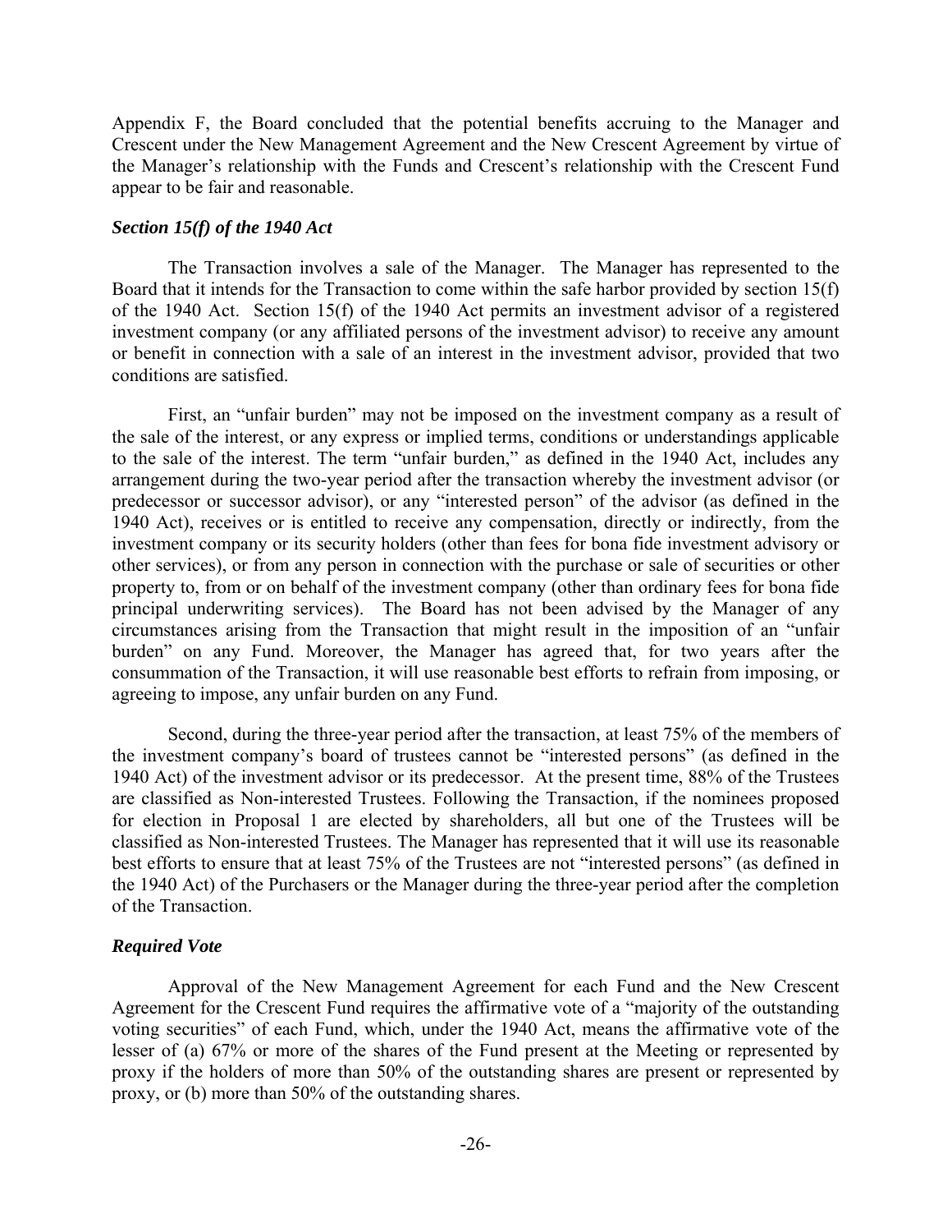Appendix F, the Board concluded that the potential benefits accruing to the Manager and Crescent under the New Management Agreement and the New Crescent Agreement by virtue of the Manager's relationship with the Funds and Crescent's relationship with the Crescent Fund appear to be fair and reasonable.

### *Section 15(f) of the 1940 Act*

The Transaction involves a sale of the Manager. The Manager has represented to the Board that it intends for the Transaction to come within the safe harbor provided by section 15(f) of the 1940 Act. Section 15(f) of the 1940 Act permits an investment advisor of a registered investment company (or any affiliated persons of the investment advisor) to receive any amount or benefit in connection with a sale of an interest in the investment advisor, provided that two conditions are satisfied.

First, an "unfair burden" may not be imposed on the investment company as a result of the sale of the interest, or any express or implied terms, conditions or understandings applicable to the sale of the interest. The term "unfair burden," as defined in the 1940 Act, includes any arrangement during the two-year period after the transaction whereby the investment advisor (or predecessor or successor advisor), or any "interested person" of the advisor (as defined in the 1940 Act), receives or is entitled to receive any compensation, directly or indirectly, from the investment company or its security holders (other than fees for bona fide investment advisory or other services), or from any person in connection with the purchase or sale of securities or other property to, from or on behalf of the investment company (other than ordinary fees for bona fide principal underwriting services). The Board has not been advised by the Manager of any circumstances arising from the Transaction that might result in the imposition of an "unfair burden" on any Fund. Moreover, the Manager has agreed that, for two years after the consummation of the Transaction, it will use reasonable best efforts to refrain from imposing, or agreeing to impose, any unfair burden on any Fund.

Second, during the three-year period after the transaction, at least 75% of the members of the investment company's board of trustees cannot be "interested persons" (as defined in the 1940 Act) of the investment advisor or its predecessor. At the present time, 88% of the Trustees are classified as Non-interested Trustees. Following the Transaction, if the nominees proposed for election in Proposal 1 are elected by shareholders, all but one of the Trustees will be classified as Non-interested Trustees. The Manager has represented that it will use its reasonable best efforts to ensure that at least 75% of the Trustees are not "interested persons" (as defined in the 1940 Act) of the Purchasers or the Manager during the three-year period after the completion of the Transaction.

### *Required Vote*

Approval of the New Management Agreement for each Fund and the New Crescent Agreement for the Crescent Fund requires the affirmative vote of a "majority of the outstanding voting securities" of each Fund, which, under the 1940 Act, means the affirmative vote of the lesser of (a) 67% or more of the shares of the Fund present at the Meeting or represented by proxy if the holders of more than 50% of the outstanding shares are present or represented by proxy, or (b) more than 50% of the outstanding shares.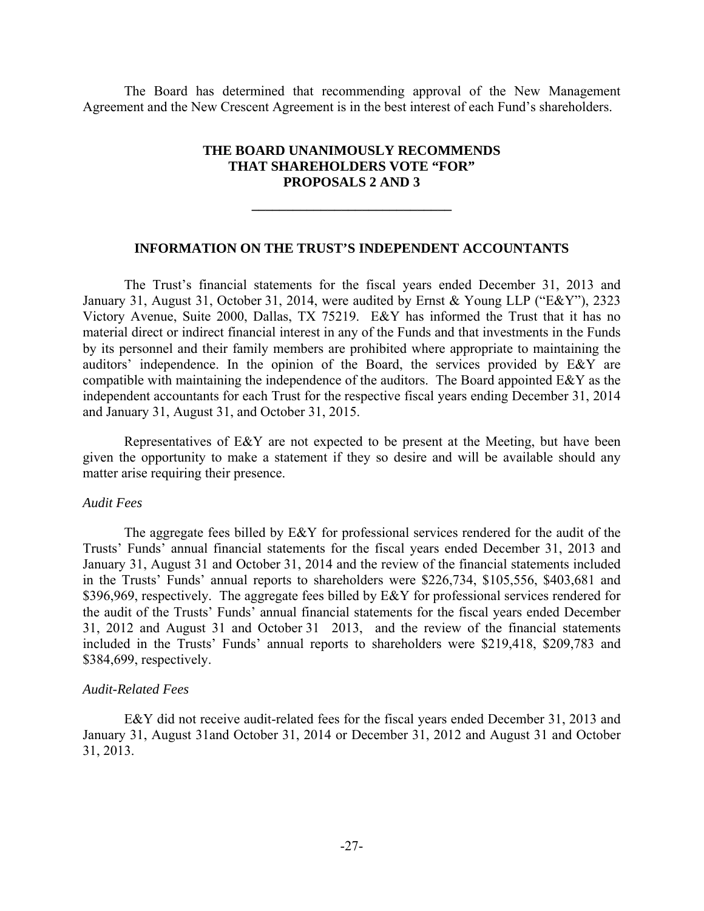The Board has determined that recommending approval of the New Management Agreement and the New Crescent Agreement is in the best interest of each Fund's shareholders.

**THE BOARD UNANIMOUSLY RECOMMENDS THAT SHAREHOLDERS VOTE "FOR" PROPOSALS 2 AND 3**

---

## INFORMATION ON THE TRUST'S INDEPENDENT ACCOUNTANTS

The Trust's financial statements for the fiscal years ended December 31, 2013 and January 31, August 31, October 31, 2014, were audited by Ernst & Young LLP ("E&Y"), 2323 Victory Avenue, Suite 2000, Dallas, TX 75219. E&Y has informed the Trust that it has no material direct or indirect financial interest in any of the Funds and that investments in the Funds by its personnel and their family members are prohibited where appropriate to maintaining the auditors' independence. In the opinion of the Board, the services provided by E&Y are compatible with maintaining the independence of the auditors. The Board appointed E&Y as the independent accountants for each Trust for the respective fiscal years ending December 31, 2014 and January 31, August 31, and October 31, 2015.

Representatives of E&Y are not expected to be present at the Meeting, but have been given the opportunity to make a statement if they so desire and will be available should any matter arise requiring their presence.

*Audit Fees*

The aggregate fees billed by E&Y for professional services rendered for the audit of the Trusts' Funds' annual financial statements for the fiscal years ended December 31, 2013 and January 31, August 31 and October 31, 2014 and the review of the financial statements included in the Trusts' Funds' annual reports to shareholders were $226,734, $105,556, $403,681 and $396,969, respectively. The aggregate fees billed by E&Y for professional services rendered for the audit of the Trusts' Funds' annual financial statements for the fiscal years ended December 31, 2012 and August 31 and October 31 2013, and the review of the financial statements included in the Trusts' Funds' annual reports to shareholders were $219,418, $209,783 and $384,699, respectively.

*Audit-Related Fees*

E&Y did not receive audit-related fees for the fiscal years ended December 31, 2013 and January 31, August 31and October 31, 2014 or December 31, 2012 and August 31 and October 31, 2013.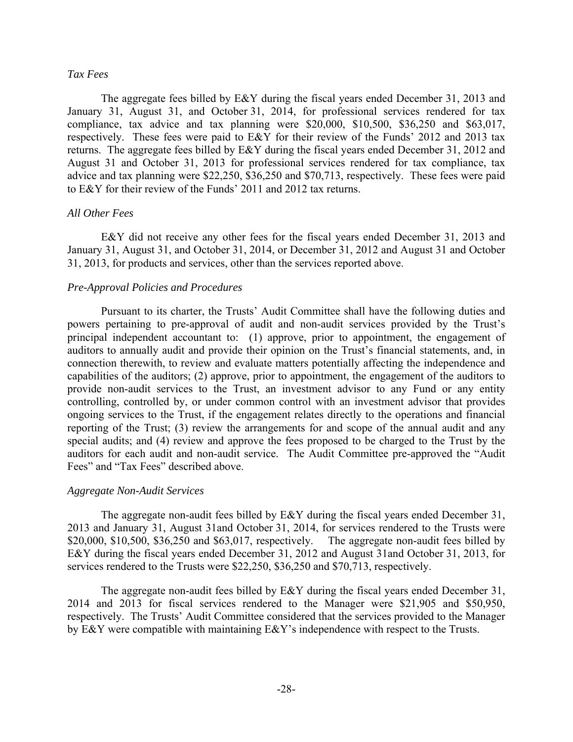*Tax Fees*

The aggregate fees billed by E&Y during the fiscal years ended December 31, 2013 and January 31, August 31, and October 31, 2014, for professional services rendered for tax compliance, tax advice and tax planning were $20,000, $10,500, $36,250 and $63,017, respectively. These fees were paid to E&Y for their review of the Funds' 2012 and 2013 tax returns. The aggregate fees billed by E&Y during the fiscal years ended December 31, 2012 and August 31 and October 31, 2013 for professional services rendered for tax compliance, tax advice and tax planning were $22,250, $36,250 and $70,713, respectively. These fees were paid to E&Y for their review of the Funds' 2011 and 2012 tax returns.

*All Other Fees*

E&Y did not receive any other fees for the fiscal years ended December 31, 2013 and January 31, August 31, and October 31, 2014, or December 31, 2012 and August 31 and October 31, 2013, for products and services, other than the services reported above.

*Pre-Approval Policies and Procedures*

Pursuant to its charter, the Trusts' Audit Committee shall have the following duties and powers pertaining to pre-approval of audit and non-audit services provided by the Trust's principal independent accountant to: (1) approve, prior to appointment, the engagement of auditors to annually audit and provide their opinion on the Trust's financial statements, and, in connection therewith, to review and evaluate matters potentially affecting the independence and capabilities of the auditors; (2) approve, prior to appointment, the engagement of the auditors to provide non-audit services to the Trust, an investment advisor to any Fund or any entity controlling, controlled by, or under common control with an investment advisor that provides ongoing services to the Trust, if the engagement relates directly to the operations and financial reporting of the Trust; (3) review the arrangements for and scope of the annual audit and any special audits; and (4) review and approve the fees proposed to be charged to the Trust by the auditors for each audit and non-audit service. The Audit Committee pre-approved the "Audit Fees" and "Tax Fees" described above.

*Aggregate Non-Audit Services*

The aggregate non-audit fees billed by E&Y during the fiscal years ended December 31, 2013 and January 31, August 31and October 31, 2014, for services rendered to the Trusts were $20,000, $10,500, $36,250 and $63,017, respectively. The aggregate non-audit fees billed by E&Y during the fiscal years ended December 31, 2012 and August 31and October 31, 2013, for services rendered to the Trusts were $22,250, $36,250 and $70,713, respectively.

The aggregate non-audit fees billed by E&Y during the fiscal years ended December 31, 2014 and 2013 for fiscal services rendered to the Manager were $21,905 and $50,950, respectively. The Trusts' Audit Committee considered that the services provided to the Manager by E&Y were compatible with maintaining E&Y's independence with respect to the Trusts.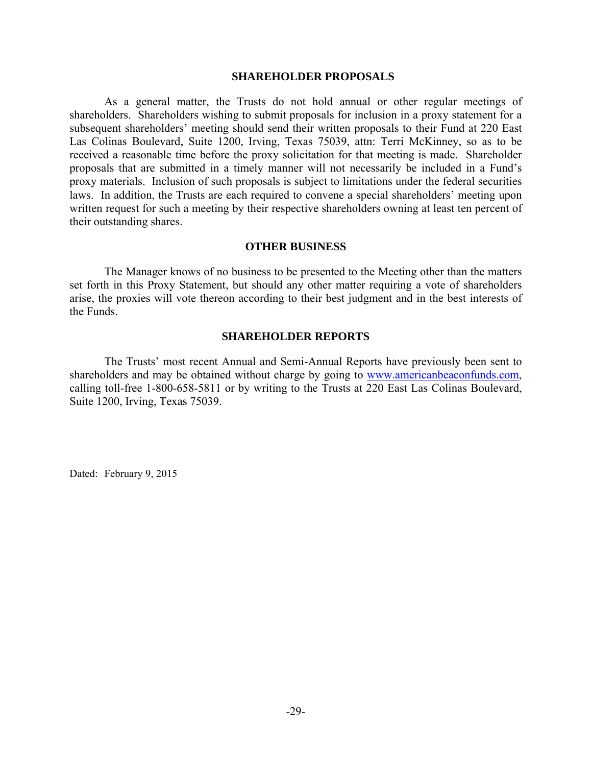## SHAREHOLDER PROPOSALS

As a general matter, the Trusts do not hold annual or other regular meetings of shareholders. Shareholders wishing to submit proposals for inclusion in a proxy statement for a subsequent shareholders' meeting should send their written proposals to their Fund at 220 East Las Colinas Boulevard, Suite 1200, Irving, Texas 75039, attn: Terri McKinney, so as to be received a reasonable time before the proxy solicitation for that meeting is made. Shareholder proposals that are submitted in a timely manner will not necessarily be included in a Fund's proxy materials. Inclusion of such proposals is subject to limitations under the federal securities laws. In addition, the Trusts are each required to convene a special shareholders' meeting upon written request for such a meeting by their respective shareholders owning at least ten percent of their outstanding shares.

## OTHER BUSINESS

The Manager knows of no business to be presented to the Meeting other than the matters set forth in this Proxy Statement, but should any other matter requiring a vote of shareholders arise, the proxies will vote thereon according to their best judgment and in the best interests of the Funds.

## SHAREHOLDER REPORTS

The Trusts' most recent Annual and Semi-Annual Reports have previously been sent to shareholders and may be obtained without charge by going to www.americanbeaconfunds.com, calling toll-free 1-800-658-5811 or by writing to the Trusts at 220 East Las Colinas Boulevard, Suite 1200, Irving, Texas 75039.

Dated: February 9, 2015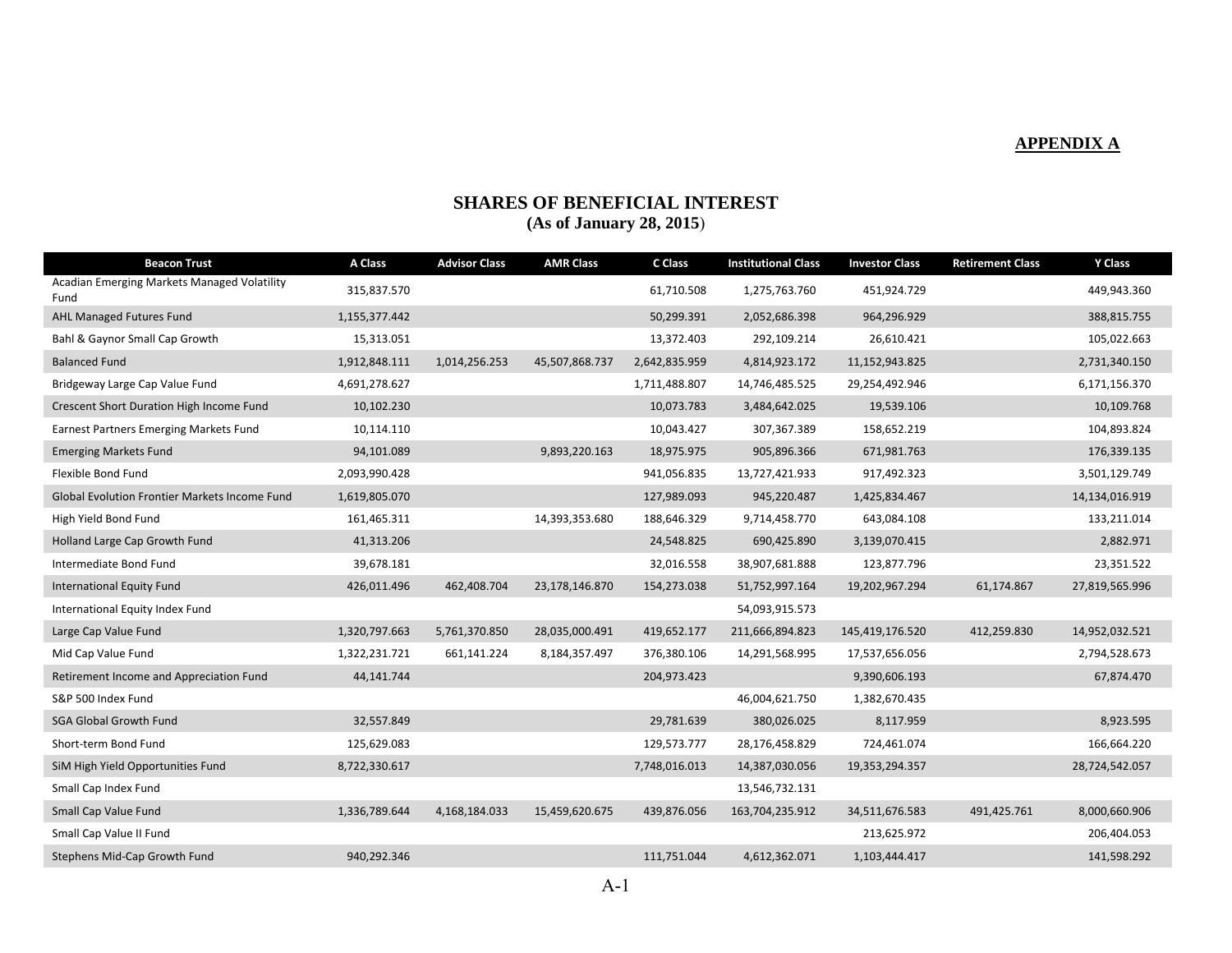**APPENDIX A**

## SHARES OF BENEFICIAL INTEREST
**(As of January 28, 2015)**

| Beacon Trust | A Class | Advisor Class | AMR Class | C Class | Institutional Class | Investor Class | Retirement Class | Y Class |
|---|---|---|---|---|---|---|---|---|
| Acadian Emerging Markets Managed Volatility Fund | 315,837.570 | | | 61,710.508 | 1,275,763.760 | 451,924.729 | | 449,943.360 |
| AHL Managed Futures Fund | 1,155,377.442 | | | 50,299.391 | 2,052,686.398 | 964,296.929 | | 388,815.755 |
| Bahl & Gaynor Small Cap Growth | 15,313.051 | | | 13,372.403 | 292,109.214 | 26,610.421 | | 105,022.663 |
| Balanced Fund | 1,912,848.111 | 1,014,256.253 | 45,507,868.737 | 2,642,835.959 | 4,814,923.172 | 11,152,943.825 | | 2,731,340.150 |
| Bridgeway Large Cap Value Fund | 4,691,278.627 | | | 1,711,488.807 | 14,746,485.525 | 29,254,492.946 | | 6,171,156.370 |
| Crescent Short Duration High Income Fund | 10,102.230 | | | 10,073.783 | 3,484,642.025 | 19,539.106 | | 10,109.768 |
| Earnest Partners Emerging Markets Fund | 10,114.110 | | | 10,043.427 | 307,367.389 | 158,652.219 | | 104,893.824 |
| Emerging Markets Fund | 94,101.089 | | 9,893,220.163 | 18,975.975 | 905,896.366 | 671,981.763 | | 176,339.135 |
| Flexible Bond Fund | 2,093,990.428 | | | 941,056.835 | 13,727,421.933 | 917,492.323 | | 3,501,129.749 |
| Global Evolution Frontier Markets Income Fund | 1,619,805.070 | | | 127,989.093 | 945,220.487 | 1,425,834.467 | | 14,134,016.919 |
| High Yield Bond Fund | 161,465.311 | | 14,393,353.680 | 188,646.329 | 9,714,458.770 | 643,084.108 | | 133,211.014 |
| Holland Large Cap Growth Fund | 41,313.206 | | | 24,548.825 | 690,425.890 | 3,139,070.415 | | 2,882.971 |
| Intermediate Bond Fund | 39,678.181 | | | 32,016.558 | 38,907,681.888 | 123,877.796 | | 23,351.522 |
| International Equity Fund | 426,011.496 | 462,408.704 | 23,178,146.870 | 154,273.038 | 51,752,997.164 | 19,202,967.294 | 61,174.867 | 27,819,565.996 |
| International Equity Index Fund | | | | | 54,093,915.573 | | | |
| Large Cap Value Fund | 1,320,797.663 | 5,761,370.850 | 28,035,000.491 | 419,652.177 | 211,666,894.823 | 145,419,176.520 | 412,259.830 | 14,952,032.521 |
| Mid Cap Value Fund | 1,322,231.721 | 661,141.224 | 8,184,357.497 | 376,380.106 | 14,291,568.995 | 17,537,656.056 | | 2,794,528.673 |
| Retirement Income and Appreciation Fund | 44,141.744 | | | 204,973.423 | | 9,390,606.193 | | 67,874.470 |
| S&P 500 Index Fund | | | | | 46,004,621.750 | 1,382,670.435 | | |
| SGA Global Growth Fund | 32,557.849 | | | 29,781.639 | 380,026.025 | 8,117.959 | | 8,923.595 |
| Short-term Bond Fund | 125,629.083 | | | 129,573.777 | 28,176,458.829 | 724,461.074 | | 166,664.220 |
| SiM High Yield Opportunities Fund | 8,722,330.617 | | | 7,748,016.013 | 14,387,030.056 | 19,353,294.357 | | 28,724,542.057 |
| Small Cap Index Fund | | | | | 13,546,732.131 | | | |
| Small Cap Value Fund | 1,336,789.644 | 4,168,184.033 | 15,459,620.675 | 439,876.056 | 163,704,235.912 | 34,511,676.583 | 491,425.761 | 8,000,660.906 |
| Small Cap Value II Fund | | | | | | 213,625.972 | | 206,404.053 |
| Stephens Mid-Cap Growth Fund | 940,292.346 | | | 111,751.044 | 4,612,362.071 | 1,103,444.417 | | 141,598.292 |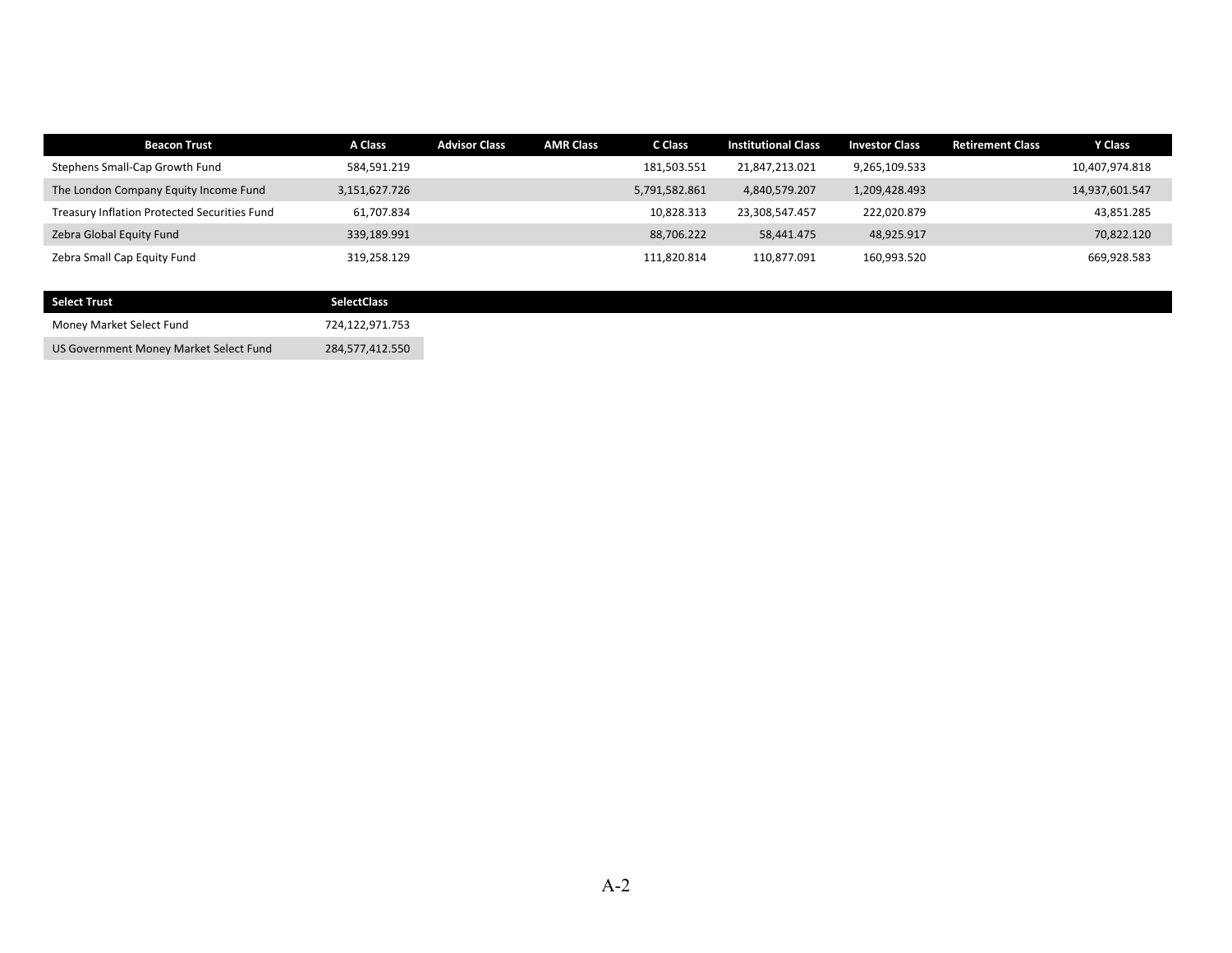| Beacon Trust | A Class | Advisor Class | AMR Class | C Class | Institutional Class | Investor Class | Retirement Class | Y Class |
|---|---|---|---|---|---|---|---|---|
| Stephens Small-Cap Growth Fund | 584,591.219 | | | 181,503.551 | 21,847,213.021 | 9,265,109.533 | | 10,407,974.818 |
| The London Company Equity Income Fund | 3,151,627.726 | | | 5,791,582.861 | 4,840,579.207 | 1,209,428.493 | | 14,937,601.547 |
| Treasury Inflation Protected Securities Fund | 61,707.834 | | | 10,828.313 | 23,308,547.457 | 222,020.879 | | 43,851.285 |
| Zebra Global Equity Fund | 339,189.991 | | | 88,706.222 | 58,441.475 | 48,925.917 | | 70,822.120 |
| Zebra Small Cap Equity Fund | 319,258.129 | | | 111,820.814 | 110,877.091 | 160,993.520 | | 669,928.583 |

| Select Trust | SelectClass |
|---|---|
| Money Market Select Fund | 724,122,971.753 |
| US Government Money Market Select Fund | 284,577,412.550 |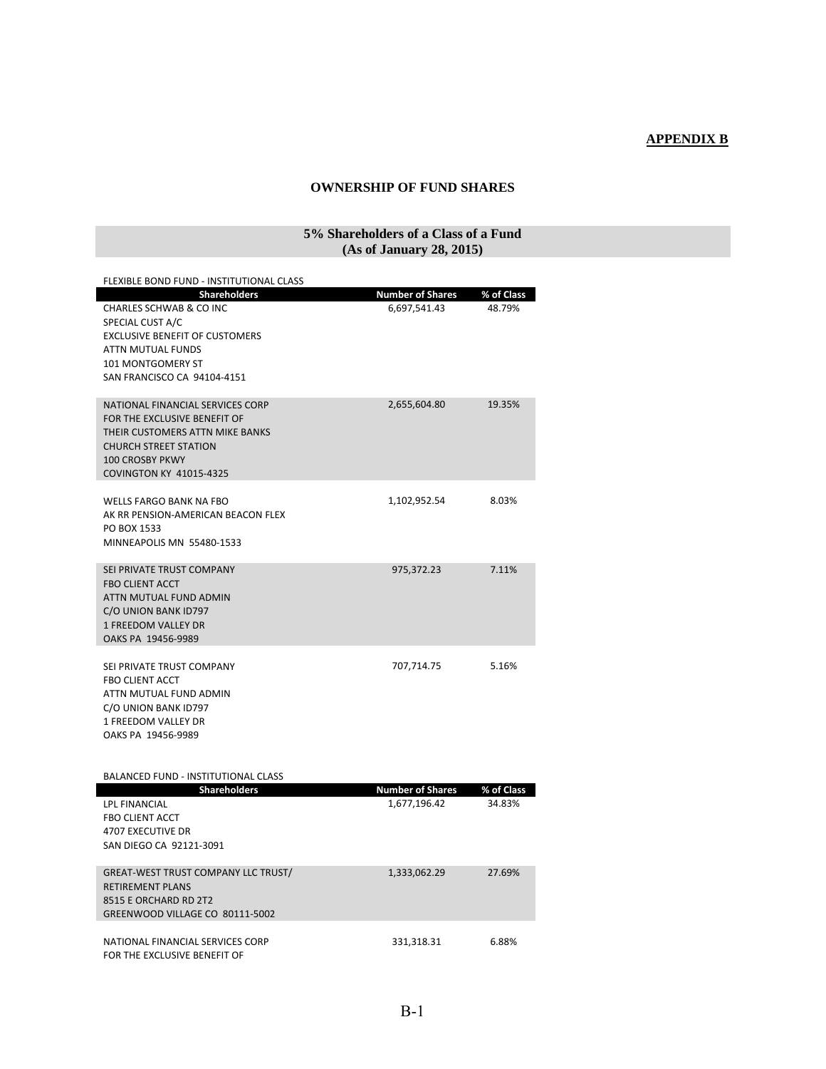**APPENDIX B**

## OWNERSHIP OF FUND SHARES

### 5% Shareholders of a Class of a Fund (As of January 28, 2015)

FLEXIBLE BOND FUND - INSTITUTIONAL CLASS

| Shareholders | Number of Shares | % of Class |
|---|---|---|
| CHARLES SCHWAB & CO INC<br>SPECIAL CUST A/C<br>EXCLUSIVE BENEFIT OF CUSTOMERS<br>ATTN MUTUAL FUNDS<br>101 MONTGOMERY ST<br>SAN FRANCISCO CA 94104-4151 | 6,697,541.43 | 48.79% |
| NATIONAL FINANCIAL SERVICES CORP<br>FOR THE EXCLUSIVE BENEFIT OF<br>THEIR CUSTOMERS ATTN MIKE BANKS<br>CHURCH STREET STATION<br>100 CROSBY PKWY<br>COVINGTON KY 41015-4325 | 2,655,604.80 | 19.35% |
| WELLS FARGO BANK NA FBO<br>AK RR PENSION-AMERICAN BEACON FLEX<br>PO BOX 1533<br>MINNEAPOLIS MN 55480-1533 | 1,102,952.54 | 8.03% |
| SEI PRIVATE TRUST COMPANY<br>FBO CLIENT ACCT<br>ATTN MUTUAL FUND ADMIN<br>C/O UNION BANK ID797<br>1 FREEDOM VALLEY DR<br>OAKS PA 19456-9989 | 975,372.23 | 7.11% |
| SEI PRIVATE TRUST COMPANY<br>FBO CLIENT ACCT<br>ATTN MUTUAL FUND ADMIN<br>C/O UNION BANK ID797<br>1 FREEDOM VALLEY DR<br>OAKS PA 19456-9989 | 707,714.75 | 5.16% |

BALANCED FUND - INSTITUTIONAL CLASS

| Shareholders | Number of Shares | % of Class |
|---|---|---|
| LPL FINANCIAL<br>FBO CLIENT ACCT<br>4707 EXECUTIVE DR<br>SAN DIEGO CA 92121-3091 | 1,677,196.42 | 34.83% |
| GREAT-WEST TRUST COMPANY LLC TRUST/<br>RETIREMENT PLANS<br>8515 E ORCHARD RD 2T2<br>GREENWOOD VILLAGE CO 80111-5002 | 1,333,062.29 | 27.69% |
| NATIONAL FINANCIAL SERVICES CORP<br>FOR THE EXCLUSIVE BENEFIT OF | 331,318.31 | 6.88% |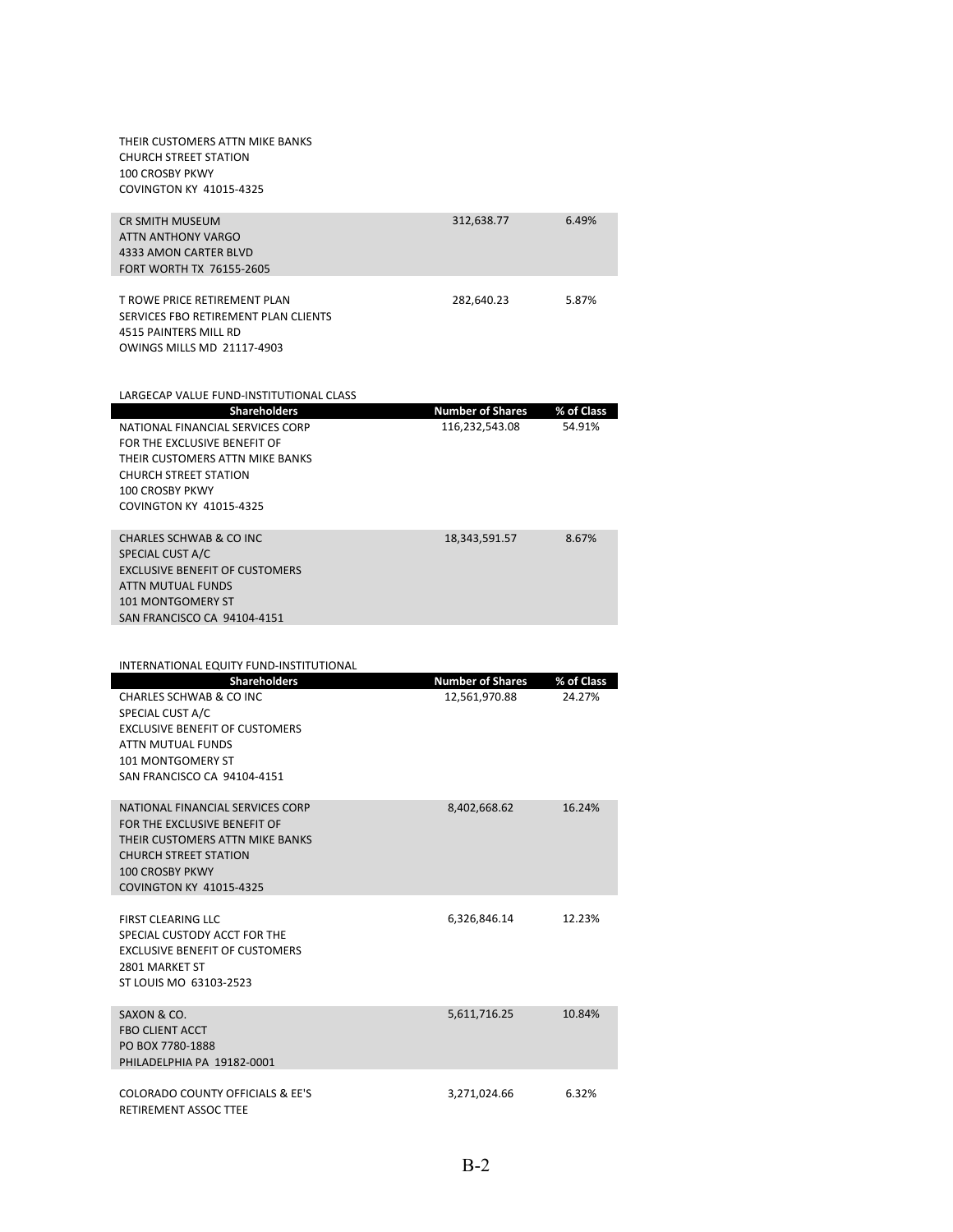| | | |
|---|---|---|
| THEIR CUSTOMERS ATTN MIKE BANKS<br>CHURCH STREET STATION<br>100 CROSBY PKWY<br>COVINGTON KY 41015-4325 | | |
| CR SMITH MUSEUM<br>ATTN ANTHONY VARGO<br>4333 AMON CARTER BLVD<br>FORT WORTH TX 76155-2605 | 312,638.77 | 6.49% |
| T ROWE PRICE RETIREMENT PLAN<br>SERVICES FBO RETIREMENT PLAN CLIENTS<br>4515 PAINTERS MILL RD<br>OWINGS MILLS MD 21117-4903 | 282,640.23 | 5.87% |

LARGECAP VALUE FUND-INSTITUTIONAL CLASS

| Shareholders | Number of Shares | % of Class |
|---|---|---|
| NATIONAL FINANCIAL SERVICES CORP<br>FOR THE EXCLUSIVE BENEFIT OF<br>THEIR CUSTOMERS ATTN MIKE BANKS<br>CHURCH STREET STATION<br>100 CROSBY PKWY<br>COVINGTON KY 41015-4325 | 116,232,543.08 | 54.91% |
| CHARLES SCHWAB & CO INC<br>SPECIAL CUST A/C<br>EXCLUSIVE BENEFIT OF CUSTOMERS<br>ATTN MUTUAL FUNDS<br>101 MONTGOMERY ST<br>SAN FRANCISCO CA 94104-4151 | 18,343,591.57 | 8.67% |

INTERNATIONAL EQUITY FUND-INSTITUTIONAL

| Shareholders | Number of Shares | % of Class |
|---|---|---|
| CHARLES SCHWAB & CO INC<br>SPECIAL CUST A/C<br>EXCLUSIVE BENEFIT OF CUSTOMERS<br>ATTN MUTUAL FUNDS<br>101 MONTGOMERY ST<br>SAN FRANCISCO CA 94104-4151 | 12,561,970.88 | 24.27% |
| NATIONAL FINANCIAL SERVICES CORP<br>FOR THE EXCLUSIVE BENEFIT OF<br>THEIR CUSTOMERS ATTN MIKE BANKS<br>CHURCH STREET STATION<br>100 CROSBY PKWY<br>COVINGTON KY 41015-4325 | 8,402,668.62 | 16.24% |
| FIRST CLEARING LLC<br>SPECIAL CUSTODY ACCT FOR THE<br>EXCLUSIVE BENEFIT OF CUSTOMERS<br>2801 MARKET ST<br>ST LOUIS MO 63103-2523 | 6,326,846.14 | 12.23% |
| SAXON & CO.<br>FBO CLIENT ACCT<br>PO BOX 7780-1888<br>PHILADELPHIA PA 19182-0001 | 5,611,716.25 | 10.84% |
| COLORADO COUNTY OFFICIALS & EE'S<br>RETIREMENT ASSOC TTEE | 3,271,024.66 | 6.32% |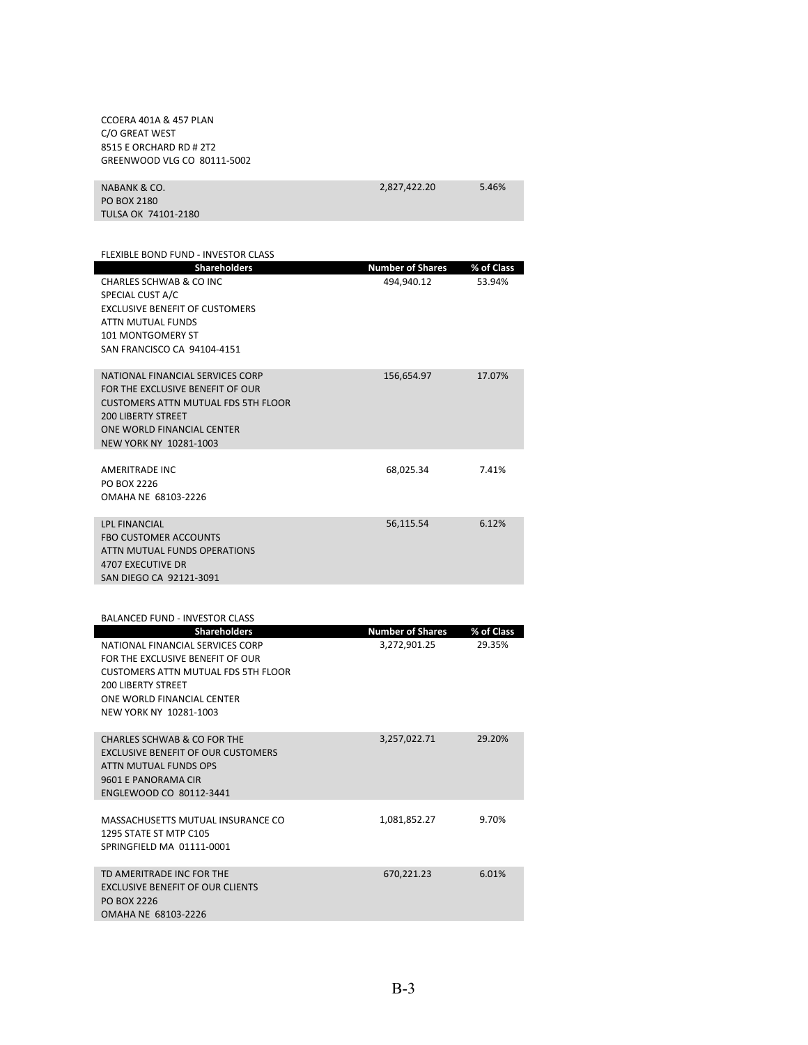| | | |
|---|---|---|
| CCOERA 401A & 457 PLAN<br>C/O GREAT WEST<br>8515 E ORCHARD RD # 2T2<br>GREENWOOD VLG CO 80111-5002 | | |
| NABANK & CO.<br>PO BOX 2180<br>TULSA OK 74101-2180 | 2,827,422.20 | 5.46% |

FLEXIBLE BOND FUND - INVESTOR CLASS

| Shareholders | Number of Shares | % of Class |
|---|---|---|
| CHARLES SCHWAB & CO INC<br>SPECIAL CUST A/C<br>EXCLUSIVE BENEFIT OF CUSTOMERS<br>ATTN MUTUAL FUNDS<br>101 MONTGOMERY ST<br>SAN FRANCISCO CA 94104-4151 | 494,940.12 | 53.94% |
| NATIONAL FINANCIAL SERVICES CORP<br>FOR THE EXCLUSIVE BENEFIT OF OUR<br>CUSTOMERS ATTN MUTUAL FDS 5TH FLOOR<br>200 LIBERTY STREET<br>ONE WORLD FINANCIAL CENTER<br>NEW YORK NY 10281-1003 | 156,654.97 | 17.07% |
| AMERITRADE INC<br>PO BOX 2226<br>OMAHA NE 68103-2226 | 68,025.34 | 7.41% |
| LPL FINANCIAL<br>FBO CUSTOMER ACCOUNTS<br>ATTN MUTUAL FUNDS OPERATIONS<br>4707 EXECUTIVE DR<br>SAN DIEGO CA 92121-3091 | 56,115.54 | 6.12% |

BALANCED FUND - INVESTOR CLASS

| Shareholders | Number of Shares | % of Class |
|---|---|---|
| NATIONAL FINANCIAL SERVICES CORP<br>FOR THE EXCLUSIVE BENEFIT OF OUR<br>CUSTOMERS ATTN MUTUAL FDS 5TH FLOOR<br>200 LIBERTY STREET<br>ONE WORLD FINANCIAL CENTER<br>NEW YORK NY 10281-1003 | 3,272,901.25 | 29.35% |
| CHARLES SCHWAB & CO FOR THE<br>EXCLUSIVE BENEFIT OF OUR CUSTOMERS<br>ATTN MUTUAL FUNDS OPS<br>9601 E PANORAMA CIR<br>ENGLEWOOD CO 80112-3441 | 3,257,022.71 | 29.20% |
| MASSACHUSETTS MUTUAL INSURANCE CO<br>1295 STATE ST MTP C105<br>SPRINGFIELD MA 01111-0001 | 1,081,852.27 | 9.70% |
| TD AMERITRADE INC FOR THE<br>EXCLUSIVE BENEFIT OF OUR CLIENTS<br>PO BOX 2226<br>OMAHA NE 68103-2226 | 670,221.23 | 6.01% |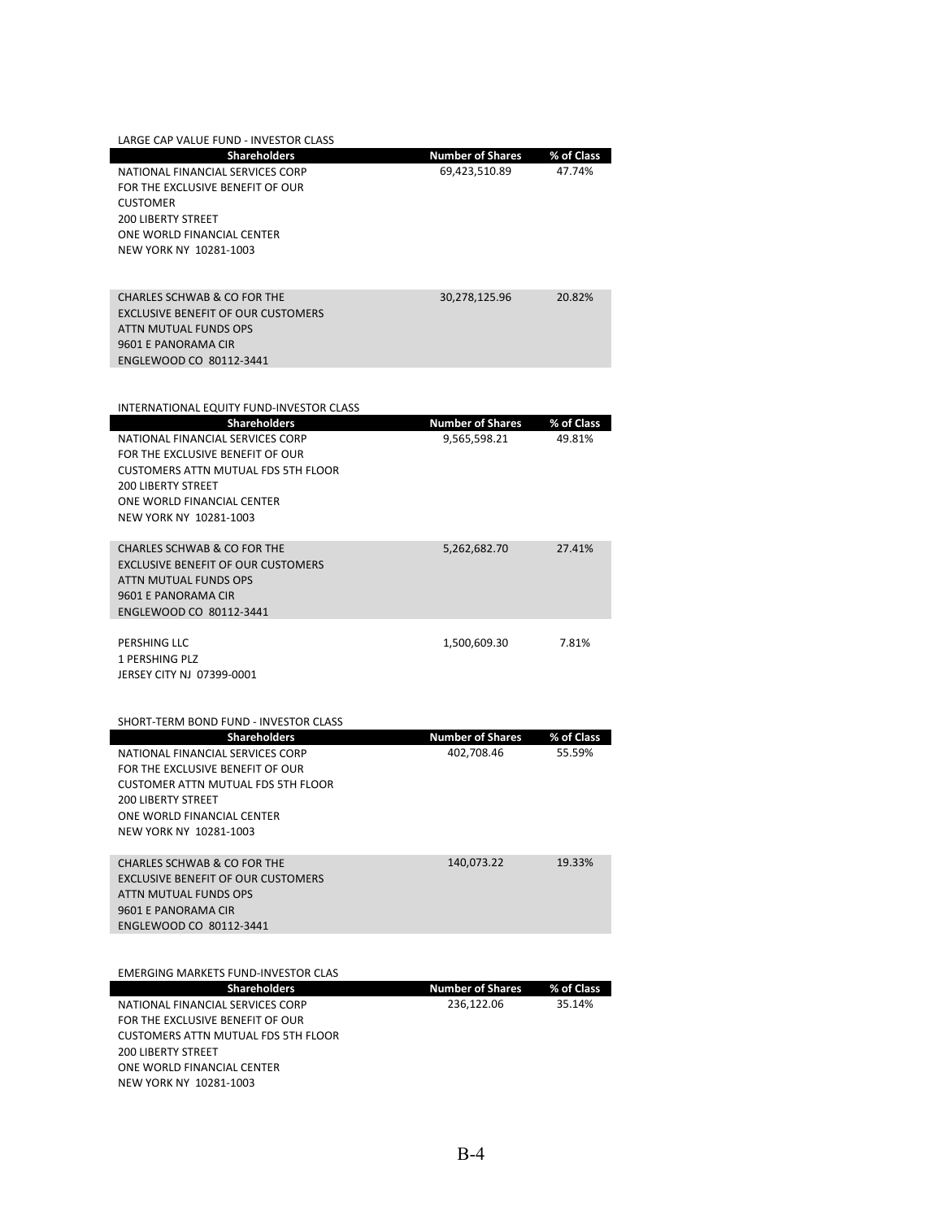LARGE CAP VALUE FUND - INVESTOR CLASS

| Shareholders | Number of Shares | % of Class |
|---|---|---|
| NATIONAL FINANCIAL SERVICES CORP<br>FOR THE EXCLUSIVE BENEFIT OF OUR<br>CUSTOMER<br>200 LIBERTY STREET<br>ONE WORLD FINANCIAL CENTER<br>NEW YORK NY 10281-1003 | 69,423,510.89 | 47.74% |
| CHARLES SCHWAB & CO FOR THE<br>EXCLUSIVE BENEFIT OF OUR CUSTOMERS<br>ATTN MUTUAL FUNDS OPS<br>9601 E PANORAMA CIR<br>ENGLEWOOD CO 80112-3441 | 30,278,125.96 | 20.82% |

INTERNATIONAL EQUITY FUND-INVESTOR CLASS

| Shareholders | Number of Shares | % of Class |
|---|---|---|
| NATIONAL FINANCIAL SERVICES CORP<br>FOR THE EXCLUSIVE BENEFIT OF OUR<br>CUSTOMERS ATTN MUTUAL FDS 5TH FLOOR<br>200 LIBERTY STREET<br>ONE WORLD FINANCIAL CENTER<br>NEW YORK NY 10281-1003 | 9,565,598.21 | 49.81% |
| CHARLES SCHWAB & CO FOR THE<br>EXCLUSIVE BENEFIT OF OUR CUSTOMERS<br>ATTN MUTUAL FUNDS OPS<br>9601 E PANORAMA CIR<br>ENGLEWOOD CO 80112-3441 | 5,262,682.70 | 27.41% |
| PERSHING LLC<br>1 PERSHING PLZ<br>JERSEY CITY NJ 07399-0001 | 1,500,609.30 | 7.81% |

SHORT-TERM BOND FUND - INVESTOR CLASS

| Shareholders | Number of Shares | % of Class |
|---|---|---|
| NATIONAL FINANCIAL SERVICES CORP<br>FOR THE EXCLUSIVE BENEFIT OF OUR<br>CUSTOMER ATTN MUTUAL FDS 5TH FLOOR<br>200 LIBERTY STREET<br>ONE WORLD FINANCIAL CENTER<br>NEW YORK NY 10281-1003 | 402,708.46 | 55.59% |
| CHARLES SCHWAB & CO FOR THE<br>EXCLUSIVE BENEFIT OF OUR CUSTOMERS<br>ATTN MUTUAL FUNDS OPS<br>9601 E PANORAMA CIR<br>ENGLEWOOD CO 80112-3441 | 140,073.22 | 19.33% |

EMERGING MARKETS FUND-INVESTOR CLAS

| Shareholders | Number of Shares | % of Class |
|---|---|---|
| NATIONAL FINANCIAL SERVICES CORP<br>FOR THE EXCLUSIVE BENEFIT OF OUR<br>CUSTOMERS ATTN MUTUAL FDS 5TH FLOOR<br>200 LIBERTY STREET<br>ONE WORLD FINANCIAL CENTER<br>NEW YORK NY 10281-1003 | 236,122.06 | 35.14% |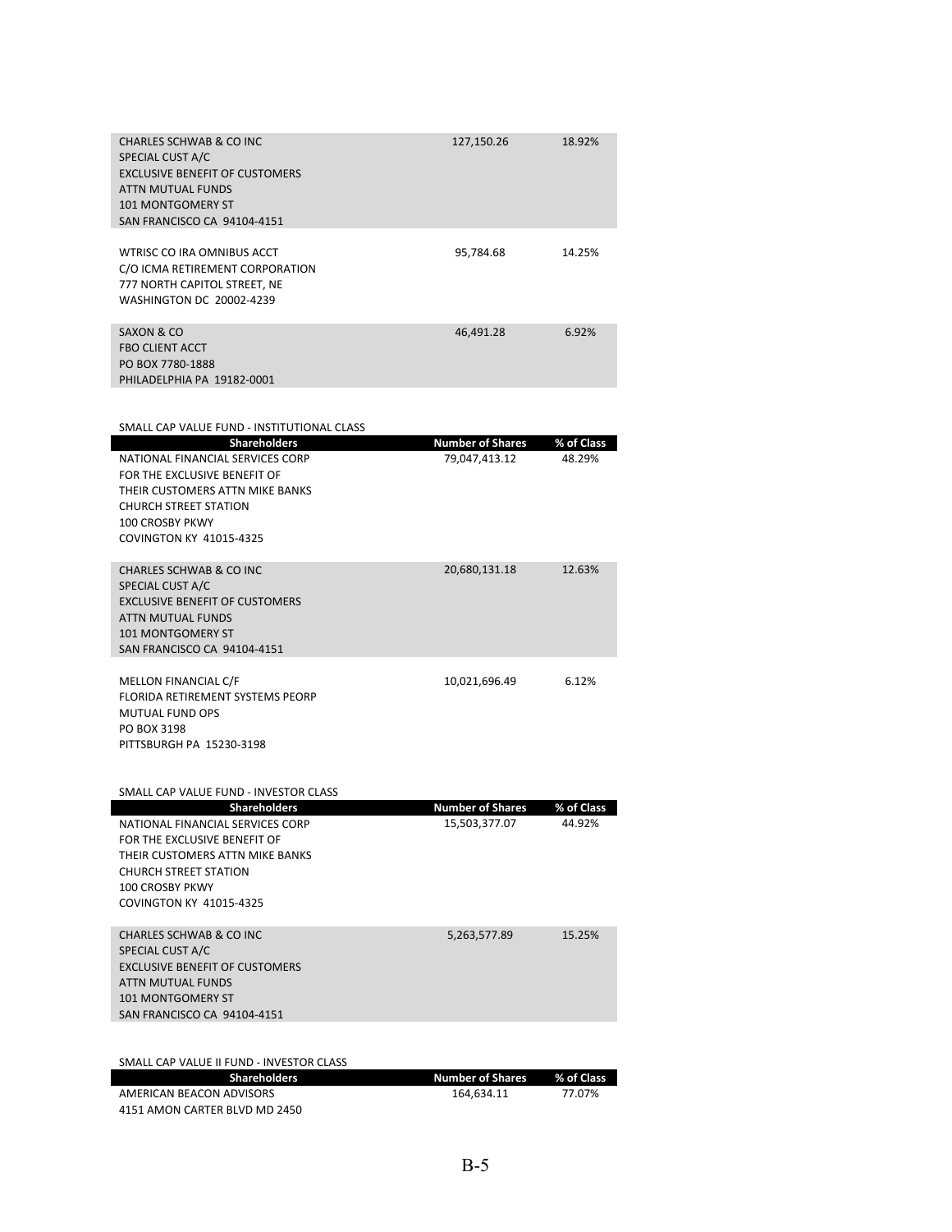| Shareholders | Number of Shares | % of Class |
|---|---|---|
| CHARLES SCHWAB & CO INC<br>SPECIAL CUST A/C<br>EXCLUSIVE BENEFIT OF CUSTOMERS<br>ATTN MUTUAL FUNDS<br>101 MONTGOMERY ST<br>SAN FRANCISCO CA 94104-4151 | 127,150.26 | 18.92% |
| WTRISC CO IRA OMNIBUS ACCT<br>C/O ICMA RETIREMENT CORPORATION<br>777 NORTH CAPITOL STREET, NE<br>WASHINGTON DC 20002-4239 | 95,784.68 | 14.25% |
| SAXON & CO<br>FBO CLIENT ACCT<br>PO BOX 7780-1888<br>PHILADELPHIA PA 19182-0001 | 46,491.28 | 6.92% |

SMALL CAP VALUE FUND - INSTITUTIONAL CLASS

| Shareholders | Number of Shares | % of Class |
|---|---|---|
| NATIONAL FINANCIAL SERVICES CORP<br>FOR THE EXCLUSIVE BENEFIT OF<br>THEIR CUSTOMERS ATTN MIKE BANKS<br>CHURCH STREET STATION<br>100 CROSBY PKWY<br>COVINGTON KY 41015-4325 | 79,047,413.12 | 48.29% |
| CHARLES SCHWAB & CO INC<br>SPECIAL CUST A/C<br>EXCLUSIVE BENEFIT OF CUSTOMERS<br>ATTN MUTUAL FUNDS<br>101 MONTGOMERY ST<br>SAN FRANCISCO CA 94104-4151 | 20,680,131.18 | 12.63% |
| MELLON FINANCIAL C/F<br>FLORIDA RETIREMENT SYSTEMS PEORP<br>MUTUAL FUND OPS<br>PO BOX 3198<br>PITTSBURGH PA 15230-3198 | 10,021,696.49 | 6.12% |

SMALL CAP VALUE FUND - INVESTOR CLASS

| Shareholders | Number of Shares | % of Class |
|---|---|---|
| NATIONAL FINANCIAL SERVICES CORP<br>FOR THE EXCLUSIVE BENEFIT OF<br>THEIR CUSTOMERS ATTN MIKE BANKS<br>CHURCH STREET STATION<br>100 CROSBY PKWY<br>COVINGTON KY 41015-4325 | 15,503,377.07 | 44.92% |
| CHARLES SCHWAB & CO INC<br>SPECIAL CUST A/C<br>EXCLUSIVE BENEFIT OF CUSTOMERS<br>ATTN MUTUAL FUNDS<br>101 MONTGOMERY ST<br>SAN FRANCISCO CA 94104-4151 | 5,263,577.89 | 15.25% |

SMALL CAP VALUE II FUND - INVESTOR CLASS

| Shareholders | Number of Shares | % of Class |
|---|---|---|
| AMERICAN BEACON ADVISORS<br>4151 AMON CARTER BLVD MD 2450 | 164,634.11 | 77.07% |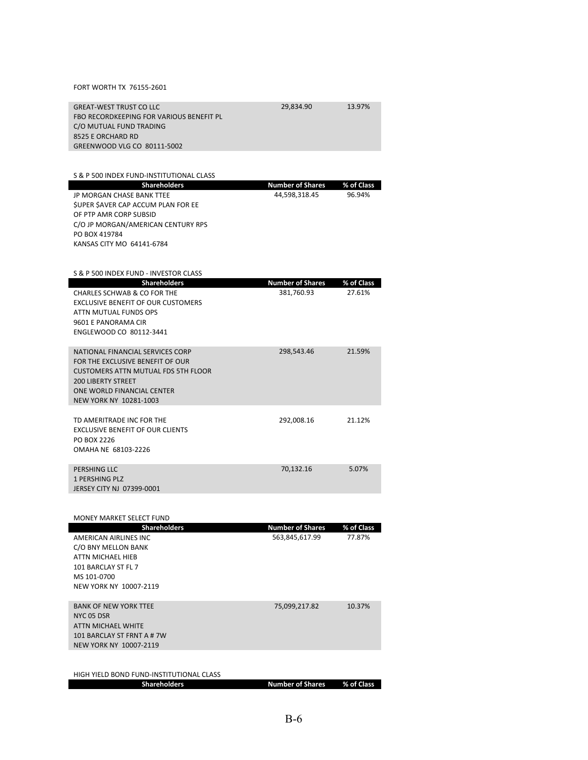FORT WORTH TX 76155-2601

| | | |
|---|---|---|
| GREAT-WEST TRUST CO LLC<br>FBO RECORDKEEPING FOR VARIOUS BENEFIT PL<br>C/O MUTUAL FUND TRADING<br>8525 E ORCHARD RD<br>GREENWOOD VLG CO 80111-5002 | 29,834.90 | 13.97% |

S & P 500 INDEX FUND-INSTITUTIONAL CLASS

| Shareholders | Number of Shares | % of Class |
|---|---|---|
| JP MORGAN CHASE BANK TTEE<br>$UPER $AVER CAP ACCUM PLAN FOR EE<br>OF PTP AMR CORP SUBSID<br>C/O JP MORGAN/AMERICAN CENTURY RPS<br>PO BOX 419784<br>KANSAS CITY MO 64141-6784 | 44,598,318.45 | 96.94% |

S & P 500 INDEX FUND - INVESTOR CLASS

| Shareholders | Number of Shares | % of Class |
|---|---|---|
| CHARLES SCHWAB & CO FOR THE<br>EXCLUSIVE BENEFIT OF OUR CUSTOMERS<br>ATTN MUTUAL FUNDS OPS<br>9601 E PANORAMA CIR<br>ENGLEWOOD CO 80112-3441 | 381,760.93 | 27.61% |
| NATIONAL FINANCIAL SERVICES CORP<br>FOR THE EXCLUSIVE BENEFIT OF OUR<br>CUSTOMERS ATTN MUTUAL FDS 5TH FLOOR<br>200 LIBERTY STREET<br>ONE WORLD FINANCIAL CENTER<br>NEW YORK NY 10281-1003 | 298,543.46 | 21.59% |
| TD AMERITRADE INC FOR THE<br>EXCLUSIVE BENEFIT OF OUR CLIENTS<br>PO BOX 2226<br>OMAHA NE 68103-2226 | 292,008.16 | 21.12% |
| PERSHING LLC<br>1 PERSHING PLZ<br>JERSEY CITY NJ 07399-0001 | 70,132.16 | 5.07% |

MONEY MARKET SELECT FUND

| Shareholders | Number of Shares | % of Class |
|---|---|---|
| AMERICAN AIRLINES INC<br>C/O BNY MELLON BANK<br>ATTN MICHAEL HIEB<br>101 BARCLAY ST FL 7<br>MS 101-0700<br>NEW YORK NY 10007-2119 | 563,845,617.99 | 77.87% |
| BANK OF NEW YORK TTEE<br>NYC 05 DSR<br>ATTN MICHAEL WHITE<br>101 BARCLAY ST FRNT A # 7W<br>NEW YORK NY 10007-2119 | 75,099,217.82 | 10.37% |

HIGH YIELD BOND FUND-INSTITUTIONAL CLASS

| Shareholders | Number of Shares | % of Class |
|---|---|---|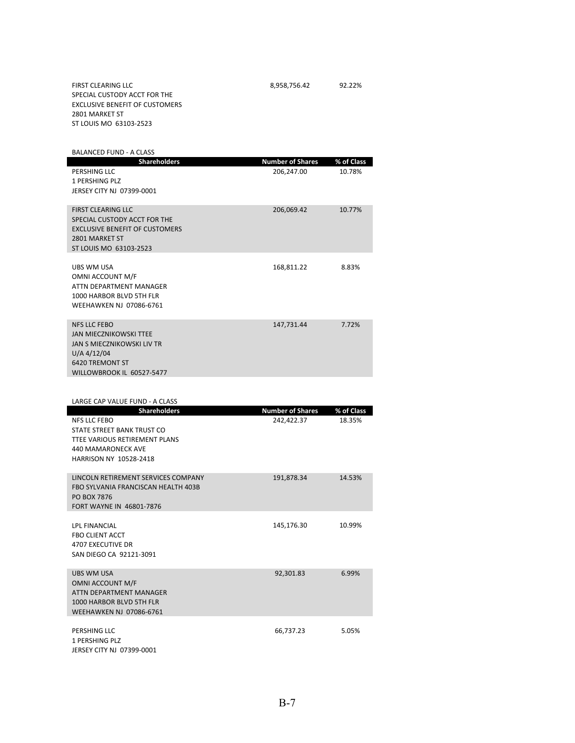| | | |
|---|---|---|
| FIRST CLEARING LLC<br>SPECIAL CUSTODY ACCT FOR THE<br>EXCLUSIVE BENEFIT OF CUSTOMERS<br>2801 MARKET ST<br>ST LOUIS MO 63103-2523 | 8,958,756.42 | 92.22% |

BALANCED FUND - A CLASS

| Shareholders | Number of Shares | % of Class |
|---|---|---|
| PERSHING LLC<br>1 PERSHING PLZ<br>JERSEY CITY NJ 07399-0001 | 206,247.00 | 10.78% |
| FIRST CLEARING LLC<br>SPECIAL CUSTODY ACCT FOR THE<br>EXCLUSIVE BENEFIT OF CUSTOMERS<br>2801 MARKET ST<br>ST LOUIS MO 63103-2523 | 206,069.42 | 10.77% |
| UBS WM USA<br>OMNI ACCOUNT M/F<br>ATTN DEPARTMENT MANAGER<br>1000 HARBOR BLVD 5TH FLR<br>WEEHAWKEN NJ 07086-6761 | 168,811.22 | 8.83% |
| NFS LLC FEBO<br>JAN MIECZNIKOWSKI TTEE<br>JAN S MIECZNIKOWSKI LIV TR<br>U/A 4/12/04<br>6420 TREMONT ST<br>WILLOWBROOK IL 60527-5477 | 147,731.44 | 7.72% |

LARGE CAP VALUE FUND - A CLASS

| Shareholders | Number of Shares | % of Class |
|---|---|---|
| NFS LLC FEBO<br>STATE STREET BANK TRUST CO<br>TTEE VARIOUS RETIREMENT PLANS<br>440 MAMARONECK AVE<br>HARRISON NY 10528-2418 | 242,422.37 | 18.35% |
| LINCOLN RETIREMENT SERVICES COMPANY<br>FBO SYLVANIA FRANCISCAN HEALTH 403B<br>PO BOX 7876<br>FORT WAYNE IN 46801-7876 | 191,878.34 | 14.53% |
| LPL FINANCIAL<br>FBO CLIENT ACCT<br>4707 EXECUTIVE DR<br>SAN DIEGO CA 92121-3091 | 145,176.30 | 10.99% |
| UBS WM USA<br>OMNI ACCOUNT M/F<br>ATTN DEPARTMENT MANAGER<br>1000 HARBOR BLVD 5TH FLR<br>WEEHAWKEN NJ 07086-6761 | 92,301.83 | 6.99% |
| PERSHING LLC<br>1 PERSHING PLZ<br>JERSEY CITY NJ 07399-0001 | 66,737.23 | 5.05% |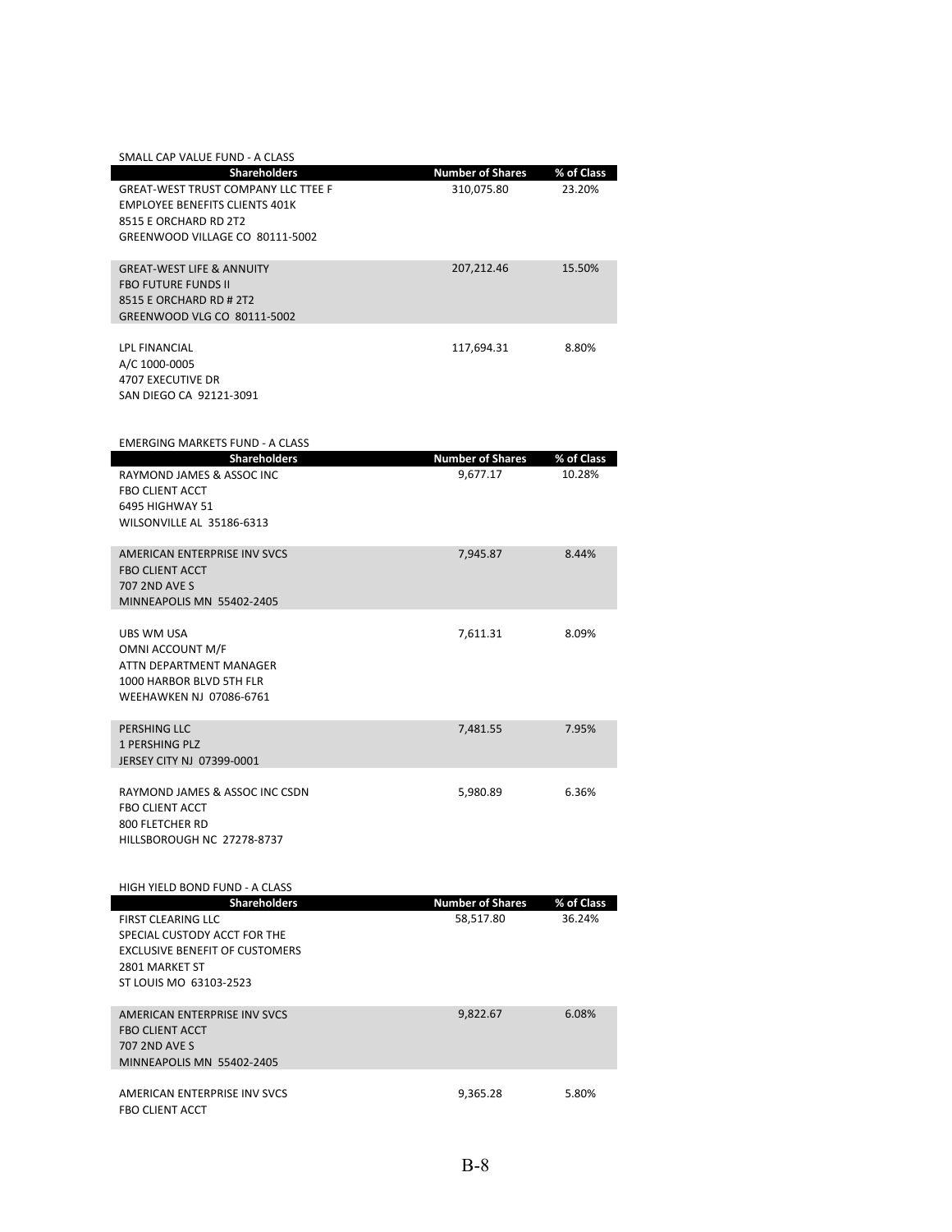SMALL CAP VALUE FUND - A CLASS

| Shareholders | Number of Shares | % of Class |
|---|---|---|
| GREAT-WEST TRUST COMPANY LLC TTEE F<br>EMPLOYEE BENEFITS CLIENTS 401K<br>8515 E ORCHARD RD 2T2<br>GREENWOOD VILLAGE CO 80111-5002 | 310,075.80 | 23.20% |
| GREAT-WEST LIFE & ANNUITY<br>FBO FUTURE FUNDS II<br>8515 E ORCHARD RD # 2T2<br>GREENWOOD VLG CO 80111-5002 | 207,212.46 | 15.50% |
| LPL FINANCIAL<br>A/C 1000-0005<br>4707 EXECUTIVE DR<br>SAN DIEGO CA 92121-3091 | 117,694.31 | 8.80% |

EMERGING MARKETS FUND - A CLASS

| Shareholders | Number of Shares | % of Class |
|---|---|---|
| RAYMOND JAMES & ASSOC INC<br>FBO CLIENT ACCT<br>6495 HIGHWAY 51<br>WILSONVILLE AL 35186-6313 | 9,677.17 | 10.28% |
| AMERICAN ENTERPRISE INV SVCS<br>FBO CLIENT ACCT<br>707 2ND AVE S<br>MINNEAPOLIS MN 55402-2405 | 7,945.87 | 8.44% |
| UBS WM USA<br>OMNI ACCOUNT M/F<br>ATTN DEPARTMENT MANAGER<br>1000 HARBOR BLVD 5TH FLR<br>WEEHAWKEN NJ 07086-6761 | 7,611.31 | 8.09% |
| PERSHING LLC<br>1 PERSHING PLZ<br>JERSEY CITY NJ 07399-0001 | 7,481.55 | 7.95% |
| RAYMOND JAMES & ASSOC INC CSDN<br>FBO CLIENT ACCT<br>800 FLETCHER RD<br>HILLSBOROUGH NC 27278-8737 | 5,980.89 | 6.36% |

HIGH YIELD BOND FUND - A CLASS

| Shareholders | Number of Shares | % of Class |
|---|---|---|
| FIRST CLEARING LLC<br>SPECIAL CUSTODY ACCT FOR THE<br>EXCLUSIVE BENEFIT OF CUSTOMERS<br>2801 MARKET ST<br>ST LOUIS MO 63103-2523 | 58,517.80 | 36.24% |
| AMERICAN ENTERPRISE INV SVCS<br>FBO CLIENT ACCT<br>707 2ND AVE S<br>MINNEAPOLIS MN 55402-2405 | 9,822.67 | 6.08% |
| AMERICAN ENTERPRISE INV SVCS<br>FBO CLIENT ACCT | 9,365.28 | 5.80% |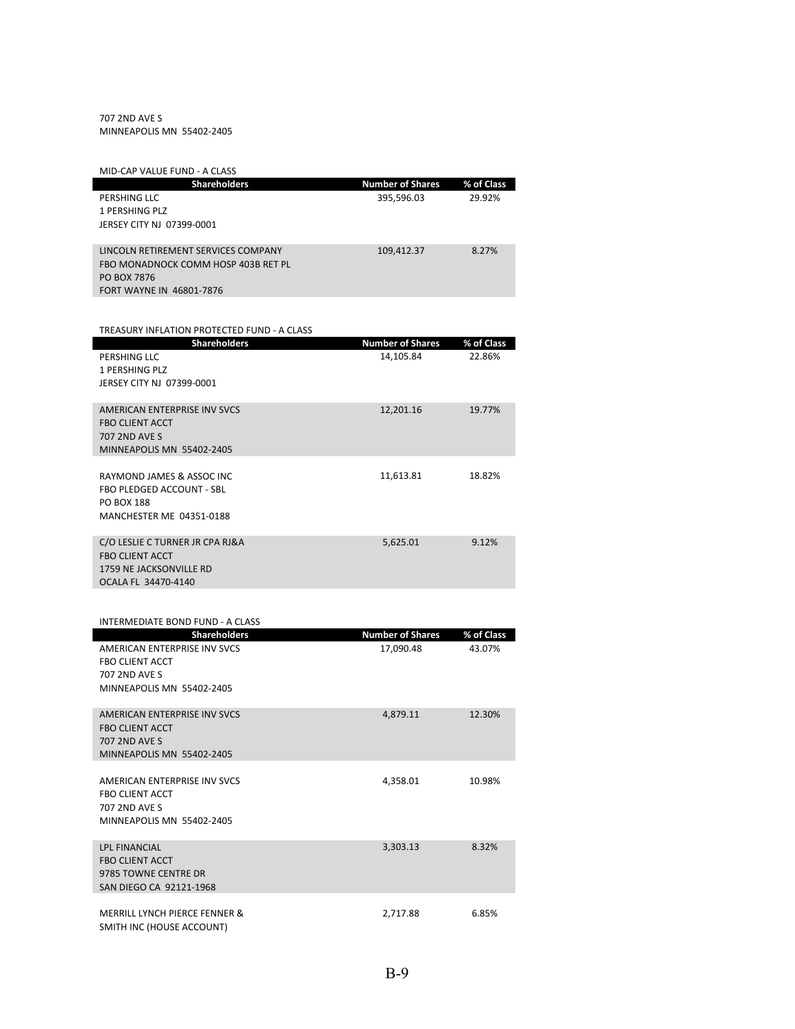707 2ND AVE S
MINNEAPOLIS MN 55402-2405

MID-CAP VALUE FUND - A CLASS

| Shareholders | Number of Shares | % of Class |
|---|---|---|
| PERSHING LLC<br>1 PERSHING PLZ<br>JERSEY CITY NJ 07399-0001 | 395,596.03 | 29.92% |
| LINCOLN RETIREMENT SERVICES COMPANY<br>FBO MONADNOCK COMM HOSP 403B RET PL<br>PO BOX 7876<br>FORT WAYNE IN 46801-7876 | 109,412.37 | 8.27% |

TREASURY INFLATION PROTECTED FUND - A CLASS

| Shareholders | Number of Shares | % of Class |
|---|---|---|
| PERSHING LLC<br>1 PERSHING PLZ<br>JERSEY CITY NJ 07399-0001 | 14,105.84 | 22.86% |
| AMERICAN ENTERPRISE INV SVCS<br>FBO CLIENT ACCT<br>707 2ND AVE S<br>MINNEAPOLIS MN 55402-2405 | 12,201.16 | 19.77% |
| RAYMOND JAMES & ASSOC INC<br>FBO PLEDGED ACCOUNT - SBL<br>PO BOX 188<br>MANCHESTER ME 04351-0188 | 11,613.81 | 18.82% |
| C/O LESLIE C TURNER JR CPA RJ&A<br>FBO CLIENT ACCT<br>1759 NE JACKSONVILLE RD<br>OCALA FL 34470-4140 | 5,625.01 | 9.12% |

INTERMEDIATE BOND FUND - A CLASS

| Shareholders | Number of Shares | % of Class |
|---|---|---|
| AMERICAN ENTERPRISE INV SVCS<br>FBO CLIENT ACCT<br>707 2ND AVE S<br>MINNEAPOLIS MN 55402-2405 | 17,090.48 | 43.07% |
| AMERICAN ENTERPRISE INV SVCS<br>FBO CLIENT ACCT<br>707 2ND AVE S<br>MINNEAPOLIS MN 55402-2405 | 4,879.11 | 12.30% |
| AMERICAN ENTERPRISE INV SVCS<br>FBO CLIENT ACCT<br>707 2ND AVE S<br>MINNEAPOLIS MN 55402-2405 | 4,358.01 | 10.98% |
| LPL FINANCIAL<br>FBO CLIENT ACCT<br>9785 TOWNE CENTRE DR<br>SAN DIEGO CA 92121-1968 | 3,303.13 | 8.32% |
| MERRILL LYNCH PIERCE FENNER &<br>SMITH INC (HOUSE ACCOUNT) | 2,717.88 | 6.85% |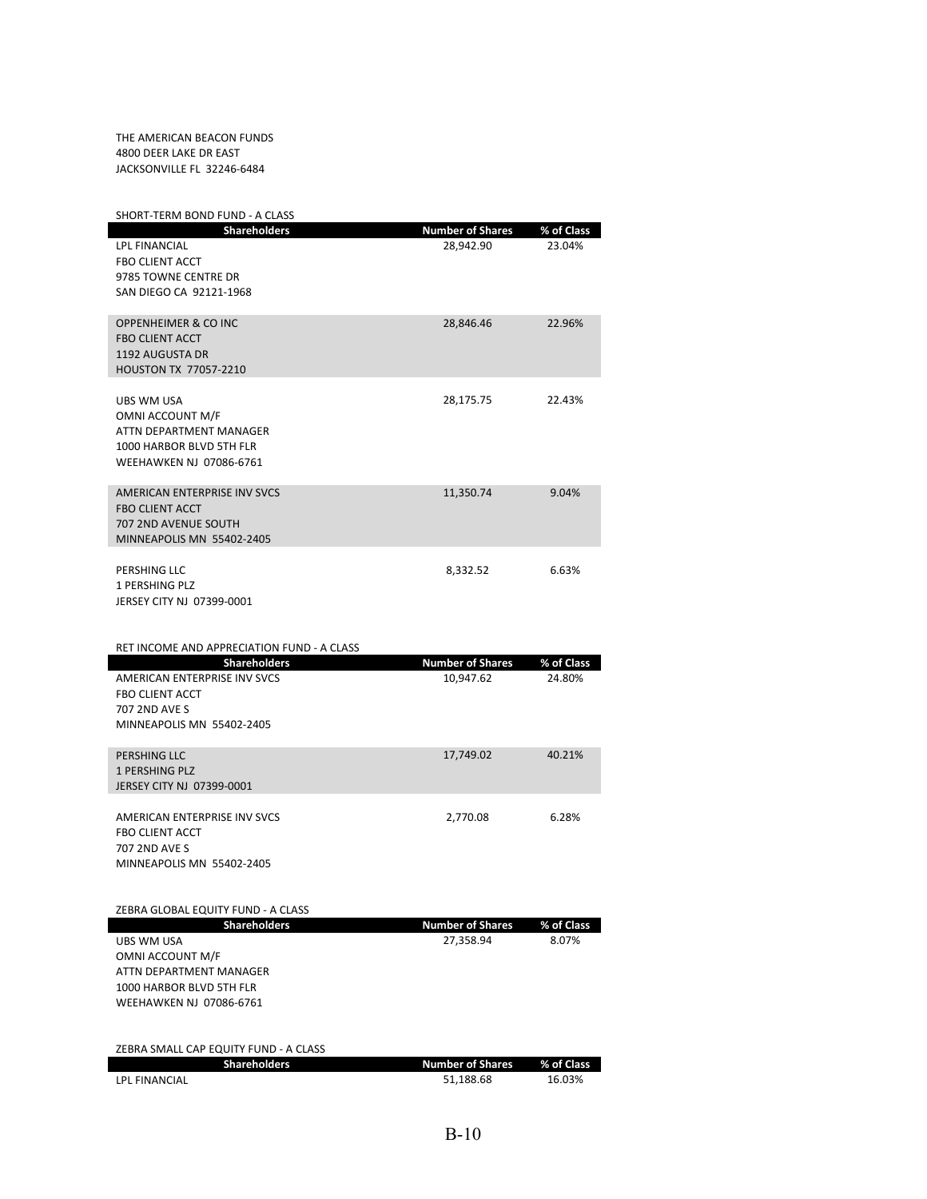THE AMERICAN BEACON FUNDS
4800 DEER LAKE DR EAST
JACKSONVILLE FL 32246-6484

SHORT-TERM BOND FUND - A CLASS

| Shareholders | Number of Shares | % of Class |
|---|---|---|
| LPL FINANCIAL<br>FBO CLIENT ACCT<br>9785 TOWNE CENTRE DR<br>SAN DIEGO CA 92121-1968 | 28,942.90 | 23.04% |
| OPPENHEIMER & CO INC<br>FBO CLIENT ACCT<br>1192 AUGUSTA DR<br>HOUSTON TX 77057-2210 | 28,846.46 | 22.96% |
| UBS WM USA<br>OMNI ACCOUNT M/F<br>ATTN DEPARTMENT MANAGER<br>1000 HARBOR BLVD 5TH FLR<br>WEEHAWKEN NJ 07086-6761 | 28,175.75 | 22.43% |
| AMERICAN ENTERPRISE INV SVCS<br>FBO CLIENT ACCT<br>707 2ND AVENUE SOUTH<br>MINNEAPOLIS MN 55402-2405 | 11,350.74 | 9.04% |
| PERSHING LLC<br>1 PERSHING PLZ<br>JERSEY CITY NJ 07399-0001 | 8,332.52 | 6.63% |

RET INCOME AND APPRECIATION FUND - A CLASS

| Shareholders | Number of Shares | % of Class |
|---|---|---|
| AMERICAN ENTERPRISE INV SVCS<br>FBO CLIENT ACCT<br>707 2ND AVE S<br>MINNEAPOLIS MN 55402-2405 | 10,947.62 | 24.80% |
| PERSHING LLC<br>1 PERSHING PLZ<br>JERSEY CITY NJ 07399-0001 | 17,749.02 | 40.21% |
| AMERICAN ENTERPRISE INV SVCS<br>FBO CLIENT ACCT<br>707 2ND AVE S<br>MINNEAPOLIS MN 55402-2405 | 2,770.08 | 6.28% |

ZEBRA GLOBAL EQUITY FUND - A CLASS

| Shareholders | Number of Shares | % of Class |
|---|---|---|
| UBS WM USA<br>OMNI ACCOUNT M/F<br>ATTN DEPARTMENT MANAGER<br>1000 HARBOR BLVD 5TH FLR<br>WEEHAWKEN NJ 07086-6761 | 27,358.94 | 8.07% |

ZEBRA SMALL CAP EQUITY FUND - A CLASS

| Shareholders | Number of Shares | % of Class |
|---|---|---|
| LPL FINANCIAL | 51,188.68 | 16.03% |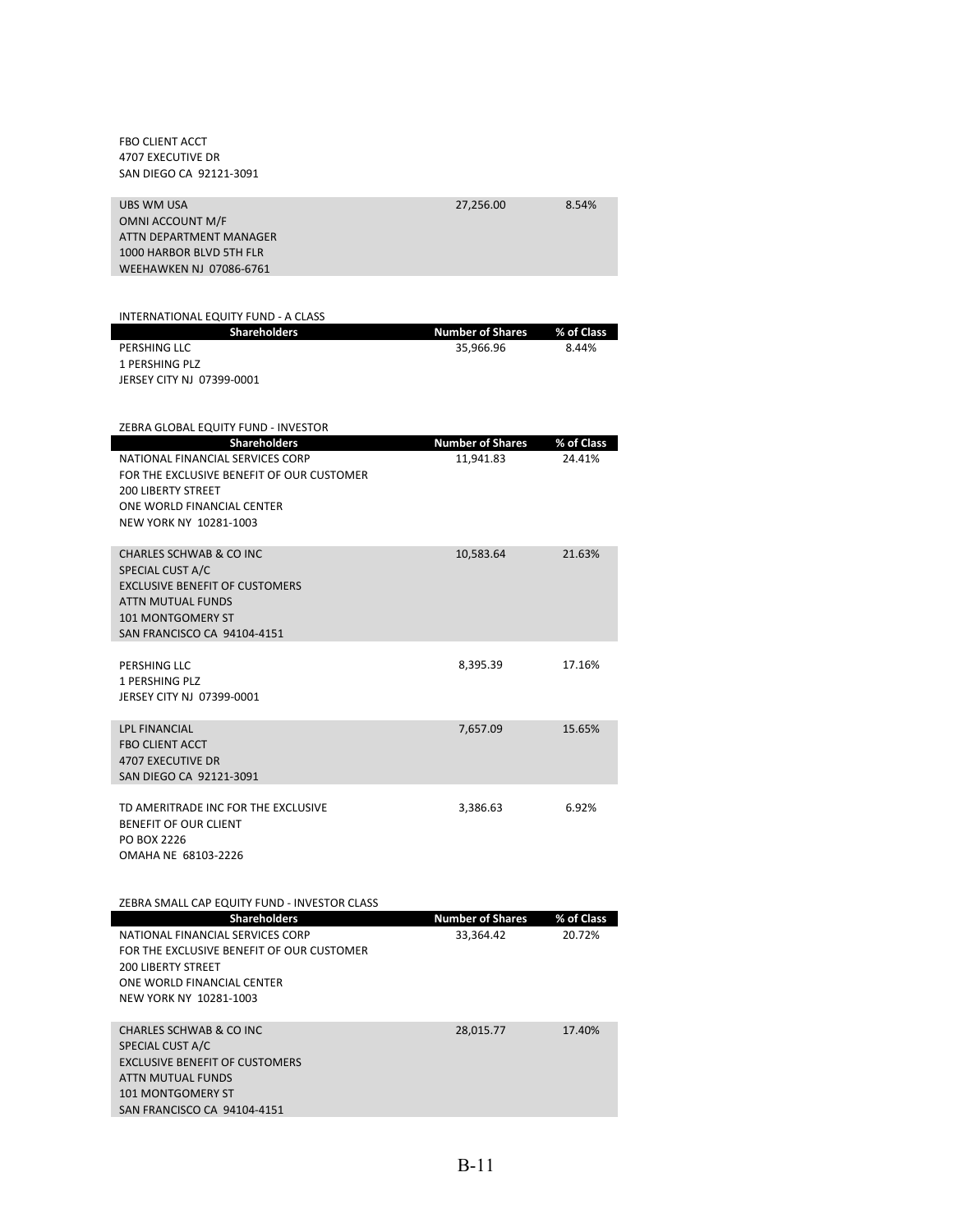FBO CLIENT ACCT
4707 EXECUTIVE DR
SAN DIEGO CA 92121-3091

| | | |
|---|---|---|
| UBS WM USA<br>OMNI ACCOUNT M/F<br>ATTN DEPARTMENT MANAGER<br>1000 HARBOR BLVD 5TH FLR<br>WEEHAWKEN NJ 07086-6761 | 27,256.00 | 8.54% |

INTERNATIONAL EQUITY FUND - A CLASS

| Shareholders | Number of Shares | % of Class |
|---|---|---|
| PERSHING LLC<br>1 PERSHING PLZ<br>JERSEY CITY NJ 07399-0001 | 35,966.96 | 8.44% |

ZEBRA GLOBAL EQUITY FUND - INVESTOR

| Shareholders | Number of Shares | % of Class |
|---|---|---|
| NATIONAL FINANCIAL SERVICES CORP<br>FOR THE EXCLUSIVE BENEFIT OF OUR CUSTOMER<br>200 LIBERTY STREET<br>ONE WORLD FINANCIAL CENTER<br>NEW YORK NY 10281-1003 | 11,941.83 | 24.41% |
| CHARLES SCHWAB & CO INC<br>SPECIAL CUST A/C<br>EXCLUSIVE BENEFIT OF CUSTOMERS<br>ATTN MUTUAL FUNDS<br>101 MONTGOMERY ST<br>SAN FRANCISCO CA 94104-4151 | 10,583.64 | 21.63% |
| PERSHING LLC<br>1 PERSHING PLZ<br>JERSEY CITY NJ 07399-0001 | 8,395.39 | 17.16% |
| LPL FINANCIAL<br>FBO CLIENT ACCT<br>4707 EXECUTIVE DR<br>SAN DIEGO CA 92121-3091 | 7,657.09 | 15.65% |
| TD AMERITRADE INC FOR THE EXCLUSIVE<br>BENEFIT OF OUR CLIENT<br>PO BOX 2226<br>OMAHA NE 68103-2226 | 3,386.63 | 6.92% |

ZEBRA SMALL CAP EQUITY FUND - INVESTOR CLASS

| Shareholders | Number of Shares | % of Class |
|---|---|---|
| NATIONAL FINANCIAL SERVICES CORP<br>FOR THE EXCLUSIVE BENEFIT OF OUR CUSTOMER<br>200 LIBERTY STREET<br>ONE WORLD FINANCIAL CENTER<br>NEW YORK NY 10281-1003 | 33,364.42 | 20.72% |
| CHARLES SCHWAB & CO INC<br>SPECIAL CUST A/C<br>EXCLUSIVE BENEFIT OF CUSTOMERS<br>ATTN MUTUAL FUNDS<br>101 MONTGOMERY ST<br>SAN FRANCISCO CA 94104-4151 | 28,015.77 | 17.40% |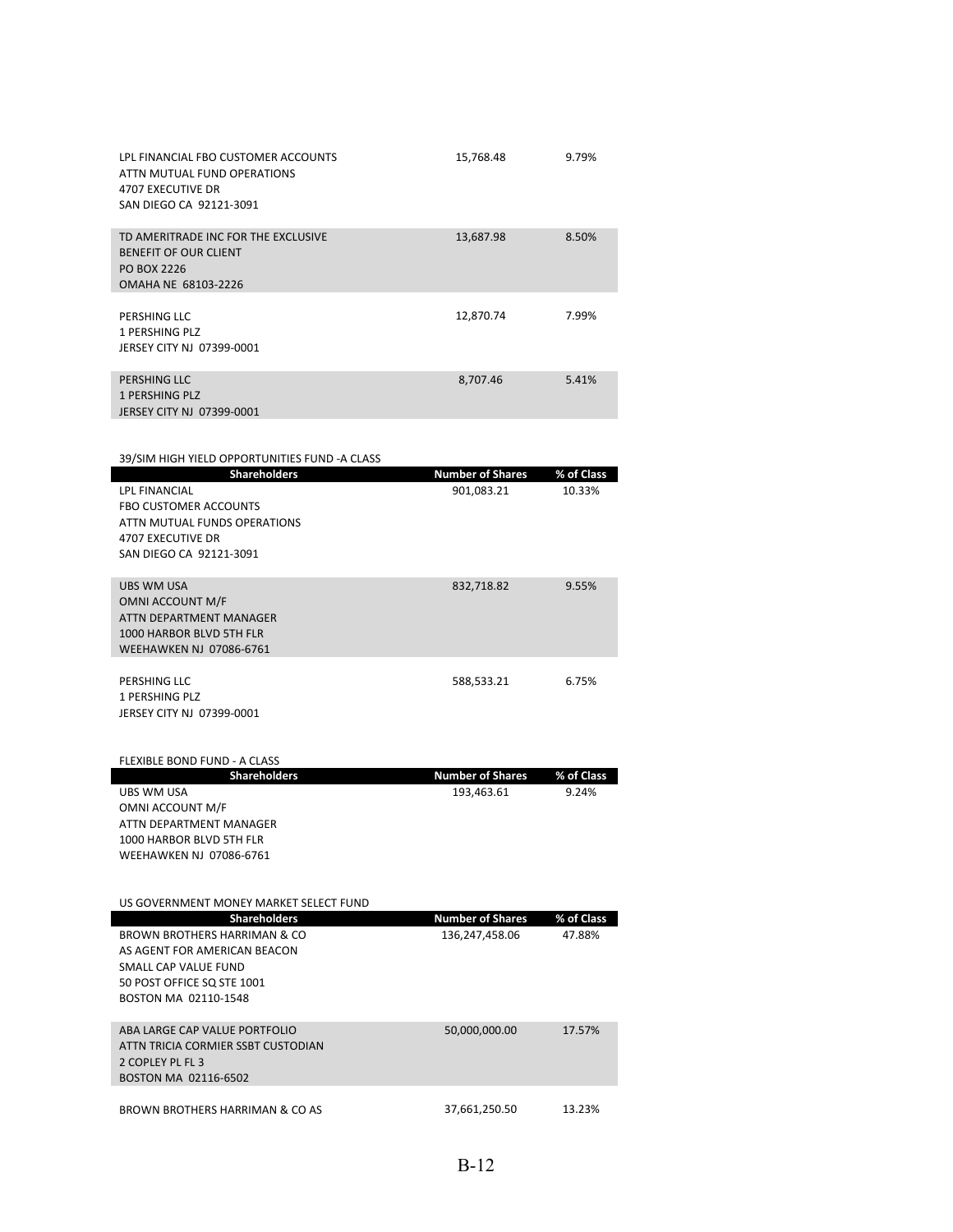| Shareholders | Number of Shares | % of Class |
|---|---|---|
| LPL FINANCIAL FBO CUSTOMER ACCOUNTS<br>ATTN MUTUAL FUND OPERATIONS<br>4707 EXECUTIVE DR<br>SAN DIEGO CA 92121-3091 | 15,768.48 | 9.79% |
| TD AMERITRADE INC FOR THE EXCLUSIVE<br>BENEFIT OF OUR CLIENT<br>PO BOX 2226<br>OMAHA NE 68103-2226 | 13,687.98 | 8.50% |
| PERSHING LLC<br>1 PERSHING PLZ<br>JERSEY CITY NJ 07399-0001 | 12,870.74 | 7.99% |
| PERSHING LLC<br>1 PERSHING PLZ<br>JERSEY CITY NJ 07399-0001 | 8,707.46 | 5.41% |

39/SIM HIGH YIELD OPPORTUNITIES FUND -A CLASS

| Shareholders | Number of Shares | % of Class |
|---|---|---|
| LPL FINANCIAL<br>FBO CUSTOMER ACCOUNTS<br>ATTN MUTUAL FUNDS OPERATIONS<br>4707 EXECUTIVE DR<br>SAN DIEGO CA 92121-3091 | 901,083.21 | 10.33% |
| UBS WM USA<br>OMNI ACCOUNT M/F<br>ATTN DEPARTMENT MANAGER<br>1000 HARBOR BLVD 5TH FLR<br>WEEHAWKEN NJ 07086-6761 | 832,718.82 | 9.55% |
| PERSHING LLC<br>1 PERSHING PLZ<br>JERSEY CITY NJ 07399-0001 | 588,533.21 | 6.75% |

FLEXIBLE BOND FUND - A CLASS

| Shareholders | Number of Shares | % of Class |
|---|---|---|
| UBS WM USA<br>OMNI ACCOUNT M/F<br>ATTN DEPARTMENT MANAGER<br>1000 HARBOR BLVD 5TH FLR<br>WEEHAWKEN NJ 07086-6761 | 193,463.61 | 9.24% |

US GOVERNMENT MONEY MARKET SELECT FUND

| Shareholders | Number of Shares | % of Class |
|---|---|---|
| BROWN BROTHERS HARRIMAN & CO<br>AS AGENT FOR AMERICAN BEACON<br>SMALL CAP VALUE FUND<br>50 POST OFFICE SQ STE 1001<br>BOSTON MA 02110-1548 | 136,247,458.06 | 47.88% |
| ABA LARGE CAP VALUE PORTFOLIO<br>ATTN TRICIA CORMIER SSBT CUSTODIAN<br>2 COPLEY PL FL 3<br>BOSTON MA 02116-6502 | 50,000,000.00 | 17.57% |
| BROWN BROTHERS HARRIMAN & CO AS | 37,661,250.50 | 13.23% |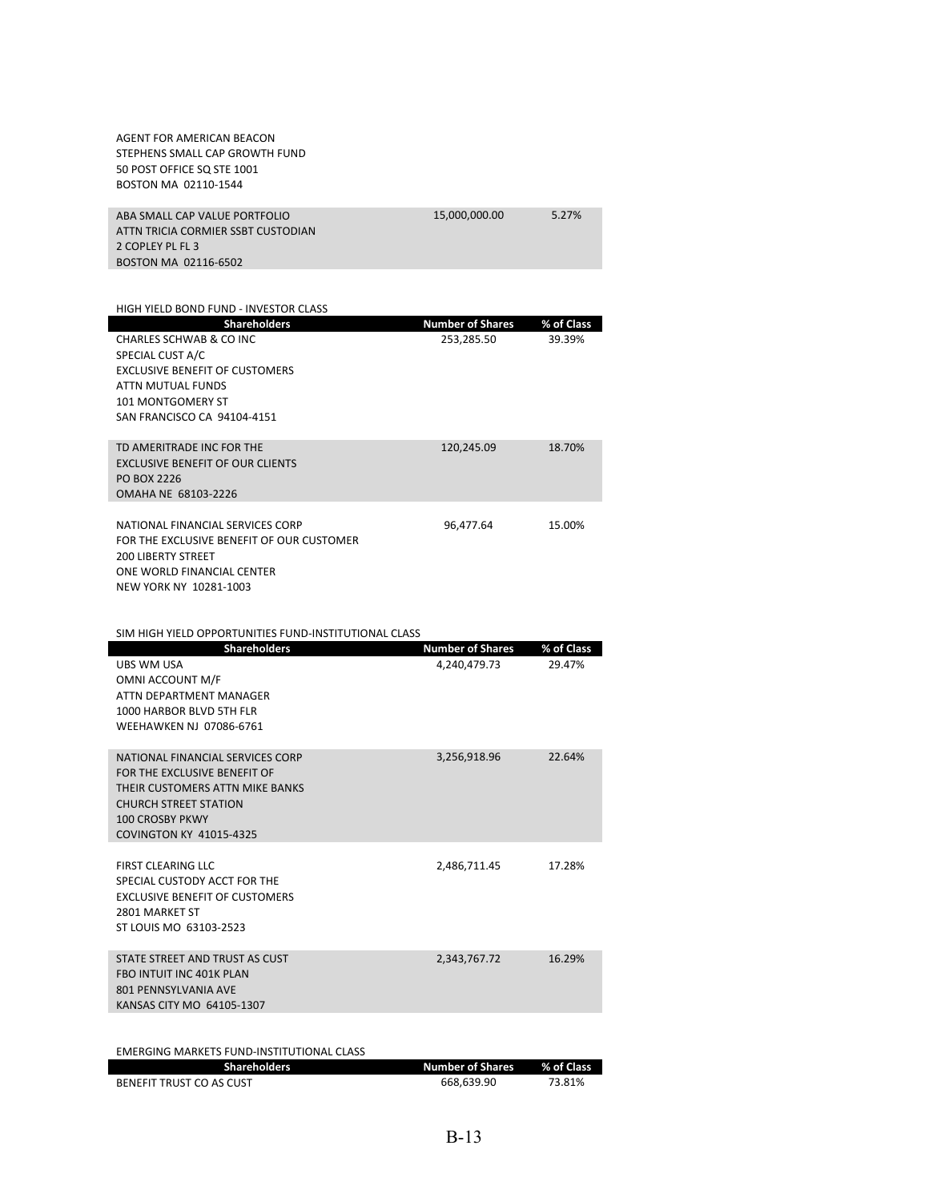| | | |
|---|---|---|
| AGENT FOR AMERICAN BEACON<br>STEPHENS SMALL CAP GROWTH FUND<br>50 POST OFFICE SQ STE 1001<br>BOSTON MA 02110-1544 | | |
| ABA SMALL CAP VALUE PORTFOLIO<br>ATTN TRICIA CORMIER SSBT CUSTODIAN<br>2 COPLEY PL FL 3<br>BOSTON MA 02116-6502 | 15,000,000.00 | 5.27% |

HIGH YIELD BOND FUND - INVESTOR CLASS

| Shareholders | Number of Shares | % of Class |
|---|---|---|
| CHARLES SCHWAB & CO INC<br>SPECIAL CUST A/C<br>EXCLUSIVE BENEFIT OF CUSTOMERS<br>ATTN MUTUAL FUNDS<br>101 MONTGOMERY ST<br>SAN FRANCISCO CA 94104-4151 | 253,285.50 | 39.39% |
| TD AMERITRADE INC FOR THE<br>EXCLUSIVE BENEFIT OF OUR CLIENTS<br>PO BOX 2226<br>OMAHA NE 68103-2226 | 120,245.09 | 18.70% |
| NATIONAL FINANCIAL SERVICES CORP<br>FOR THE EXCLUSIVE BENEFIT OF OUR CUSTOMER<br>200 LIBERTY STREET<br>ONE WORLD FINANCIAL CENTER<br>NEW YORK NY 10281-1003 | 96,477.64 | 15.00% |

SIM HIGH YIELD OPPORTUNITIES FUND-INSTITUTIONAL CLASS

| Shareholders | Number of Shares | % of Class |
|---|---|---|
| UBS WM USA<br>OMNI ACCOUNT M/F<br>ATTN DEPARTMENT MANAGER<br>1000 HARBOR BLVD 5TH FLR<br>WEEHAWKEN NJ 07086-6761 | 4,240,479.73 | 29.47% |
| NATIONAL FINANCIAL SERVICES CORP<br>FOR THE EXCLUSIVE BENEFIT OF<br>THEIR CUSTOMERS ATTN MIKE BANKS<br>CHURCH STREET STATION<br>100 CROSBY PKWY<br>COVINGTON KY 41015-4325 | 3,256,918.96 | 22.64% |
| FIRST CLEARING LLC<br>SPECIAL CUSTODY ACCT FOR THE<br>EXCLUSIVE BENEFIT OF CUSTOMERS<br>2801 MARKET ST<br>ST LOUIS MO 63103-2523 | 2,486,711.45 | 17.28% |
| STATE STREET AND TRUST AS CUST<br>FBO INTUIT INC 401K PLAN<br>801 PENNSYLVANIA AVE<br>KANSAS CITY MO 64105-1307 | 2,343,767.72 | 16.29% |

EMERGING MARKETS FUND-INSTITUTIONAL CLASS

| Shareholders | Number of Shares | % of Class |
|---|---|---|
| BENEFIT TRUST CO AS CUST | 668,639.90 | 73.81% |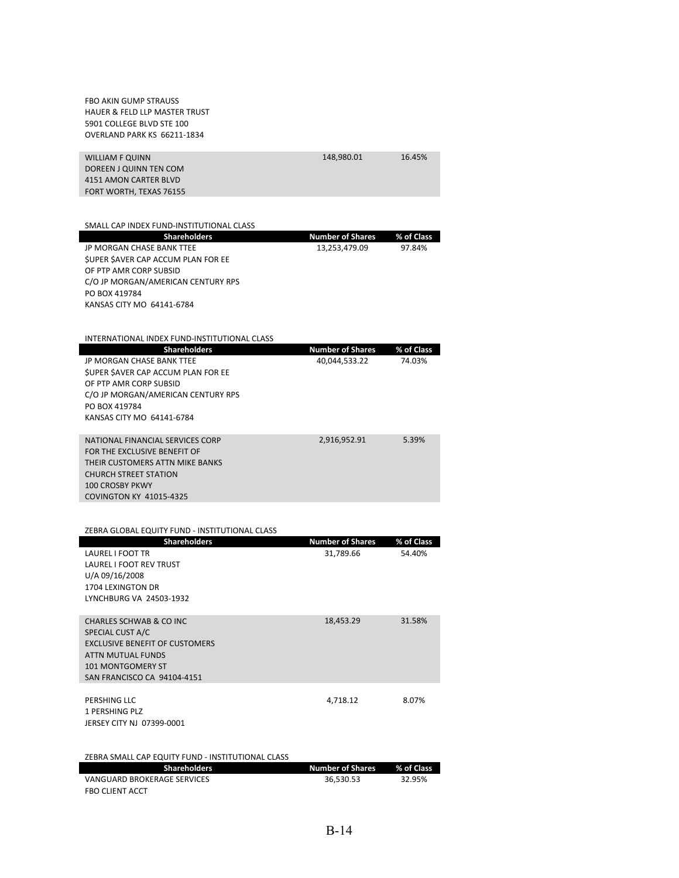| | | |
|---|---|---|
| FBO AKIN GUMP STRAUSS<br>HAUER & FELD LLP MASTER TRUST<br>5901 COLLEGE BLVD STE 100<br>OVERLAND PARK KS 66211-1834 | | |
| WILLIAM F QUINN<br>DOREEN J QUINN TEN COM<br>4151 AMON CARTER BLVD<br>FORT WORTH, TEXAS 76155 | 148,980.01 | 16.45% |

SMALL CAP INDEX FUND-INSTITUTIONAL CLASS

| Shareholders | Number of Shares | % of Class |
|---|---|---|
| JP MORGAN CHASE BANK TTEE<br>$UPER $AVER CAP ACCUM PLAN FOR EE<br>OF PTP AMR CORP SUBSID<br>C/O JP MORGAN/AMERICAN CENTURY RPS<br>PO BOX 419784<br>KANSAS CITY MO 64141-6784 | 13,253,479.09 | 97.84% |

INTERNATIONAL INDEX FUND-INSTITUTIONAL CLASS

| Shareholders | Number of Shares | % of Class |
|---|---|---|
| JP MORGAN CHASE BANK TTEE<br>$UPER $AVER CAP ACCUM PLAN FOR EE<br>OF PTP AMR CORP SUBSID<br>C/O JP MORGAN/AMERICAN CENTURY RPS<br>PO BOX 419784<br>KANSAS CITY MO 64141-6784 | 40,044,533.22 | 74.03% |
| NATIONAL FINANCIAL SERVICES CORP<br>FOR THE EXCLUSIVE BENEFIT OF<br>THEIR CUSTOMERS ATTN MIKE BANKS<br>CHURCH STREET STATION<br>100 CROSBY PKWY<br>COVINGTON KY 41015-4325 | 2,916,952.91 | 5.39% |

ZEBRA GLOBAL EQUITY FUND - INSTITUTIONAL CLASS

| Shareholders | Number of Shares | % of Class |
|---|---|---|
| LAUREL I FOOT TR<br>LAUREL I FOOT REV TRUST<br>U/A 09/16/2008<br>1704 LEXINGTON DR<br>LYNCHBURG VA 24503-1932 | 31,789.66 | 54.40% |
| CHARLES SCHWAB & CO INC<br>SPECIAL CUST A/C<br>EXCLUSIVE BENEFIT OF CUSTOMERS<br>ATTN MUTUAL FUNDS<br>101 MONTGOMERY ST<br>SAN FRANCISCO CA 94104-4151 | 18,453.29 | 31.58% |
| PERSHING LLC<br>1 PERSHING PLZ<br>JERSEY CITY NJ 07399-0001 | 4,718.12 | 8.07% |

ZEBRA SMALL CAP EQUITY FUND - INSTITUTIONAL CLASS

| Shareholders | Number of Shares | % of Class |
|---|---|---|
| VANGUARD BROKERAGE SERVICES<br>FBO CLIENT ACCT | 36,530.53 | 32.95% |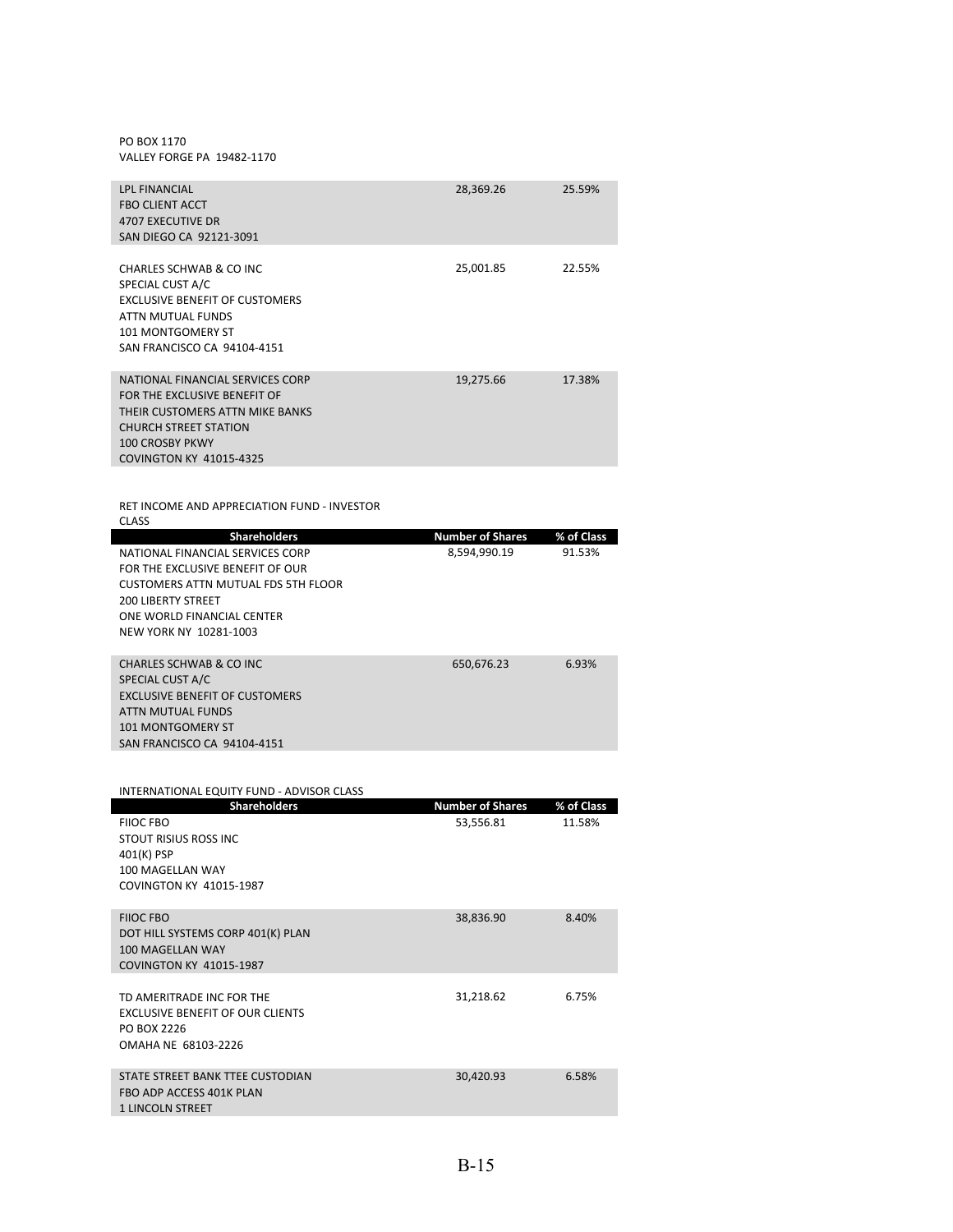PO BOX 1170
VALLEY FORGE PA 19482-1170

| Shareholders | Number of Shares | % of Class |
|---|---|---|
| LPL FINANCIAL<br>FBO CLIENT ACCT<br>4707 EXECUTIVE DR<br>SAN DIEGO CA 92121-3091 | 28,369.26 | 25.59% |
| CHARLES SCHWAB & CO INC<br>SPECIAL CUST A/C<br>EXCLUSIVE BENEFIT OF CUSTOMERS<br>ATTN MUTUAL FUNDS<br>101 MONTGOMERY ST<br>SAN FRANCISCO CA 94104-4151 | 25,001.85 | 22.55% |
| NATIONAL FINANCIAL SERVICES CORP<br>FOR THE EXCLUSIVE BENEFIT OF<br>THEIR CUSTOMERS ATTN MIKE BANKS<br>CHURCH STREET STATION<br>100 CROSBY PKWY<br>COVINGTON KY 41015-4325 | 19,275.66 | 17.38% |

RET INCOME AND APPRECIATION FUND - INVESTOR CLASS

| Shareholders | Number of Shares | % of Class |
|---|---|---|
| NATIONAL FINANCIAL SERVICES CORP<br>FOR THE EXCLUSIVE BENEFIT OF OUR<br>CUSTOMERS ATTN MUTUAL FDS 5TH FLOOR<br>200 LIBERTY STREET<br>ONE WORLD FINANCIAL CENTER<br>NEW YORK NY 10281-1003 | 8,594,990.19 | 91.53% |
| CHARLES SCHWAB & CO INC<br>SPECIAL CUST A/C<br>EXCLUSIVE BENEFIT OF CUSTOMERS<br>ATTN MUTUAL FUNDS<br>101 MONTGOMERY ST<br>SAN FRANCISCO CA 94104-4151 | 650,676.23 | 6.93% |

INTERNATIONAL EQUITY FUND - ADVISOR CLASS

| Shareholders | Number of Shares | % of Class |
|---|---|---|
| FIIOC FBO<br>STOUT RISIUS ROSS INC<br>401(K) PSP<br>100 MAGELLAN WAY<br>COVINGTON KY 41015-1987 | 53,556.81 | 11.58% |
| FIIOC FBO<br>DOT HILL SYSTEMS CORP 401(K) PLAN<br>100 MAGELLAN WAY<br>COVINGTON KY 41015-1987 | 38,836.90 | 8.40% |
| TD AMERITRADE INC FOR THE<br>EXCLUSIVE BENEFIT OF OUR CLIENTS<br>PO BOX 2226<br>OMAHA NE 68103-2226 | 31,218.62 | 6.75% |
| STATE STREET BANK TTEE CUSTODIAN<br>FBO ADP ACCESS 401K PLAN<br>1 LINCOLN STREET | 30,420.93 | 6.58% |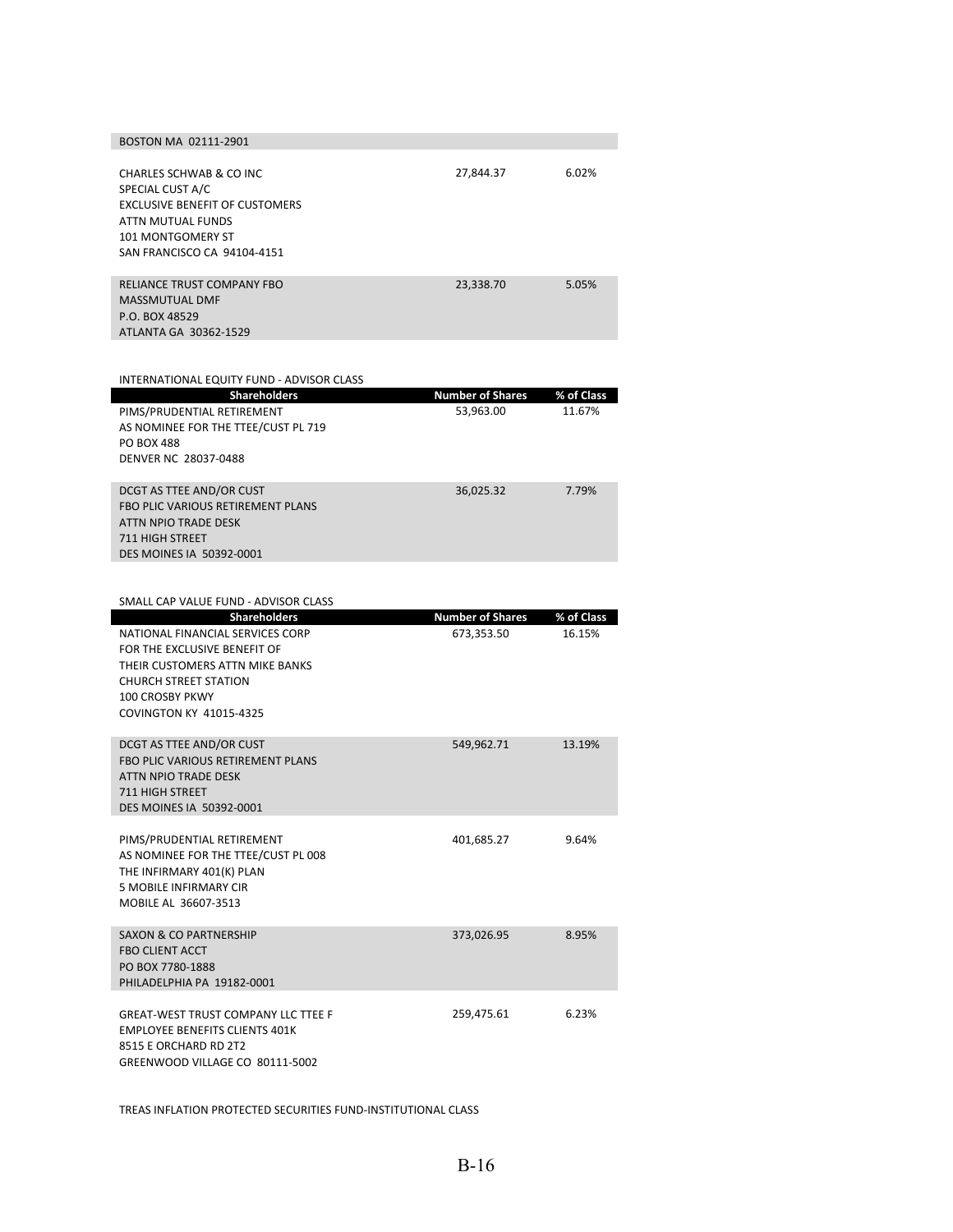| Shareholders | Number of Shares | % of Class |
|---|---|---|
| BOSTON MA 02111-2901 | | |
| CHARLES SCHWAB & CO INC<br>SPECIAL CUST A/C<br>EXCLUSIVE BENEFIT OF CUSTOMERS<br>ATTN MUTUAL FUNDS<br>101 MONTGOMERY ST<br>SAN FRANCISCO CA 94104-4151 | 27,844.37 | 6.02% |
| RELIANCE TRUST COMPANY FBO<br>MASSMUTUAL DMF<br>P.O. BOX 48529<br>ATLANTA GA 30362-1529 | 23,338.70 | 5.05% |

INTERNATIONAL EQUITY FUND - ADVISOR CLASS

| Shareholders | Number of Shares | % of Class |
|---|---|---|
| PIMS/PRUDENTIAL RETIREMENT<br>AS NOMINEE FOR THE TTEE/CUST PL 719<br>PO BOX 488<br>DENVER NC 28037-0488 | 53,963.00 | 11.67% |
| DCGT AS TTEE AND/OR CUST<br>FBO PLIC VARIOUS RETIREMENT PLANS<br>ATTN NPIO TRADE DESK<br>711 HIGH STREET<br>DES MOINES IA 50392-0001 | 36,025.32 | 7.79% |

SMALL CAP VALUE FUND - ADVISOR CLASS

| Shareholders | Number of Shares | % of Class |
|---|---|---|
| NATIONAL FINANCIAL SERVICES CORP<br>FOR THE EXCLUSIVE BENEFIT OF<br>THEIR CUSTOMERS ATTN MIKE BANKS<br>CHURCH STREET STATION<br>100 CROSBY PKWY<br>COVINGTON KY 41015-4325 | 673,353.50 | 16.15% |
| DCGT AS TTEE AND/OR CUST<br>FBO PLIC VARIOUS RETIREMENT PLANS<br>ATTN NPIO TRADE DESK<br>711 HIGH STREET<br>DES MOINES IA 50392-0001 | 549,962.71 | 13.19% |
| PIMS/PRUDENTIAL RETIREMENT<br>AS NOMINEE FOR THE TTEE/CUST PL 008<br>THE INFIRMARY 401(K) PLAN<br>5 MOBILE INFIRMARY CIR<br>MOBILE AL 36607-3513 | 401,685.27 | 9.64% |
| SAXON & CO PARTNERSHIP<br>FBO CLIENT ACCT<br>PO BOX 7780-1888<br>PHILADELPHIA PA 19182-0001 | 373,026.95 | 8.95% |
| GREAT-WEST TRUST COMPANY LLC TTEE F<br>EMPLOYEE BENEFITS CLIENTS 401K<br>8515 E ORCHARD RD 2T2<br>GREENWOOD VILLAGE CO 80111-5002 | 259,475.61 | 6.23% |

TREAS INFLATION PROTECTED SECURITIES FUND-INSTITUTIONAL CLASS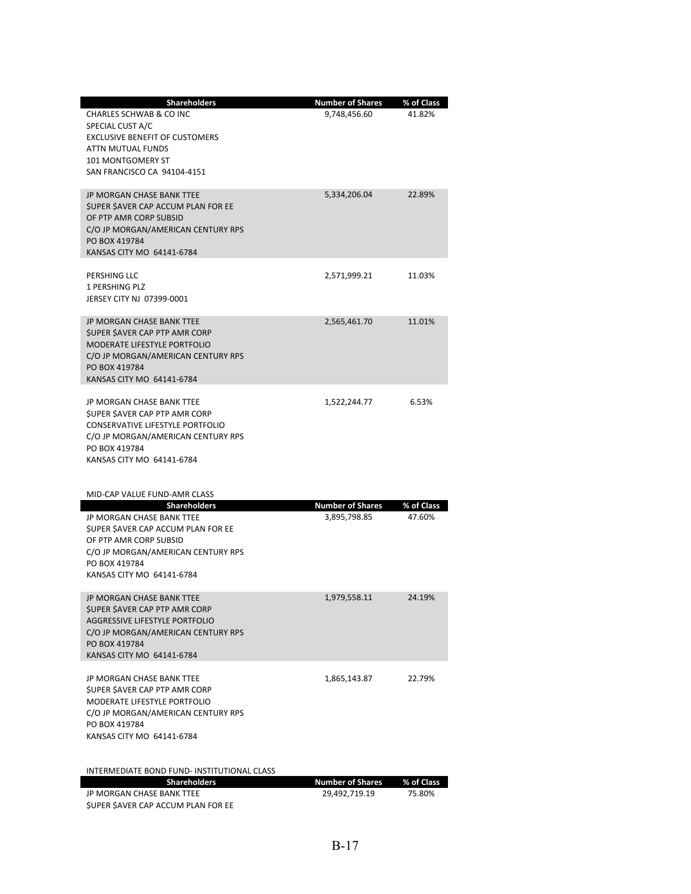| Shareholders | Number of Shares | % of Class |
|---|---|---|
| CHARLES SCHWAB & CO INC<br>SPECIAL CUST A/C<br>EXCLUSIVE BENEFIT OF CUSTOMERS<br>ATTN MUTUAL FUNDS<br>101 MONTGOMERY ST<br>SAN FRANCISCO CA 94104-4151 | 9,748,456.60 | 41.82% |
| JP MORGAN CHASE BANK TTEE<br>$UPER $AVER CAP ACCUM PLAN FOR EE<br>OF PTP AMR CORP SUBSID<br>C/O JP MORGAN/AMERICAN CENTURY RPS<br>PO BOX 419784<br>KANSAS CITY MO 64141-6784 | 5,334,206.04 | 22.89% |
| PERSHING LLC<br>1 PERSHING PLZ<br>JERSEY CITY NJ 07399-0001 | 2,571,999.21 | 11.03% |
| JP MORGAN CHASE BANK TTEE<br>$UPER $AVER CAP PTP AMR CORP<br>MODERATE LIFESTYLE PORTFOLIO<br>C/O JP MORGAN/AMERICAN CENTURY RPS<br>PO BOX 419784<br>KANSAS CITY MO 64141-6784 | 2,565,461.70 | 11.01% |
| JP MORGAN CHASE BANK TTEE<br>$UPER $AVER CAP PTP AMR CORP<br>CONSERVATIVE LIFESTYLE PORTFOLIO<br>C/O JP MORGAN/AMERICAN CENTURY RPS<br>PO BOX 419784<br>KANSAS CITY MO 64141-6784 | 1,522,244.77 | 6.53% |

MID-CAP VALUE FUND-AMR CLASS

| Shareholders | Number of Shares | % of Class |
|---|---|---|
| JP MORGAN CHASE BANK TTEE<br>$UPER $AVER CAP ACCUM PLAN FOR EE<br>OF PTP AMR CORP SUBSID<br>C/O JP MORGAN/AMERICAN CENTURY RPS<br>PO BOX 419784<br>KANSAS CITY MO 64141-6784 | 3,895,798.85 | 47.60% |
| JP MORGAN CHASE BANK TTEE<br>$UPER $AVER CAP PTP AMR CORP<br>AGGRESSIVE LIFESTYLE PORTFOLIO<br>C/O JP MORGAN/AMERICAN CENTURY RPS<br>PO BOX 419784<br>KANSAS CITY MO 64141-6784 | 1,979,558.11 | 24.19% |
| JP MORGAN CHASE BANK TTEE<br>$UPER $AVER CAP PTP AMR CORP<br>MODERATE LIFESTYLE PORTFOLIO<br>C/O JP MORGAN/AMERICAN CENTURY RPS<br>PO BOX 419784<br>KANSAS CITY MO 64141-6784 | 1,865,143.87 | 22.79% |

INTERMEDIATE BOND FUND- INSTITUTIONAL CLASS

| Shareholders | Number of Shares | % of Class |
|---|---|---|
| JP MORGAN CHASE BANK TTEE<br>$UPER $AVER CAP ACCUM PLAN FOR EE | 29,492,719.19 | 75.80% |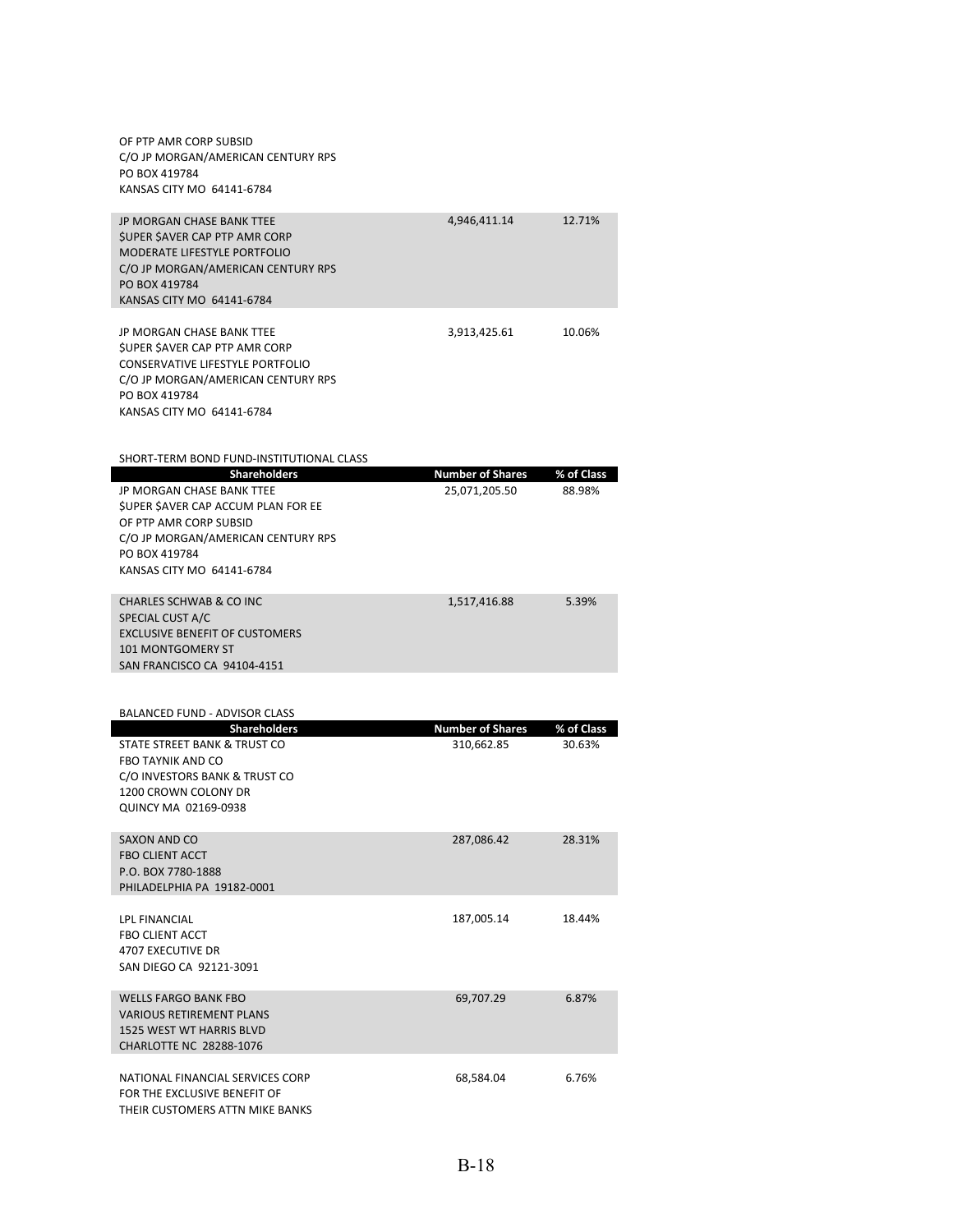| Shareholders | Number of Shares | % of Class |
|---|---|---|
| OF PTP AMR CORP SUBSID<br>C/O JP MORGAN/AMERICAN CENTURY RPS<br>PO BOX 419784<br>KANSAS CITY MO 64141-6784 | | |
| JP MORGAN CHASE BANK TTEE<br>$UPER $AVER CAP PTP AMR CORP<br>MODERATE LIFESTYLE PORTFOLIO<br>C/O JP MORGAN/AMERICAN CENTURY RPS<br>PO BOX 419784<br>KANSAS CITY MO 64141-6784 | 4,946,411.14 | 12.71% |
| JP MORGAN CHASE BANK TTEE<br>$UPER $AVER CAP PTP AMR CORP<br>CONSERVATIVE LIFESTYLE PORTFOLIO<br>C/O JP MORGAN/AMERICAN CENTURY RPS<br>PO BOX 419784<br>KANSAS CITY MO 64141-6784 | 3,913,425.61 | 10.06% |

SHORT-TERM BOND FUND-INSTITUTIONAL CLASS

| Shareholders | Number of Shares | % of Class |
|---|---|---|
| JP MORGAN CHASE BANK TTEE<br>$UPER $AVER CAP ACCUM PLAN FOR EE<br>OF PTP AMR CORP SUBSID<br>C/O JP MORGAN/AMERICAN CENTURY RPS<br>PO BOX 419784<br>KANSAS CITY MO 64141-6784 | 25,071,205.50 | 88.98% |
| CHARLES SCHWAB & CO INC<br>SPECIAL CUST A/C<br>EXCLUSIVE BENEFIT OF CUSTOMERS<br>101 MONTGOMERY ST<br>SAN FRANCISCO CA 94104-4151 | 1,517,416.88 | 5.39% |

BALANCED FUND - ADVISOR CLASS

| Shareholders | Number of Shares | % of Class |
|---|---|---|
| STATE STREET BANK & TRUST CO<br>FBO TAYNIK AND CO<br>C/O INVESTORS BANK & TRUST CO<br>1200 CROWN COLONY DR<br>QUINCY MA 02169-0938 | 310,662.85 | 30.63% |
| SAXON AND CO<br>FBO CLIENT ACCT<br>P.O. BOX 7780-1888<br>PHILADELPHIA PA 19182-0001 | 287,086.42 | 28.31% |
| LPL FINANCIAL<br>FBO CLIENT ACCT<br>4707 EXECUTIVE DR<br>SAN DIEGO CA 92121-3091 | 187,005.14 | 18.44% |
| WELLS FARGO BANK FBO<br>VARIOUS RETIREMENT PLANS<br>1525 WEST WT HARRIS BLVD<br>CHARLOTTE NC 28288-1076 | 69,707.29 | 6.87% |
| NATIONAL FINANCIAL SERVICES CORP<br>FOR THE EXCLUSIVE BENEFIT OF<br>THEIR CUSTOMERS ATTN MIKE BANKS | 68,584.04 | 6.76% |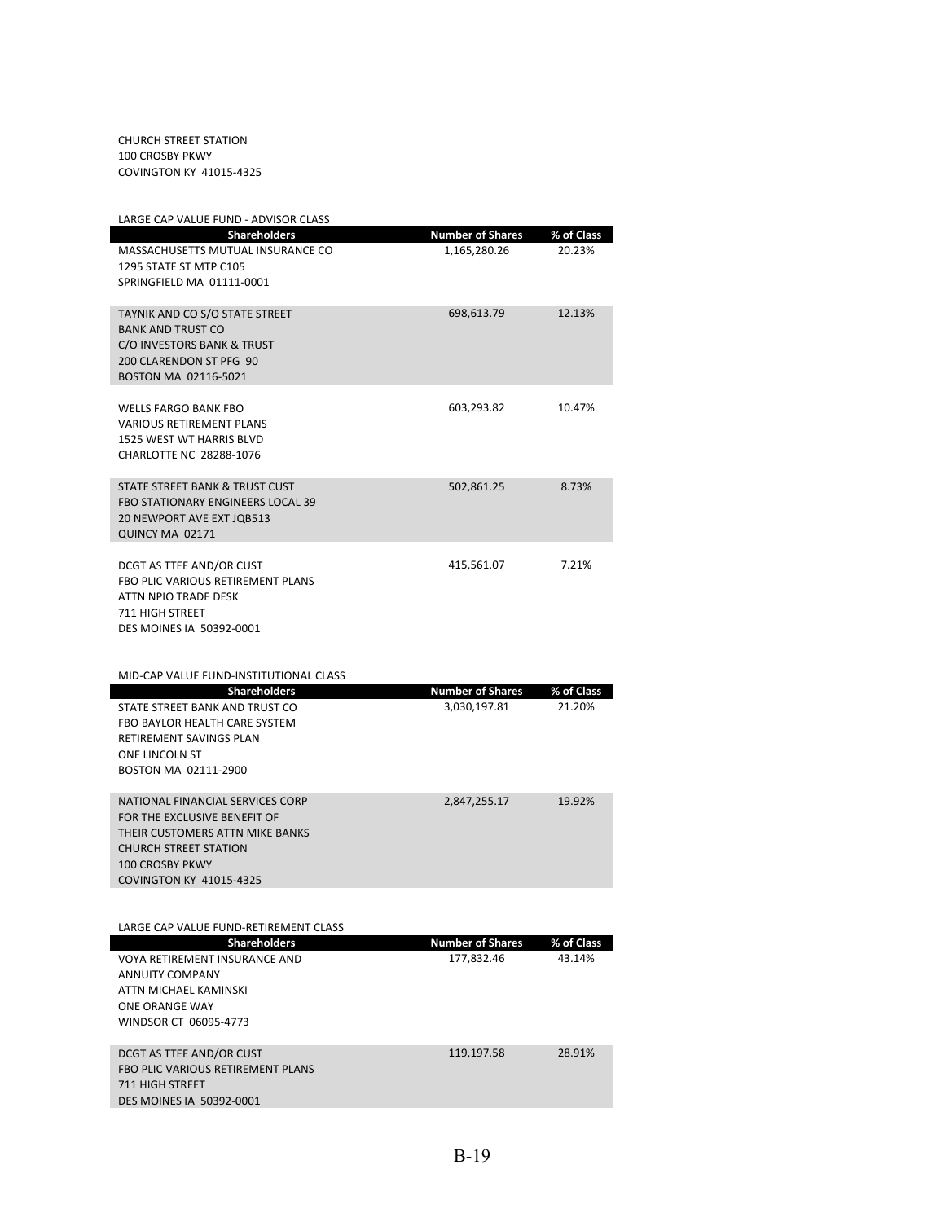CHURCH STREET STATION
100 CROSBY PKWY
COVINGTON KY 41015-4325

LARGE CAP VALUE FUND - ADVISOR CLASS

| Shareholders | Number of Shares | % of Class |
| --- | --- | --- |
| MASSACHUSETTS MUTUAL INSURANCE CO<br>1295 STATE ST MTP C105<br>SPRINGFIELD MA 01111-0001 | 1,165,280.26 | 20.23% |
| TAYNIK AND CO S/O STATE STREET<br>BANK AND TRUST CO<br>C/O INVESTORS BANK & TRUST<br>200 CLARENDON ST PFG 90<br>BOSTON MA 02116-5021 | 698,613.79 | 12.13% |
| WELLS FARGO BANK FBO<br>VARIOUS RETIREMENT PLANS<br>1525 WEST WT HARRIS BLVD<br>CHARLOTTE NC 28288-1076 | 603,293.82 | 10.47% |
| STATE STREET BANK & TRUST CUST<br>FBO STATIONARY ENGINEERS LOCAL 39<br>20 NEWPORT AVE EXT JQB513<br>QUINCY MA 02171 | 502,861.25 | 8.73% |
| DCGT AS TTEE AND/OR CUST<br>FBO PLIC VARIOUS RETIREMENT PLANS<br>ATTN NPIO TRADE DESK<br>711 HIGH STREET<br>DES MOINES IA 50392-0001 | 415,561.07 | 7.21% |

MID-CAP VALUE FUND-INSTITUTIONAL CLASS

| Shareholders | Number of Shares | % of Class |
| --- | --- | --- |
| STATE STREET BANK AND TRUST CO<br>FBO BAYLOR HEALTH CARE SYSTEM<br>RETIREMENT SAVINGS PLAN<br>ONE LINCOLN ST<br>BOSTON MA 02111-2900 | 3,030,197.81 | 21.20% |
| NATIONAL FINANCIAL SERVICES CORP<br>FOR THE EXCLUSIVE BENEFIT OF<br>THEIR CUSTOMERS ATTN MIKE BANKS<br>CHURCH STREET STATION<br>100 CROSBY PKWY<br>COVINGTON KY 41015-4325 | 2,847,255.17 | 19.92% |

LARGE CAP VALUE FUND-RETIREMENT CLASS

| Shareholders | Number of Shares | % of Class |
| --- | --- | --- |
| VOYA RETIREMENT INSURANCE AND<br>ANNUITY COMPANY<br>ATTN MICHAEL KAMINSKI<br>ONE ORANGE WAY<br>WINDSOR CT 06095-4773 | 177,832.46 | 43.14% |
| DCGT AS TTEE AND/OR CUST<br>FBO PLIC VARIOUS RETIREMENT PLANS<br>711 HIGH STREET<br>DES MOINES IA 50392-0001 | 119,197.58 | 28.91% |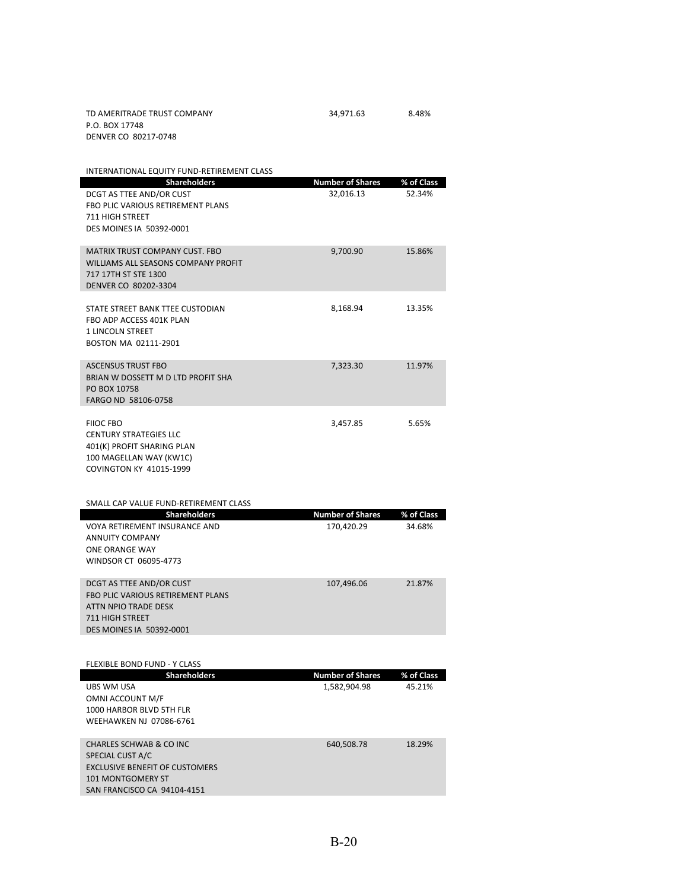| | | |
|---|---|---|
| TD AMERITRADE TRUST COMPANY<br>P.O. BOX 17748<br>DENVER CO 80217-0748 | 34,971.63 | 8.48% |

INTERNATIONAL EQUITY FUND-RETIREMENT CLASS

| Shareholders | Number of Shares | % of Class |
|---|---|---|
| DCGT AS TTEE AND/OR CUST<br>FBO PLIC VARIOUS RETIREMENT PLANS<br>711 HIGH STREET<br>DES MOINES IA 50392-0001 | 32,016.13 | 52.34% |
| MATRIX TRUST COMPANY CUST. FBO<br>WILLIAMS ALL SEASONS COMPANY PROFIT<br>717 17TH ST STE 1300<br>DENVER CO 80202-3304 | 9,700.90 | 15.86% |
| STATE STREET BANK TTEE CUSTODIAN<br>FBO ADP ACCESS 401K PLAN<br>1 LINCOLN STREET<br>BOSTON MA 02111-2901 | 8,168.94 | 13.35% |
| ASCENSUS TRUST FBO<br>BRIAN W DOSSETT M D LTD PROFIT SHA<br>PO BOX 10758<br>FARGO ND 58106-0758 | 7,323.30 | 11.97% |
| FIIOC FBO<br>CENTURY STRATEGIES LLC<br>401(K) PROFIT SHARING PLAN<br>100 MAGELLAN WAY (KW1C)<br>COVINGTON KY 41015-1999 | 3,457.85 | 5.65% |

SMALL CAP VALUE FUND-RETIREMENT CLASS

| Shareholders | Number of Shares | % of Class |
|---|---|---|
| VOYA RETIREMENT INSURANCE AND<br>ANNUITY COMPANY<br>ONE ORANGE WAY<br>WINDSOR CT 06095-4773 | 170,420.29 | 34.68% |
| DCGT AS TTEE AND/OR CUST<br>FBO PLIC VARIOUS RETIREMENT PLANS<br>ATTN NPIO TRADE DESK<br>711 HIGH STREET<br>DES MOINES IA 50392-0001 | 107,496.06 | 21.87% |

FLEXIBLE BOND FUND - Y CLASS

| Shareholders | Number of Shares | % of Class |
|---|---|---|
| UBS WM USA<br>OMNI ACCOUNT M/F<br>1000 HARBOR BLVD 5TH FLR<br>WEEHAWKEN NJ 07086-6761 | 1,582,904.98 | 45.21% |
| CHARLES SCHWAB & CO INC<br>SPECIAL CUST A/C<br>EXCLUSIVE BENEFIT OF CUSTOMERS<br>101 MONTGOMERY ST<br>SAN FRANCISCO CA 94104-4151 | 640,508.78 | 18.29% |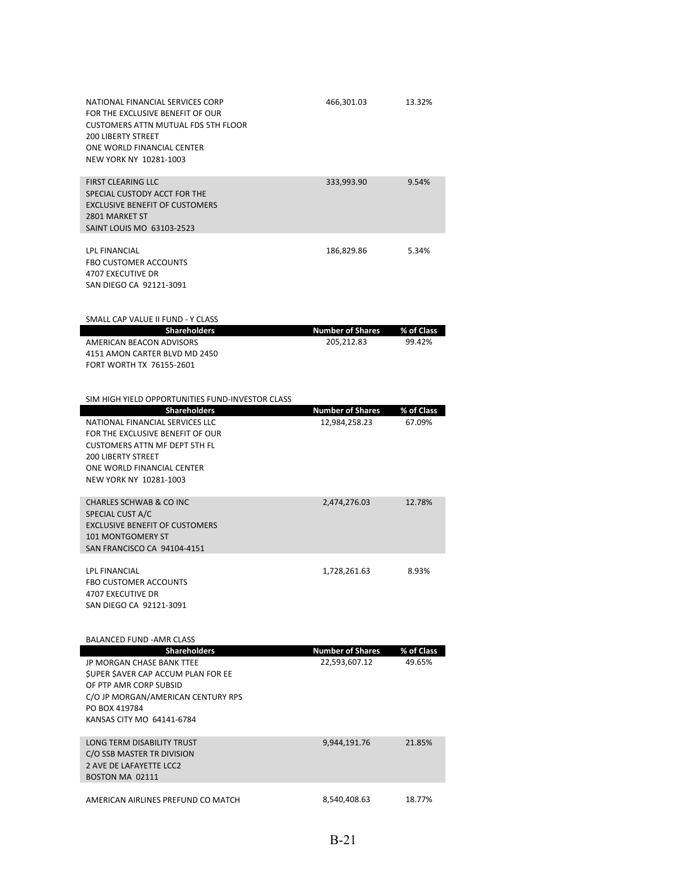| Shareholders | Number of Shares | % of Class |
| --- | --- | --- |
| NATIONAL FINANCIAL SERVICES CORP<br>FOR THE EXCLUSIVE BENEFIT OF OUR<br>CUSTOMERS ATTN MUTUAL FDS 5TH FLOOR<br>200 LIBERTY STREET<br>ONE WORLD FINANCIAL CENTER<br>NEW YORK NY 10281-1003 | 466,301.03 | 13.32% |
| FIRST CLEARING LLC<br>SPECIAL CUSTODY ACCT FOR THE<br>EXCLUSIVE BENEFIT OF CUSTOMERS<br>2801 MARKET ST<br>SAINT LOUIS MO 63103-2523 | 333,993.90 | 9.54% |
| LPL FINANCIAL<br>FBO CUSTOMER ACCOUNTS<br>4707 EXECUTIVE DR<br>SAN DIEGO CA 92121-3091 | 186,829.86 | 5.34% |

SMALL CAP VALUE II FUND - Y CLASS

| Shareholders | Number of Shares | % of Class |
| --- | --- | --- |
| AMERICAN BEACON ADVISORS<br>4151 AMON CARTER BLVD MD 2450<br>FORT WORTH TX 76155-2601 | 205,212.83 | 99.42% |

SIM HIGH YIELD OPPORTUNITIES FUND-INVESTOR CLASS

| Shareholders | Number of Shares | % of Class |
| --- | --- | --- |
| NATIONAL FINANCIAL SERVICES LLC<br>FOR THE EXCLUSIVE BENEFIT OF OUR<br>CUSTOMERS ATTN MF DEPT 5TH FL<br>200 LIBERTY STREET<br>ONE WORLD FINANCIAL CENTER<br>NEW YORK NY 10281-1003 | 12,984,258.23 | 67.09% |
| CHARLES SCHWAB & CO INC<br>SPECIAL CUST A/C<br>EXCLUSIVE BENEFIT OF CUSTOMERS<br>101 MONTGOMERY ST<br>SAN FRANCISCO CA 94104-4151 | 2,474,276.03 | 12.78% |
| LPL FINANCIAL<br>FBO CUSTOMER ACCOUNTS<br>4707 EXECUTIVE DR<br>SAN DIEGO CA 92121-3091 | 1,728,261.63 | 8.93% |

BALANCED FUND -AMR CLASS

| Shareholders | Number of Shares | % of Class |
| --- | --- | --- |
| JP MORGAN CHASE BANK TTEE<br>$UPER $AVER CAP ACCUM PLAN FOR EE<br>OF PTP AMR CORP SUBSID<br>C/O JP MORGAN/AMERICAN CENTURY RPS<br>PO BOX 419784<br>KANSAS CITY MO 64141-6784 | 22,593,607.12 | 49.65% |
| LONG TERM DISABILITY TRUST<br>C/O SSB MASTER TR DIVISION<br>2 AVE DE LAFAYETTE LCC2<br>BOSTON MA 02111 | 9,944,191.76 | 21.85% |
| AMERICAN AIRLINES PREFUND CO MATCH | 8,540,408.63 | 18.77% |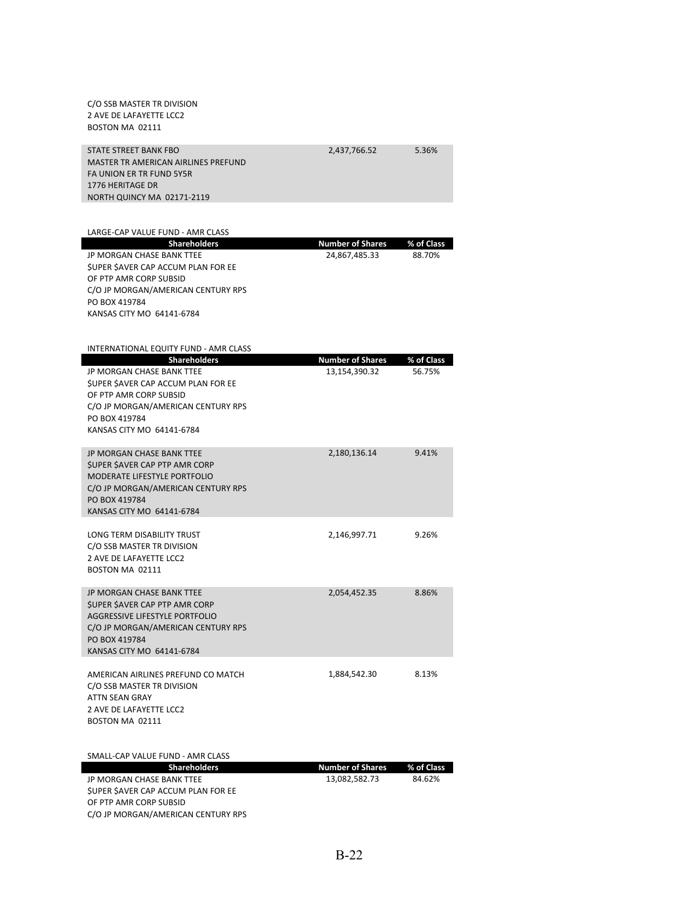| | | |
|---|---|---|
| C/O SSB MASTER TR DIVISION<br>2 AVE DE LAFAYETTE LCC2<br>BOSTON MA 02111 | | |
| STATE STREET BANK FBO<br>MASTER TR AMERICAN AIRLINES PREFUND<br>FA UNION ER TR FUND 5Y5R<br>1776 HERITAGE DR<br>NORTH QUINCY MA 02171-2119 | 2,437,766.52 | 5.36% |

LARGE-CAP VALUE FUND - AMR CLASS

| Shareholders | Number of Shares | % of Class |
|---|---|---|
| JP MORGAN CHASE BANK TTEE<br>$UPER $AVER CAP ACCUM PLAN FOR EE<br>OF PTP AMR CORP SUBSID<br>C/O JP MORGAN/AMERICAN CENTURY RPS<br>PO BOX 419784<br>KANSAS CITY MO 64141-6784 | 24,867,485.33 | 88.70% |

INTERNATIONAL EQUITY FUND - AMR CLASS

| Shareholders | Number of Shares | % of Class |
|---|---|---|
| JP MORGAN CHASE BANK TTEE<br>$UPER $AVER CAP ACCUM PLAN FOR EE<br>OF PTP AMR CORP SUBSID<br>C/O JP MORGAN/AMERICAN CENTURY RPS<br>PO BOX 419784<br>KANSAS CITY MO 64141-6784 | 13,154,390.32 | 56.75% |
| JP MORGAN CHASE BANK TTEE<br>$UPER $AVER CAP PTP AMR CORP<br>MODERATE LIFESTYLE PORTFOLIO<br>C/O JP MORGAN/AMERICAN CENTURY RPS<br>PO BOX 419784<br>KANSAS CITY MO 64141-6784 | 2,180,136.14 | 9.41% |
| LONG TERM DISABILITY TRUST<br>C/O SSB MASTER TR DIVISION<br>2 AVE DE LAFAYETTE LCC2<br>BOSTON MA 02111 | 2,146,997.71 | 9.26% |
| JP MORGAN CHASE BANK TTEE<br>$UPER $AVER CAP PTP AMR CORP<br>AGGRESSIVE LIFESTYLE PORTFOLIO<br>C/O JP MORGAN/AMERICAN CENTURY RPS<br>PO BOX 419784<br>KANSAS CITY MO 64141-6784 | 2,054,452.35 | 8.86% |
| AMERICAN AIRLINES PREFUND CO MATCH<br>C/O SSB MASTER TR DIVISION<br>ATTN SEAN GRAY<br>2 AVE DE LAFAYETTE LCC2<br>BOSTON MA 02111 | 1,884,542.30 | 8.13% |

SMALL-CAP VALUE FUND - AMR CLASS

| Shareholders | Number of Shares | % of Class |
|---|---|---|
| JP MORGAN CHASE BANK TTEE<br>$UPER $AVER CAP ACCUM PLAN FOR EE<br>OF PTP AMR CORP SUBSID<br>C/O JP MORGAN/AMERICAN CENTURY RPS | 13,082,582.73 | 84.62% |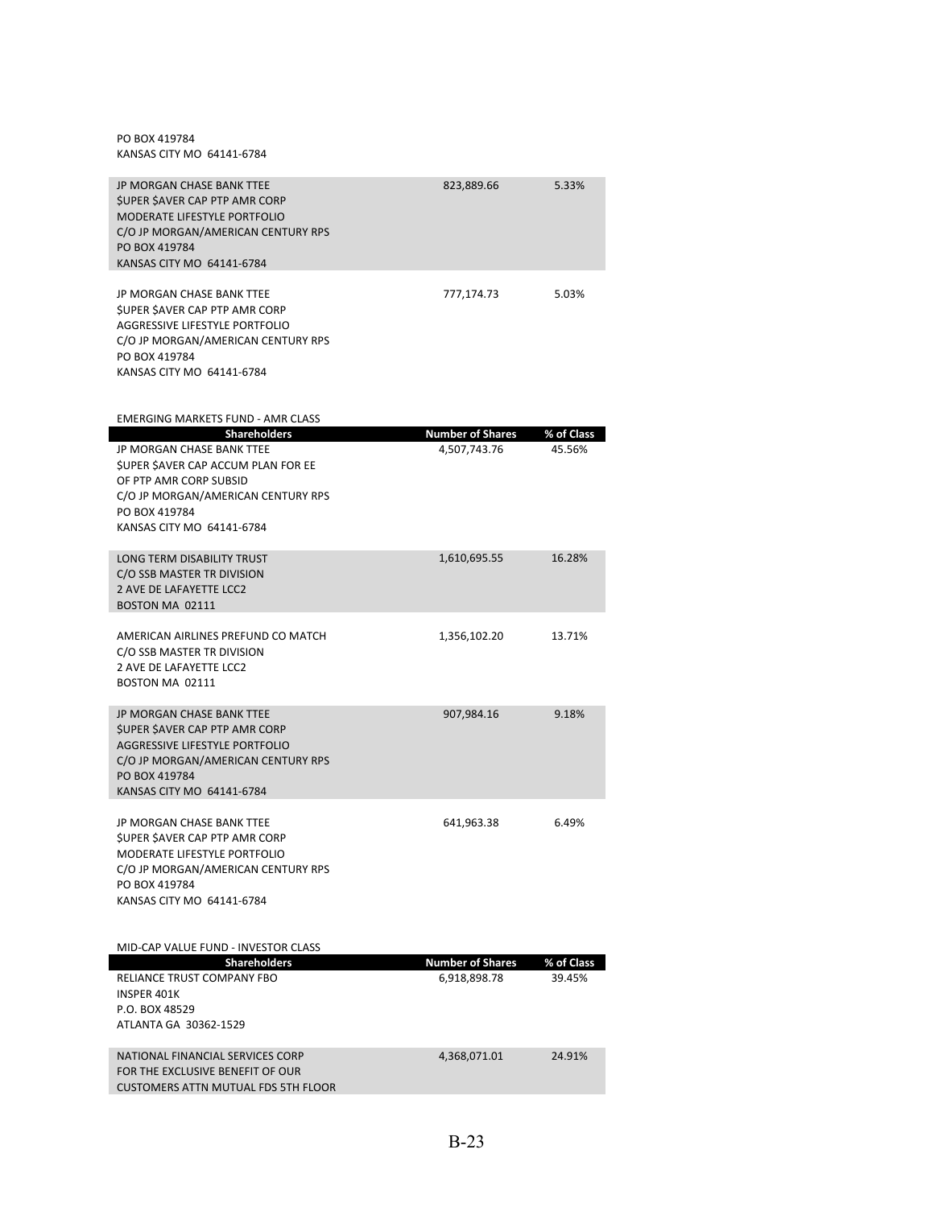| Shareholders | Number of Shares | % of Class |
|---|---|---|
| PO BOX 419784<br>KANSAS CITY MO 64141-6784 | | |
| JP MORGAN CHASE BANK TTEE<br>$UPER $AVER CAP PTP AMR CORP<br>MODERATE LIFESTYLE PORTFOLIO<br>C/O JP MORGAN/AMERICAN CENTURY RPS<br>PO BOX 419784<br>KANSAS CITY MO 64141-6784 | 823,889.66 | 5.33% |
| JP MORGAN CHASE BANK TTEE<br>$UPER $AVER CAP PTP AMR CORP<br>AGGRESSIVE LIFESTYLE PORTFOLIO<br>C/O JP MORGAN/AMERICAN CENTURY RPS<br>PO BOX 419784<br>KANSAS CITY MO 64141-6784 | 777,174.73 | 5.03% |

EMERGING MARKETS FUND - AMR CLASS

| Shareholders | Number of Shares | % of Class |
|---|---|---|
| JP MORGAN CHASE BANK TTEE<br>$UPER $AVER CAP ACCUM PLAN FOR EE<br>OF PTP AMR CORP SUBSID<br>C/O JP MORGAN/AMERICAN CENTURY RPS<br>PO BOX 419784<br>KANSAS CITY MO 64141-6784 | 4,507,743.76 | 45.56% |
| LONG TERM DISABILITY TRUST<br>C/O SSB MASTER TR DIVISION<br>2 AVE DE LAFAYETTE LCC2<br>BOSTON MA 02111 | 1,610,695.55 | 16.28% |
| AMERICAN AIRLINES PREFUND CO MATCH<br>C/O SSB MASTER TR DIVISION<br>2 AVE DE LAFAYETTE LCC2<br>BOSTON MA 02111 | 1,356,102.20 | 13.71% |
| JP MORGAN CHASE BANK TTEE<br>$UPER $AVER CAP PTP AMR CORP<br>AGGRESSIVE LIFESTYLE PORTFOLIO<br>C/O JP MORGAN/AMERICAN CENTURY RPS<br>PO BOX 419784<br>KANSAS CITY MO 64141-6784 | 907,984.16 | 9.18% |
| JP MORGAN CHASE BANK TTEE<br>$UPER $AVER CAP PTP AMR CORP<br>MODERATE LIFESTYLE PORTFOLIO<br>C/O JP MORGAN/AMERICAN CENTURY RPS<br>PO BOX 419784<br>KANSAS CITY MO 64141-6784 | 641,963.38 | 6.49% |

MID-CAP VALUE FUND - INVESTOR CLASS

| Shareholders | Number of Shares | % of Class |
|---|---|---|
| RELIANCE TRUST COMPANY FBO<br>INSPER 401K<br>P.O. BOX 48529<br>ATLANTA GA 30362-1529 | 6,918,898.78 | 39.45% |
| NATIONAL FINANCIAL SERVICES CORP<br>FOR THE EXCLUSIVE BENEFIT OF OUR<br>CUSTOMERS ATTN MUTUAL FDS 5TH FLOOR | 4,368,071.01 | 24.91% |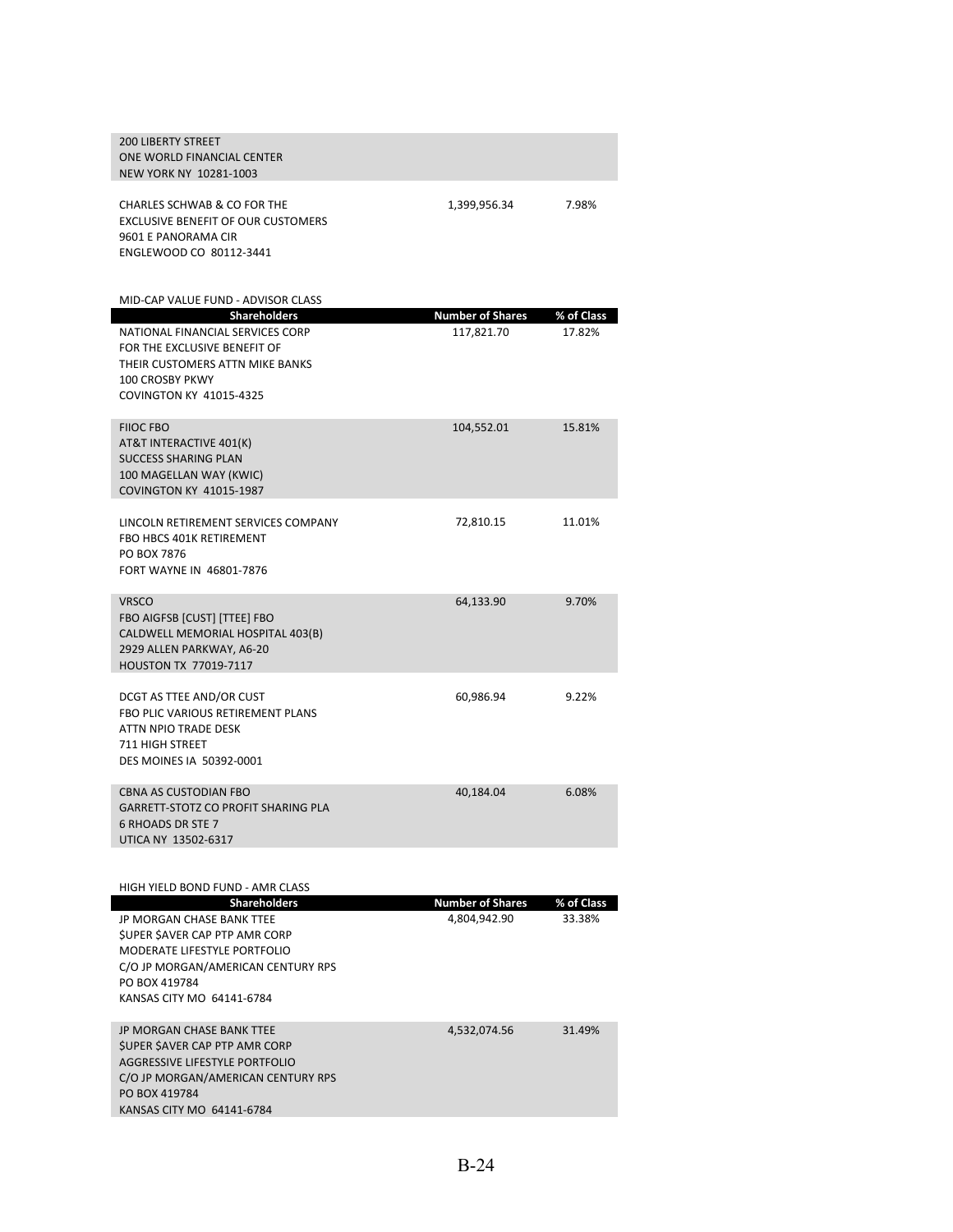| Shareholders | Number of Shares | % of Class |
|---|---|---|
| 200 LIBERTY STREET<br>ONE WORLD FINANCIAL CENTER<br>NEW YORK NY 10281-1003 | | |
| CHARLES SCHWAB & CO FOR THE<br>EXCLUSIVE BENEFIT OF OUR CUSTOMERS<br>9601 E PANORAMA CIR<br>ENGLEWOOD CO 80112-3441 | 1,399,956.34 | 7.98% |

MID-CAP VALUE FUND - ADVISOR CLASS

| Shareholders | Number of Shares | % of Class |
|---|---|---|
| NATIONAL FINANCIAL SERVICES CORP<br>FOR THE EXCLUSIVE BENEFIT OF<br>THEIR CUSTOMERS ATTN MIKE BANKS<br>100 CROSBY PKWY<br>COVINGTON KY 41015-4325 | 117,821.70 | 17.82% |
| FIIOC FBO<br>AT&T INTERACTIVE 401(K)<br>SUCCESS SHARING PLAN<br>100 MAGELLAN WAY (KWIC)<br>COVINGTON KY 41015-1987 | 104,552.01 | 15.81% |
| LINCOLN RETIREMENT SERVICES COMPANY<br>FBO HBCS 401K RETIREMENT<br>PO BOX 7876<br>FORT WAYNE IN 46801-7876 | 72,810.15 | 11.01% |
| VRSCO<br>FBO AIGFSB [CUST] [TTEE] FBO<br>CALDWELL MEMORIAL HOSPITAL 403(B)<br>2929 ALLEN PARKWAY, A6-20<br>HOUSTON TX 77019-7117 | 64,133.90 | 9.70% |
| DCGT AS TTEE AND/OR CUST<br>FBO PLIC VARIOUS RETIREMENT PLANS<br>ATTN NPIO TRADE DESK<br>711 HIGH STREET<br>DES MOINES IA 50392-0001 | 60,986.94 | 9.22% |
| CBNA AS CUSTODIAN FBO<br>GARRETT-STOTZ CO PROFIT SHARING PLA<br>6 RHOADS DR STE 7<br>UTICA NY 13502-6317 | 40,184.04 | 6.08% |

HIGH YIELD BOND FUND - AMR CLASS

| Shareholders | Number of Shares | % of Class |
|---|---|---|
| JP MORGAN CHASE BANK TTEE<br>$UPER $AVER CAP PTP AMR CORP<br>MODERATE LIFESTYLE PORTFOLIO<br>C/O JP MORGAN/AMERICAN CENTURY RPS<br>PO BOX 419784<br>KANSAS CITY MO 64141-6784 | 4,804,942.90 | 33.38% |
| JP MORGAN CHASE BANK TTEE<br>$UPER $AVER CAP PTP AMR CORP<br>AGGRESSIVE LIFESTYLE PORTFOLIO<br>C/O JP MORGAN/AMERICAN CENTURY RPS<br>PO BOX 419784<br>KANSAS CITY MO 64141-6784 | 4,532,074.56 | 31.49% |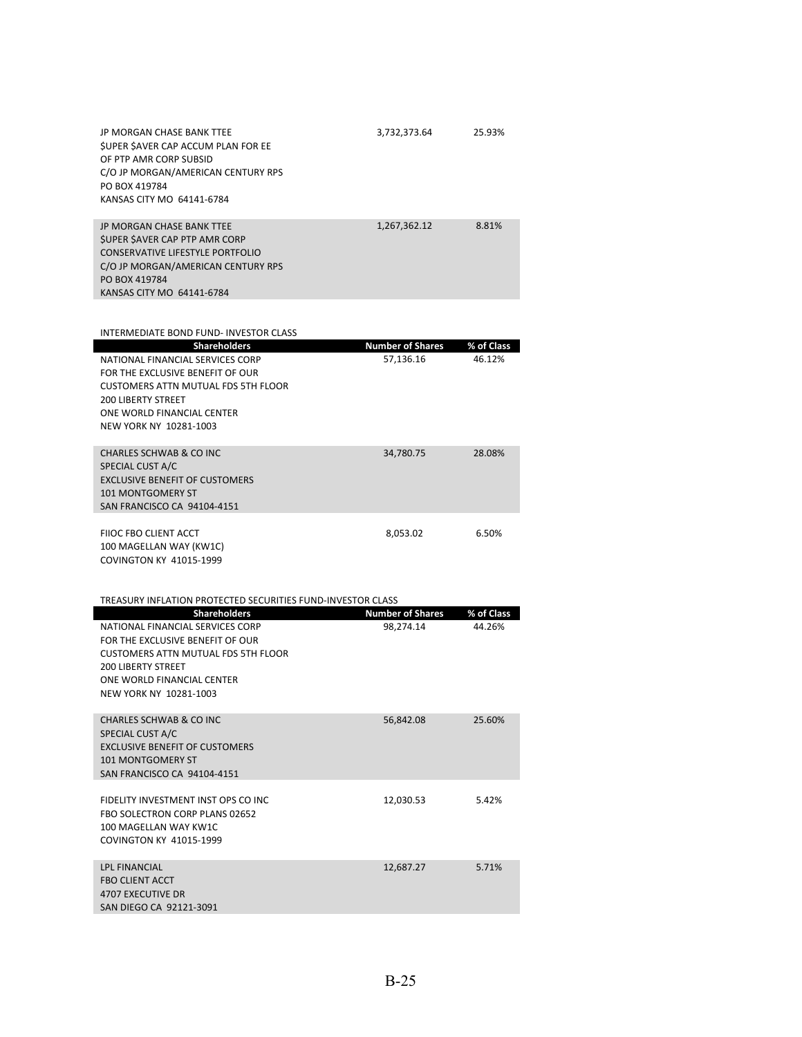| | | |
|---|---|---|
| JP MORGAN CHASE BANK TTEE<br>$UPER $AVER CAP ACCUM PLAN FOR EE<br>OF PTP AMR CORP SUBSID<br>C/O JP MORGAN/AMERICAN CENTURY RPS<br>PO BOX 419784<br>KANSAS CITY MO 64141-6784 | 3,732,373.64 | 25.93% |
| JP MORGAN CHASE BANK TTEE<br>$UPER $AVER CAP PTP AMR CORP<br>CONSERVATIVE LIFESTYLE PORTFOLIO<br>C/O JP MORGAN/AMERICAN CENTURY RPS<br>PO BOX 419784<br>KANSAS CITY MO 64141-6784 | 1,267,362.12 | 8.81% |

INTERMEDIATE BOND FUND- INVESTOR CLASS

| Shareholders | Number of Shares | % of Class |
|---|---|---|
| NATIONAL FINANCIAL SERVICES CORP<br>FOR THE EXCLUSIVE BENEFIT OF OUR<br>CUSTOMERS ATTN MUTUAL FDS 5TH FLOOR<br>200 LIBERTY STREET<br>ONE WORLD FINANCIAL CENTER<br>NEW YORK NY 10281-1003 | 57,136.16 | 46.12% |
| CHARLES SCHWAB & CO INC<br>SPECIAL CUST A/C<br>EXCLUSIVE BENEFIT OF CUSTOMERS<br>101 MONTGOMERY ST<br>SAN FRANCISCO CA 94104-4151 | 34,780.75 | 28.08% |
| FIIOC FBO CLIENT ACCT<br>100 MAGELLAN WAY (KW1C)<br>COVINGTON KY 41015-1999 | 8,053.02 | 6.50% |

TREASURY INFLATION PROTECTED SECURITIES FUND-INVESTOR CLASS

| Shareholders | Number of Shares | % of Class |
|---|---|---|
| NATIONAL FINANCIAL SERVICES CORP<br>FOR THE EXCLUSIVE BENEFIT OF OUR<br>CUSTOMERS ATTN MUTUAL FDS 5TH FLOOR<br>200 LIBERTY STREET<br>ONE WORLD FINANCIAL CENTER<br>NEW YORK NY 10281-1003 | 98,274.14 | 44.26% |
| CHARLES SCHWAB & CO INC<br>SPECIAL CUST A/C<br>EXCLUSIVE BENEFIT OF CUSTOMERS<br>101 MONTGOMERY ST<br>SAN FRANCISCO CA 94104-4151 | 56,842.08 | 25.60% |
| FIDELITY INVESTMENT INST OPS CO INC<br>FBO SOLECTRON CORP PLANS 02652<br>100 MAGELLAN WAY KW1C<br>COVINGTON KY 41015-1999 | 12,030.53 | 5.42% |
| LPL FINANCIAL<br>FBO CLIENT ACCT<br>4707 EXECUTIVE DR<br>SAN DIEGO CA 92121-3091 | 12,687.27 | 5.71% |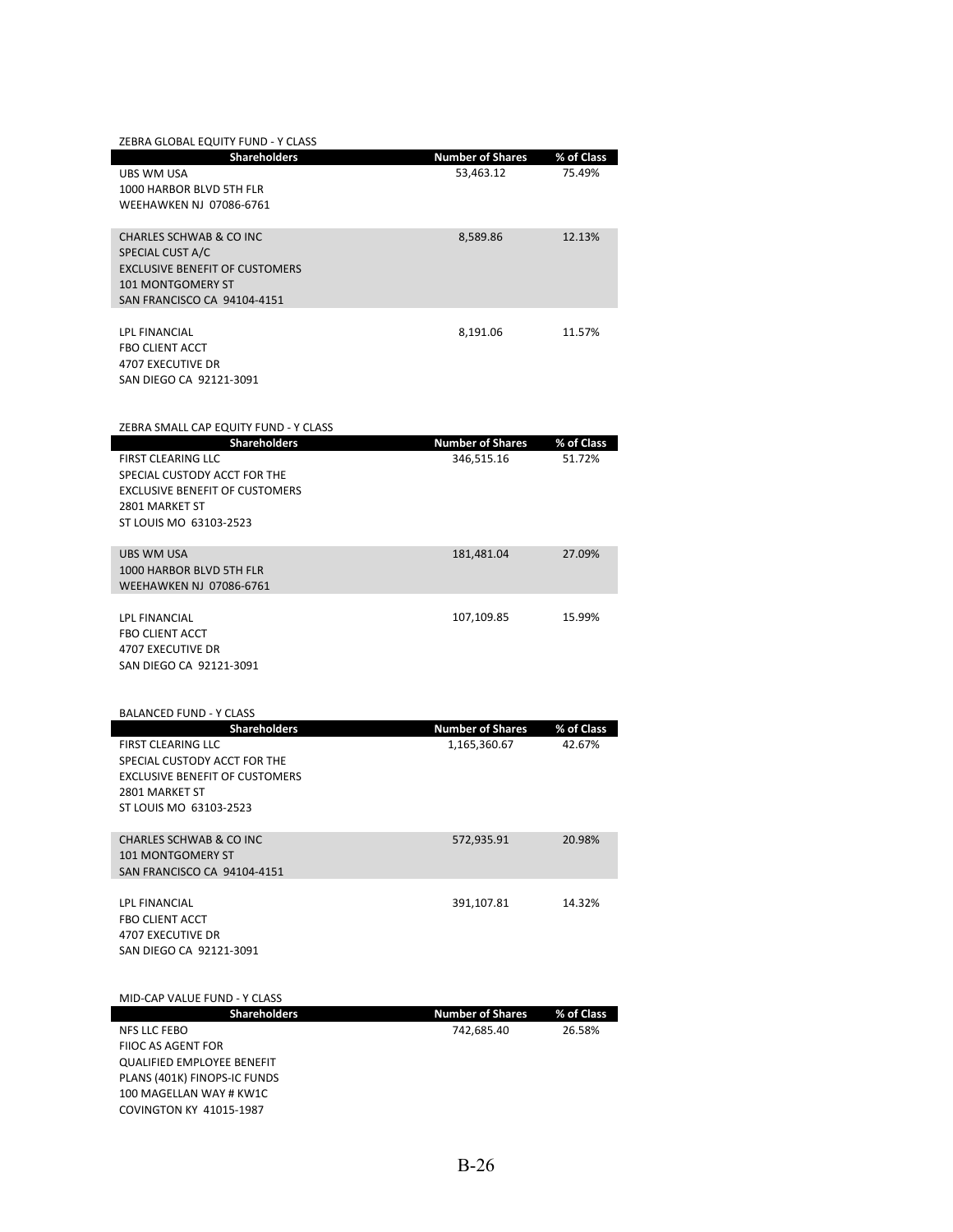ZEBRA GLOBAL EQUITY FUND - Y CLASS

| Shareholders | Number of Shares | % of Class |
|---|---|---|
| UBS WM USA<br>1000 HARBOR BLVD 5TH FLR<br>WEEHAWKEN NJ 07086-6761 | 53,463.12 | 75.49% |
| CHARLES SCHWAB & CO INC<br>SPECIAL CUST A/C<br>EXCLUSIVE BENEFIT OF CUSTOMERS<br>101 MONTGOMERY ST<br>SAN FRANCISCO CA 94104-4151 | 8,589.86 | 12.13% |
| LPL FINANCIAL<br>FBO CLIENT ACCT<br>4707 EXECUTIVE DR<br>SAN DIEGO CA 92121-3091 | 8,191.06 | 11.57% |

ZEBRA SMALL CAP EQUITY FUND - Y CLASS

| Shareholders | Number of Shares | % of Class |
|---|---|---|
| FIRST CLEARING LLC<br>SPECIAL CUSTODY ACCT FOR THE<br>EXCLUSIVE BENEFIT OF CUSTOMERS<br>2801 MARKET ST<br>ST LOUIS MO 63103-2523 | 346,515.16 | 51.72% |
| UBS WM USA<br>1000 HARBOR BLVD 5TH FLR<br>WEEHAWKEN NJ 07086-6761 | 181,481.04 | 27.09% |
| LPL FINANCIAL<br>FBO CLIENT ACCT<br>4707 EXECUTIVE DR<br>SAN DIEGO CA 92121-3091 | 107,109.85 | 15.99% |

BALANCED FUND - Y CLASS

| Shareholders | Number of Shares | % of Class |
|---|---|---|
| FIRST CLEARING LLC<br>SPECIAL CUSTODY ACCT FOR THE<br>EXCLUSIVE BENEFIT OF CUSTOMERS<br>2801 MARKET ST<br>ST LOUIS MO 63103-2523 | 1,165,360.67 | 42.67% |
| CHARLES SCHWAB & CO INC<br>101 MONTGOMERY ST<br>SAN FRANCISCO CA 94104-4151 | 572,935.91 | 20.98% |
| LPL FINANCIAL<br>FBO CLIENT ACCT<br>4707 EXECUTIVE DR<br>SAN DIEGO CA 92121-3091 | 391,107.81 | 14.32% |

MID-CAP VALUE FUND - Y CLASS

| Shareholders | Number of Shares | % of Class |
|---|---|---|
| NFS LLC FEBO<br>FIIOC AS AGENT FOR<br>QUALIFIED EMPLOYEE BENEFIT<br>PLANS (401K) FINOPS-IC FUNDS<br>100 MAGELLAN WAY # KW1C<br>COVINGTON KY 41015-1987 | 742,685.40 | 26.58% |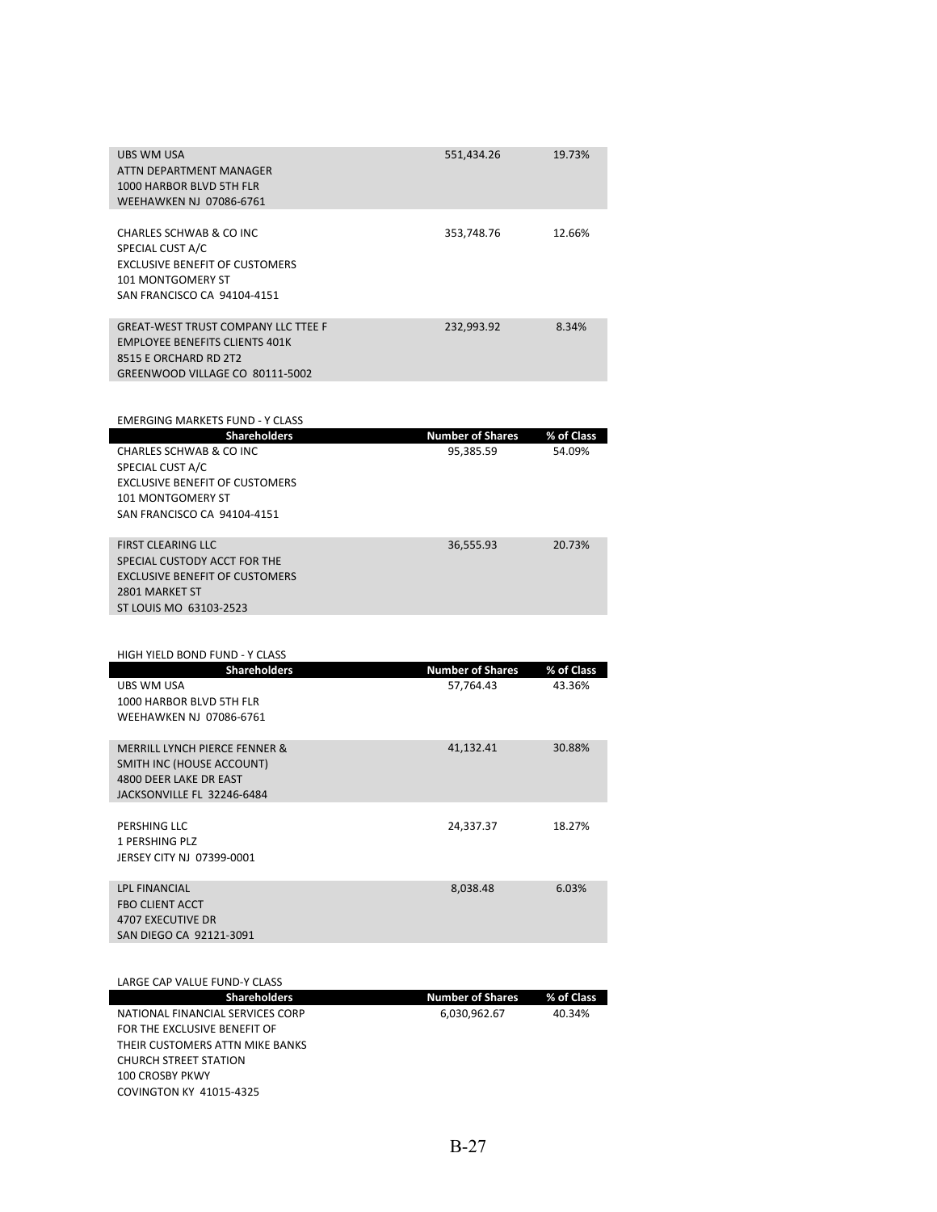| Shareholders | Number of Shares | % of Class |
|---|---|---|
| UBS WM USA<br>ATTN DEPARTMENT MANAGER<br>1000 HARBOR BLVD 5TH FLR<br>WEEHAWKEN NJ 07086-6761 | 551,434.26 | 19.73% |
| CHARLES SCHWAB & CO INC<br>SPECIAL CUST A/C<br>EXCLUSIVE BENEFIT OF CUSTOMERS<br>101 MONTGOMERY ST<br>SAN FRANCISCO CA 94104-4151 | 353,748.76 | 12.66% |
| GREAT-WEST TRUST COMPANY LLC TTEE F<br>EMPLOYEE BENEFITS CLIENTS 401K<br>8515 E ORCHARD RD 2T2<br>GREENWOOD VILLAGE CO 80111-5002 | 232,993.92 | 8.34% |

EMERGING MARKETS FUND - Y CLASS

| Shareholders | Number of Shares | % of Class |
|---|---|---|
| CHARLES SCHWAB & CO INC<br>SPECIAL CUST A/C<br>EXCLUSIVE BENEFIT OF CUSTOMERS<br>101 MONTGOMERY ST<br>SAN FRANCISCO CA 94104-4151 | 95,385.59 | 54.09% |
| FIRST CLEARING LLC<br>SPECIAL CUSTODY ACCT FOR THE<br>EXCLUSIVE BENEFIT OF CUSTOMERS<br>2801 MARKET ST<br>ST LOUIS MO 63103-2523 | 36,555.93 | 20.73% |

HIGH YIELD BOND FUND - Y CLASS

| Shareholders | Number of Shares | % of Class |
|---|---|---|
| UBS WM USA<br>1000 HARBOR BLVD 5TH FLR<br>WEEHAWKEN NJ 07086-6761 | 57,764.43 | 43.36% |
| MERRILL LYNCH PIERCE FENNER &<br>SMITH INC (HOUSE ACCOUNT)<br>4800 DEER LAKE DR EAST<br>JACKSONVILLE FL 32246-6484 | 41,132.41 | 30.88% |
| PERSHING LLC<br>1 PERSHING PLZ<br>JERSEY CITY NJ 07399-0001 | 24,337.37 | 18.27% |
| LPL FINANCIAL<br>FBO CLIENT ACCT<br>4707 EXECUTIVE DR<br>SAN DIEGO CA 92121-3091 | 8,038.48 | 6.03% |

LARGE CAP VALUE FUND-Y CLASS

| Shareholders | Number of Shares | % of Class |
|---|---|---|
| NATIONAL FINANCIAL SERVICES CORP<br>FOR THE EXCLUSIVE BENEFIT OF<br>THEIR CUSTOMERS ATTN MIKE BANKS<br>CHURCH STREET STATION<br>100 CROSBY PKWY<br>COVINGTON KY 41015-4325 | 6,030,962.67 | 40.34% |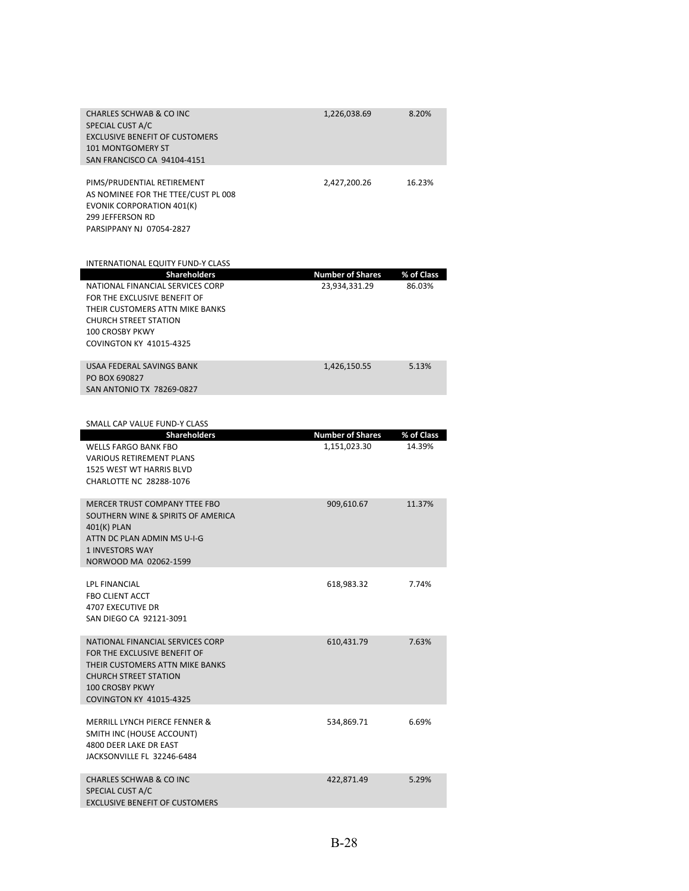| Shareholders | Number of Shares | % of Class |
|---|---|---|
| CHARLES SCHWAB & CO INC SPECIAL CUST A/C EXCLUSIVE BENEFIT OF CUSTOMERS 101 MONTGOMERY ST SAN FRANCISCO CA 94104-4151 | 1,226,038.69 | 8.20% |
| PIMS/PRUDENTIAL RETIREMENT AS NOMINEE FOR THE TTEE/CUST PL 008 EVONIK CORPORATION 401(K) 299 JEFFERSON RD PARSIPPANY NJ 07054-2827 | 2,427,200.26 | 16.23% |

INTERNATIONAL EQUITY FUND-Y CLASS

| Shareholders | Number of Shares | % of Class |
|---|---|---|
| NATIONAL FINANCIAL SERVICES CORP FOR THE EXCLUSIVE BENEFIT OF THEIR CUSTOMERS ATTN MIKE BANKS CHURCH STREET STATION 100 CROSBY PKWY COVINGTON KY 41015-4325 | 23,934,331.29 | 86.03% |
| USAA FEDERAL SAVINGS BANK PO BOX 690827 SAN ANTONIO TX 78269-0827 | 1,426,150.55 | 5.13% |

SMALL CAP VALUE FUND-Y CLASS

| Shareholders | Number of Shares | % of Class |
|---|---|---|
| WELLS FARGO BANK FBO VARIOUS RETIREMENT PLANS 1525 WEST WT HARRIS BLVD CHARLOTTE NC 28288-1076 | 1,151,023.30 | 14.39% |
| MERCER TRUST COMPANY TTEE FBO SOUTHERN WINE & SPIRITS OF AMERICA 401(K) PLAN ATTN DC PLAN ADMIN MS U-I-G 1 INVESTORS WAY NORWOOD MA 02062-1599 | 909,610.67 | 11.37% |
| LPL FINANCIAL FBO CLIENT ACCT 4707 EXECUTIVE DR SAN DIEGO CA 92121-3091 | 618,983.32 | 7.74% |
| NATIONAL FINANCIAL SERVICES CORP FOR THE EXCLUSIVE BENEFIT OF THEIR CUSTOMERS ATTN MIKE BANKS CHURCH STREET STATION 100 CROSBY PKWY COVINGTON KY 41015-4325 | 610,431.79 | 7.63% |
| MERRILL LYNCH PIERCE FENNER & SMITH INC (HOUSE ACCOUNT) 4800 DEER LAKE DR EAST JACKSONVILLE FL 32246-6484 | 534,869.71 | 6.69% |
| CHARLES SCHWAB & CO INC SPECIAL CUST A/C EXCLUSIVE BENEFIT OF CUSTOMERS | 422,871.49 | 5.29% |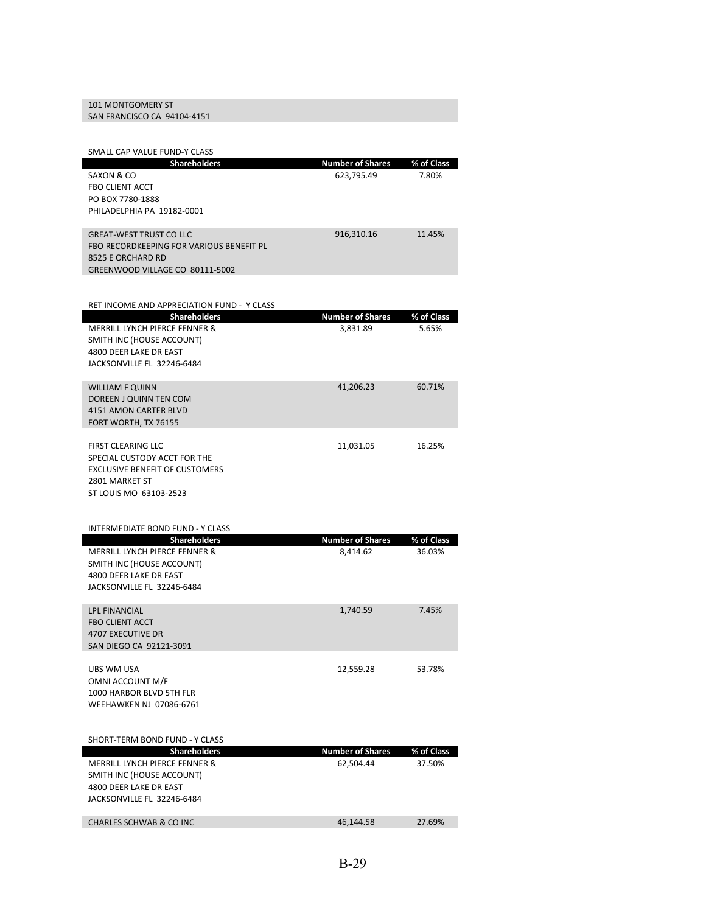101 MONTGOMERY ST
SAN FRANCISCO CA 94104-4151

SMALL CAP VALUE FUND-Y CLASS

| Shareholders | Number of Shares | % of Class |
|---|---|---|
| SAXON & CO<br>FBO CLIENT ACCT<br>PO BOX 7780-1888<br>PHILADELPHIA PA 19182-0001 | 623,795.49 | 7.80% |
| GREAT-WEST TRUST CO LLC<br>FBO RECORDKEEPING FOR VARIOUS BENEFIT PL<br>8525 E ORCHARD RD<br>GREENWOOD VILLAGE CO 80111-5002 | 916,310.16 | 11.45% |

RET INCOME AND APPRECIATION FUND - Y CLASS

| Shareholders | Number of Shares | % of Class |
|---|---|---|
| MERRILL LYNCH PIERCE FENNER &<br>SMITH INC (HOUSE ACCOUNT)<br>4800 DEER LAKE DR EAST<br>JACKSONVILLE FL 32246-6484 | 3,831.89 | 5.65% |
| WILLIAM F QUINN<br>DOREEN J QUINN TEN COM<br>4151 AMON CARTER BLVD<br>FORT WORTH, TX 76155 | 41,206.23 | 60.71% |
| FIRST CLEARING LLC<br>SPECIAL CUSTODY ACCT FOR THE<br>EXCLUSIVE BENEFIT OF CUSTOMERS<br>2801 MARKET ST<br>ST LOUIS MO 63103-2523 | 11,031.05 | 16.25% |

INTERMEDIATE BOND FUND - Y CLASS

| Shareholders | Number of Shares | % of Class |
|---|---|---|
| MERRILL LYNCH PIERCE FENNER &<br>SMITH INC (HOUSE ACCOUNT)<br>4800 DEER LAKE DR EAST<br>JACKSONVILLE FL 32246-6484 | 8,414.62 | 36.03% |
| LPL FINANCIAL<br>FBO CLIENT ACCT<br>4707 EXECUTIVE DR<br>SAN DIEGO CA 92121-3091 | 1,740.59 | 7.45% |
| UBS WM USA<br>OMNI ACCOUNT M/F<br>1000 HARBOR BLVD 5TH FLR<br>WEEHAWKEN NJ 07086-6761 | 12,559.28 | 53.78% |

SHORT-TERM BOND FUND - Y CLASS

| Shareholders | Number of Shares | % of Class |
|---|---|---|
| MERRILL LYNCH PIERCE FENNER &<br>SMITH INC (HOUSE ACCOUNT)<br>4800 DEER LAKE DR EAST<br>JACKSONVILLE FL 32246-6484 | 62,504.44 | 37.50% |
| CHARLES SCHWAB & CO INC | 46,144.58 | 27.69% |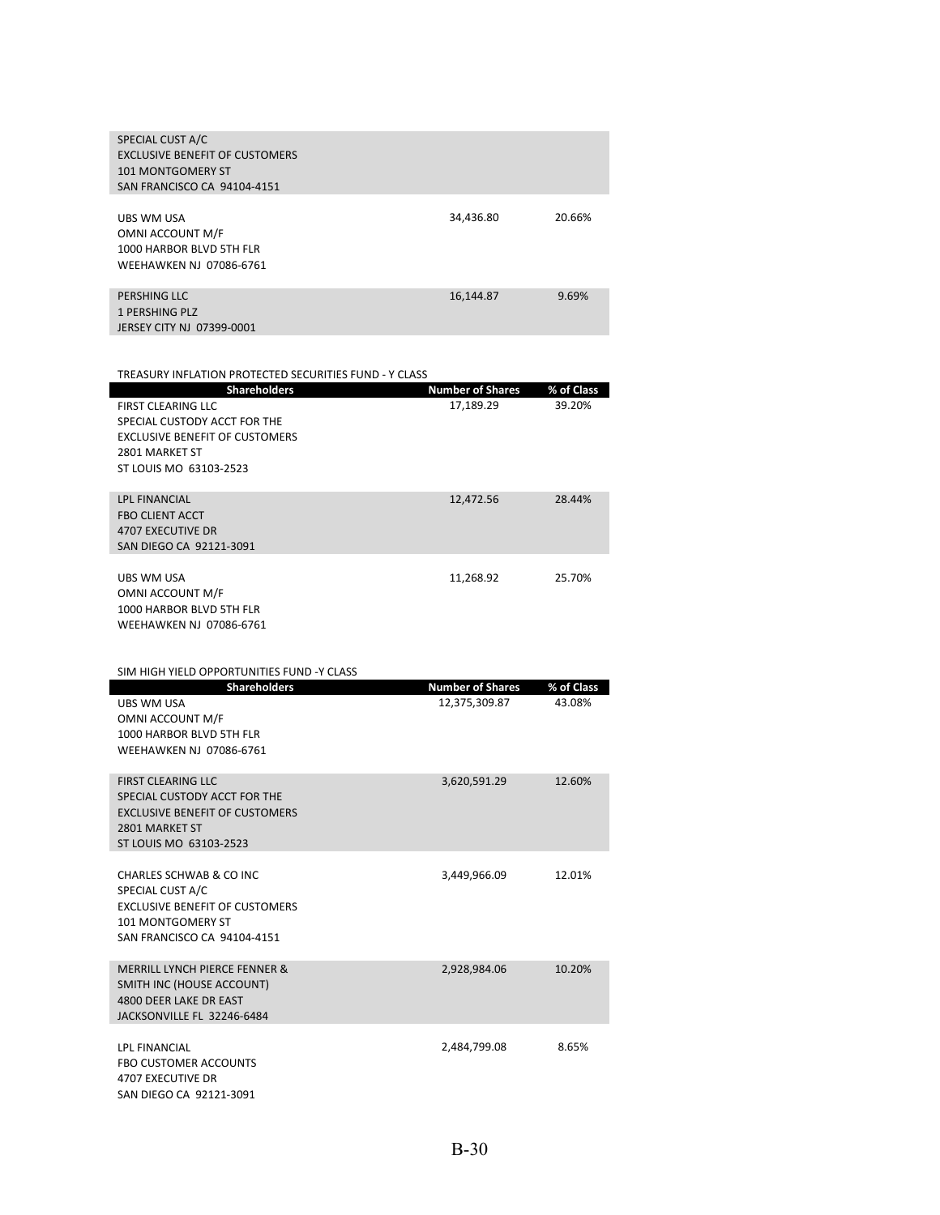| Shareholders | Number of Shares | % of Class |
|---|---|---|
| SPECIAL CUST A/C<br>EXCLUSIVE BENEFIT OF CUSTOMERS<br>101 MONTGOMERY ST<br>SAN FRANCISCO CA 94104-4151 | | |
| UBS WM USA<br>OMNI ACCOUNT M/F<br>1000 HARBOR BLVD 5TH FLR<br>WEEHAWKEN NJ 07086-6761 | 34,436.80 | 20.66% |
| PERSHING LLC<br>1 PERSHING PLZ<br>JERSEY CITY NJ 07399-0001 | 16,144.87 | 9.69% |

TREASURY INFLATION PROTECTED SECURITIES FUND - Y CLASS

| Shareholders | Number of Shares | % of Class |
|---|---|---|
| FIRST CLEARING LLC<br>SPECIAL CUSTODY ACCT FOR THE<br>EXCLUSIVE BENEFIT OF CUSTOMERS<br>2801 MARKET ST<br>ST LOUIS MO 63103-2523 | 17,189.29 | 39.20% |
| LPL FINANCIAL<br>FBO CLIENT ACCT<br>4707 EXECUTIVE DR<br>SAN DIEGO CA 92121-3091 | 12,472.56 | 28.44% |
| UBS WM USA<br>OMNI ACCOUNT M/F<br>1000 HARBOR BLVD 5TH FLR<br>WEEHAWKEN NJ 07086-6761 | 11,268.92 | 25.70% |

SIM HIGH YIELD OPPORTUNITIES FUND -Y CLASS

| Shareholders | Number of Shares | % of Class |
|---|---|---|
| UBS WM USA<br>OMNI ACCOUNT M/F<br>1000 HARBOR BLVD 5TH FLR<br>WEEHAWKEN NJ 07086-6761 | 12,375,309.87 | 43.08% |
| FIRST CLEARING LLC<br>SPECIAL CUSTODY ACCT FOR THE<br>EXCLUSIVE BENEFIT OF CUSTOMERS<br>2801 MARKET ST<br>ST LOUIS MO 63103-2523 | 3,620,591.29 | 12.60% |
| CHARLES SCHWAB & CO INC<br>SPECIAL CUST A/C<br>EXCLUSIVE BENEFIT OF CUSTOMERS<br>101 MONTGOMERY ST<br>SAN FRANCISCO CA 94104-4151 | 3,449,966.09 | 12.01% |
| MERRILL LYNCH PIERCE FENNER &<br>SMITH INC (HOUSE ACCOUNT)<br>4800 DEER LAKE DR EAST<br>JACKSONVILLE FL 32246-6484 | 2,928,984.06 | 10.20% |
| LPL FINANCIAL<br>FBO CUSTOMER ACCOUNTS<br>4707 EXECUTIVE DR<br>SAN DIEGO CA 92121-3091 | 2,484,799.08 | 8.65% |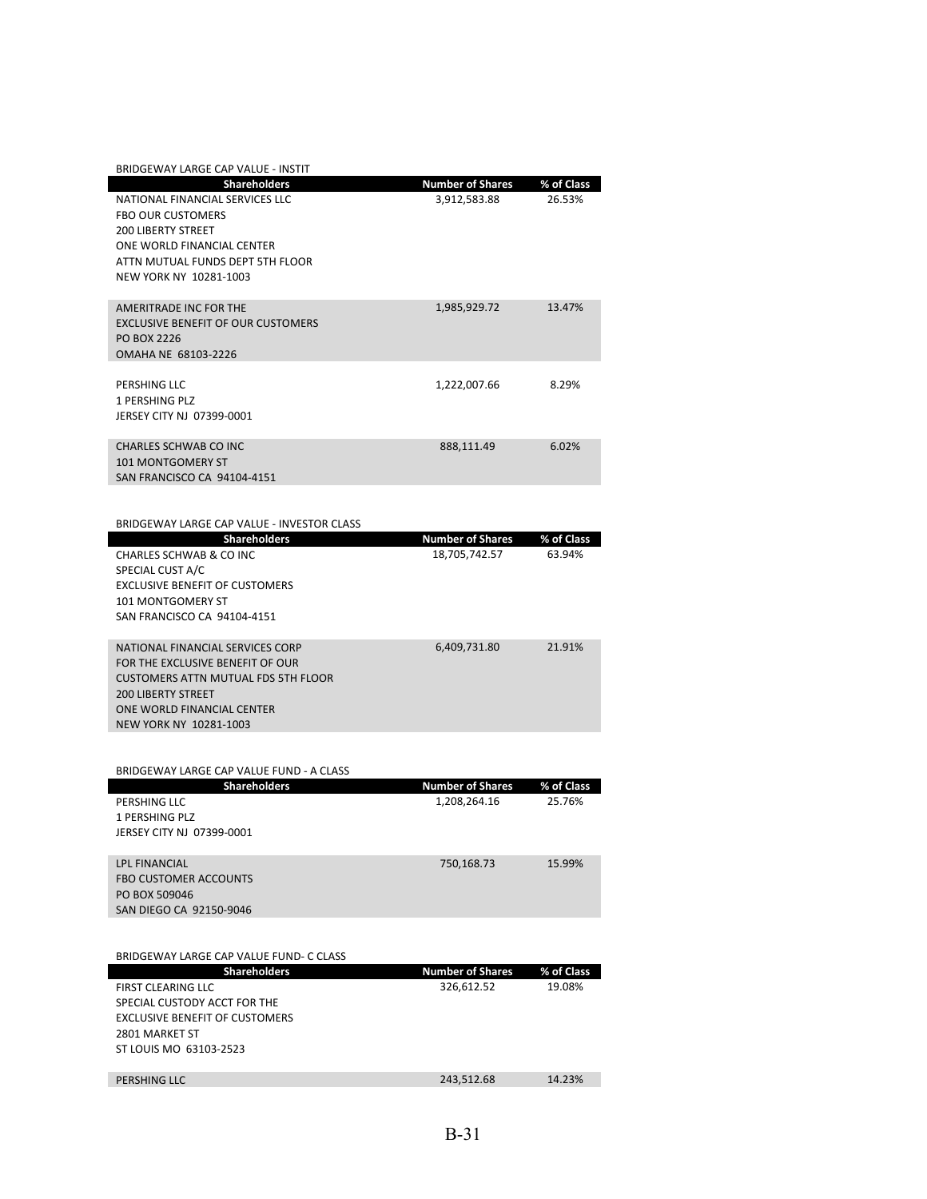BRIDGEWAY LARGE CAP VALUE - INSTIT

| Shareholders | Number of Shares | % of Class |
|---|---|---|
| NATIONAL FINANCIAL SERVICES LLC<br>FBO OUR CUSTOMERS<br>200 LIBERTY STREET<br>ONE WORLD FINANCIAL CENTER<br>ATTN MUTUAL FUNDS DEPT 5TH FLOOR<br>NEW YORK NY 10281-1003 | 3,912,583.88 | 26.53% |
| AMERITRADE INC FOR THE<br>EXCLUSIVE BENEFIT OF OUR CUSTOMERS<br>PO BOX 2226<br>OMAHA NE 68103-2226 | 1,985,929.72 | 13.47% |
| PERSHING LLC<br>1 PERSHING PLZ<br>JERSEY CITY NJ 07399-0001 | 1,222,007.66 | 8.29% |
| CHARLES SCHWAB CO INC<br>101 MONTGOMERY ST<br>SAN FRANCISCO CA 94104-4151 | 888,111.49 | 6.02% |

BRIDGEWAY LARGE CAP VALUE - INVESTOR CLASS

| Shareholders | Number of Shares | % of Class |
|---|---|---|
| CHARLES SCHWAB & CO INC<br>SPECIAL CUST A/C<br>EXCLUSIVE BENEFIT OF CUSTOMERS<br>101 MONTGOMERY ST<br>SAN FRANCISCO CA 94104-4151 | 18,705,742.57 | 63.94% |
| NATIONAL FINANCIAL SERVICES CORP<br>FOR THE EXCLUSIVE BENEFIT OF OUR<br>CUSTOMERS ATTN MUTUAL FDS 5TH FLOOR<br>200 LIBERTY STREET<br>ONE WORLD FINANCIAL CENTER<br>NEW YORK NY 10281-1003 | 6,409,731.80 | 21.91% |

BRIDGEWAY LARGE CAP VALUE FUND - A CLASS

| Shareholders | Number of Shares | % of Class |
|---|---|---|
| PERSHING LLC<br>1 PERSHING PLZ<br>JERSEY CITY NJ 07399-0001 | 1,208,264.16 | 25.76% |
| LPL FINANCIAL<br>FBO CUSTOMER ACCOUNTS<br>PO BOX 509046<br>SAN DIEGO CA 92150-9046 | 750,168.73 | 15.99% |

BRIDGEWAY LARGE CAP VALUE FUND- C CLASS

| Shareholders | Number of Shares | % of Class |
|---|---|---|
| FIRST CLEARING LLC<br>SPECIAL CUSTODY ACCT FOR THE<br>EXCLUSIVE BENEFIT OF CUSTOMERS<br>2801 MARKET ST<br>ST LOUIS MO 63103-2523 | 326,612.52 | 19.08% |
| PERSHING LLC | 243,512.68 | 14.23% |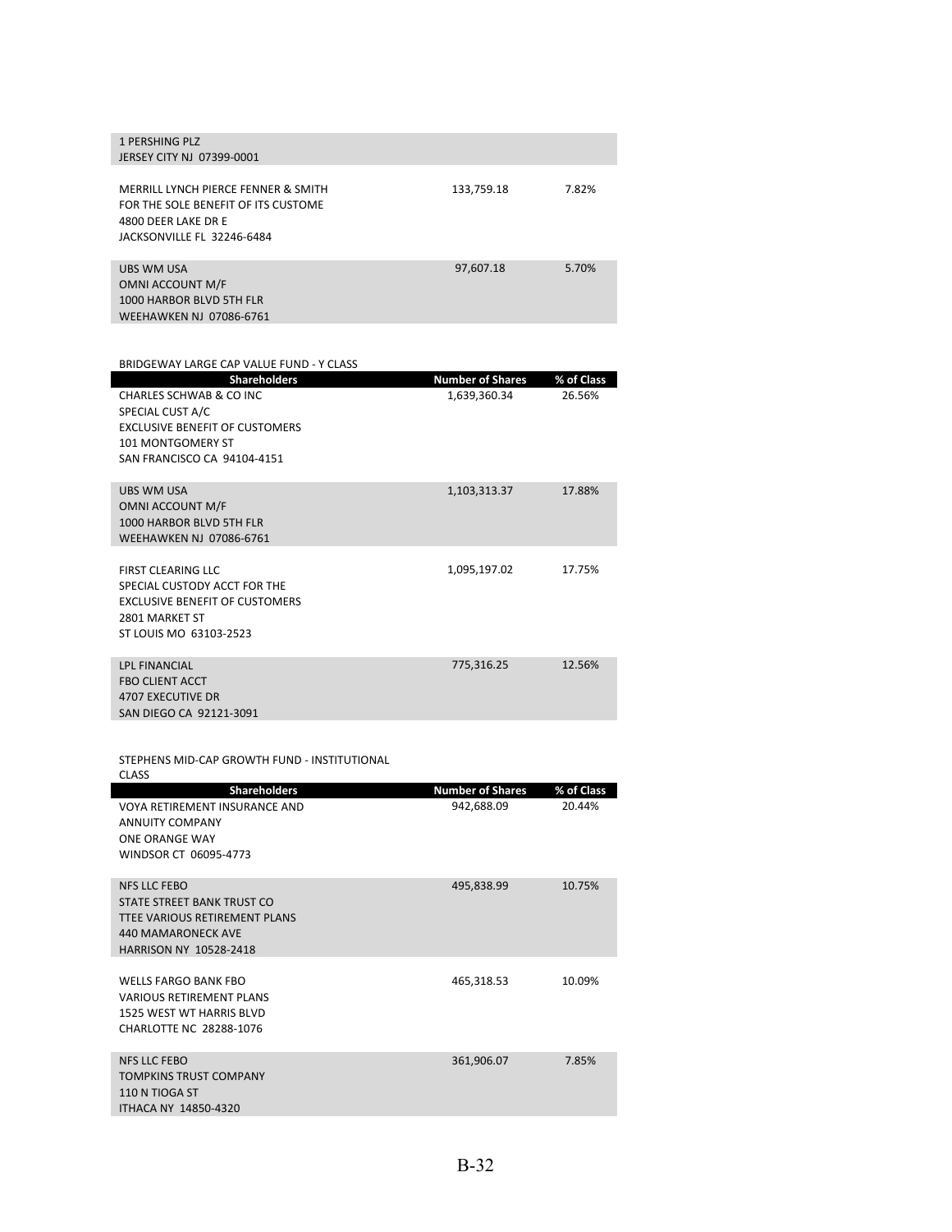| | | |
|---|---|---|
| 1 PERSHING PLZ<br>JERSEY CITY NJ 07399-0001 | | |
| MERRILL LYNCH PIERCE FENNER & SMITH<br>FOR THE SOLE BENEFIT OF ITS CUSTOME<br>4800 DEER LAKE DR E<br>JACKSONVILLE FL 32246-6484 | 133,759.18 | 7.82% |
| UBS WM USA<br>OMNI ACCOUNT M/F<br>1000 HARBOR BLVD 5TH FLR<br>WEEHAWKEN NJ 07086-6761 | 97,607.18 | 5.70% |

BRIDGEWAY LARGE CAP VALUE FUND - Y CLASS

| Shareholders | Number of Shares | % of Class |
|---|---|---|
| CHARLES SCHWAB & CO INC<br>SPECIAL CUST A/C<br>EXCLUSIVE BENEFIT OF CUSTOMERS<br>101 MONTGOMERY ST<br>SAN FRANCISCO CA 94104-4151 | 1,639,360.34 | 26.56% |
| UBS WM USA<br>OMNI ACCOUNT M/F<br>1000 HARBOR BLVD 5TH FLR<br>WEEHAWKEN NJ 07086-6761 | 1,103,313.37 | 17.88% |
| FIRST CLEARING LLC<br>SPECIAL CUSTODY ACCT FOR THE<br>EXCLUSIVE BENEFIT OF CUSTOMERS<br>2801 MARKET ST<br>ST LOUIS MO 63103-2523 | 1,095,197.02 | 17.75% |
| LPL FINANCIAL<br>FBO CLIENT ACCT<br>4707 EXECUTIVE DR<br>SAN DIEGO CA 92121-3091 | 775,316.25 | 12.56% |

STEPHENS MID-CAP GROWTH FUND - INSTITUTIONAL CLASS

| Shareholders | Number of Shares | % of Class |
|---|---|---|
| VOYA RETIREMENT INSURANCE AND<br>ANNUITY COMPANY<br>ONE ORANGE WAY<br>WINDSOR CT 06095-4773 | 942,688.09 | 20.44% |
| NFS LLC FEBO<br>STATE STREET BANK TRUST CO<br>TTEE VARIOUS RETIREMENT PLANS<br>440 MAMARONECK AVE<br>HARRISON NY 10528-2418 | 495,838.99 | 10.75% |
| WELLS FARGO BANK FBO<br>VARIOUS RETIREMENT PLANS<br>1525 WEST WT HARRIS BLVD<br>CHARLOTTE NC 28288-1076 | 465,318.53 | 10.09% |
| NFS LLC FEBO<br>TOMPKINS TRUST COMPANY<br>110 N TIOGA ST<br>ITHACA NY 14850-4320 | 361,906.07 | 7.85% |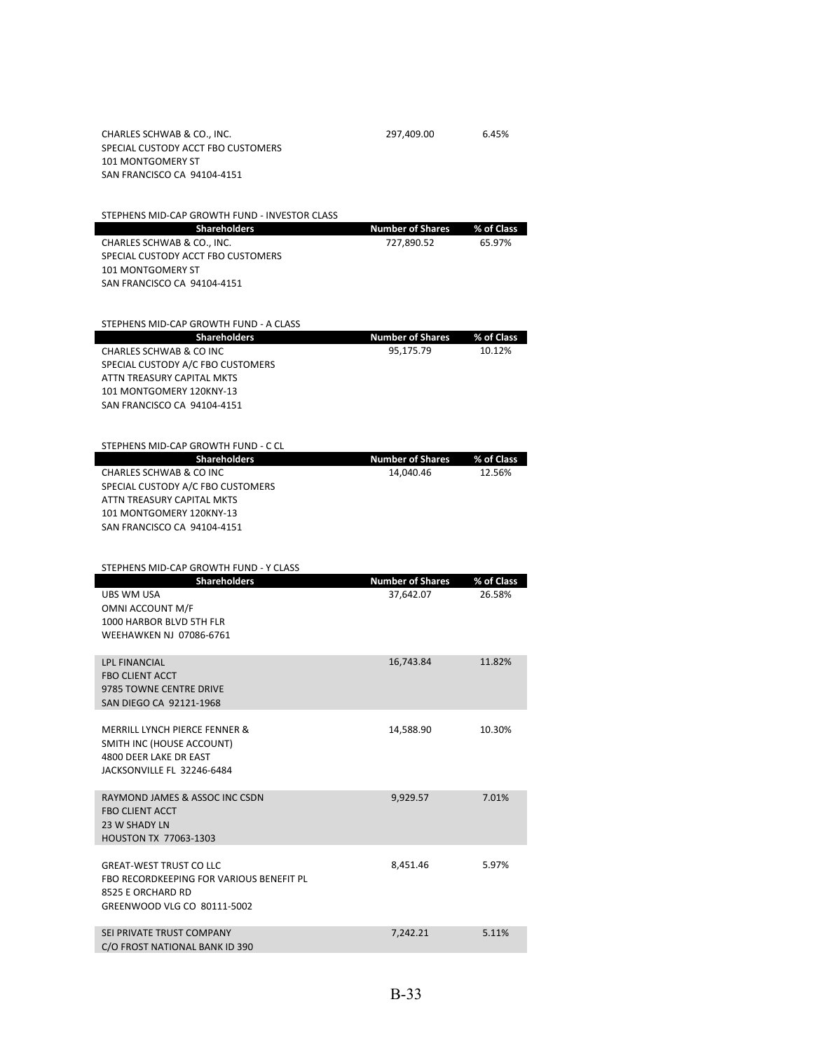| | | |
|---|---|---|
| CHARLES SCHWAB & CO., INC.<br>SPECIAL CUSTODY ACCT FBO CUSTOMERS<br>101 MONTGOMERY ST<br>SAN FRANCISCO CA 94104-4151 | 297,409.00 | 6.45% |

STEPHENS MID-CAP GROWTH FUND - INVESTOR CLASS

| Shareholders | Number of Shares | % of Class |
|---|---|---|
| CHARLES SCHWAB & CO., INC.<br>SPECIAL CUSTODY ACCT FBO CUSTOMERS<br>101 MONTGOMERY ST<br>SAN FRANCISCO CA 94104-4151 | 727,890.52 | 65.97% |

STEPHENS MID-CAP GROWTH FUND - A CLASS

| Shareholders | Number of Shares | % of Class |
|---|---|---|
| CHARLES SCHWAB & CO INC<br>SPECIAL CUSTODY A/C FBO CUSTOMERS<br>ATTN TREASURY CAPITAL MKTS<br>101 MONTGOMERY 120KNY-13<br>SAN FRANCISCO CA 94104-4151 | 95,175.79 | 10.12% |

STEPHENS MID-CAP GROWTH FUND - C CL

| Shareholders | Number of Shares | % of Class |
|---|---|---|
| CHARLES SCHWAB & CO INC<br>SPECIAL CUSTODY A/C FBO CUSTOMERS<br>ATTN TREASURY CAPITAL MKTS<br>101 MONTGOMERY 120KNY-13<br>SAN FRANCISCO CA 94104-4151 | 14,040.46 | 12.56% |

STEPHENS MID-CAP GROWTH FUND - Y CLASS

| Shareholders | Number of Shares | % of Class |
|---|---|---|
| UBS WM USA<br>OMNI ACCOUNT M/F<br>1000 HARBOR BLVD 5TH FLR<br>WEEHAWKEN NJ 07086-6761 | 37,642.07 | 26.58% |
| LPL FINANCIAL<br>FBO CLIENT ACCT<br>9785 TOWNE CENTRE DRIVE<br>SAN DIEGO CA 92121-1968 | 16,743.84 | 11.82% |
| MERRILL LYNCH PIERCE FENNER &<br>SMITH INC (HOUSE ACCOUNT)<br>4800 DEER LAKE DR EAST<br>JACKSONVILLE FL 32246-6484 | 14,588.90 | 10.30% |
| RAYMOND JAMES & ASSOC INC CSDN<br>FBO CLIENT ACCT<br>23 W SHADY LN<br>HOUSTON TX 77063-1303 | 9,929.57 | 7.01% |
| GREAT-WEST TRUST CO LLC<br>FBO RECORDKEEPING FOR VARIOUS BENEFIT PL<br>8525 E ORCHARD RD<br>GREENWOOD VLG CO 80111-5002 | 8,451.46 | 5.97% |
| SEI PRIVATE TRUST COMPANY<br>C/O FROST NATIONAL BANK ID 390 | 7,242.21 | 5.11% |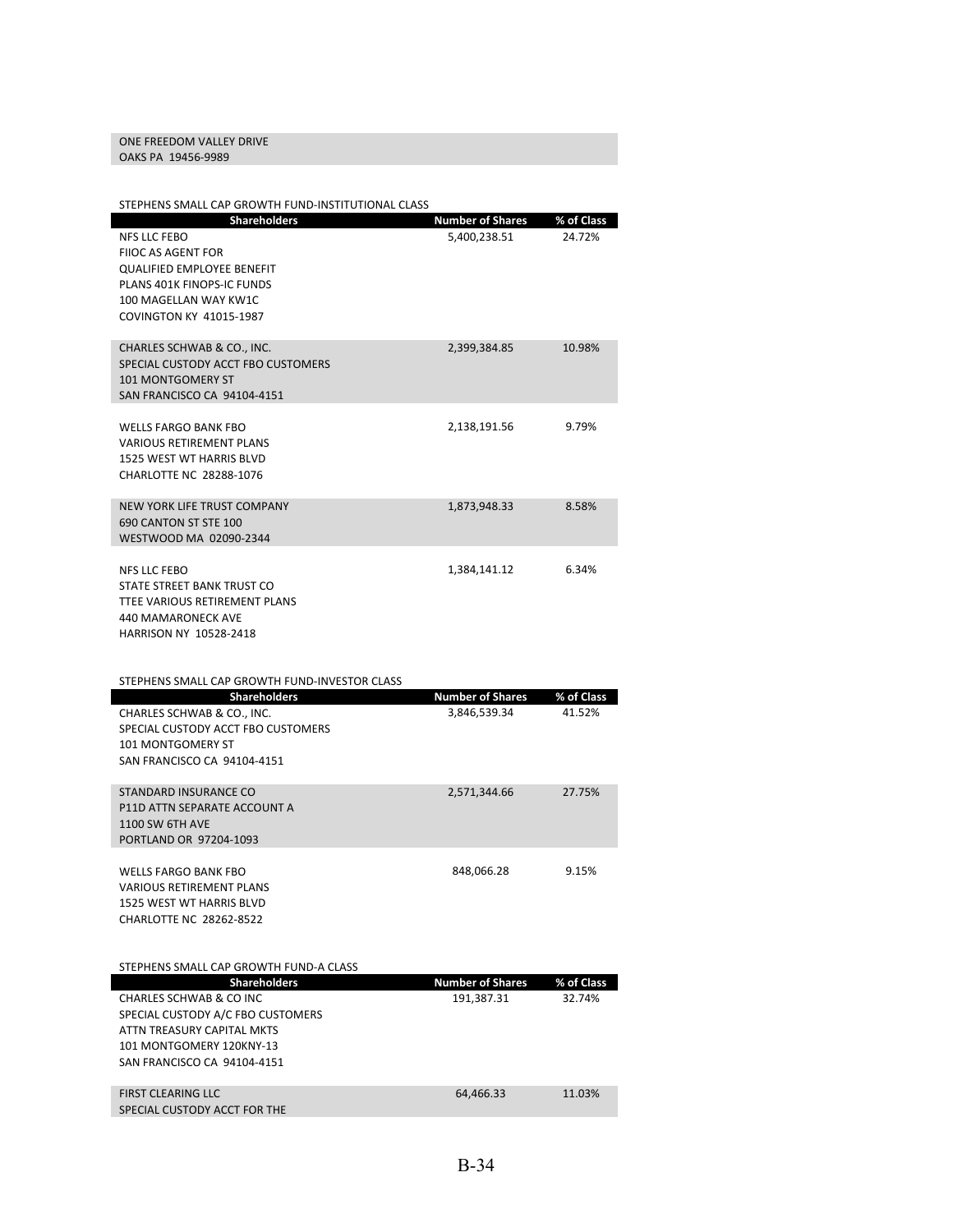ONE FREEDOM VALLEY DRIVE
OAKS PA 19456-9989

STEPHENS SMALL CAP GROWTH FUND-INSTITUTIONAL CLASS

| Shareholders | Number of Shares | % of Class |
|---|---|---|
| NFS LLC FEBO<br>FIIOC AS AGENT FOR<br>QUALIFIED EMPLOYEE BENEFIT<br>PLANS 401K FINOPS-IC FUNDS<br>100 MAGELLAN WAY KW1C<br>COVINGTON KY 41015-1987 | 5,400,238.51 | 24.72% |
| CHARLES SCHWAB & CO., INC.<br>SPECIAL CUSTODY ACCT FBO CUSTOMERS<br>101 MONTGOMERY ST<br>SAN FRANCISCO CA 94104-4151 | 2,399,384.85 | 10.98% |
| WELLS FARGO BANK FBO<br>VARIOUS RETIREMENT PLANS<br>1525 WEST WT HARRIS BLVD<br>CHARLOTTE NC 28288-1076 | 2,138,191.56 | 9.79% |
| NEW YORK LIFE TRUST COMPANY<br>690 CANTON ST STE 100<br>WESTWOOD MA 02090-2344 | 1,873,948.33 | 8.58% |
| NFS LLC FEBO<br>STATE STREET BANK TRUST CO<br>TTEE VARIOUS RETIREMENT PLANS<br>440 MAMARONECK AVE<br>HARRISON NY 10528-2418 | 1,384,141.12 | 6.34% |

STEPHENS SMALL CAP GROWTH FUND-INVESTOR CLASS

| Shareholders | Number of Shares | % of Class |
|---|---|---|
| CHARLES SCHWAB & CO., INC.<br>SPECIAL CUSTODY ACCT FBO CUSTOMERS<br>101 MONTGOMERY ST<br>SAN FRANCISCO CA 94104-4151 | 3,846,539.34 | 41.52% |
| STANDARD INSURANCE CO<br>P11D ATTN SEPARATE ACCOUNT A<br>1100 SW 6TH AVE<br>PORTLAND OR 97204-1093 | 2,571,344.66 | 27.75% |
| WELLS FARGO BANK FBO<br>VARIOUS RETIREMENT PLANS<br>1525 WEST WT HARRIS BLVD<br>CHARLOTTE NC 28262-8522 | 848,066.28 | 9.15% |

STEPHENS SMALL CAP GROWTH FUND-A CLASS

| Shareholders | Number of Shares | % of Class |
|---|---|---|
| CHARLES SCHWAB & CO INC<br>SPECIAL CUSTODY A/C FBO CUSTOMERS<br>ATTN TREASURY CAPITAL MKTS<br>101 MONTGOMERY 120KNY-13<br>SAN FRANCISCO CA 94104-4151 | 191,387.31 | 32.74% |
| FIRST CLEARING LLC<br>SPECIAL CUSTODY ACCT FOR THE | 64,466.33 | 11.03% |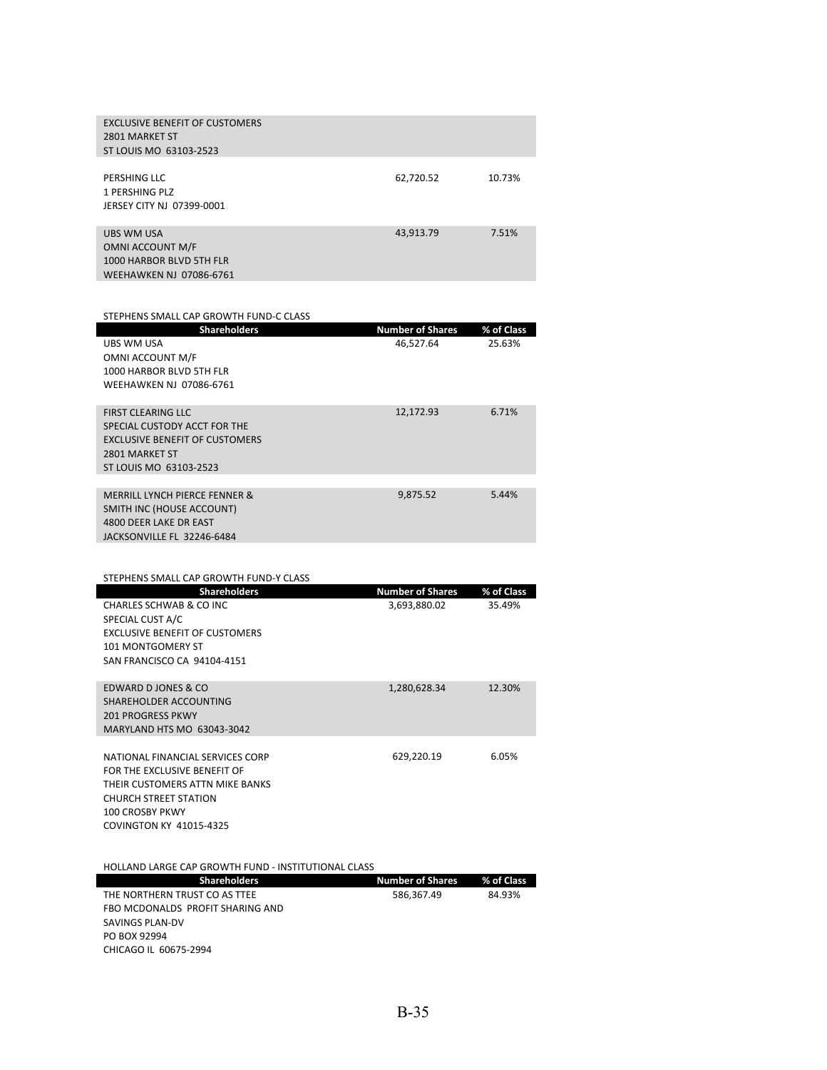| Shareholders | Number of Shares | % of Class |
|---|---|---|
| EXCLUSIVE BENEFIT OF CUSTOMERS<br>2801 MARKET ST<br>ST LOUIS MO 63103-2523 | | |
| PERSHING LLC<br>1 PERSHING PLZ<br>JERSEY CITY NJ 07399-0001 | 62,720.52 | 10.73% |
| UBS WM USA<br>OMNI ACCOUNT M/F<br>1000 HARBOR BLVD 5TH FLR<br>WEEHAWKEN NJ 07086-6761 | 43,913.79 | 7.51% |

STEPHENS SMALL CAP GROWTH FUND-C CLASS

| Shareholders | Number of Shares | % of Class |
|---|---|---|
| UBS WM USA<br>OMNI ACCOUNT M/F<br>1000 HARBOR BLVD 5TH FLR<br>WEEHAWKEN NJ 07086-6761 | 46,527.64 | 25.63% |
| FIRST CLEARING LLC<br>SPECIAL CUSTODY ACCT FOR THE<br>EXCLUSIVE BENEFIT OF CUSTOMERS<br>2801 MARKET ST<br>ST LOUIS MO 63103-2523 | 12,172.93 | 6.71% |
| MERRILL LYNCH PIERCE FENNER &<br>SMITH INC (HOUSE ACCOUNT)<br>4800 DEER LAKE DR EAST<br>JACKSONVILLE FL 32246-6484 | 9,875.52 | 5.44% |

STEPHENS SMALL CAP GROWTH FUND-Y CLASS

| Shareholders | Number of Shares | % of Class |
|---|---|---|
| CHARLES SCHWAB & CO INC<br>SPECIAL CUST A/C<br>EXCLUSIVE BENEFIT OF CUSTOMERS<br>101 MONTGOMERY ST<br>SAN FRANCISCO CA 94104-4151 | 3,693,880.02 | 35.49% |
| EDWARD D JONES & CO<br>SHAREHOLDER ACCOUNTING<br>201 PROGRESS PKWY<br>MARYLAND HTS MO 63043-3042 | 1,280,628.34 | 12.30% |
| NATIONAL FINANCIAL SERVICES CORP<br>FOR THE EXCLUSIVE BENEFIT OF<br>THEIR CUSTOMERS ATTN MIKE BANKS<br>CHURCH STREET STATION<br>100 CROSBY PKWY<br>COVINGTON KY 41015-4325 | 629,220.19 | 6.05% |

HOLLAND LARGE CAP GROWTH FUND - INSTITUTIONAL CLASS

| Shareholders | Number of Shares | % of Class |
|---|---|---|
| THE NORTHERN TRUST CO AS TTEE<br>FBO MCDONALDS PROFIT SHARING AND<br>SAVINGS PLAN-DV<br>PO BOX 92994<br>CHICAGO IL 60675-2994 | 586,367.49 | 84.93% |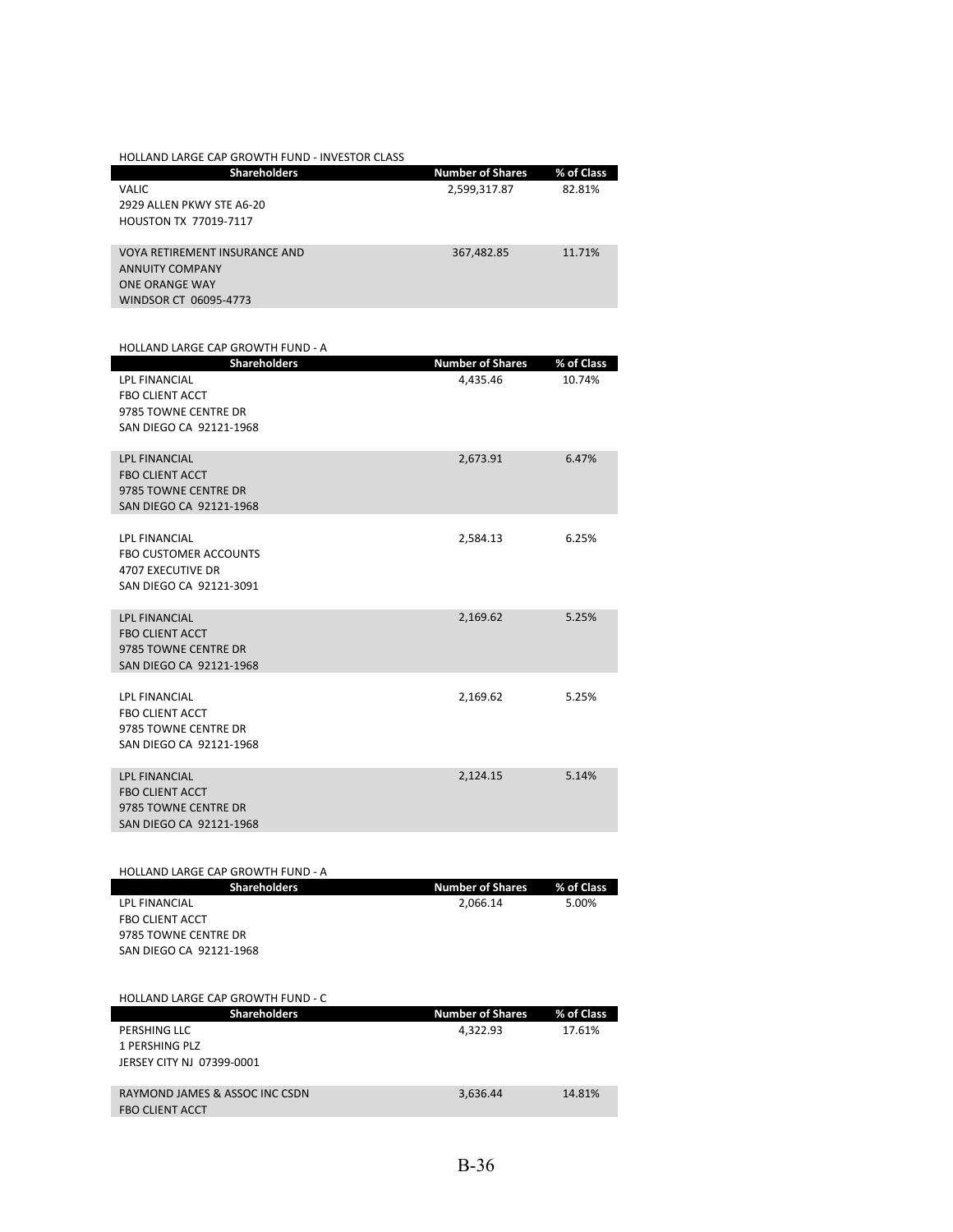HOLLAND LARGE CAP GROWTH FUND - INVESTOR CLASS

| Shareholders | Number of Shares | % of Class |
|---|---|---|
| VALIC<br>2929 ALLEN PKWY STE A6-20<br>HOUSTON TX 77019-7117 | 2,599,317.87 | 82.81% |
| VOYA RETIREMENT INSURANCE AND<br>ANNUITY COMPANY<br>ONE ORANGE WAY<br>WINDSOR CT 06095-4773 | 367,482.85 | 11.71% |

HOLLAND LARGE CAP GROWTH FUND - A

| Shareholders | Number of Shares | % of Class |
|---|---|---|
| LPL FINANCIAL<br>FBO CLIENT ACCT<br>9785 TOWNE CENTRE DR<br>SAN DIEGO CA 92121-1968 | 4,435.46 | 10.74% |
| LPL FINANCIAL<br>FBO CLIENT ACCT<br>9785 TOWNE CENTRE DR<br>SAN DIEGO CA 92121-1968 | 2,673.91 | 6.47% |
| LPL FINANCIAL<br>FBO CUSTOMER ACCOUNTS<br>4707 EXECUTIVE DR<br>SAN DIEGO CA 92121-3091 | 2,584.13 | 6.25% |
| LPL FINANCIAL<br>FBO CLIENT ACCT<br>9785 TOWNE CENTRE DR<br>SAN DIEGO CA 92121-1968 | 2,169.62 | 5.25% |
| LPL FINANCIAL<br>FBO CLIENT ACCT<br>9785 TOWNE CENTRE DR<br>SAN DIEGO CA 92121-1968 | 2,169.62 | 5.25% |
| LPL FINANCIAL<br>FBO CLIENT ACCT<br>9785 TOWNE CENTRE DR<br>SAN DIEGO CA 92121-1968 | 2,124.15 | 5.14% |
| LPL FINANCIAL<br>FBO CLIENT ACCT<br>9785 TOWNE CENTRE DR<br>SAN DIEGO CA 92121-1968 | 2,066.14 | 5.00% |

HOLLAND LARGE CAP GROWTH FUND - C

| Shareholders | Number of Shares | % of Class |
|---|---|---|
| PERSHING LLC<br>1 PERSHING PLZ<br>JERSEY CITY NJ 07399-0001 | 4,322.93 | 17.61% |
| RAYMOND JAMES & ASSOC INC CSDN<br>FBO CLIENT ACCT | 3,636.44 | 14.81% |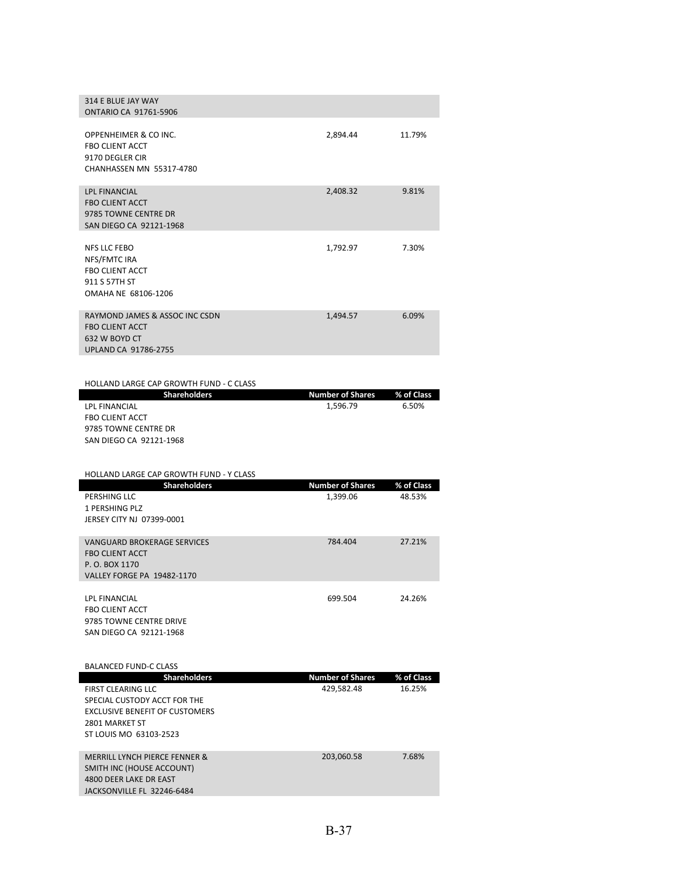| Shareholders | Number of Shares | % of Class |
|---|---|---|
| 314 E BLUE JAY WAY<br>ONTARIO CA 91761-5906 | | |
| OPPENHEIMER & CO INC.<br>FBO CLIENT ACCT<br>9170 DEGLER CIR<br>CHANHASSEN MN 55317-4780 | 2,894.44 | 11.79% |
| LPL FINANCIAL<br>FBO CLIENT ACCT<br>9785 TOWNE CENTRE DR<br>SAN DIEGO CA 92121-1968 | 2,408.32 | 9.81% |
| NFS LLC FEBO<br>NFS/FMTC IRA<br>FBO CLIENT ACCT<br>911 S 57TH ST<br>OMAHA NE 68106-1206 | 1,792.97 | 7.30% |
| RAYMOND JAMES & ASSOC INC CSDN<br>FBO CLIENT ACCT<br>632 W BOYD CT<br>UPLAND CA 91786-2755 | 1,494.57 | 6.09% |

HOLLAND LARGE CAP GROWTH FUND - C CLASS

| Shareholders | Number of Shares | % of Class |
|---|---|---|
| LPL FINANCIAL<br>FBO CLIENT ACCT<br>9785 TOWNE CENTRE DR<br>SAN DIEGO CA 92121-1968 | 1,596.79 | 6.50% |

HOLLAND LARGE CAP GROWTH FUND - Y CLASS

| Shareholders | Number of Shares | % of Class |
|---|---|---|
| PERSHING LLC<br>1 PERSHING PLZ<br>JERSEY CITY NJ 07399-0001 | 1,399.06 | 48.53% |
| VANGUARD BROKERAGE SERVICES<br>FBO CLIENT ACCT<br>P. O. BOX 1170<br>VALLEY FORGE PA 19482-1170 | 784.404 | 27.21% |
| LPL FINANCIAL<br>FBO CLIENT ACCT<br>9785 TOWNE CENTRE DRIVE<br>SAN DIEGO CA 92121-1968 | 699.504 | 24.26% |

BALANCED FUND-C CLASS

| Shareholders | Number of Shares | % of Class |
|---|---|---|
| FIRST CLEARING LLC<br>SPECIAL CUSTODY ACCT FOR THE<br>EXCLUSIVE BENEFIT OF CUSTOMERS<br>2801 MARKET ST<br>ST LOUIS MO 63103-2523 | 429,582.48 | 16.25% |
| MERRILL LYNCH PIERCE FENNER &<br>SMITH INC (HOUSE ACCOUNT)<br>4800 DEER LAKE DR EAST<br>JACKSONVILLE FL 32246-6484 | 203,060.58 | 7.68% |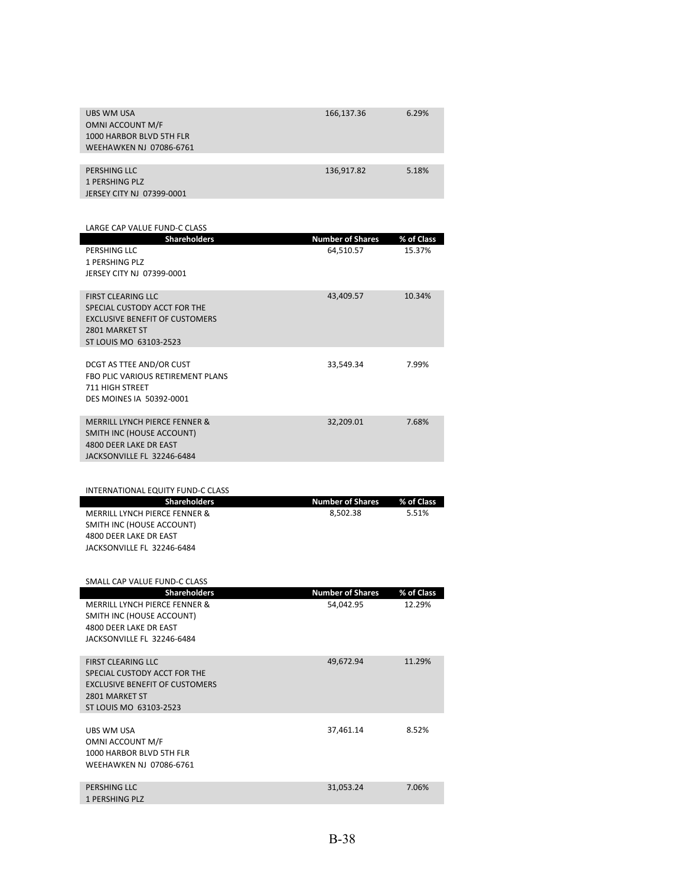| Shareholders | Number of Shares | % of Class |
|---|---|---|
| UBS WM USA<br>OMNI ACCOUNT M/F<br>1000 HARBOR BLVD 5TH FLR<br>WEEHAWKEN NJ 07086-6761 | 166,137.36 | 6.29% |
| PERSHING LLC<br>1 PERSHING PLZ<br>JERSEY CITY NJ 07399-0001 | 136,917.82 | 5.18% |

LARGE CAP VALUE FUND-C CLASS

| Shareholders | Number of Shares | % of Class |
|---|---|---|
| PERSHING LLC<br>1 PERSHING PLZ<br>JERSEY CITY NJ 07399-0001 | 64,510.57 | 15.37% |
| FIRST CLEARING LLC<br>SPECIAL CUSTODY ACCT FOR THE<br>EXCLUSIVE BENEFIT OF CUSTOMERS<br>2801 MARKET ST<br>ST LOUIS MO 63103-2523 | 43,409.57 | 10.34% |
| DCGT AS TTEE AND/OR CUST<br>FBO PLIC VARIOUS RETIREMENT PLANS<br>711 HIGH STREET<br>DES MOINES IA 50392-0001 | 33,549.34 | 7.99% |
| MERRILL LYNCH PIERCE FENNER &<br>SMITH INC (HOUSE ACCOUNT)<br>4800 DEER LAKE DR EAST<br>JACKSONVILLE FL 32246-6484 | 32,209.01 | 7.68% |

INTERNATIONAL EQUITY FUND-C CLASS

| Shareholders | Number of Shares | % of Class |
|---|---|---|
| MERRILL LYNCH PIERCE FENNER &<br>SMITH INC (HOUSE ACCOUNT)<br>4800 DEER LAKE DR EAST<br>JACKSONVILLE FL 32246-6484 | 8,502.38 | 5.51% |

SMALL CAP VALUE FUND-C CLASS

| Shareholders | Number of Shares | % of Class |
|---|---|---|
| MERRILL LYNCH PIERCE FENNER &<br>SMITH INC (HOUSE ACCOUNT)<br>4800 DEER LAKE DR EAST<br>JACKSONVILLE FL 32246-6484 | 54,042.95 | 12.29% |
| FIRST CLEARING LLC<br>SPECIAL CUSTODY ACCT FOR THE<br>EXCLUSIVE BENEFIT OF CUSTOMERS<br>2801 MARKET ST<br>ST LOUIS MO 63103-2523 | 49,672.94 | 11.29% |
| UBS WM USA<br>OMNI ACCOUNT M/F<br>1000 HARBOR BLVD 5TH FLR<br>WEEHAWKEN NJ 07086-6761 | 37,461.14 | 8.52% |
| PERSHING LLC<br>1 PERSHING PLZ | 31,053.24 | 7.06% |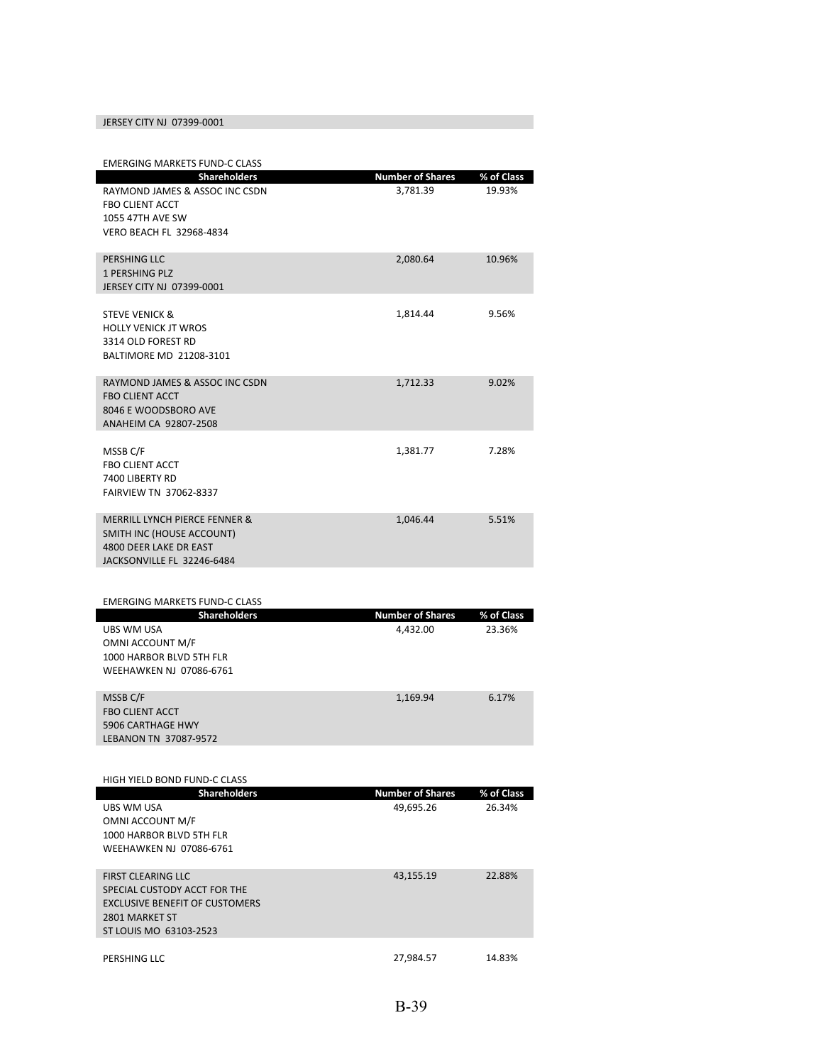| | | |
|---|---|---|
| JERSEY CITY NJ 07399-0001 | | |

EMERGING MARKETS FUND-C CLASS

| Shareholders | Number of Shares | % of Class |
|---|---|---|
| RAYMOND JAMES & ASSOC INC CSDN<br>FBO CLIENT ACCT<br>1055 47TH AVE SW<br>VERO BEACH FL 32968-4834 | 3,781.39 | 19.93% |
| PERSHING LLC<br>1 PERSHING PLZ<br>JERSEY CITY NJ 07399-0001 | 2,080.64 | 10.96% |
| STEVE VENICK &<br>HOLLY VENICK JT WROS<br>3314 OLD FOREST RD<br>BALTIMORE MD 21208-3101 | 1,814.44 | 9.56% |
| RAYMOND JAMES & ASSOC INC CSDN<br>FBO CLIENT ACCT<br>8046 E WOODSBORO AVE<br>ANAHEIM CA 92807-2508 | 1,712.33 | 9.02% |
| MSSB C/F<br>FBO CLIENT ACCT<br>7400 LIBERTY RD<br>FAIRVIEW TN 37062-8337 | 1,381.77 | 7.28% |
| MERRILL LYNCH PIERCE FENNER &<br>SMITH INC (HOUSE ACCOUNT)<br>4800 DEER LAKE DR EAST<br>JACKSONVILLE FL 32246-6484 | 1,046.44 | 5.51% |

EMERGING MARKETS FUND-C CLASS

| Shareholders | Number of Shares | % of Class |
|---|---|---|
| UBS WM USA<br>OMNI ACCOUNT M/F<br>1000 HARBOR BLVD 5TH FLR<br>WEEHAWKEN NJ 07086-6761 | 4,432.00 | 23.36% |
| MSSB C/F<br>FBO CLIENT ACCT<br>5906 CARTHAGE HWY<br>LEBANON TN 37087-9572 | 1,169.94 | 6.17% |

HIGH YIELD BOND FUND-C CLASS

| Shareholders | Number of Shares | % of Class |
|---|---|---|
| UBS WM USA<br>OMNI ACCOUNT M/F<br>1000 HARBOR BLVD 5TH FLR<br>WEEHAWKEN NJ 07086-6761 | 49,695.26 | 26.34% |
| FIRST CLEARING LLC<br>SPECIAL CUSTODY ACCT FOR THE<br>EXCLUSIVE BENEFIT OF CUSTOMERS<br>2801 MARKET ST<br>ST LOUIS MO 63103-2523 | 43,155.19 | 22.88% |
| PERSHING LLC | 27,984.57 | 14.83% |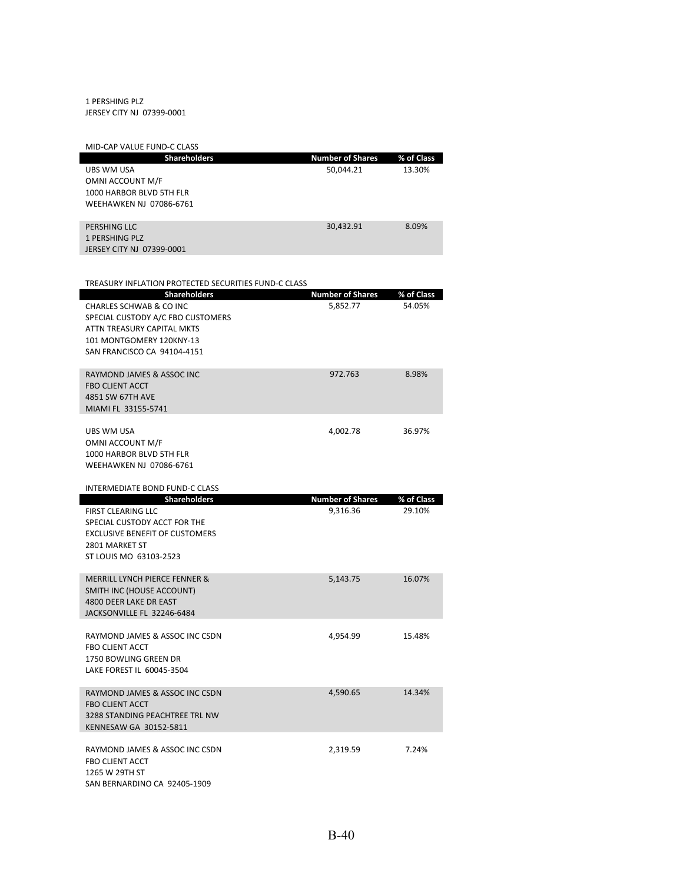1 PERSHING PLZ
JERSEY CITY NJ 07399-0001

MID-CAP VALUE FUND-C CLASS

| Shareholders | Number of Shares | % of Class |
|---|---|---|
| UBS WM USA<br>OMNI ACCOUNT M/F<br>1000 HARBOR BLVD 5TH FLR<br>WEEHAWKEN NJ 07086-6761 | 50,044.21 | 13.30% |
| PERSHING LLC<br>1 PERSHING PLZ<br>JERSEY CITY NJ 07399-0001 | 30,432.91 | 8.09% |

TREASURY INFLATION PROTECTED SECURITIES FUND-C CLASS

| Shareholders | Number of Shares | % of Class |
|---|---|---|
| CHARLES SCHWAB & CO INC<br>SPECIAL CUSTODY A/C FBO CUSTOMERS<br>ATTN TREASURY CAPITAL MKTS<br>101 MONTGOMERY 120KNY-13<br>SAN FRANCISCO CA 94104-4151 | 5,852.77 | 54.05% |
| RAYMOND JAMES & ASSOC INC<br>FBO CLIENT ACCT<br>4851 SW 67TH AVE<br>MIAMI FL 33155-5741 | 972.763 | 8.98% |
| UBS WM USA<br>OMNI ACCOUNT M/F<br>1000 HARBOR BLVD 5TH FLR<br>WEEHAWKEN NJ 07086-6761 | 4,002.78 | 36.97% |

INTERMEDIATE BOND FUND-C CLASS

| Shareholders | Number of Shares | % of Class |
|---|---|---|
| FIRST CLEARING LLC<br>SPECIAL CUSTODY ACCT FOR THE<br>EXCLUSIVE BENEFIT OF CUSTOMERS<br>2801 MARKET ST<br>ST LOUIS MO 63103-2523 | 9,316.36 | 29.10% |
| MERRILL LYNCH PIERCE FENNER &<br>SMITH INC (HOUSE ACCOUNT)<br>4800 DEER LAKE DR EAST<br>JACKSONVILLE FL 32246-6484 | 5,143.75 | 16.07% |
| RAYMOND JAMES & ASSOC INC CSDN<br>FBO CLIENT ACCT<br>1750 BOWLING GREEN DR<br>LAKE FOREST IL 60045-3504 | 4,954.99 | 15.48% |
| RAYMOND JAMES & ASSOC INC CSDN<br>FBO CLIENT ACCT<br>3288 STANDING PEACHTREE TRL NW<br>KENNESAW GA 30152-5811 | 4,590.65 | 14.34% |
| RAYMOND JAMES & ASSOC INC CSDN<br>FBO CLIENT ACCT<br>1265 W 29TH ST<br>SAN BERNARDINO CA 92405-1909 | 2,319.59 | 7.24% |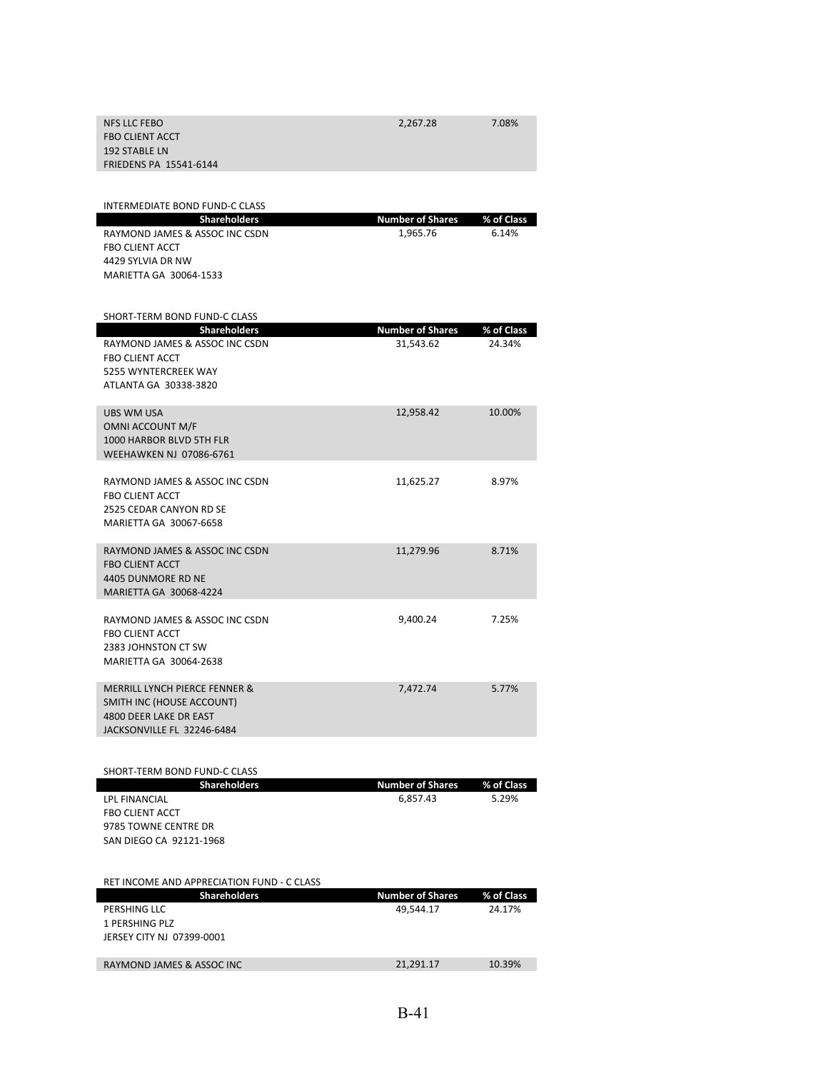| Shareholders | Number of Shares | % of Class |
|---|---|---|
| NFS LLC FEBO<br>FBO CLIENT ACCT<br>192 STABLE LN<br>FRIEDENS PA 15541-6144 | 2,267.28 | 7.08% |

INTERMEDIATE BOND FUND-C CLASS

| Shareholders | Number of Shares | % of Class |
|---|---|---|
| RAYMOND JAMES & ASSOC INC CSDN<br>FBO CLIENT ACCT<br>4429 SYLVIA DR NW<br>MARIETTA GA 30064-1533 | 1,965.76 | 6.14% |

SHORT-TERM BOND FUND-C CLASS

| Shareholders | Number of Shares | % of Class |
|---|---|---|
| RAYMOND JAMES & ASSOC INC CSDN<br>FBO CLIENT ACCT<br>5255 WYNTERCREEK WAY<br>ATLANTA GA 30338-3820 | 31,543.62 | 24.34% |
| UBS WM USA<br>OMNI ACCOUNT M/F<br>1000 HARBOR BLVD 5TH FLR<br>WEEHAWKEN NJ 07086-6761 | 12,958.42 | 10.00% |
| RAYMOND JAMES & ASSOC INC CSDN<br>FBO CLIENT ACCT<br>2525 CEDAR CANYON RD SE<br>MARIETTA GA 30067-6658 | 11,625.27 | 8.97% |
| RAYMOND JAMES & ASSOC INC CSDN<br>FBO CLIENT ACCT<br>4405 DUNMORE RD NE<br>MARIETTA GA 30068-4224 | 11,279.96 | 8.71% |
| RAYMOND JAMES & ASSOC INC CSDN<br>FBO CLIENT ACCT<br>2383 JOHNSTON CT SW<br>MARIETTA GA 30064-2638 | 9,400.24 | 7.25% |
| MERRILL LYNCH PIERCE FENNER &<br>SMITH INC (HOUSE ACCOUNT)<br>4800 DEER LAKE DR EAST<br>JACKSONVILLE FL 32246-6484 | 7,472.74 | 5.77% |

SHORT-TERM BOND FUND-C CLASS

| Shareholders | Number of Shares | % of Class |
|---|---|---|
| LPL FINANCIAL<br>FBO CLIENT ACCT<br>9785 TOWNE CENTRE DR<br>SAN DIEGO CA 92121-1968 | 6,857.43 | 5.29% |

RET INCOME AND APPRECIATION FUND - C CLASS

| Shareholders | Number of Shares | % of Class |
|---|---|---|
| PERSHING LLC<br>1 PERSHING PLZ<br>JERSEY CITY NJ 07399-0001 | 49,544.17 | 24.17% |
| RAYMOND JAMES & ASSOC INC | 21,291.17 | 10.39% |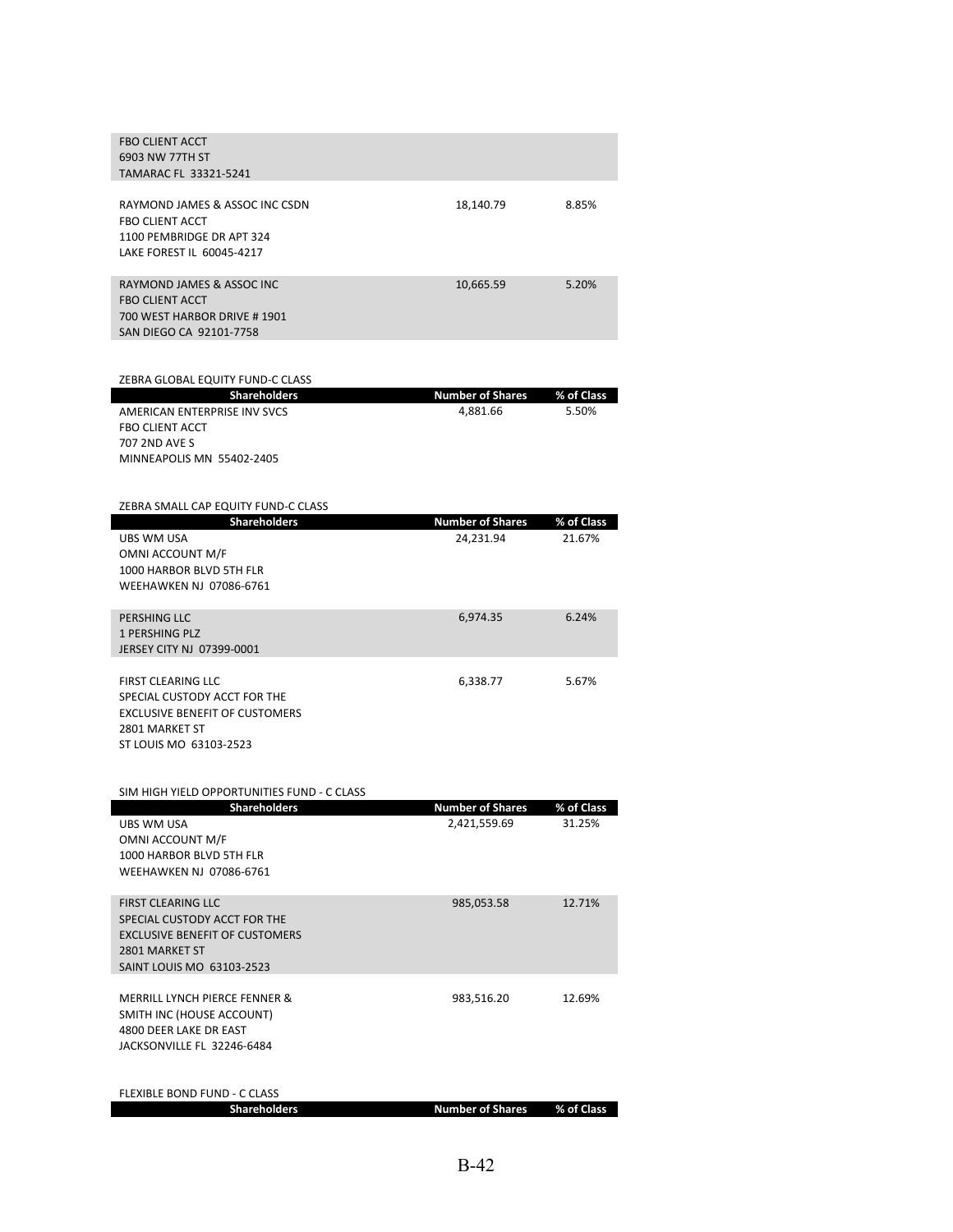| Shareholders | Number of Shares | % of Class |
|---|---|---|
| FBO CLIENT ACCT<br>6903 NW 77TH ST<br>TAMARAC FL 33321-5241 | | |
| RAYMOND JAMES & ASSOC INC CSDN<br>FBO CLIENT ACCT<br>1100 PEMBRIDGE DR APT 324<br>LAKE FOREST IL 60045-4217 | 18,140.79 | 8.85% |
| RAYMOND JAMES & ASSOC INC<br>FBO CLIENT ACCT<br>700 WEST HARBOR DRIVE # 1901<br>SAN DIEGO CA 92101-7758 | 10,665.59 | 5.20% |

ZEBRA GLOBAL EQUITY FUND-C CLASS

| Shareholders | Number of Shares | % of Class |
|---|---|---|
| AMERICAN ENTERPRISE INV SVCS<br>FBO CLIENT ACCT<br>707 2ND AVE S<br>MINNEAPOLIS MN 55402-2405 | 4,881.66 | 5.50% |

ZEBRA SMALL CAP EQUITY FUND-C CLASS

| Shareholders | Number of Shares | % of Class |
|---|---|---|
| UBS WM USA<br>OMNI ACCOUNT M/F<br>1000 HARBOR BLVD 5TH FLR<br>WEEHAWKEN NJ 07086-6761 | 24,231.94 | 21.67% |
| PERSHING LLC<br>1 PERSHING PLZ<br>JERSEY CITY NJ 07399-0001 | 6,974.35 | 6.24% |
| FIRST CLEARING LLC<br>SPECIAL CUSTODY ACCT FOR THE<br>EXCLUSIVE BENEFIT OF CUSTOMERS<br>2801 MARKET ST<br>ST LOUIS MO 63103-2523 | 6,338.77 | 5.67% |

SIM HIGH YIELD OPPORTUNITIES FUND - C CLASS

| Shareholders | Number of Shares | % of Class |
|---|---|---|
| UBS WM USA<br>OMNI ACCOUNT M/F<br>1000 HARBOR BLVD 5TH FLR<br>WEEHAWKEN NJ 07086-6761 | 2,421,559.69 | 31.25% |
| FIRST CLEARING LLC<br>SPECIAL CUSTODY ACCT FOR THE<br>EXCLUSIVE BENEFIT OF CUSTOMERS<br>2801 MARKET ST<br>SAINT LOUIS MO 63103-2523 | 985,053.58 | 12.71% |
| MERRILL LYNCH PIERCE FENNER &<br>SMITH INC (HOUSE ACCOUNT)<br>4800 DEER LAKE DR EAST<br>JACKSONVILLE FL 32246-6484 | 983,516.20 | 12.69% |

FLEXIBLE BOND FUND - C CLASS

| Shareholders | Number of Shares | % of Class |
|---|---|---|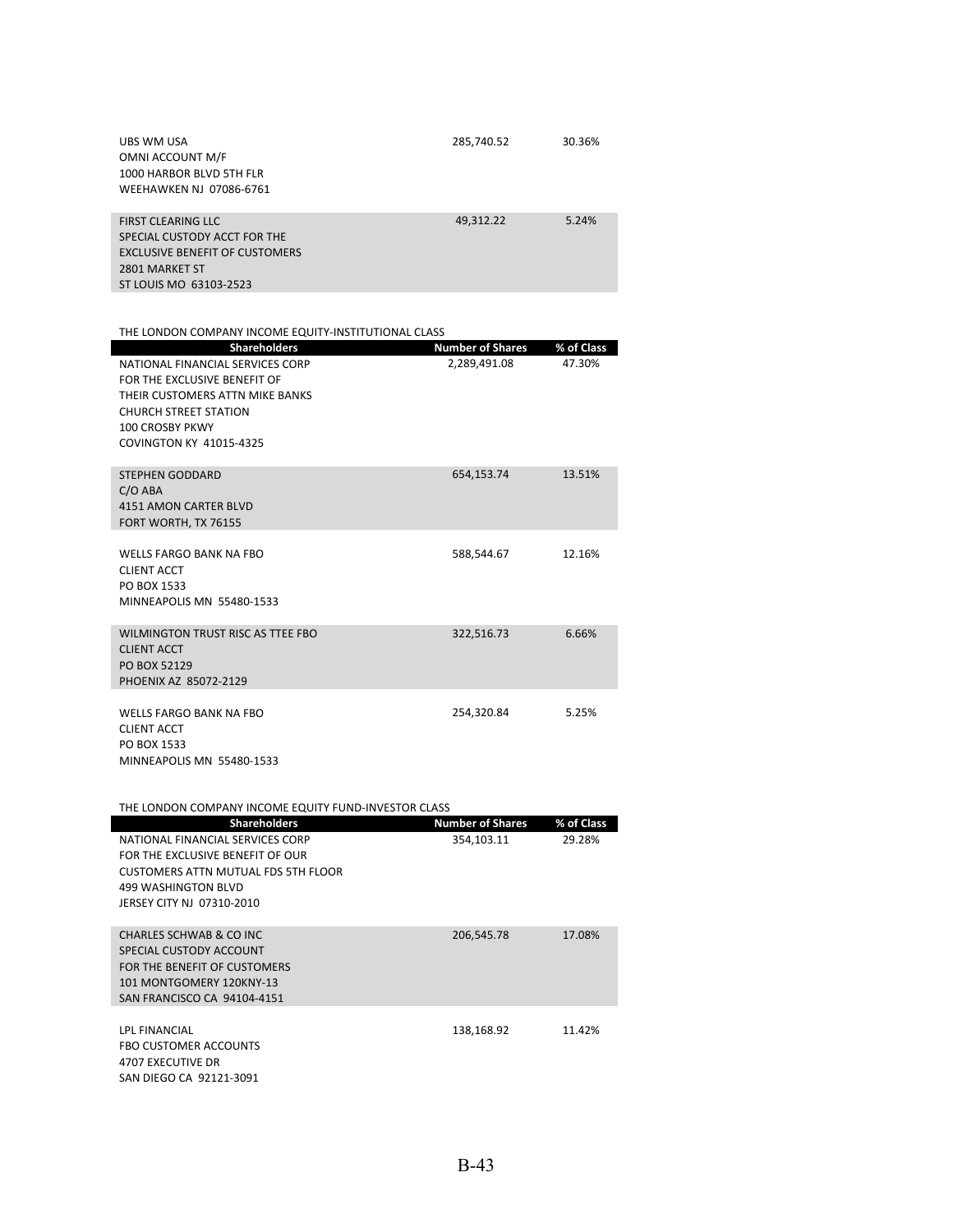| Shareholders | Number of Shares | % of Class |
|---|---|---|
| UBS WM USA<br>OMNI ACCOUNT M/F<br>1000 HARBOR BLVD 5TH FLR<br>WEEHAWKEN NJ 07086-6761 | 285,740.52 | 30.36% |
| FIRST CLEARING LLC<br>SPECIAL CUSTODY ACCT FOR THE<br>EXCLUSIVE BENEFIT OF CUSTOMERS<br>2801 MARKET ST<br>ST LOUIS MO 63103-2523 | 49,312.22 | 5.24% |

THE LONDON COMPANY INCOME EQUITY-INSTITUTIONAL CLASS

| Shareholders | Number of Shares | % of Class |
|---|---|---|
| NATIONAL FINANCIAL SERVICES CORP<br>FOR THE EXCLUSIVE BENEFIT OF<br>THEIR CUSTOMERS ATTN MIKE BANKS<br>CHURCH STREET STATION<br>100 CROSBY PKWY<br>COVINGTON KY 41015-4325 | 2,289,491.08 | 47.30% |
| STEPHEN GODDARD<br>C/O ABA<br>4151 AMON CARTER BLVD<br>FORT WORTH, TX 76155 | 654,153.74 | 13.51% |
| WELLS FARGO BANK NA FBO<br>CLIENT ACCT<br>PO BOX 1533<br>MINNEAPOLIS MN 55480-1533 | 588,544.67 | 12.16% |
| WILMINGTON TRUST RISC AS TTEE FBO<br>CLIENT ACCT<br>PO BOX 52129<br>PHOENIX AZ 85072-2129 | 322,516.73 | 6.66% |
| WELLS FARGO BANK NA FBO<br>CLIENT ACCT<br>PO BOX 1533<br>MINNEAPOLIS MN 55480-1533 | 254,320.84 | 5.25% |

THE LONDON COMPANY INCOME EQUITY FUND-INVESTOR CLASS

| Shareholders | Number of Shares | % of Class |
|---|---|---|
| NATIONAL FINANCIAL SERVICES CORP<br>FOR THE EXCLUSIVE BENEFIT OF OUR<br>CUSTOMERS ATTN MUTUAL FDS 5TH FLOOR<br>499 WASHINGTON BLVD<br>JERSEY CITY NJ 07310-2010 | 354,103.11 | 29.28% |
| CHARLES SCHWAB & CO INC<br>SPECIAL CUSTODY ACCOUNT<br>FOR THE BENEFIT OF CUSTOMERS<br>101 MONTGOMERY 120KNY-13<br>SAN FRANCISCO CA 94104-4151 | 206,545.78 | 17.08% |
| LPL FINANCIAL<br>FBO CUSTOMER ACCOUNTS<br>4707 EXECUTIVE DR<br>SAN DIEGO CA 92121-3091 | 138,168.92 | 11.42% |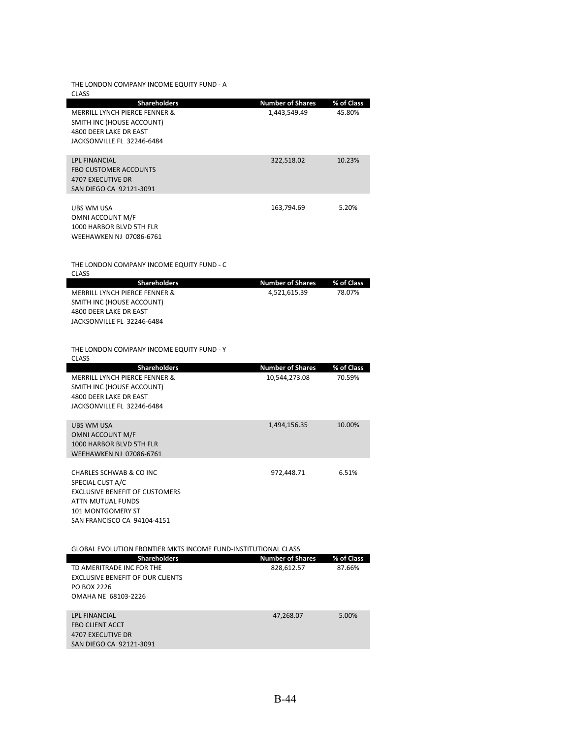THE LONDON COMPANY INCOME EQUITY FUND - A CLASS

| Shareholders | Number of Shares | % of Class |
|---|---|---|
| MERRILL LYNCH PIERCE FENNER & SMITH INC (HOUSE ACCOUNT) 4800 DEER LAKE DR EAST JACKSONVILLE FL 32246-6484 | 1,443,549.49 | 45.80% |
| LPL FINANCIAL FBO CUSTOMER ACCOUNTS 4707 EXECUTIVE DR SAN DIEGO CA 92121-3091 | 322,518.02 | 10.23% |
| UBS WM USA OMNI ACCOUNT M/F 1000 HARBOR BLVD 5TH FLR WEEHAWKEN NJ 07086-6761 | 163,794.69 | 5.20% |

THE LONDON COMPANY INCOME EQUITY FUND - C CLASS

| Shareholders | Number of Shares | % of Class |
|---|---|---|
| MERRILL LYNCH PIERCE FENNER & SMITH INC (HOUSE ACCOUNT) 4800 DEER LAKE DR EAST JACKSONVILLE FL 32246-6484 | 4,521,615.39 | 78.07% |

THE LONDON COMPANY INCOME EQUITY FUND - Y CLASS

| Shareholders | Number of Shares | % of Class |
|---|---|---|
| MERRILL LYNCH PIERCE FENNER & SMITH INC (HOUSE ACCOUNT) 4800 DEER LAKE DR EAST JACKSONVILLE FL 32246-6484 | 10,544,273.08 | 70.59% |
| UBS WM USA OMNI ACCOUNT M/F 1000 HARBOR BLVD 5TH FLR WEEHAWKEN NJ 07086-6761 | 1,494,156.35 | 10.00% |
| CHARLES SCHWAB & CO INC SPECIAL CUST A/C EXCLUSIVE BENEFIT OF CUSTOMERS ATTN MUTUAL FUNDS 101 MONTGOMERY ST SAN FRANCISCO CA 94104-4151 | 972,448.71 | 6.51% |

GLOBAL EVOLUTION FRONTIER MKTS INCOME FUND-INSTITUTIONAL CLASS

| Shareholders | Number of Shares | % of Class |
|---|---|---|
| TD AMERITRADE INC FOR THE EXCLUSIVE BENEFIT OF OUR CLIENTS PO BOX 2226 OMAHA NE 68103-2226 | 828,612.57 | 87.66% |
| LPL FINANCIAL FBO CLIENT ACCT 4707 EXECUTIVE DR SAN DIEGO CA 92121-3091 | 47,268.07 | 5.00% |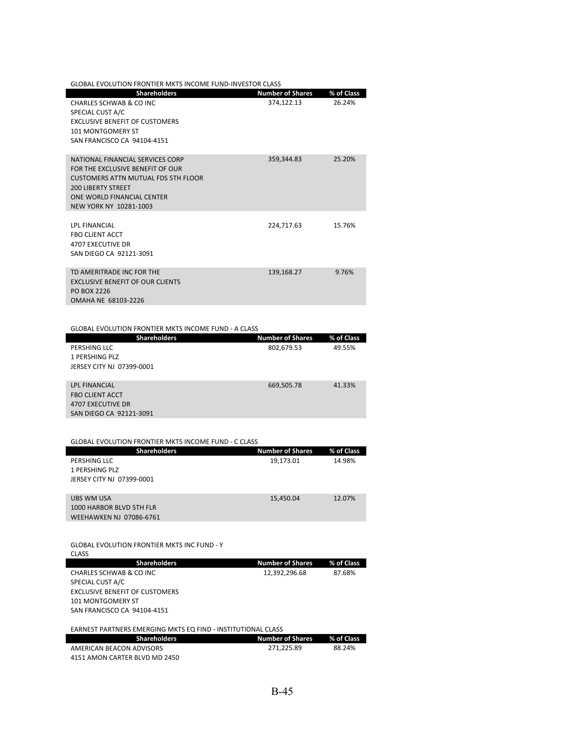GLOBAL EVOLUTION FRONTIER MKTS INCOME FUND-INVESTOR CLASS

| Shareholders | Number of Shares | % of Class |
|---|---|---|
| CHARLES SCHWAB & CO INC<br>SPECIAL CUST A/C<br>EXCLUSIVE BENEFIT OF CUSTOMERS<br>101 MONTGOMERY ST<br>SAN FRANCISCO CA 94104-4151 | 374,122.13 | 26.24% |
| NATIONAL FINANCIAL SERVICES CORP<br>FOR THE EXCLUSIVE BENEFIT OF OUR<br>CUSTOMERS ATTN MUTUAL FDS 5TH FLOOR<br>200 LIBERTY STREET<br>ONE WORLD FINANCIAL CENTER<br>NEW YORK NY 10281-1003 | 359,344.83 | 25.20% |
| LPL FINANCIAL<br>FBO CLIENT ACCT<br>4707 EXECUTIVE DR<br>SAN DIEGO CA 92121-3091 | 224,717.63 | 15.76% |
| TD AMERITRADE INC FOR THE<br>EXCLUSIVE BENEFIT OF OUR CLIENTS<br>PO BOX 2226<br>OMAHA NE 68103-2226 | 139,168.27 | 9.76% |

GLOBAL EVOLUTION FRONTIER MKTS INCOME FUND - A CLASS

| Shareholders | Number of Shares | % of Class |
|---|---|---|
| PERSHING LLC<br>1 PERSHING PLZ<br>JERSEY CITY NJ 07399-0001 | 802,679.53 | 49.55% |
| LPL FINANCIAL<br>FBO CLIENT ACCT<br>4707 EXECUTIVE DR<br>SAN DIEGO CA 92121-3091 | 669,505.78 | 41.33% |

GLOBAL EVOLUTION FRONTIER MKTS INCOME FUND - C CLASS

| Shareholders | Number of Shares | % of Class |
|---|---|---|
| PERSHING LLC<br>1 PERSHING PLZ<br>JERSEY CITY NJ 07399-0001 | 19,173.01 | 14.98% |
| UBS WM USA<br>1000 HARBOR BLVD 5TH FLR<br>WEEHAWKEN NJ 07086-6761 | 15,450.04 | 12.07% |

GLOBAL EVOLUTION FRONTIER MKTS INC FUND - Y CLASS

| Shareholders | Number of Shares | % of Class |
|---|---|---|
| CHARLES SCHWAB & CO INC<br>SPECIAL CUST A/C<br>EXCLUSIVE BENEFIT OF CUSTOMERS<br>101 MONTGOMERY ST<br>SAN FRANCISCO CA 94104-4151 | 12,392,296.68 | 87.68% |

EARNEST PARTNERS EMERGING MKTS EQ FIND - INSTITUTIONAL CLASS

| Shareholders | Number of Shares | % of Class |
|---|---|---|
| AMERICAN BEACON ADVISORS<br>4151 AMON CARTER BLVD MD 2450 | 271,225.89 | 88.24% |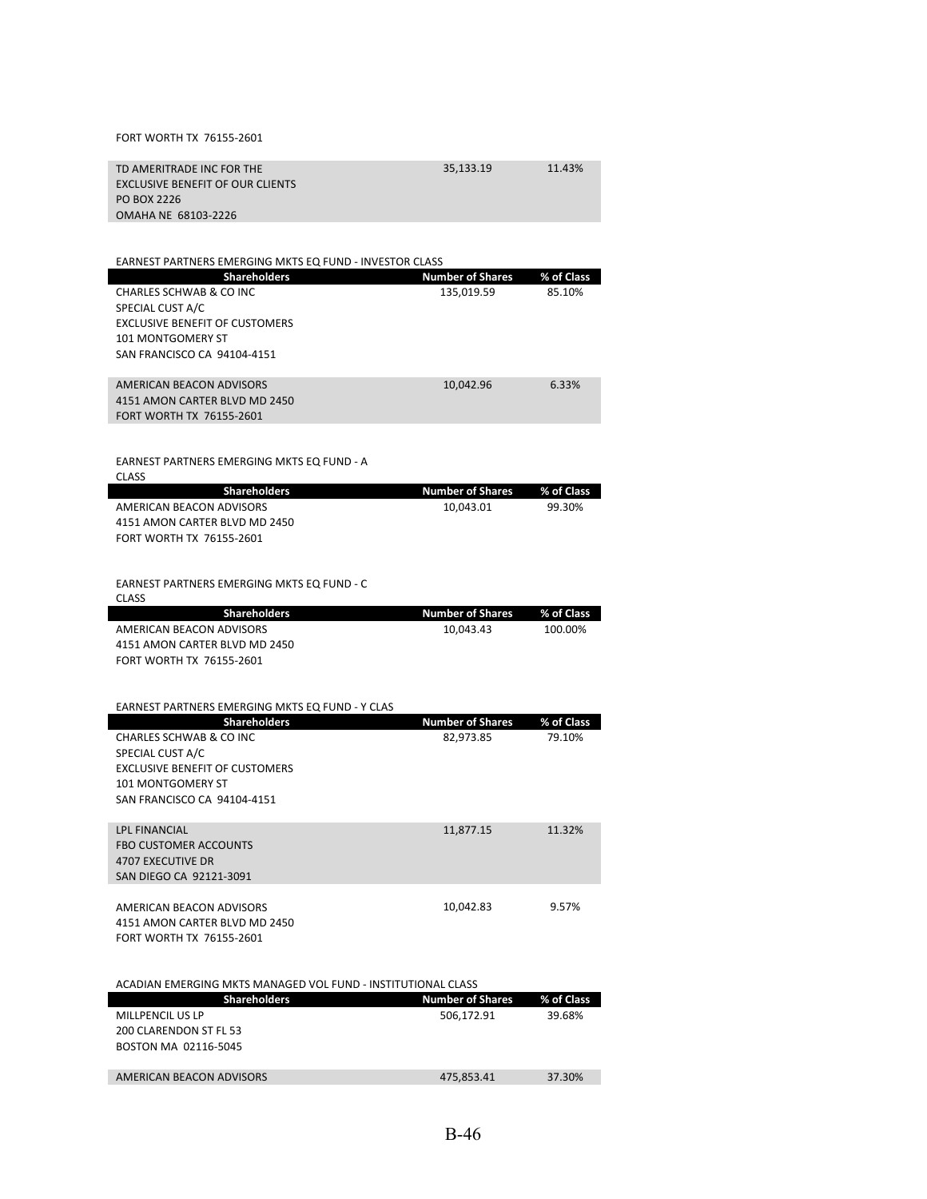FORT WORTH TX 76155-2601

| | | |
|---|---|---|
| TD AMERITRADE INC FOR THE EXCLUSIVE BENEFIT OF OUR CLIENTS PO BOX 2226 OMAHA NE 68103-2226 | 35,133.19 | 11.43% |

EARNEST PARTNERS EMERGING MKTS EQ FUND - INVESTOR CLASS

| Shareholders | Number of Shares | % of Class |
|---|---|---|
| CHARLES SCHWAB & CO INC SPECIAL CUST A/C EXCLUSIVE BENEFIT OF CUSTOMERS 101 MONTGOMERY ST SAN FRANCISCO CA 94104-4151 | 135,019.59 | 85.10% |
| AMERICAN BEACON ADVISORS 4151 AMON CARTER BLVD MD 2450 FORT WORTH TX 76155-2601 | 10,042.96 | 6.33% |

EARNEST PARTNERS EMERGING MKTS EQ FUND - A CLASS

| Shareholders | Number of Shares | % of Class |
|---|---|---|
| AMERICAN BEACON ADVISORS 4151 AMON CARTER BLVD MD 2450 FORT WORTH TX 76155-2601 | 10,043.01 | 99.30% |

EARNEST PARTNERS EMERGING MKTS EQ FUND - C CLASS

| Shareholders | Number of Shares | % of Class |
|---|---|---|
| AMERICAN BEACON ADVISORS 4151 AMON CARTER BLVD MD 2450 FORT WORTH TX 76155-2601 | 10,043.43 | 100.00% |

EARNEST PARTNERS EMERGING MKTS EQ FUND - Y CLAS

| Shareholders | Number of Shares | % of Class |
|---|---|---|
| CHARLES SCHWAB & CO INC SPECIAL CUST A/C EXCLUSIVE BENEFIT OF CUSTOMERS 101 MONTGOMERY ST SAN FRANCISCO CA 94104-4151 | 82,973.85 | 79.10% |
| LPL FINANCIAL FBO CUSTOMER ACCOUNTS 4707 EXECUTIVE DR SAN DIEGO CA 92121-3091 | 11,877.15 | 11.32% |
| AMERICAN BEACON ADVISORS 4151 AMON CARTER BLVD MD 2450 FORT WORTH TX 76155-2601 | 10,042.83 | 9.57% |

ACADIAN EMERGING MKTS MANAGED VOL FUND - INSTITUTIONAL CLASS

| Shareholders | Number of Shares | % of Class |
|---|---|---|
| MILLPENCIL US LP 200 CLARENDON ST FL 53 BOSTON MA 02116-5045 | 506,172.91 | 39.68% |
| AMERICAN BEACON ADVISORS | 475,853.41 | 37.30% |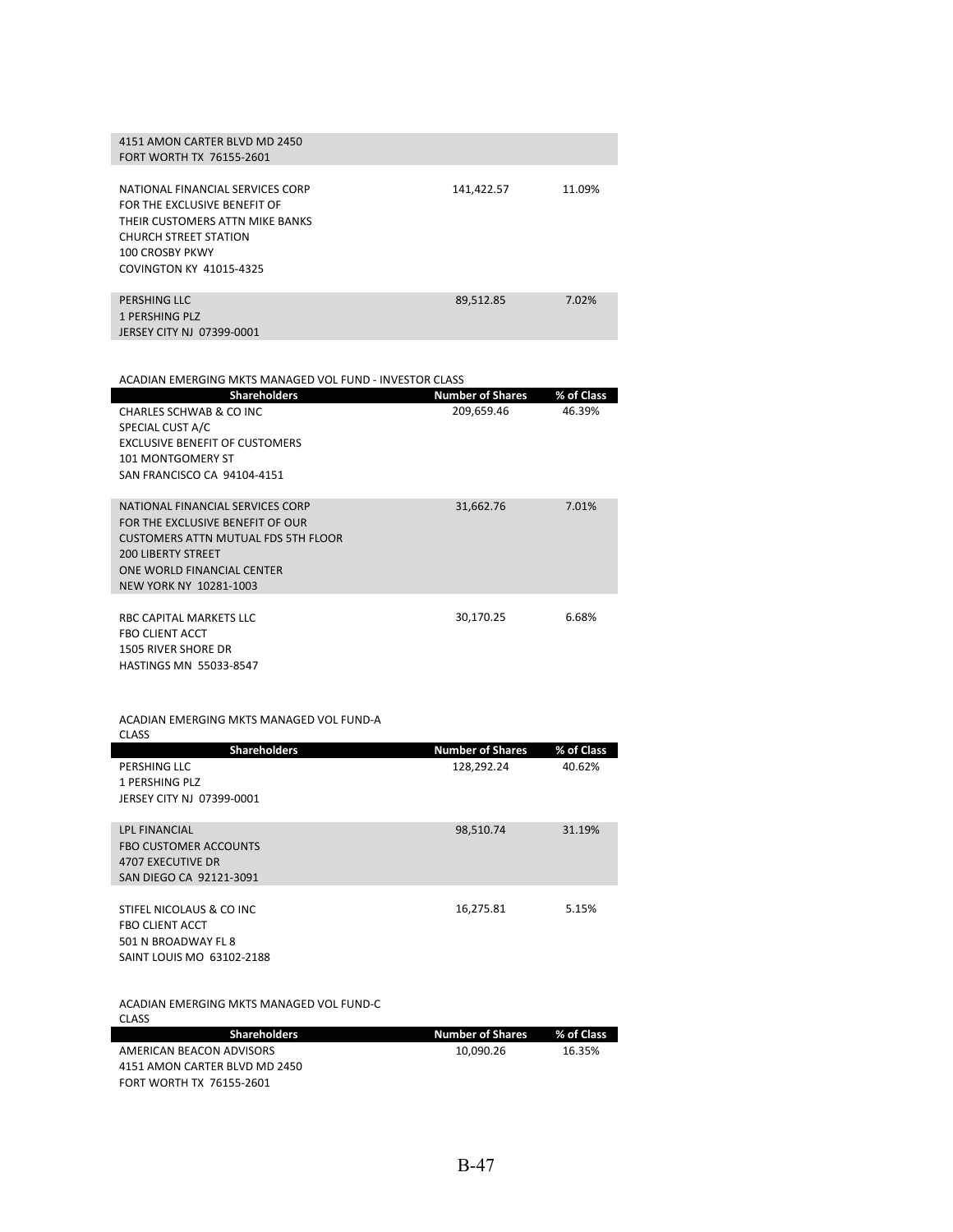| Shareholders | Number of Shares | % of Class |
|---|---|---|
| 4151 AMON CARTER BLVD MD 2450<br>FORT WORTH TX 76155-2601 | | |
| NATIONAL FINANCIAL SERVICES CORP<br>FOR THE EXCLUSIVE BENEFIT OF<br>THEIR CUSTOMERS ATTN MIKE BANKS<br>CHURCH STREET STATION<br>100 CROSBY PKWY<br>COVINGTON KY 41015-4325 | 141,422.57 | 11.09% |
| PERSHING LLC<br>1 PERSHING PLZ<br>JERSEY CITY NJ 07399-0001 | 89,512.85 | 7.02% |

ACADIAN EMERGING MKTS MANAGED VOL FUND - INVESTOR CLASS

| Shareholders | Number of Shares | % of Class |
|---|---|---|
| CHARLES SCHWAB & CO INC<br>SPECIAL CUST A/C<br>EXCLUSIVE BENEFIT OF CUSTOMERS<br>101 MONTGOMERY ST<br>SAN FRANCISCO CA 94104-4151 | 209,659.46 | 46.39% |
| NATIONAL FINANCIAL SERVICES CORP<br>FOR THE EXCLUSIVE BENEFIT OF OUR<br>CUSTOMERS ATTN MUTUAL FDS 5TH FLOOR<br>200 LIBERTY STREET<br>ONE WORLD FINANCIAL CENTER<br>NEW YORK NY 10281-1003 | 31,662.76 | 7.01% |
| RBC CAPITAL MARKETS LLC<br>FBO CLIENT ACCT<br>1505 RIVER SHORE DR<br>HASTINGS MN 55033-8547 | 30,170.25 | 6.68% |

ACADIAN EMERGING MKTS MANAGED VOL FUND-A CLASS

| Shareholders | Number of Shares | % of Class |
|---|---|---|
| PERSHING LLC<br>1 PERSHING PLZ<br>JERSEY CITY NJ 07399-0001 | 128,292.24 | 40.62% |
| LPL FINANCIAL<br>FBO CUSTOMER ACCOUNTS<br>4707 EXECUTIVE DR<br>SAN DIEGO CA 92121-3091 | 98,510.74 | 31.19% |
| STIFEL NICOLAUS & CO INC<br>FBO CLIENT ACCT<br>501 N BROADWAY FL 8<br>SAINT LOUIS MO 63102-2188 | 16,275.81 | 5.15% |

ACADIAN EMERGING MKTS MANAGED VOL FUND-C CLASS

| Shareholders | Number of Shares | % of Class |
|---|---|---|
| AMERICAN BEACON ADVISORS<br>4151 AMON CARTER BLVD MD 2450<br>FORT WORTH TX 76155-2601 | 10,090.26 | 16.35% |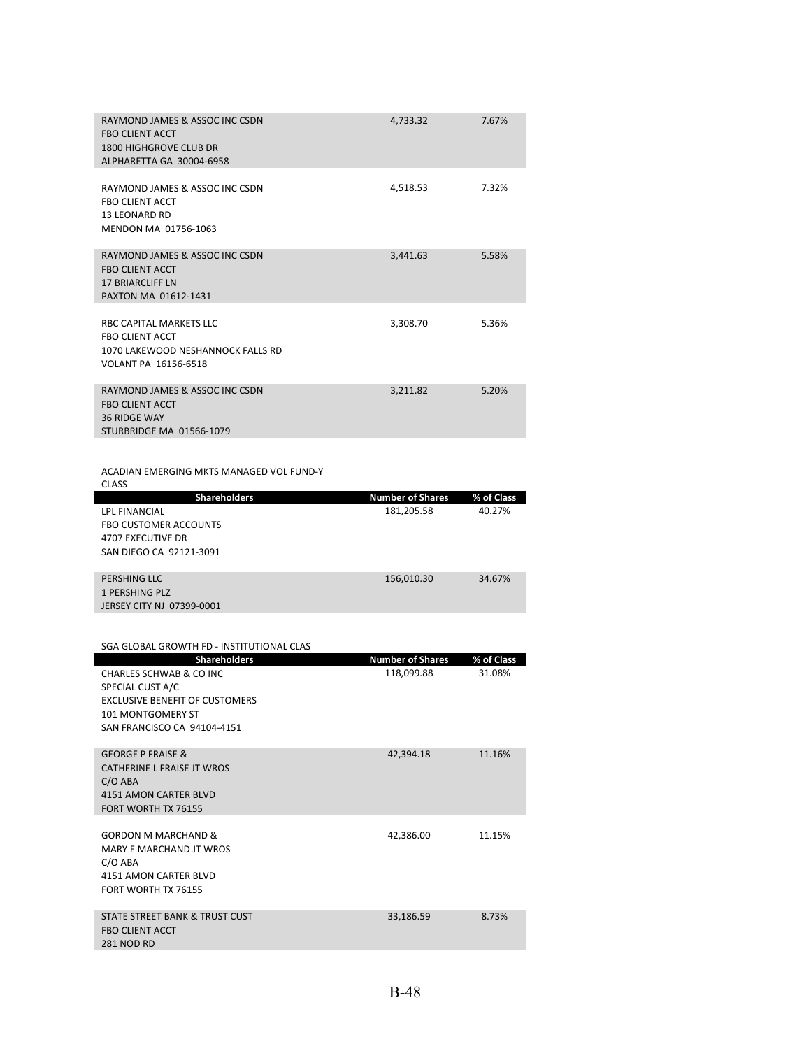| Shareholders | Number of Shares | % of Class |
|---|---|---|
| RAYMOND JAMES & ASSOC INC CSDN<br>FBO CLIENT ACCT<br>1800 HIGHGROVE CLUB DR<br>ALPHARETTA GA 30004-6958 | 4,733.32 | 7.67% |
| RAYMOND JAMES & ASSOC INC CSDN<br>FBO CLIENT ACCT<br>13 LEONARD RD<br>MENDON MA 01756-1063 | 4,518.53 | 7.32% |
| RAYMOND JAMES & ASSOC INC CSDN<br>FBO CLIENT ACCT<br>17 BRIARCLIFF LN<br>PAXTON MA 01612-1431 | 3,441.63 | 5.58% |
| RBC CAPITAL MARKETS LLC<br>FBO CLIENT ACCT<br>1070 LAKEWOOD NESHANNOCK FALLS RD<br>VOLANT PA 16156-6518 | 3,308.70 | 5.36% |
| RAYMOND JAMES & ASSOC INC CSDN<br>FBO CLIENT ACCT<br>36 RIDGE WAY<br>STURBRIDGE MA 01566-1079 | 3,211.82 | 5.20% |

ACADIAN EMERGING MKTS MANAGED VOL FUND-Y CLASS

| Shareholders | Number of Shares | % of Class |
|---|---|---|
| LPL FINANCIAL<br>FBO CUSTOMER ACCOUNTS<br>4707 EXECUTIVE DR<br>SAN DIEGO CA 92121-3091 | 181,205.58 | 40.27% |
| PERSHING LLC<br>1 PERSHING PLZ<br>JERSEY CITY NJ 07399-0001 | 156,010.30 | 34.67% |

SGA GLOBAL GROWTH FD - INSTITUTIONAL CLAS

| Shareholders | Number of Shares | % of Class |
|---|---|---|
| CHARLES SCHWAB & CO INC<br>SPECIAL CUST A/C<br>EXCLUSIVE BENEFIT OF CUSTOMERS<br>101 MONTGOMERY ST<br>SAN FRANCISCO CA 94104-4151 | 118,099.88 | 31.08% |
| GEORGE P FRAISE &<br>CATHERINE L FRAISE JT WROS<br>C/O ABA<br>4151 AMON CARTER BLVD<br>FORT WORTH TX 76155 | 42,394.18 | 11.16% |
| GORDON M MARCHAND &<br>MARY E MARCHAND JT WROS<br>C/O ABA<br>4151 AMON CARTER BLVD<br>FORT WORTH TX 76155 | 42,386.00 | 11.15% |
| STATE STREET BANK & TRUST CUST<br>FBO CLIENT ACCT<br>281 NOD RD | 33,186.59 | 8.73% |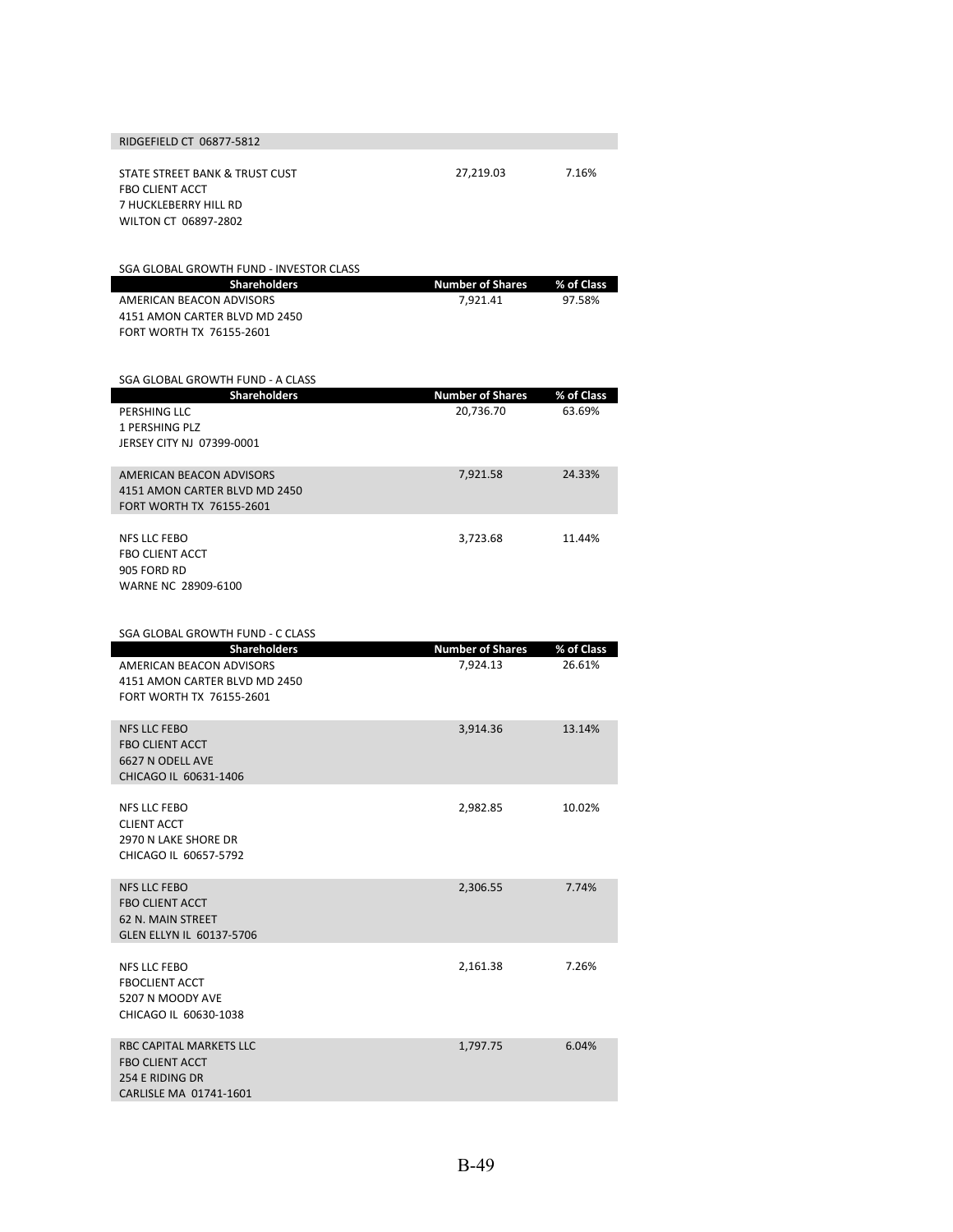| | | |
|---|---|---|
| RIDGEFIELD CT 06877-5812 | | |
| STATE STREET BANK & TRUST CUST<br>FBO CLIENT ACCT<br>7 HUCKLEBERRY HILL RD<br>WILTON CT 06897-2802 | 27,219.03 | 7.16% |

SGA GLOBAL GROWTH FUND - INVESTOR CLASS

| Shareholders | Number of Shares | % of Class |
|---|---|---|
| AMERICAN BEACON ADVISORS<br>4151 AMON CARTER BLVD MD 2450<br>FORT WORTH TX 76155-2601 | 7,921.41 | 97.58% |

SGA GLOBAL GROWTH FUND - A CLASS

| Shareholders | Number of Shares | % of Class |
|---|---|---|
| PERSHING LLC<br>1 PERSHING PLZ<br>JERSEY CITY NJ 07399-0001 | 20,736.70 | 63.69% |
| AMERICAN BEACON ADVISORS<br>4151 AMON CARTER BLVD MD 2450<br>FORT WORTH TX 76155-2601 | 7,921.58 | 24.33% |
| NFS LLC FEBO<br>FBO CLIENT ACCT<br>905 FORD RD<br>WARNE NC 28909-6100 | 3,723.68 | 11.44% |

SGA GLOBAL GROWTH FUND - C CLASS

| Shareholders | Number of Shares | % of Class |
|---|---|---|
| AMERICAN BEACON ADVISORS<br>4151 AMON CARTER BLVD MD 2450<br>FORT WORTH TX 76155-2601 | 7,924.13 | 26.61% |
| NFS LLC FEBO<br>FBO CLIENT ACCT<br>6627 N ODELL AVE<br>CHICAGO IL 60631-1406 | 3,914.36 | 13.14% |
| NFS LLC FEBO<br>CLIENT ACCT<br>2970 N LAKE SHORE DR<br>CHICAGO IL 60657-5792 | 2,982.85 | 10.02% |
| NFS LLC FEBO<br>FBO CLIENT ACCT<br>62 N. MAIN STREET<br>GLEN ELLYN IL 60137-5706 | 2,306.55 | 7.74% |
| NFS LLC FEBO<br>FBOCLIENT ACCT<br>5207 N MOODY AVE<br>CHICAGO IL 60630-1038 | 2,161.38 | 7.26% |
| RBC CAPITAL MARKETS LLC<br>FBO CLIENT ACCT<br>254 E RIDING DR<br>CARLISLE MA 01741-1601 | 1,797.75 | 6.04% |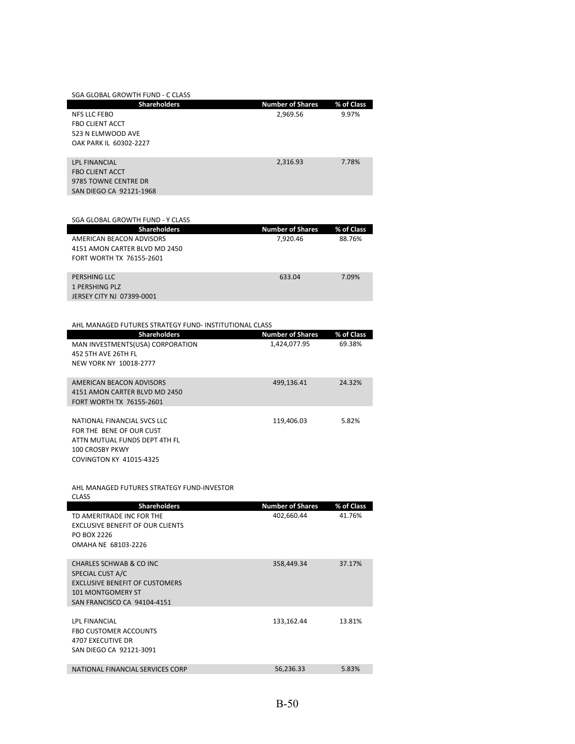SGA GLOBAL GROWTH FUND - C CLASS

| Shareholders | Number of Shares | % of Class |
|---|---|---|
| NFS LLC FEBO<br>FBO CLIENT ACCT<br>523 N ELMWOOD AVE<br>OAK PARK IL 60302-2227 | 2,969.56 | 9.97% |
| LPL FINANCIAL<br>FBO CLIENT ACCT<br>9785 TOWNE CENTRE DR<br>SAN DIEGO CA 92121-1968 | 2,316.93 | 7.78% |

SGA GLOBAL GROWTH FUND - Y CLASS

| Shareholders | Number of Shares | % of Class |
|---|---|---|
| AMERICAN BEACON ADVISORS<br>4151 AMON CARTER BLVD MD 2450<br>FORT WORTH TX 76155-2601 | 7,920.46 | 88.76% |
| PERSHING LLC<br>1 PERSHING PLZ<br>JERSEY CITY NJ 07399-0001 | 633.04 | 7.09% |

AHL MANAGED FUTURES STRATEGY FUND- INSTITUTIONAL CLASS

| Shareholders | Number of Shares | % of Class |
|---|---|---|
| MAN INVESTMENTS(USA) CORPORATION<br>452 5TH AVE 26TH FL<br>NEW YORK NY 10018-2777 | 1,424,077.95 | 69.38% |
| AMERICAN BEACON ADVISORS<br>4151 AMON CARTER BLVD MD 2450<br>FORT WORTH TX 76155-2601 | 499,136.41 | 24.32% |
| NATIONAL FINANCIAL SVCS LLC<br>FOR THE BENE OF OUR CUST<br>ATTN MUTUAL FUNDS DEPT 4TH FL<br>100 CROSBY PKWY<br>COVINGTON KY 41015-4325 | 119,406.03 | 5.82% |

AHL MANAGED FUTURES STRATEGY FUND-INVESTOR CLASS

| Shareholders | Number of Shares | % of Class |
|---|---|---|
| TD AMERITRADE INC FOR THE<br>EXCLUSIVE BENEFIT OF OUR CLIENTS<br>PO BOX 2226<br>OMAHA NE 68103-2226 | 402,660.44 | 41.76% |
| CHARLES SCHWAB & CO INC<br>SPECIAL CUST A/C<br>EXCLUSIVE BENEFIT OF CUSTOMERS<br>101 MONTGOMERY ST<br>SAN FRANCISCO CA 94104-4151 | 358,449.34 | 37.17% |
| LPL FINANCIAL<br>FBO CUSTOMER ACCOUNTS<br>4707 EXECUTIVE DR<br>SAN DIEGO CA 92121-3091 | 133,162.44 | 13.81% |
| NATIONAL FINANCIAL SERVICES CORP | 56,236.33 | 5.83% |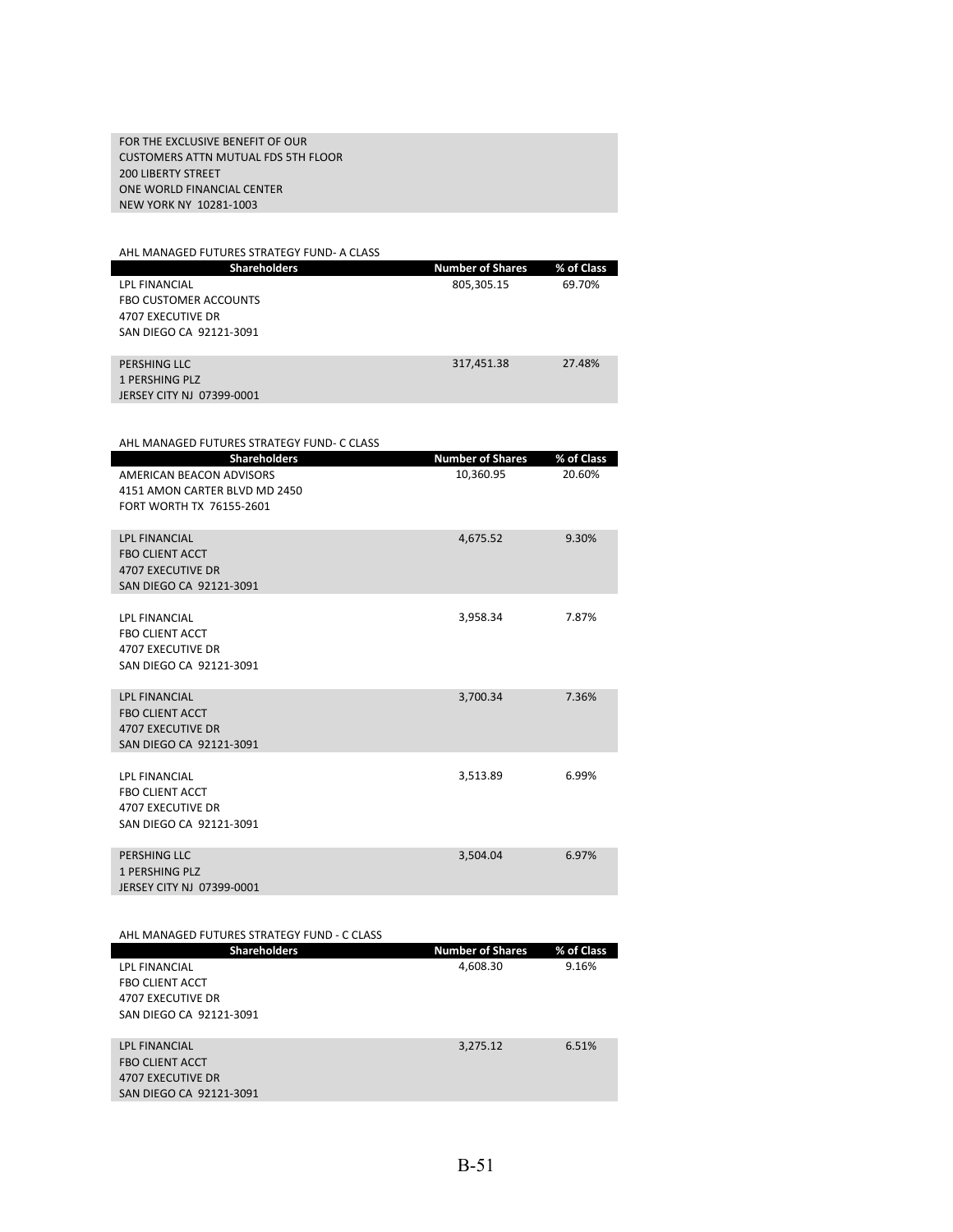FOR THE EXCLUSIVE BENEFIT OF OUR
CUSTOMERS ATTN MUTUAL FDS 5TH FLOOR
200 LIBERTY STREET
ONE WORLD FINANCIAL CENTER
NEW YORK NY 10281-1003

AHL MANAGED FUTURES STRATEGY FUND- A CLASS

| Shareholders | Number of Shares | % of Class |
|---|---|---|
| LPL FINANCIAL<br>FBO CUSTOMER ACCOUNTS<br>4707 EXECUTIVE DR<br>SAN DIEGO CA 92121-3091 | 805,305.15 | 69.70% |
| PERSHING LLC<br>1 PERSHING PLZ<br>JERSEY CITY NJ 07399-0001 | 317,451.38 | 27.48% |

AHL MANAGED FUTURES STRATEGY FUND- C CLASS

| Shareholders | Number of Shares | % of Class |
|---|---|---|
| AMERICAN BEACON ADVISORS<br>4151 AMON CARTER BLVD MD 2450<br>FORT WORTH TX 76155-2601 | 10,360.95 | 20.60% |
| LPL FINANCIAL<br>FBO CLIENT ACCT<br>4707 EXECUTIVE DR<br>SAN DIEGO CA 92121-3091 | 4,675.52 | 9.30% |
| LPL FINANCIAL<br>FBO CLIENT ACCT<br>4707 EXECUTIVE DR<br>SAN DIEGO CA 92121-3091 | 3,958.34 | 7.87% |
| LPL FINANCIAL<br>FBO CLIENT ACCT<br>4707 EXECUTIVE DR<br>SAN DIEGO CA 92121-3091 | 3,700.34 | 7.36% |
| LPL FINANCIAL<br>FBO CLIENT ACCT<br>4707 EXECUTIVE DR<br>SAN DIEGO CA 92121-3091 | 3,513.89 | 6.99% |
| PERSHING LLC<br>1 PERSHING PLZ<br>JERSEY CITY NJ 07399-0001 | 3,504.04 | 6.97% |

AHL MANAGED FUTURES STRATEGY FUND - C CLASS

| Shareholders | Number of Shares | % of Class |
|---|---|---|
| LPL FINANCIAL<br>FBO CLIENT ACCT<br>4707 EXECUTIVE DR<br>SAN DIEGO CA 92121-3091 | 4,608.30 | 9.16% |
| LPL FINANCIAL<br>FBO CLIENT ACCT<br>4707 EXECUTIVE DR<br>SAN DIEGO CA 92121-3091 | 3,275.12 | 6.51% |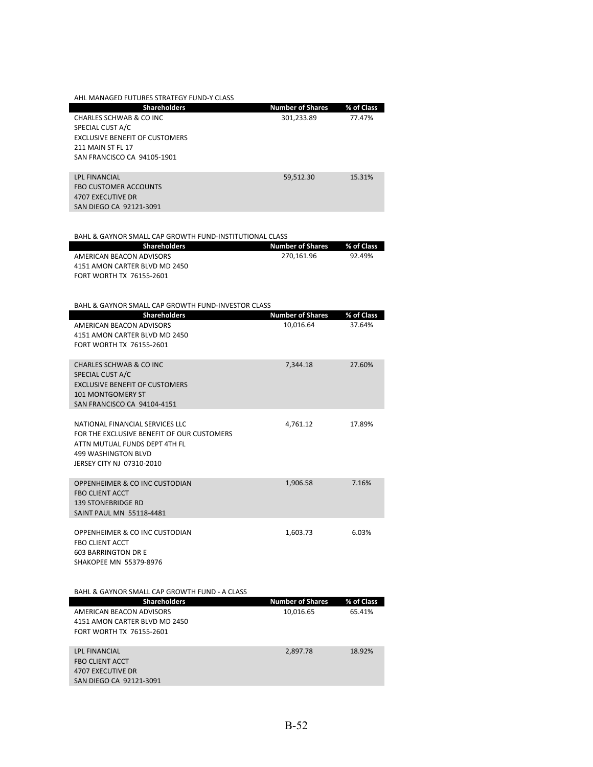AHL MANAGED FUTURES STRATEGY FUND-Y CLASS

| Shareholders | Number of Shares | % of Class |
|---|---|---|
| CHARLES SCHWAB & CO INC<br>SPECIAL CUST A/C<br>EXCLUSIVE BENEFIT OF CUSTOMERS<br>211 MAIN ST FL 17<br>SAN FRANCISCO CA 94105-1901 | 301,233.89 | 77.47% |
| LPL FINANCIAL<br>FBO CUSTOMER ACCOUNTS<br>4707 EXECUTIVE DR<br>SAN DIEGO CA 92121-3091 | 59,512.30 | 15.31% |

BAHL & GAYNOR SMALL CAP GROWTH FUND-INSTITUTIONAL CLASS

| Shareholders | Number of Shares | % of Class |
|---|---|---|
| AMERICAN BEACON ADVISORS<br>4151 AMON CARTER BLVD MD 2450<br>FORT WORTH TX 76155-2601 | 270,161.96 | 92.49% |

BAHL & GAYNOR SMALL CAP GROWTH FUND-INVESTOR CLASS

| Shareholders | Number of Shares | % of Class |
|---|---|---|
| AMERICAN BEACON ADVISORS<br>4151 AMON CARTER BLVD MD 2450<br>FORT WORTH TX 76155-2601 | 10,016.64 | 37.64% |
| CHARLES SCHWAB & CO INC<br>SPECIAL CUST A/C<br>EXCLUSIVE BENEFIT OF CUSTOMERS<br>101 MONTGOMERY ST<br>SAN FRANCISCO CA 94104-4151 | 7,344.18 | 27.60% |
| NATIONAL FINANCIAL SERVICES LLC<br>FOR THE EXCLUSIVE BENEFIT OF OUR CUSTOMERS<br>ATTN MUTUAL FUNDS DEPT 4TH FL<br>499 WASHINGTON BLVD<br>JERSEY CITY NJ 07310-2010 | 4,761.12 | 17.89% |
| OPPENHEIMER & CO INC CUSTODIAN<br>FBO CLIENT ACCT<br>139 STONEBRIDGE RD<br>SAINT PAUL MN 55118-4481 | 1,906.58 | 7.16% |
| OPPENHEIMER & CO INC CUSTODIAN<br>FBO CLIENT ACCT<br>603 BARRINGTON DR E<br>SHAKOPEE MN 55379-8976 | 1,603.73 | 6.03% |

BAHL & GAYNOR SMALL CAP GROWTH FUND - A CLASS

| Shareholders | Number of Shares | % of Class |
|---|---|---|
| AMERICAN BEACON ADVISORS<br>4151 AMON CARTER BLVD MD 2450<br>FORT WORTH TX 76155-2601 | 10,016.65 | 65.41% |
| LPL FINANCIAL<br>FBO CLIENT ACCT<br>4707 EXECUTIVE DR<br>SAN DIEGO CA 92121-3091 | 2,897.78 | 18.92% |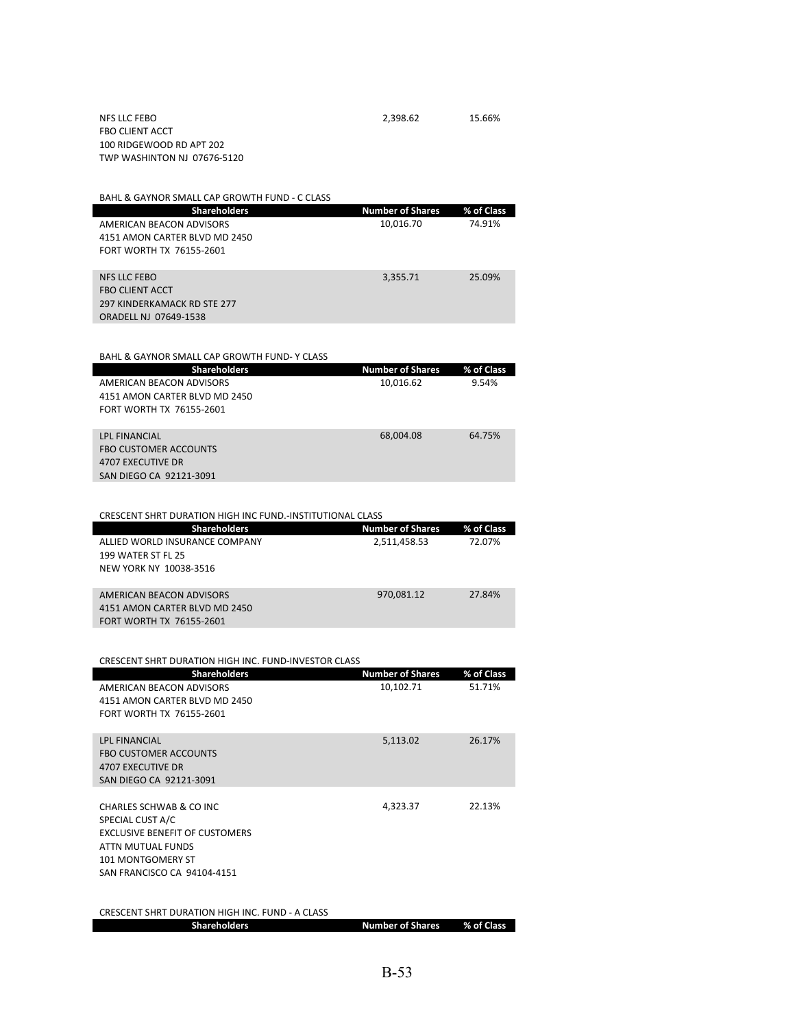| | | |
|---|---|---|
| NFS LLC FEBO<br>FBO CLIENT ACCT<br>100 RIDGEWOOD RD APT 202<br>TWP WASHINTON NJ 07676-5120 | 2,398.62 | 15.66% |

BAHL & GAYNOR SMALL CAP GROWTH FUND - C CLASS

| Shareholders | Number of Shares | % of Class |
|---|---|---|
| AMERICAN BEACON ADVISORS<br>4151 AMON CARTER BLVD MD 2450<br>FORT WORTH TX 76155-2601 | 10,016.70 | 74.91% |
| NFS LLC FEBO<br>FBO CLIENT ACCT<br>297 KINDERKAMACK RD STE 277<br>ORADELL NJ 07649-1538 | 3,355.71 | 25.09% |

BAHL & GAYNOR SMALL CAP GROWTH FUND- Y CLASS

| Shareholders | Number of Shares | % of Class |
|---|---|---|
| AMERICAN BEACON ADVISORS<br>4151 AMON CARTER BLVD MD 2450<br>FORT WORTH TX 76155-2601 | 10,016.62 | 9.54% |
| LPL FINANCIAL<br>FBO CUSTOMER ACCOUNTS<br>4707 EXECUTIVE DR<br>SAN DIEGO CA 92121-3091 | 68,004.08 | 64.75% |

CRESCENT SHRT DURATION HIGH INC FUND.-INSTITUTIONAL CLASS

| Shareholders | Number of Shares | % of Class |
|---|---|---|
| ALLIED WORLD INSURANCE COMPANY<br>199 WATER ST FL 25<br>NEW YORK NY 10038-3516 | 2,511,458.53 | 72.07% |
| AMERICAN BEACON ADVISORS<br>4151 AMON CARTER BLVD MD 2450<br>FORT WORTH TX 76155-2601 | 970,081.12 | 27.84% |

CRESCENT SHRT DURATION HIGH INC. FUND-INVESTOR CLASS

| Shareholders | Number of Shares | % of Class |
|---|---|---|
| AMERICAN BEACON ADVISORS<br>4151 AMON CARTER BLVD MD 2450<br>FORT WORTH TX 76155-2601 | 10,102.71 | 51.71% |
| LPL FINANCIAL<br>FBO CUSTOMER ACCOUNTS<br>4707 EXECUTIVE DR<br>SAN DIEGO CA 92121-3091 | 5,113.02 | 26.17% |
| CHARLES SCHWAB & CO INC<br>SPECIAL CUST A/C<br>EXCLUSIVE BENEFIT OF CUSTOMERS<br>ATTN MUTUAL FUNDS<br>101 MONTGOMERY ST<br>SAN FRANCISCO CA 94104-4151 | 4,323.37 | 22.13% |

CRESCENT SHRT DURATION HIGH INC. FUND - A CLASS

| Shareholders | Number of Shares | % of Class |
|---|---|---|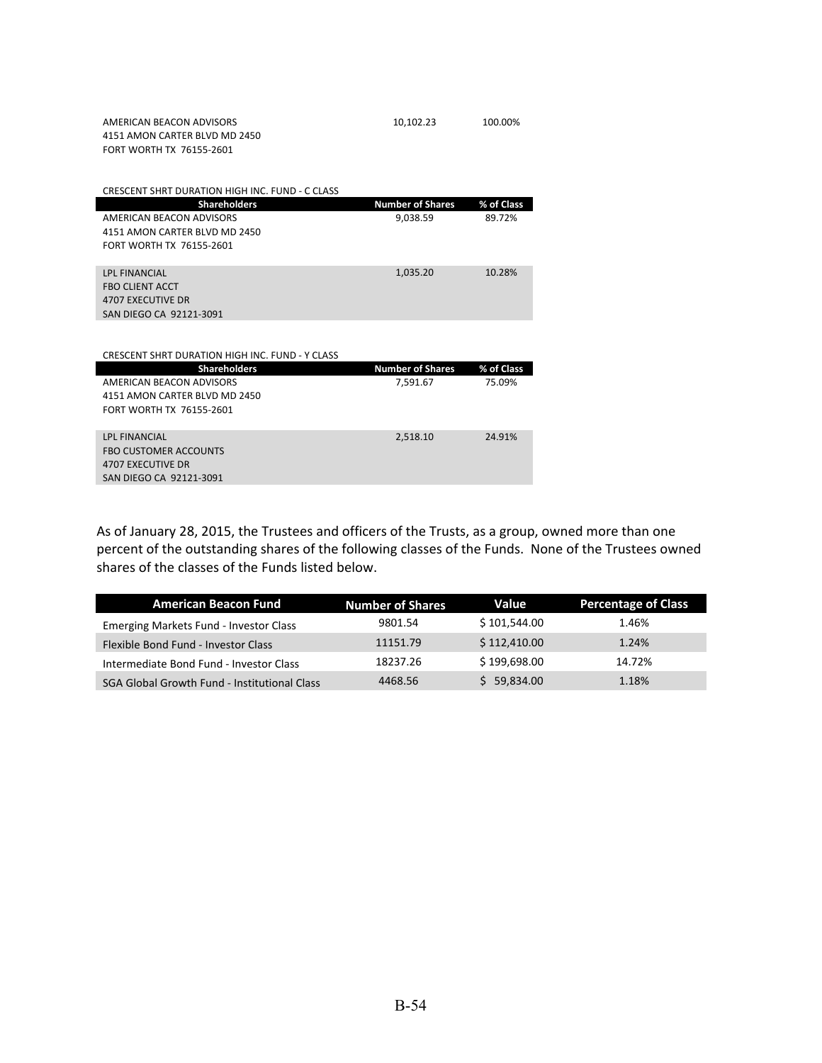| | | |
|---|---|---|
| AMERICAN BEACON ADVISORS<br>4151 AMON CARTER BLVD MD 2450<br>FORT WORTH TX 76155-2601 | 10,102.23 | 100.00% |

CRESCENT SHRT DURATION HIGH INC. FUND - C CLASS

| Shareholders | Number of Shares | % of Class |
|---|---|---|
| AMERICAN BEACON ADVISORS<br>4151 AMON CARTER BLVD MD 2450<br>FORT WORTH TX 76155-2601 | 9,038.59 | 89.72% |
| LPL FINANCIAL<br>FBO CLIENT ACCT<br>4707 EXECUTIVE DR<br>SAN DIEGO CA 92121-3091 | 1,035.20 | 10.28% |

CRESCENT SHRT DURATION HIGH INC. FUND - Y CLASS

| Shareholders | Number of Shares | % of Class |
|---|---|---|
| AMERICAN BEACON ADVISORS<br>4151 AMON CARTER BLVD MD 2450<br>FORT WORTH TX 76155-2601 | 7,591.67 | 75.09% |
| LPL FINANCIAL<br>FBO CUSTOMER ACCOUNTS<br>4707 EXECUTIVE DR<br>SAN DIEGO CA 92121-3091 | 2,518.10 | 24.91% |

As of January 28, 2015, the Trustees and officers of the Trusts, as a group, owned more than one percent of the outstanding shares of the following classes of the Funds. None of the Trustees owned shares of the classes of the Funds listed below.

| American Beacon Fund | Number of Shares | Value | Percentage of Class |
|---|---|---|---|
| Emerging Markets Fund - Investor Class | 9801.54 | $ 101,544.00 | 1.46% |
| Flexible Bond Fund - Investor Class | 11151.79 | $ 112,410.00 | 1.24% |
| Intermediate Bond Fund - Investor Class | 18237.26 | $ 199,698.00 | 14.72% |
| SGA Global Growth Fund - Institutional Class | 4468.56 | $ 59,834.00 | 1.18% |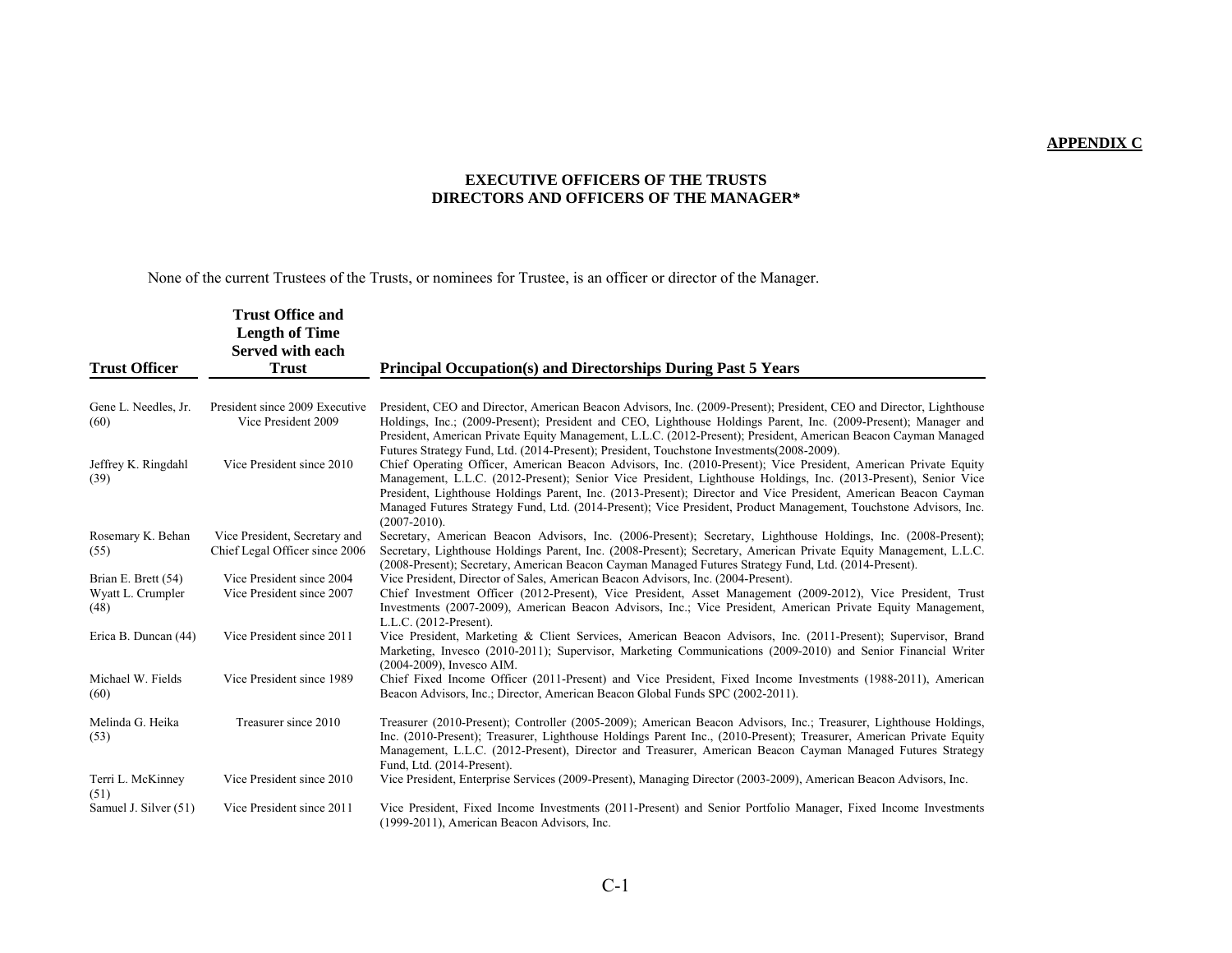**APPENDIX C**

## EXECUTIVE OFFICERS OF THE TRUSTS
## DIRECTORS AND OFFICERS OF THE MANAGER*

None of the current Trustees of the Trusts, or nominees for Trustee, is an officer or director of the Manager.

| Trust Officer | Trust Office and Length of Time Served with each Trust | Principal Occupation(s) and Directorships During Past 5 Years |
|---|---|---|
| Gene L. Needles, Jr. (60) | President since 2009 Executive Vice President 2009 | President, CEO and Director, American Beacon Advisors, Inc. (2009-Present); President, CEO and Director, Lighthouse Holdings, Inc.; (2009-Present); President and CEO, Lighthouse Holdings Parent, Inc. (2009-Present); Manager and President, American Private Equity Management, L.L.C. (2012-Present); President, American Beacon Cayman Managed Futures Strategy Fund, Ltd. (2014-Present); President, Touchstone Investments(2008-2009). |
| Jeffrey K. Ringdahl (39) | Vice President since 2010 | Chief Operating Officer, American Beacon Advisors, Inc. (2010-Present); Vice President, American Private Equity Management, L.L.C. (2012-Present); Senior Vice President, Lighthouse Holdings, Inc. (2013-Present), Senior Vice President, Lighthouse Holdings Parent, Inc. (2013-Present); Director and Vice President, American Beacon Cayman Managed Futures Strategy Fund, Ltd. (2014-Present); Vice President, Product Management, Touchstone Advisors, Inc. (2007-2010). |
| Rosemary K. Behan (55) | Vice President, Secretary and Chief Legal Officer since 2006 | Secretary, American Beacon Advisors, Inc. (2006-Present); Secretary, Lighthouse Holdings, Inc. (2008-Present); Secretary, Lighthouse Holdings Parent, Inc. (2008-Present); Secretary, American Private Equity Management, L.L.C. (2008-Present); Secretary, American Beacon Cayman Managed Futures Strategy Fund, Ltd. (2014-Present). |
| Brian E. Brett (54) | Vice President since 2004 | Vice President, Director of Sales, American Beacon Advisors, Inc. (2004-Present). |
| Wyatt L. Crumpler (48) | Vice President since 2007 | Chief Investment Officer (2012-Present), Vice President, Asset Management (2009-2012), Vice President, Trust Investments (2007-2009), American Beacon Advisors, Inc.; Vice President, American Private Equity Management, L.L.C. (2012-Present). |
| Erica B. Duncan (44) | Vice President since 2011 | Vice President, Marketing & Client Services, American Beacon Advisors, Inc. (2011-Present); Supervisor, Brand Marketing, Invesco (2010-2011); Supervisor, Marketing Communications (2009-2010) and Senior Financial Writer (2004-2009), Invesco AIM. |
| Michael W. Fields (60) | Vice President since 1989 | Chief Fixed Income Officer (2011-Present) and Vice President, Fixed Income Investments (1988-2011), American Beacon Advisors, Inc.; Director, American Beacon Global Funds SPC (2002-2011). |
| Melinda G. Heika (53) | Treasurer since 2010 | Treasurer (2010-Present); Controller (2005-2009); American Beacon Advisors, Inc.; Treasurer, Lighthouse Holdings, Inc. (2010-Present); Treasurer, Lighthouse Holdings Parent Inc., (2010-Present); Treasurer, American Private Equity Management, L.L.C. (2012-Present), Director and Treasurer, American Beacon Cayman Managed Futures Strategy Fund, Ltd. (2014-Present). |
| Terri L. McKinney (51) | Vice President since 2010 | Vice President, Enterprise Services (2009-Present), Managing Director (2003-2009), American Beacon Advisors, Inc. |
| Samuel J. Silver (51) | Vice President since 2011 | Vice President, Fixed Income Investments (2011-Present) and Senior Portfolio Manager, Fixed Income Investments (1999-2011), American Beacon Advisors, Inc. |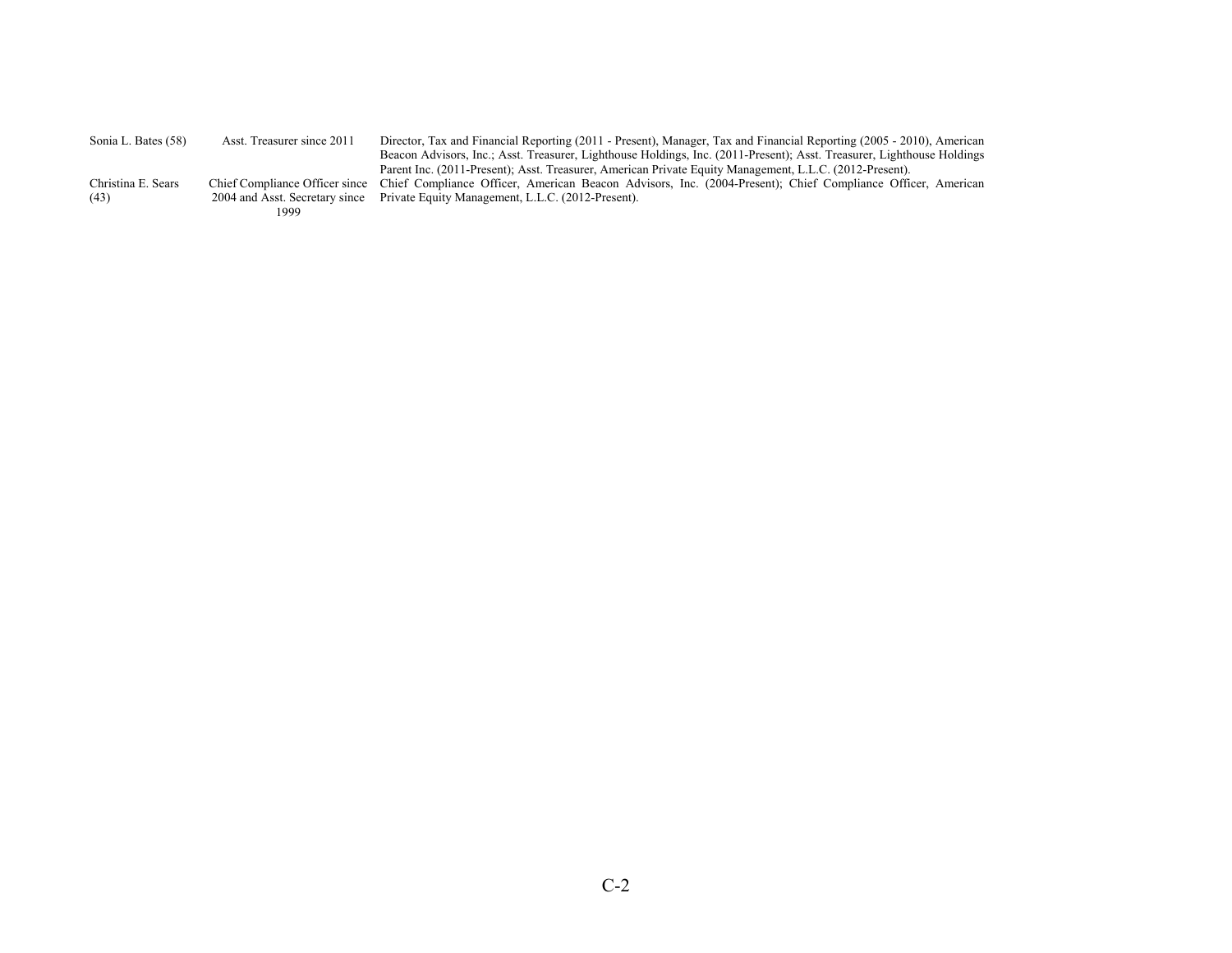| | | |
|---|---|---|
| Sonia L. Bates (58) | Asst. Treasurer since 2011 | Director, Tax and Financial Reporting (2011 - Present), Manager, Tax and Financial Reporting (2005 - 2010), American Beacon Advisors, Inc.; Asst. Treasurer, Lighthouse Holdings, Inc. (2011-Present); Asst. Treasurer, Lighthouse Holdings Parent Inc. (2011-Present); Asst. Treasurer, American Private Equity Management, L.L.C. (2012-Present). |
| Christina E. Sears (43) | Chief Compliance Officer since 2004 and Asst. Secretary since 1999 | Chief Compliance Officer, American Beacon Advisors, Inc. (2004-Present); Chief Compliance Officer, American Private Equity Management, L.L.C. (2012-Present). |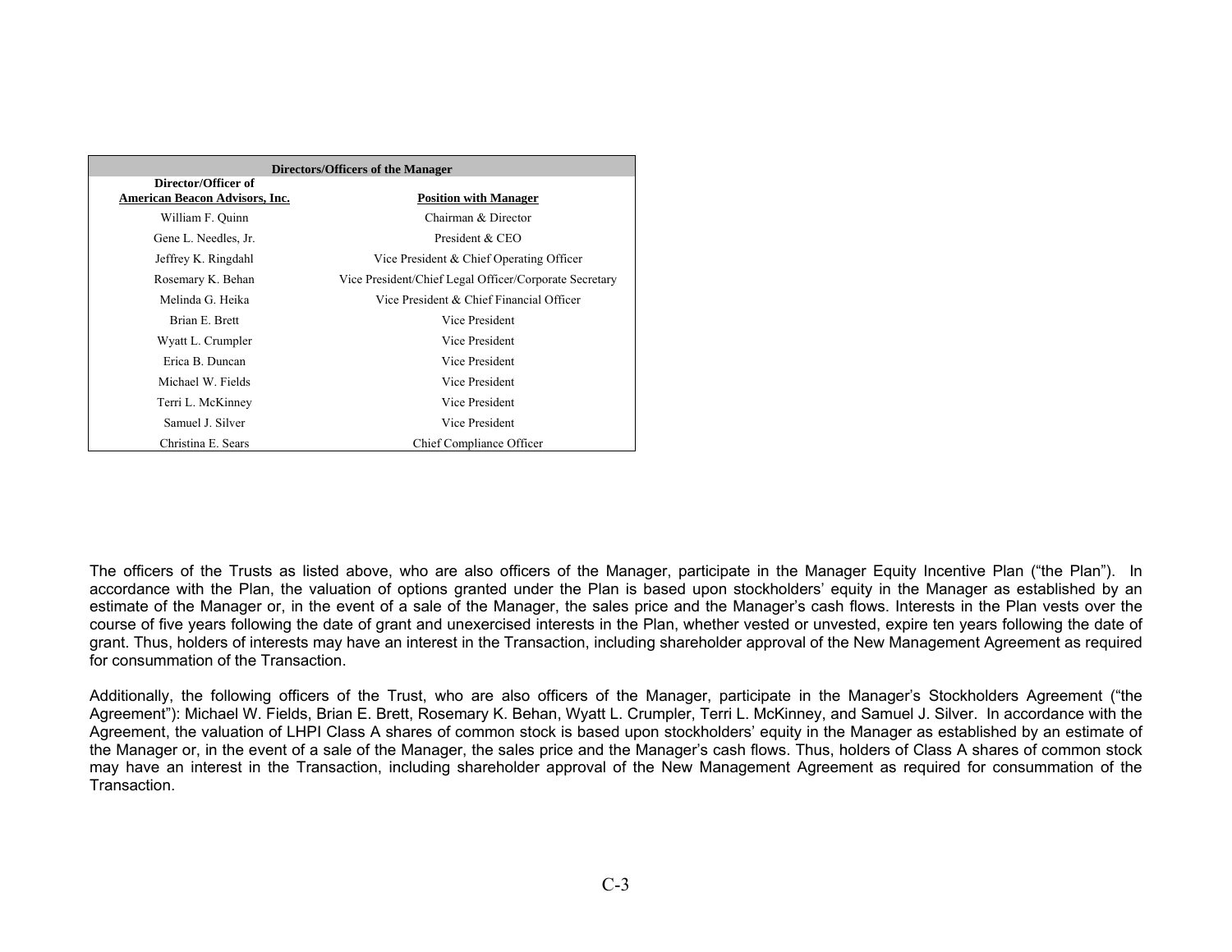| Directors/Officers of the Manager | |
|---|---|
| **Director/Officer of American Beacon Advisors, Inc.** | **Position with Manager** |
| William F. Quinn | Chairman & Director |
| Gene L. Needles, Jr. | President & CEO |
| Jeffrey K. Ringdahl | Vice President & Chief Operating Officer |
| Rosemary K. Behan | Vice President/Chief Legal Officer/Corporate Secretary |
| Melinda G. Heika | Vice President & Chief Financial Officer |
| Brian E. Brett | Vice President |
| Wyatt L. Crumpler | Vice President |
| Erica B. Duncan | Vice President |
| Michael W. Fields | Vice President |
| Terri L. McKinney | Vice President |
| Samuel J. Silver | Vice President |
| Christina E. Sears | Chief Compliance Officer |

The officers of the Trusts as listed above, who are also officers of the Manager, participate in the Manager Equity Incentive Plan ("the Plan"). In accordance with the Plan, the valuation of options granted under the Plan is based upon stockholders' equity in the Manager as established by an estimate of the Manager or, in the event of a sale of the Manager, the sales price and the Manager's cash flows. Interests in the Plan vests over the course of five years following the date of grant and unexercised interests in the Plan, whether vested or unvested, expire ten years following the date of grant. Thus, holders of interests may have an interest in the Transaction, including shareholder approval of the New Management Agreement as required for consummation of the Transaction.

Additionally, the following officers of the Trust, who are also officers of the Manager, participate in the Manager's Stockholders Agreement ("the Agreement"): Michael W. Fields, Brian E. Brett, Rosemary K. Behan, Wyatt L. Crumpler, Terri L. McKinney, and Samuel J. Silver. In accordance with the Agreement, the valuation of LHPI Class A shares of common stock is based upon stockholders' equity in the Manager as established by an estimate of the Manager or, in the event of a sale of the Manager, the sales price and the Manager's cash flows. Thus, holders of Class A shares of common stock may have an interest in the Transaction, including shareholder approval of the New Management Agreement as required for consummation of the Transaction.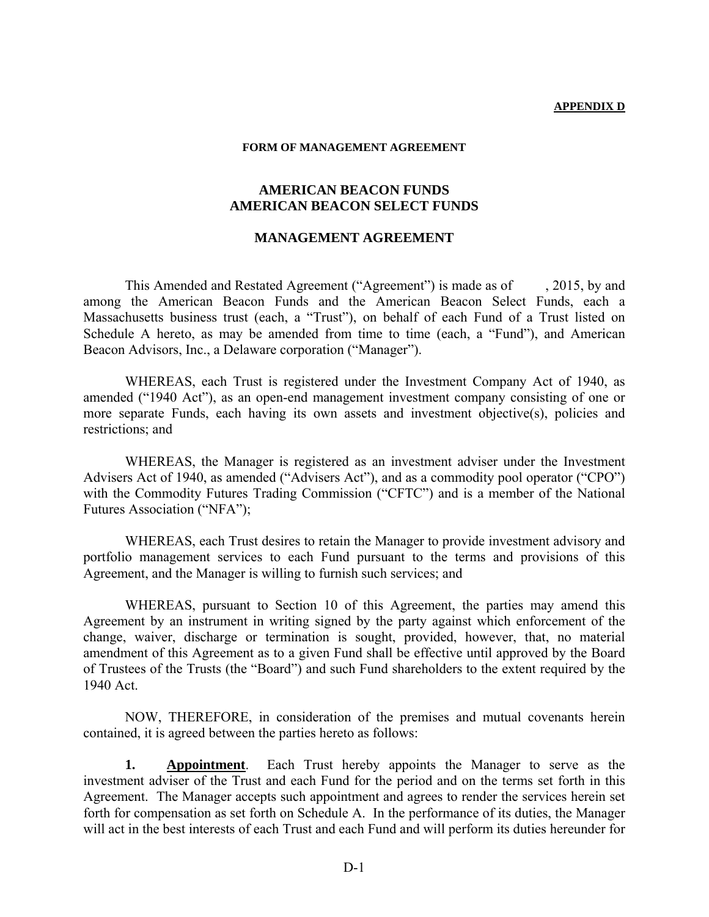**APPENDIX D**

**FORM OF MANAGEMENT AGREEMENT**

## AMERICAN BEACON FUNDS
## AMERICAN BEACON SELECT FUNDS

## MANAGEMENT AGREEMENT

This Amended and Restated Agreement ("Agreement") is made as of , 2015, by and among the American Beacon Funds and the American Beacon Select Funds, each a Massachusetts business trust (each, a "Trust"), on behalf of each Fund of a Trust listed on Schedule A hereto, as may be amended from time to time (each, a "Fund"), and American Beacon Advisors, Inc., a Delaware corporation ("Manager").

WHEREAS, each Trust is registered under the Investment Company Act of 1940, as amended ("1940 Act"), as an open-end management investment company consisting of one or more separate Funds, each having its own assets and investment objective(s), policies and restrictions; and

WHEREAS, the Manager is registered as an investment adviser under the Investment Advisers Act of 1940, as amended ("Advisers Act"), and as a commodity pool operator ("CPO") with the Commodity Futures Trading Commission ("CFTC") and is a member of the National Futures Association ("NFA");

WHEREAS, each Trust desires to retain the Manager to provide investment advisory and portfolio management services to each Fund pursuant to the terms and provisions of this Agreement, and the Manager is willing to furnish such services; and

WHEREAS, pursuant to Section 10 of this Agreement, the parties may amend this Agreement by an instrument in writing signed by the party against which enforcement of the change, waiver, discharge or termination is sought, provided, however, that, no material amendment of this Agreement as to a given Fund shall be effective until approved by the Board of Trustees of the Trusts (the "Board") and such Fund shareholders to the extent required by the 1940 Act.

NOW, THEREFORE, in consideration of the premises and mutual covenants herein contained, it is agreed between the parties hereto as follows:

**1. Appointment**. Each Trust hereby appoints the Manager to serve as the investment adviser of the Trust and each Fund for the period and on the terms set forth in this Agreement. The Manager accepts such appointment and agrees to render the services herein set forth for compensation as set forth on Schedule A. In the performance of its duties, the Manager will act in the best interests of each Trust and each Fund and will perform its duties hereunder for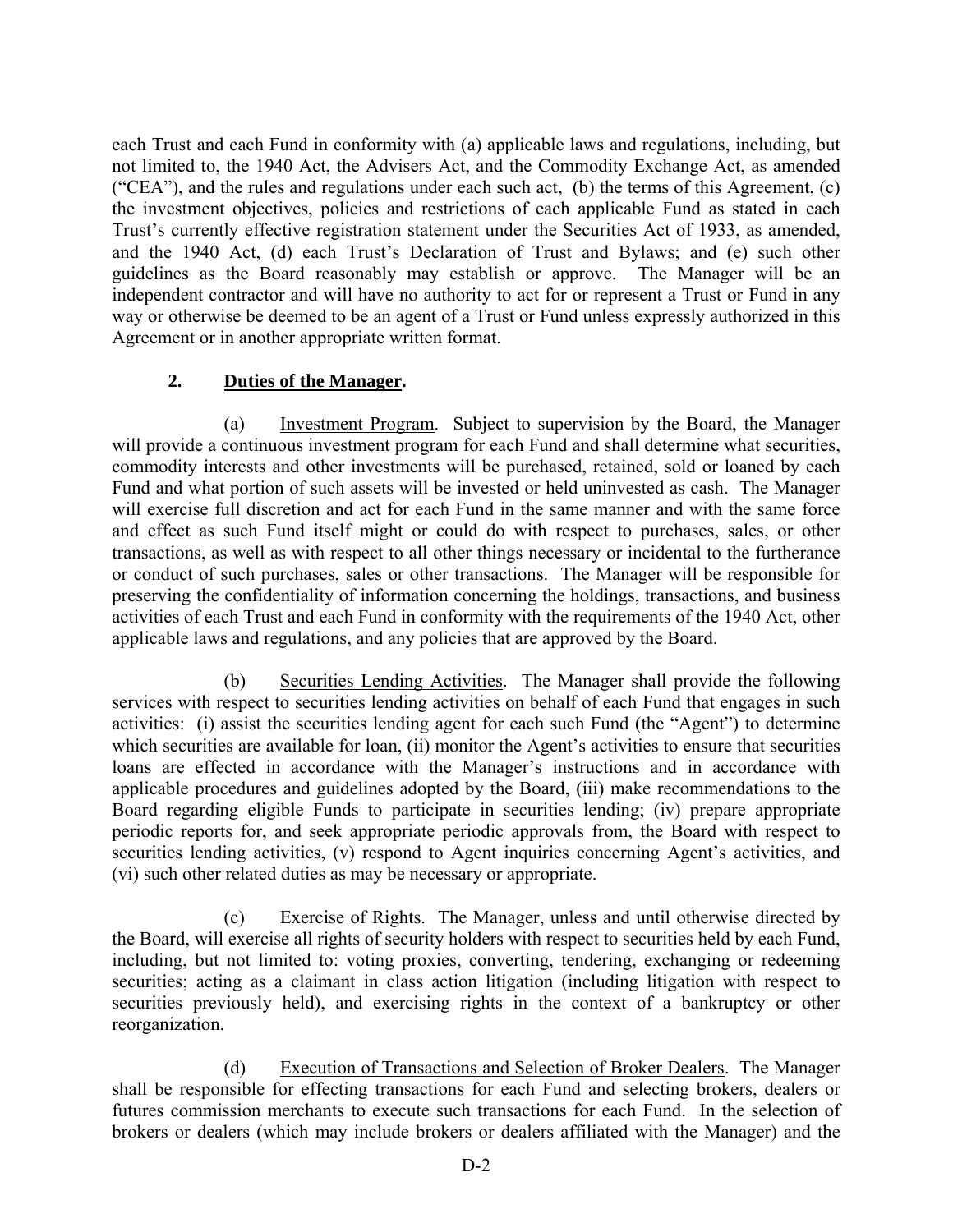each Trust and each Fund in conformity with (a) applicable laws and regulations, including, but not limited to, the 1940 Act, the Advisers Act, and the Commodity Exchange Act, as amended ("CEA"), and the rules and regulations under each such act, (b) the terms of this Agreement, (c) the investment objectives, policies and restrictions of each applicable Fund as stated in each Trust's currently effective registration statement under the Securities Act of 1933, as amended, and the 1940 Act, (d) each Trust's Declaration of Trust and Bylaws; and (e) such other guidelines as the Board reasonably may establish or approve. The Manager will be an independent contractor and will have no authority to act for or represent a Trust or Fund in any way or otherwise be deemed to be an agent of a Trust or Fund unless expressly authorized in this Agreement or in another appropriate written format.

**2. Duties of the Manager.**

(a) Investment Program. Subject to supervision by the Board, the Manager will provide a continuous investment program for each Fund and shall determine what securities, commodity interests and other investments will be purchased, retained, sold or loaned by each Fund and what portion of such assets will be invested or held uninvested as cash. The Manager will exercise full discretion and act for each Fund in the same manner and with the same force and effect as such Fund itself might or could do with respect to purchases, sales, or other transactions, as well as with respect to all other things necessary or incidental to the furtherance or conduct of such purchases, sales or other transactions. The Manager will be responsible for preserving the confidentiality of information concerning the holdings, transactions, and business activities of each Trust and each Fund in conformity with the requirements of the 1940 Act, other applicable laws and regulations, and any policies that are approved by the Board.

(b) Securities Lending Activities. The Manager shall provide the following services with respect to securities lending activities on behalf of each Fund that engages in such activities: (i) assist the securities lending agent for each such Fund (the "Agent") to determine which securities are available for loan, (ii) monitor the Agent's activities to ensure that securities loans are effected in accordance with the Manager's instructions and in accordance with applicable procedures and guidelines adopted by the Board, (iii) make recommendations to the Board regarding eligible Funds to participate in securities lending; (iv) prepare appropriate periodic reports for, and seek appropriate periodic approvals from, the Board with respect to securities lending activities, (v) respond to Agent inquiries concerning Agent's activities, and (vi) such other related duties as may be necessary or appropriate.

(c) Exercise of Rights. The Manager, unless and until otherwise directed by the Board, will exercise all rights of security holders with respect to securities held by each Fund, including, but not limited to: voting proxies, converting, tendering, exchanging or redeeming securities; acting as a claimant in class action litigation (including litigation with respect to securities previously held), and exercising rights in the context of a bankruptcy or other reorganization.

(d) Execution of Transactions and Selection of Broker Dealers. The Manager shall be responsible for effecting transactions for each Fund and selecting brokers, dealers or futures commission merchants to execute such transactions for each Fund. In the selection of brokers or dealers (which may include brokers or dealers affiliated with the Manager) and the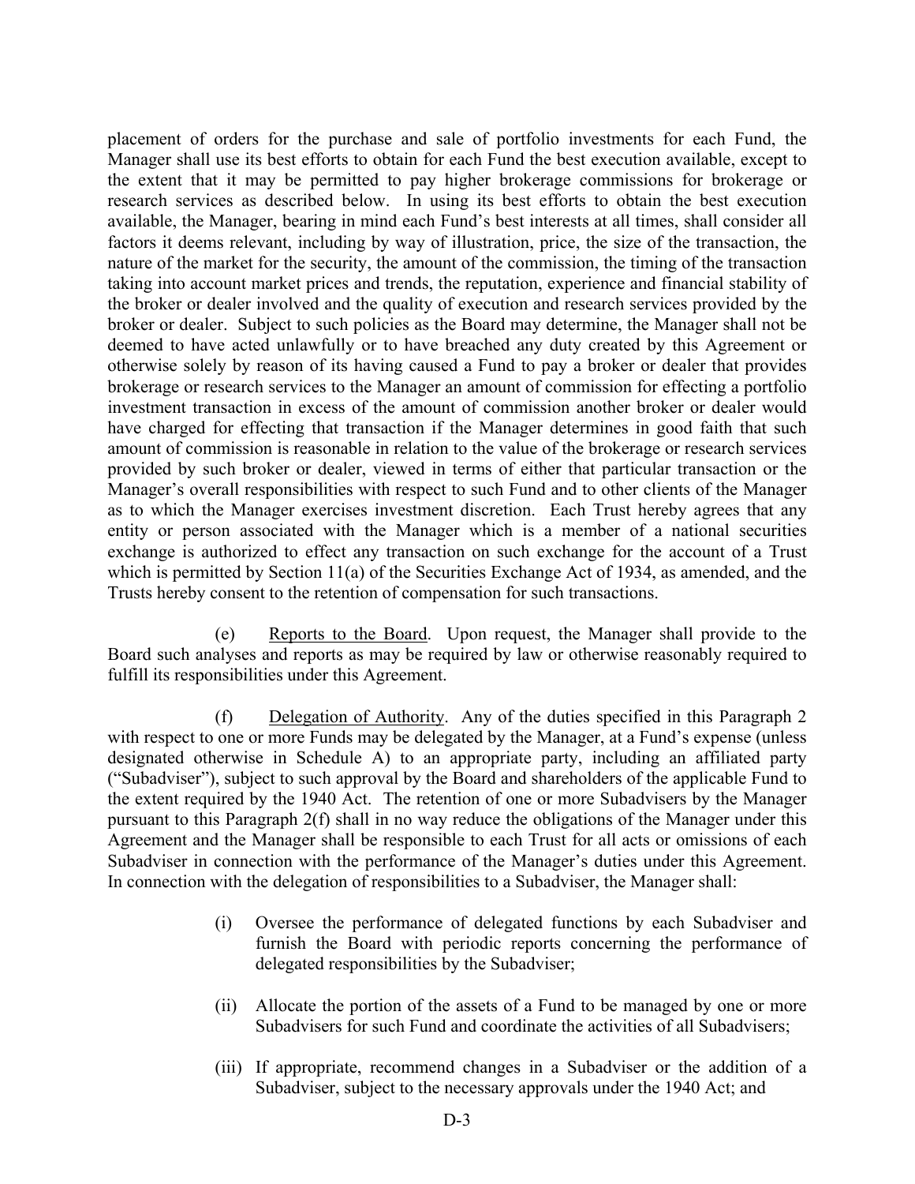placement of orders for the purchase and sale of portfolio investments for each Fund, the Manager shall use its best efforts to obtain for each Fund the best execution available, except to the extent that it may be permitted to pay higher brokerage commissions for brokerage or research services as described below. In using its best efforts to obtain the best execution available, the Manager, bearing in mind each Fund's best interests at all times, shall consider all factors it deems relevant, including by way of illustration, price, the size of the transaction, the nature of the market for the security, the amount of the commission, the timing of the transaction taking into account market prices and trends, the reputation, experience and financial stability of the broker or dealer involved and the quality of execution and research services provided by the broker or dealer. Subject to such policies as the Board may determine, the Manager shall not be deemed to have acted unlawfully or to have breached any duty created by this Agreement or otherwise solely by reason of its having caused a Fund to pay a broker or dealer that provides brokerage or research services to the Manager an amount of commission for effecting a portfolio investment transaction in excess of the amount of commission another broker or dealer would have charged for effecting that transaction if the Manager determines in good faith that such amount of commission is reasonable in relation to the value of the brokerage or research services provided by such broker or dealer, viewed in terms of either that particular transaction or the Manager's overall responsibilities with respect to such Fund and to other clients of the Manager as to which the Manager exercises investment discretion. Each Trust hereby agrees that any entity or person associated with the Manager which is a member of a national securities exchange is authorized to effect any transaction on such exchange for the account of a Trust which is permitted by Section 11(a) of the Securities Exchange Act of 1934, as amended, and the Trusts hereby consent to the retention of compensation for such transactions.

(e) Reports to the Board. Upon request, the Manager shall provide to the Board such analyses and reports as may be required by law or otherwise reasonably required to fulfill its responsibilities under this Agreement.

(f) Delegation of Authority. Any of the duties specified in this Paragraph 2 with respect to one or more Funds may be delegated by the Manager, at a Fund's expense (unless designated otherwise in Schedule A) to an appropriate party, including an affiliated party ("Subadviser"), subject to such approval by the Board and shareholders of the applicable Fund to the extent required by the 1940 Act. The retention of one or more Subadvisers by the Manager pursuant to this Paragraph 2(f) shall in no way reduce the obligations of the Manager under this Agreement and the Manager shall be responsible to each Trust for all acts or omissions of each Subadviser in connection with the performance of the Manager's duties under this Agreement. In connection with the delegation of responsibilities to a Subadviser, the Manager shall:

(i) Oversee the performance of delegated functions by each Subadviser and furnish the Board with periodic reports concerning the performance of delegated responsibilities by the Subadviser;

(ii) Allocate the portion of the assets of a Fund to be managed by one or more Subadvisers for such Fund and coordinate the activities of all Subadvisers;

(iii) If appropriate, recommend changes in a Subadviser or the addition of a Subadviser, subject to the necessary approvals under the 1940 Act; and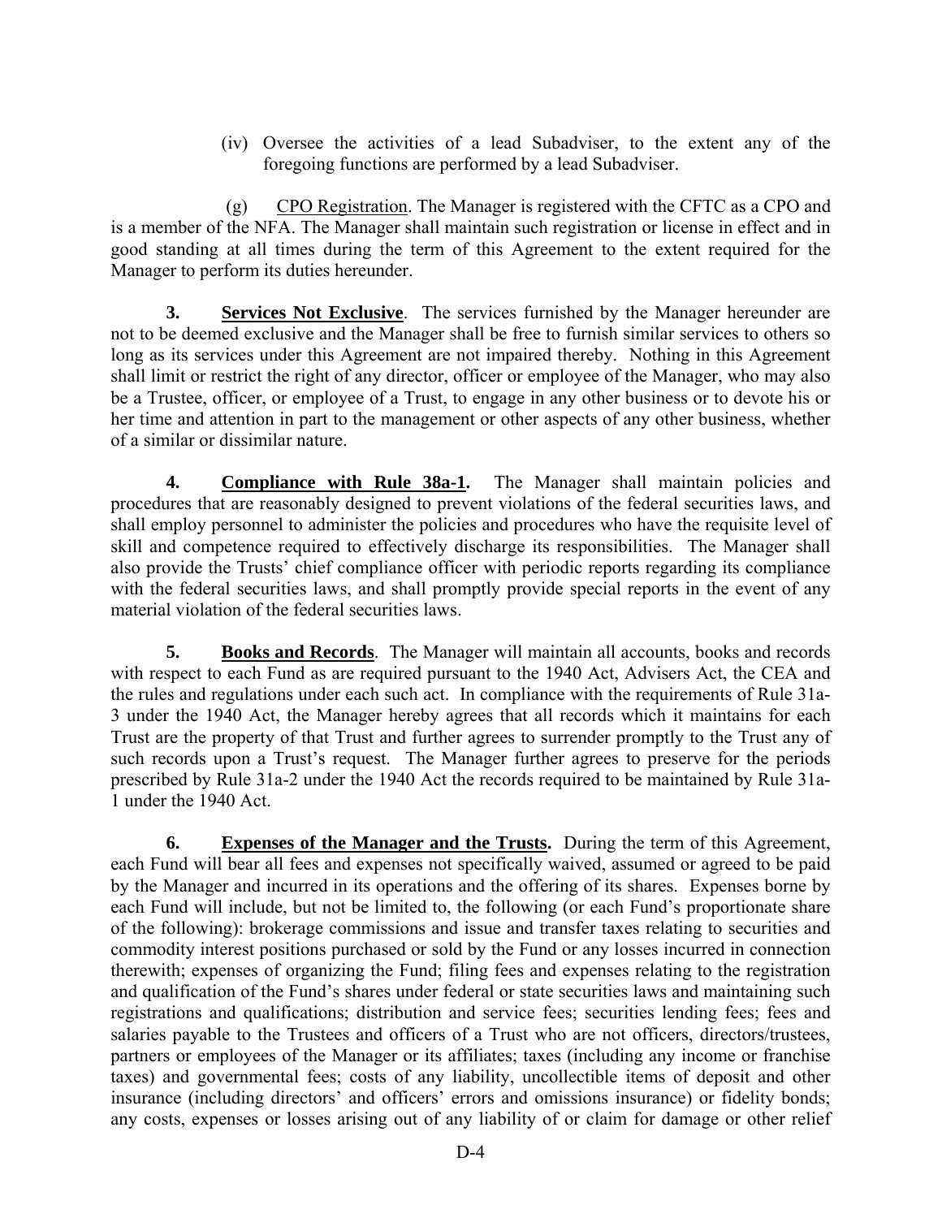(iv) Oversee the activities of a lead Subadviser, to the extent any of the foregoing functions are performed by a lead Subadviser.

(g) CPO Registration. The Manager is registered with the CFTC as a CPO and is a member of the NFA. The Manager shall maintain such registration or license in effect and in good standing at all times during the term of this Agreement to the extent required for the Manager to perform its duties hereunder.

**3. Services Not Exclusive**. The services furnished by the Manager hereunder are not to be deemed exclusive and the Manager shall be free to furnish similar services to others so long as its services under this Agreement are not impaired thereby. Nothing in this Agreement shall limit or restrict the right of any director, officer or employee of the Manager, who may also be a Trustee, officer, or employee of a Trust, to engage in any other business or to devote his or her time and attention in part to the management or other aspects of any other business, whether of a similar or dissimilar nature.

**4. Compliance with Rule 38a-1.** The Manager shall maintain policies and procedures that are reasonably designed to prevent violations of the federal securities laws, and shall employ personnel to administer the policies and procedures who have the requisite level of skill and competence required to effectively discharge its responsibilities. The Manager shall also provide the Trusts' chief compliance officer with periodic reports regarding its compliance with the federal securities laws, and shall promptly provide special reports in the event of any material violation of the federal securities laws.

**5. Books and Records**. The Manager will maintain all accounts, books and records with respect to each Fund as are required pursuant to the 1940 Act, Advisers Act, the CEA and the rules and regulations under each such act. In compliance with the requirements of Rule 31a-3 under the 1940 Act, the Manager hereby agrees that all records which it maintains for each Trust are the property of that Trust and further agrees to surrender promptly to the Trust any of such records upon a Trust's request. The Manager further agrees to preserve for the periods prescribed by Rule 31a-2 under the 1940 Act the records required to be maintained by Rule 31a-1 under the 1940 Act.

**6. Expenses of the Manager and the Trusts.** During the term of this Agreement, each Fund will bear all fees and expenses not specifically waived, assumed or agreed to be paid by the Manager and incurred in its operations and the offering of its shares. Expenses borne by each Fund will include, but not be limited to, the following (or each Fund's proportionate share of the following): brokerage commissions and issue and transfer taxes relating to securities and commodity interest positions purchased or sold by the Fund or any losses incurred in connection therewith; expenses of organizing the Fund; filing fees and expenses relating to the registration and qualification of the Fund's shares under federal or state securities laws and maintaining such registrations and qualifications; distribution and service fees; securities lending fees; fees and salaries payable to the Trustees and officers of a Trust who are not officers, directors/trustees, partners or employees of the Manager or its affiliates; taxes (including any income or franchise taxes) and governmental fees; costs of any liability, uncollectible items of deposit and other insurance (including directors' and officers' errors and omissions insurance) or fidelity bonds; any costs, expenses or losses arising out of any liability of or claim for damage or other relief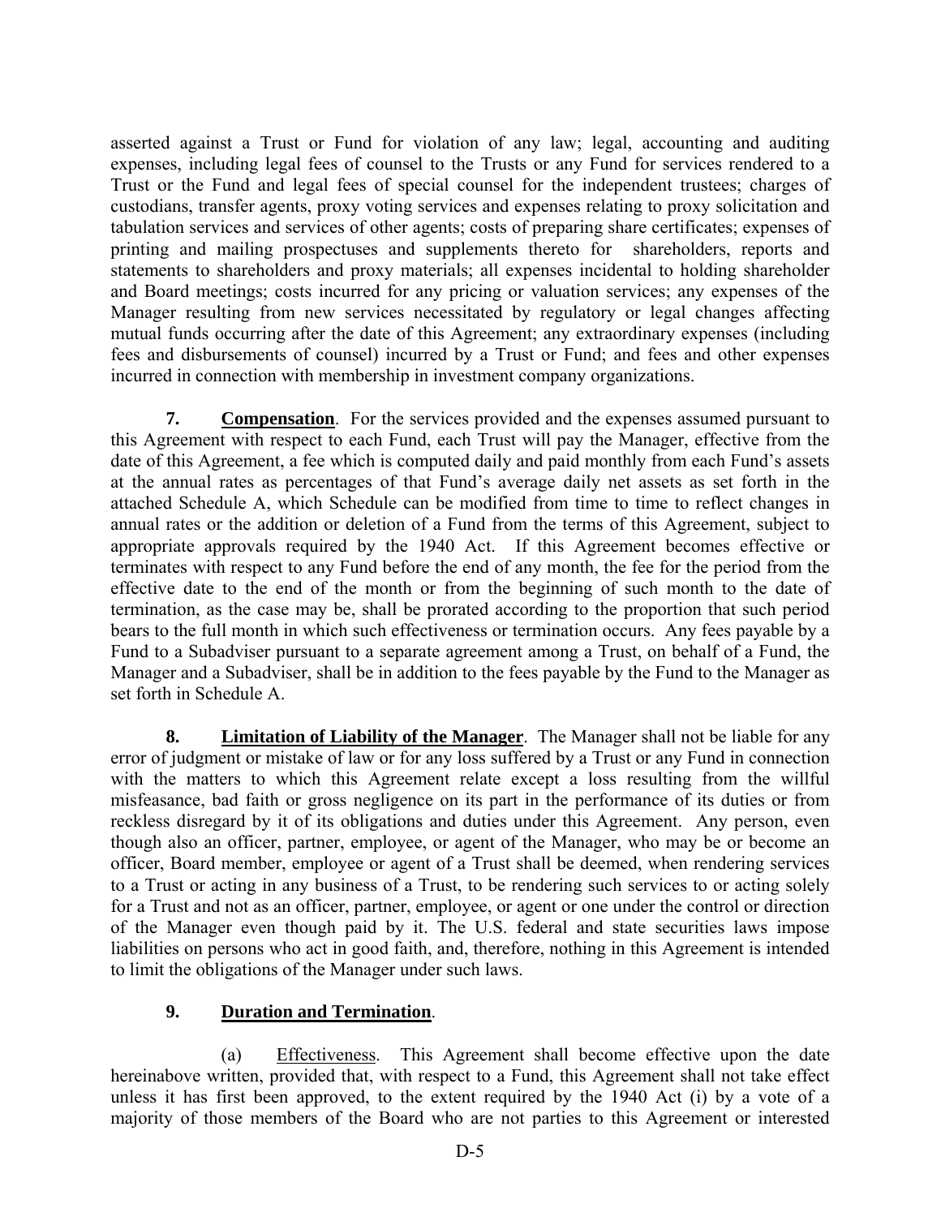asserted against a Trust or Fund for violation of any law; legal, accounting and auditing expenses, including legal fees of counsel to the Trusts or any Fund for services rendered to a Trust or the Fund and legal fees of special counsel for the independent trustees; charges of custodians, transfer agents, proxy voting services and expenses relating to proxy solicitation and tabulation services and services of other agents; costs of preparing share certificates; expenses of printing and mailing prospectuses and supplements thereto for shareholders, reports and statements to shareholders and proxy materials; all expenses incidental to holding shareholder and Board meetings; costs incurred for any pricing or valuation services; any expenses of the Manager resulting from new services necessitated by regulatory or legal changes affecting mutual funds occurring after the date of this Agreement; any extraordinary expenses (including fees and disbursements of counsel) incurred by a Trust or Fund; and fees and other expenses incurred in connection with membership in investment company organizations.

**7. Compensation**. For the services provided and the expenses assumed pursuant to this Agreement with respect to each Fund, each Trust will pay the Manager, effective from the date of this Agreement, a fee which is computed daily and paid monthly from each Fund's assets at the annual rates as percentages of that Fund's average daily net assets as set forth in the attached Schedule A, which Schedule can be modified from time to time to reflect changes in annual rates or the addition or deletion of a Fund from the terms of this Agreement, subject to appropriate approvals required by the 1940 Act. If this Agreement becomes effective or terminates with respect to any Fund before the end of any month, the fee for the period from the effective date to the end of the month or from the beginning of such month to the date of termination, as the case may be, shall be prorated according to the proportion that such period bears to the full month in which such effectiveness or termination occurs. Any fees payable by a Fund to a Subadviser pursuant to a separate agreement among a Trust, on behalf of a Fund, the Manager and a Subadviser, shall be in addition to the fees payable by the Fund to the Manager as set forth in Schedule A.

**8. Limitation of Liability of the Manager**. The Manager shall not be liable for any error of judgment or mistake of law or for any loss suffered by a Trust or any Fund in connection with the matters to which this Agreement relate except a loss resulting from the willful misfeasance, bad faith or gross negligence on its part in the performance of its duties or from reckless disregard by it of its obligations and duties under this Agreement. Any person, even though also an officer, partner, employee, or agent of the Manager, who may be or become an officer, Board member, employee or agent of a Trust shall be deemed, when rendering services to a Trust or acting in any business of a Trust, to be rendering such services to or acting solely for a Trust and not as an officer, partner, employee, or agent or one under the control or direction of the Manager even though paid by it. The U.S. federal and state securities laws impose liabilities on persons who act in good faith, and, therefore, nothing in this Agreement is intended to limit the obligations of the Manager under such laws.

**9. Duration and Termination**.

(a) Effectiveness. This Agreement shall become effective upon the date hereinabove written, provided that, with respect to a Fund, this Agreement shall not take effect unless it has first been approved, to the extent required by the 1940 Act (i) by a vote of a majority of those members of the Board who are not parties to this Agreement or interested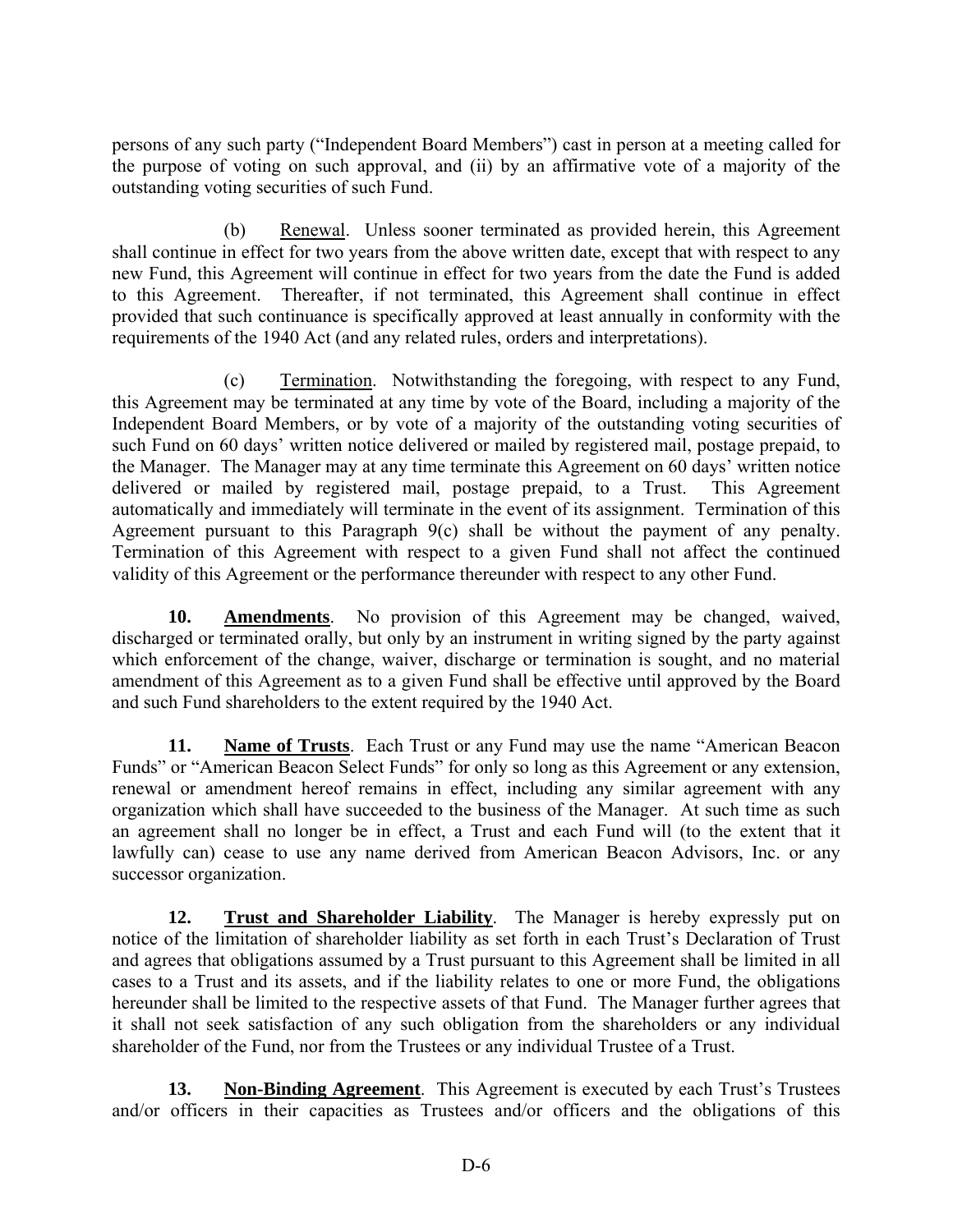persons of any such party ("Independent Board Members") cast in person at a meeting called for the purpose of voting on such approval, and (ii) by an affirmative vote of a majority of the outstanding voting securities of such Fund.

(b) Renewal. Unless sooner terminated as provided herein, this Agreement shall continue in effect for two years from the above written date, except that with respect to any new Fund, this Agreement will continue in effect for two years from the date the Fund is added to this Agreement. Thereafter, if not terminated, this Agreement shall continue in effect provided that such continuance is specifically approved at least annually in conformity with the requirements of the 1940 Act (and any related rules, orders and interpretations).

(c) Termination. Notwithstanding the foregoing, with respect to any Fund, this Agreement may be terminated at any time by vote of the Board, including a majority of the Independent Board Members, or by vote of a majority of the outstanding voting securities of such Fund on 60 days' written notice delivered or mailed by registered mail, postage prepaid, to the Manager. The Manager may at any time terminate this Agreement on 60 days' written notice delivered or mailed by registered mail, postage prepaid, to a Trust. This Agreement automatically and immediately will terminate in the event of its assignment. Termination of this Agreement pursuant to this Paragraph 9(c) shall be without the payment of any penalty. Termination of this Agreement with respect to a given Fund shall not affect the continued validity of this Agreement or the performance thereunder with respect to any other Fund.

**10. Amendments**. No provision of this Agreement may be changed, waived, discharged or terminated orally, but only by an instrument in writing signed by the party against which enforcement of the change, waiver, discharge or termination is sought, and no material amendment of this Agreement as to a given Fund shall be effective until approved by the Board and such Fund shareholders to the extent required by the 1940 Act.

**11. Name of Trusts**. Each Trust or any Fund may use the name "American Beacon Funds" or "American Beacon Select Funds" for only so long as this Agreement or any extension, renewal or amendment hereof remains in effect, including any similar agreement with any organization which shall have succeeded to the business of the Manager. At such time as such an agreement shall no longer be in effect, a Trust and each Fund will (to the extent that it lawfully can) cease to use any name derived from American Beacon Advisors, Inc. or any successor organization.

**12. Trust and Shareholder Liability**. The Manager is hereby expressly put on notice of the limitation of shareholder liability as set forth in each Trust's Declaration of Trust and agrees that obligations assumed by a Trust pursuant to this Agreement shall be limited in all cases to a Trust and its assets, and if the liability relates to one or more Fund, the obligations hereunder shall be limited to the respective assets of that Fund. The Manager further agrees that it shall not seek satisfaction of any such obligation from the shareholders or any individual shareholder of the Fund, nor from the Trustees or any individual Trustee of a Trust.

**13. Non-Binding Agreement**. This Agreement is executed by each Trust's Trustees and/or officers in their capacities as Trustees and/or officers and the obligations of this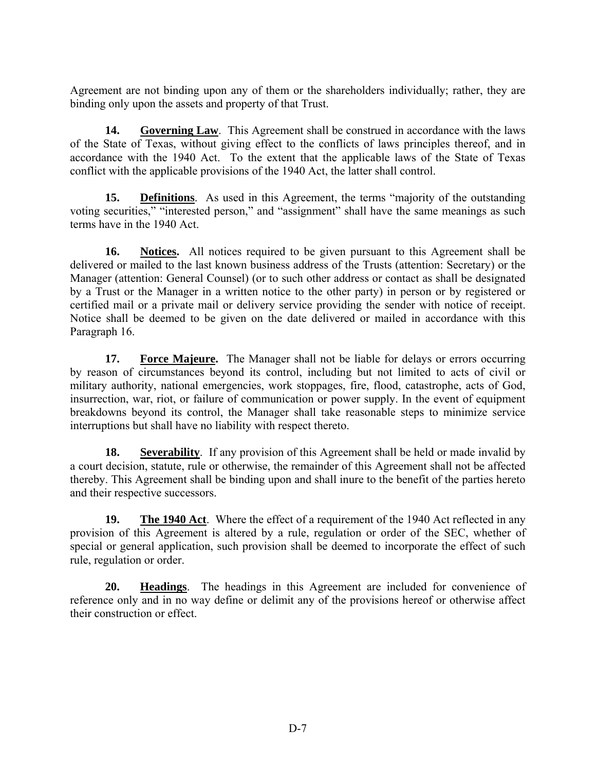Agreement are not binding upon any of them or the shareholders individually; rather, they are binding only upon the assets and property of that Trust.

**14. Governing Law**. This Agreement shall be construed in accordance with the laws of the State of Texas, without giving effect to the conflicts of laws principles thereof, and in accordance with the 1940 Act. To the extent that the applicable laws of the State of Texas conflict with the applicable provisions of the 1940 Act, the latter shall control.

**15. Definitions**. As used in this Agreement, the terms "majority of the outstanding voting securities," "interested person," and "assignment" shall have the same meanings as such terms have in the 1940 Act.

**16. Notices.** All notices required to be given pursuant to this Agreement shall be delivered or mailed to the last known business address of the Trusts (attention: Secretary) or the Manager (attention: General Counsel) (or to such other address or contact as shall be designated by a Trust or the Manager in a written notice to the other party) in person or by registered or certified mail or a private mail or delivery service providing the sender with notice of receipt. Notice shall be deemed to be given on the date delivered or mailed in accordance with this Paragraph 16.

**17. Force Majeure.** The Manager shall not be liable for delays or errors occurring by reason of circumstances beyond its control, including but not limited to acts of civil or military authority, national emergencies, work stoppages, fire, flood, catastrophe, acts of God, insurrection, war, riot, or failure of communication or power supply. In the event of equipment breakdowns beyond its control, the Manager shall take reasonable steps to minimize service interruptions but shall have no liability with respect thereto.

**18. Severability**. If any provision of this Agreement shall be held or made invalid by a court decision, statute, rule or otherwise, the remainder of this Agreement shall not be affected thereby. This Agreement shall be binding upon and shall inure to the benefit of the parties hereto and their respective successors.

**19. The 1940 Act**. Where the effect of a requirement of the 1940 Act reflected in any provision of this Agreement is altered by a rule, regulation or order of the SEC, whether of special or general application, such provision shall be deemed to incorporate the effect of such rule, regulation or order.

**20. Headings**. The headings in this Agreement are included for convenience of reference only and in no way define or delimit any of the provisions hereof or otherwise affect their construction or effect.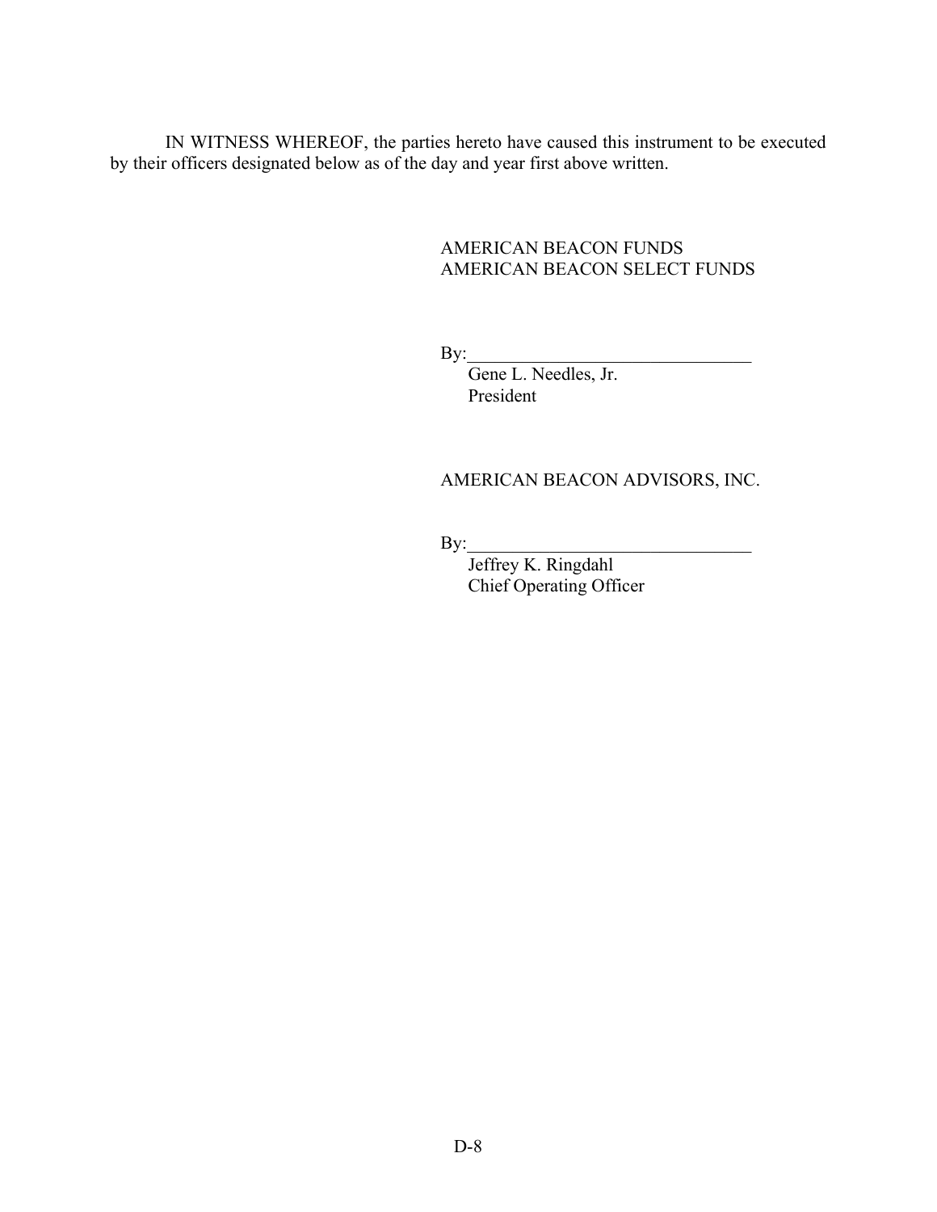IN WITNESS WHEREOF, the parties hereto have caused this instrument to be executed by their officers designated below as of the day and year first above written.

AMERICAN BEACON FUNDS
AMERICAN BEACON SELECT FUNDS

By:\_\_\_\_\_\_\_\_\_\_\_\_\_\_\_\_\_\_\_\_\_\_\_\_\_\_\_\_\_\_\_\_
Gene L. Needles, Jr.
President

AMERICAN BEACON ADVISORS, INC.

By:\_\_\_\_\_\_\_\_\_\_\_\_\_\_\_\_\_\_\_\_\_\_\_\_\_\_\_\_\_\_\_\_
Jeffrey K. Ringdahl
Chief Operating Officer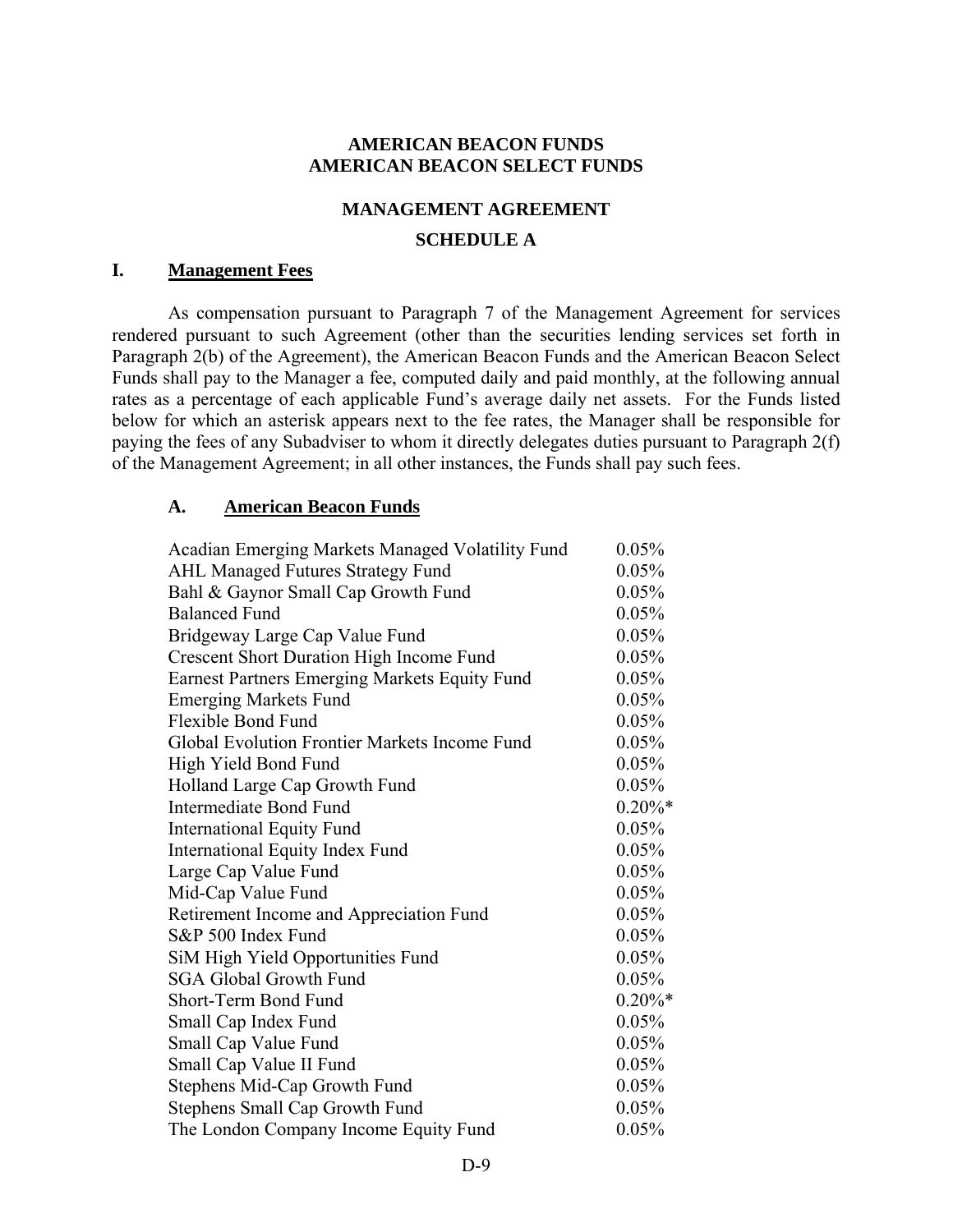**AMERICAN BEACON FUNDS**
**AMERICAN BEACON SELECT FUNDS**

**MANAGEMENT AGREEMENT**

**SCHEDULE A**

## I. Management Fees

As compensation pursuant to Paragraph 7 of the Management Agreement for services rendered pursuant to such Agreement (other than the securities lending services set forth in Paragraph 2(b) of the Agreement), the American Beacon Funds and the American Beacon Select Funds shall pay to the Manager a fee, computed daily and paid monthly, at the following annual rates as a percentage of each applicable Fund's average daily net assets. For the Funds listed below for which an asterisk appears next to the fee rates, the Manager shall be responsible for paying the fees of any Subadviser to whom it directly delegates duties pursuant to Paragraph 2(f) of the Management Agreement; in all other instances, the Funds shall pay such fees.

### A. American Beacon Funds

| Fund | Fee |
|---|---|
| Acadian Emerging Markets Managed Volatility Fund | 0.05% |
| AHL Managed Futures Strategy Fund | 0.05% |
| Bahl & Gaynor Small Cap Growth Fund | 0.05% |
| Balanced Fund | 0.05% |
| Bridgeway Large Cap Value Fund | 0.05% |
| Crescent Short Duration High Income Fund | 0.05% |
| Earnest Partners Emerging Markets Equity Fund | 0.05% |
| Emerging Markets Fund | 0.05% |
| Flexible Bond Fund | 0.05% |
| Global Evolution Frontier Markets Income Fund | 0.05% |
| High Yield Bond Fund | 0.05% |
| Holland Large Cap Growth Fund | 0.05% |
| Intermediate Bond Fund | 0.20%* |
| International Equity Fund | 0.05% |
| International Equity Index Fund | 0.05% |
| Large Cap Value Fund | 0.05% |
| Mid-Cap Value Fund | 0.05% |
| Retirement Income and Appreciation Fund | 0.05% |
| S&P 500 Index Fund | 0.05% |
| SiM High Yield Opportunities Fund | 0.05% |
| SGA Global Growth Fund | 0.05% |
| Short-Term Bond Fund | 0.20%* |
| Small Cap Index Fund | 0.05% |
| Small Cap Value Fund | 0.05% |
| Small Cap Value II Fund | 0.05% |
| Stephens Mid-Cap Growth Fund | 0.05% |
| Stephens Small Cap Growth Fund | 0.05% |
| The London Company Income Equity Fund | 0.05% |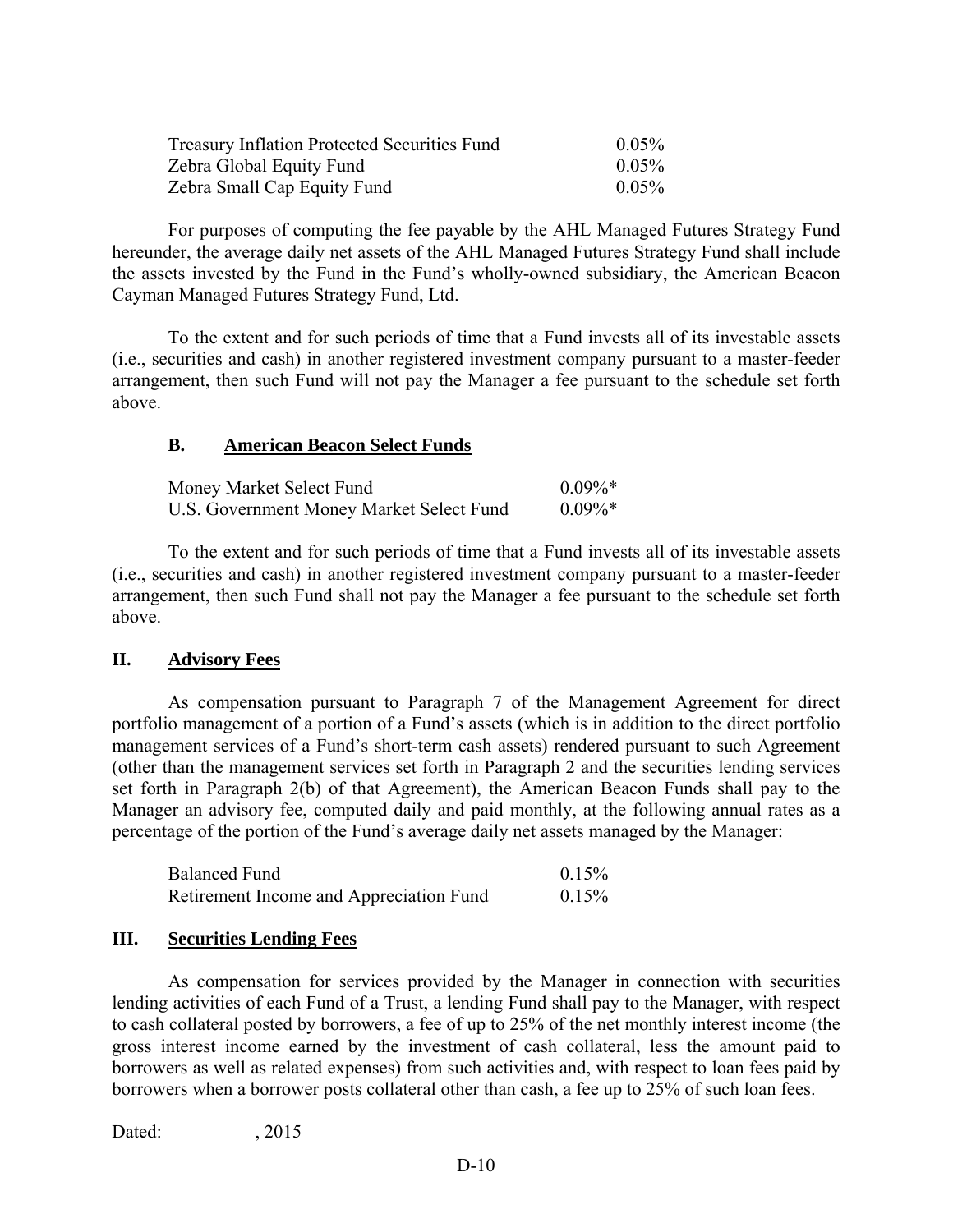| | |
|---|---|
| Treasury Inflation Protected Securities Fund | 0.05% |
| Zebra Global Equity Fund | 0.05% |
| Zebra Small Cap Equity Fund | 0.05% |

For purposes of computing the fee payable by the AHL Managed Futures Strategy Fund hereunder, the average daily net assets of the AHL Managed Futures Strategy Fund shall include the assets invested by the Fund in the Fund's wholly-owned subsidiary, the American Beacon Cayman Managed Futures Strategy Fund, Ltd.

To the extent and for such periods of time that a Fund invests all of its investable assets (i.e., securities and cash) in another registered investment company pursuant to a master-feeder arrangement, then such Fund will not pay the Manager a fee pursuant to the schedule set forth above.

### B. American Beacon Select Funds

| | |
|---|---|
| Money Market Select Fund | 0.09%* |
| U.S. Government Money Market Select Fund | 0.09%* |

To the extent and for such periods of time that a Fund invests all of its investable assets (i.e., securities and cash) in another registered investment company pursuant to a master-feeder arrangement, then such Fund shall not pay the Manager a fee pursuant to the schedule set forth above.

## II. Advisory Fees

As compensation pursuant to Paragraph 7 of the Management Agreement for direct portfolio management of a portion of a Fund's assets (which is in addition to the direct portfolio management services of a Fund's short-term cash assets) rendered pursuant to such Agreement (other than the management services set forth in Paragraph 2 and the securities lending services set forth in Paragraph 2(b) of that Agreement), the American Beacon Funds shall pay to the Manager an advisory fee, computed daily and paid monthly, at the following annual rates as a percentage of the portion of the Fund's average daily net assets managed by the Manager:

| | |
|---|---|
| Balanced Fund | 0.15% |
| Retirement Income and Appreciation Fund | 0.15% |

## III. Securities Lending Fees

As compensation for services provided by the Manager in connection with securities lending activities of each Fund of a Trust, a lending Fund shall pay to the Manager, with respect to cash collateral posted by borrowers, a fee of up to 25% of the net monthly interest income (the gross interest income earned by the investment of cash collateral, less the amount paid to borrowers as well as related expenses) from such activities and, with respect to loan fees paid by borrowers when a borrower posts collateral other than cash, a fee up to 25% of such loan fees.

Dated: , 2015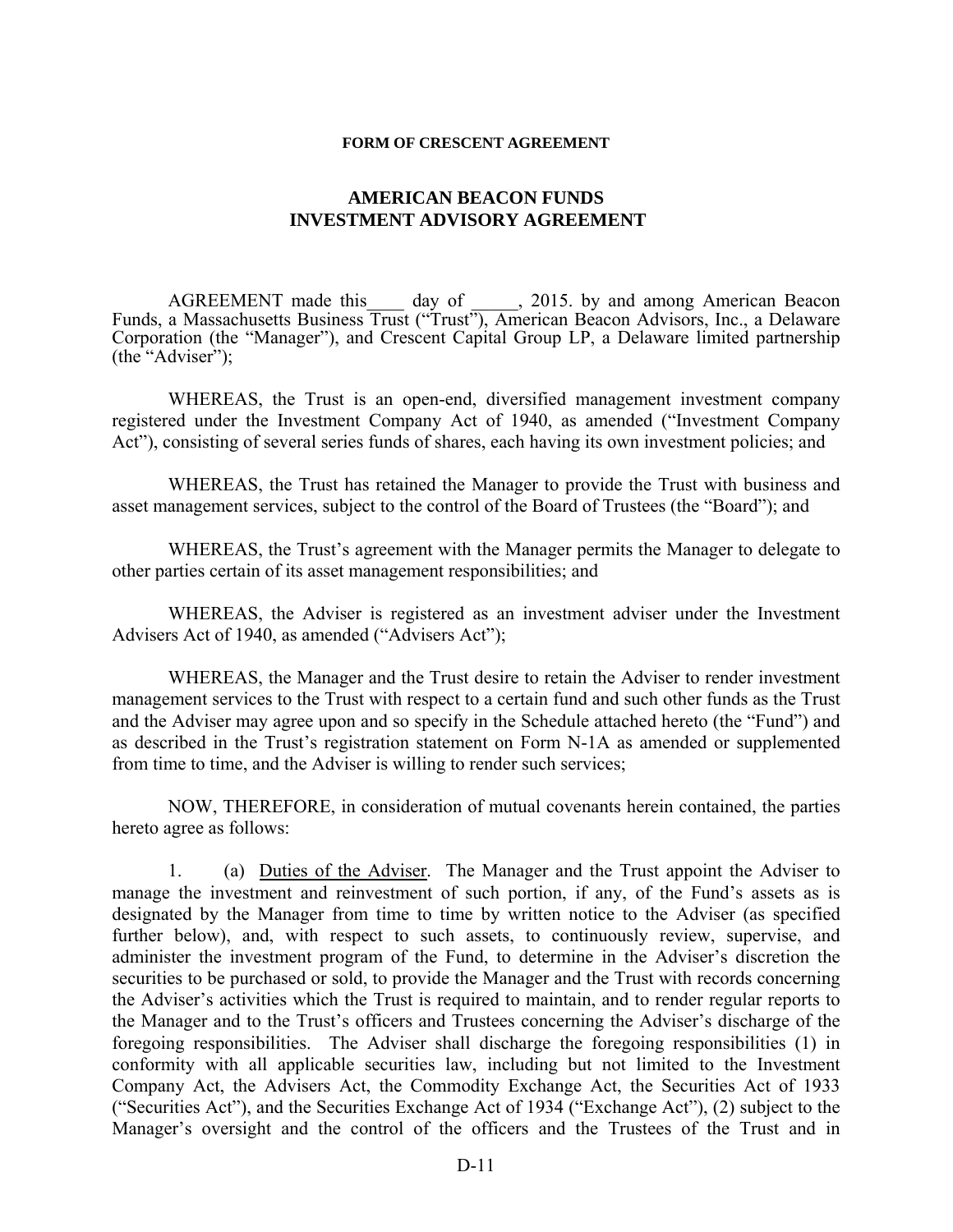**FORM OF CRESCENT AGREEMENT**

## AMERICAN BEACON FUNDS
## INVESTMENT ADVISORY AGREEMENT

AGREEMENT made this____ day of _____, 2015. by and among American Beacon Funds, a Massachusetts Business Trust ("Trust"), American Beacon Advisors, Inc., a Delaware Corporation (the "Manager"), and Crescent Capital Group LP, a Delaware limited partnership (the "Adviser");

WHEREAS, the Trust is an open-end, diversified management investment company registered under the Investment Company Act of 1940, as amended ("Investment Company Act"), consisting of several series funds of shares, each having its own investment policies; and

WHEREAS, the Trust has retained the Manager to provide the Trust with business and asset management services, subject to the control of the Board of Trustees (the "Board"); and

WHEREAS, the Trust's agreement with the Manager permits the Manager to delegate to other parties certain of its asset management responsibilities; and

WHEREAS, the Adviser is registered as an investment adviser under the Investment Advisers Act of 1940, as amended ("Advisers Act");

WHEREAS, the Manager and the Trust desire to retain the Adviser to render investment management services to the Trust with respect to a certain fund and such other funds as the Trust and the Adviser may agree upon and so specify in the Schedule attached hereto (the "Fund") and as described in the Trust's registration statement on Form N-1A as amended or supplemented from time to time, and the Adviser is willing to render such services;

NOW, THEREFORE, in consideration of mutual covenants herein contained, the parties hereto agree as follows:

1. (a) Duties of the Adviser. The Manager and the Trust appoint the Adviser to manage the investment and reinvestment of such portion, if any, of the Fund's assets as is designated by the Manager from time to time by written notice to the Adviser (as specified further below), and, with respect to such assets, to continuously review, supervise, and administer the investment program of the Fund, to determine in the Adviser's discretion the securities to be purchased or sold, to provide the Manager and the Trust with records concerning the Adviser's activities which the Trust is required to maintain, and to render regular reports to the Manager and to the Trust's officers and Trustees concerning the Adviser's discharge of the foregoing responsibilities. The Adviser shall discharge the foregoing responsibilities (1) in conformity with all applicable securities law, including but not limited to the Investment Company Act, the Advisers Act, the Commodity Exchange Act, the Securities Act of 1933 ("Securities Act"), and the Securities Exchange Act of 1934 ("Exchange Act"), (2) subject to the Manager's oversight and the control of the officers and the Trustees of the Trust and in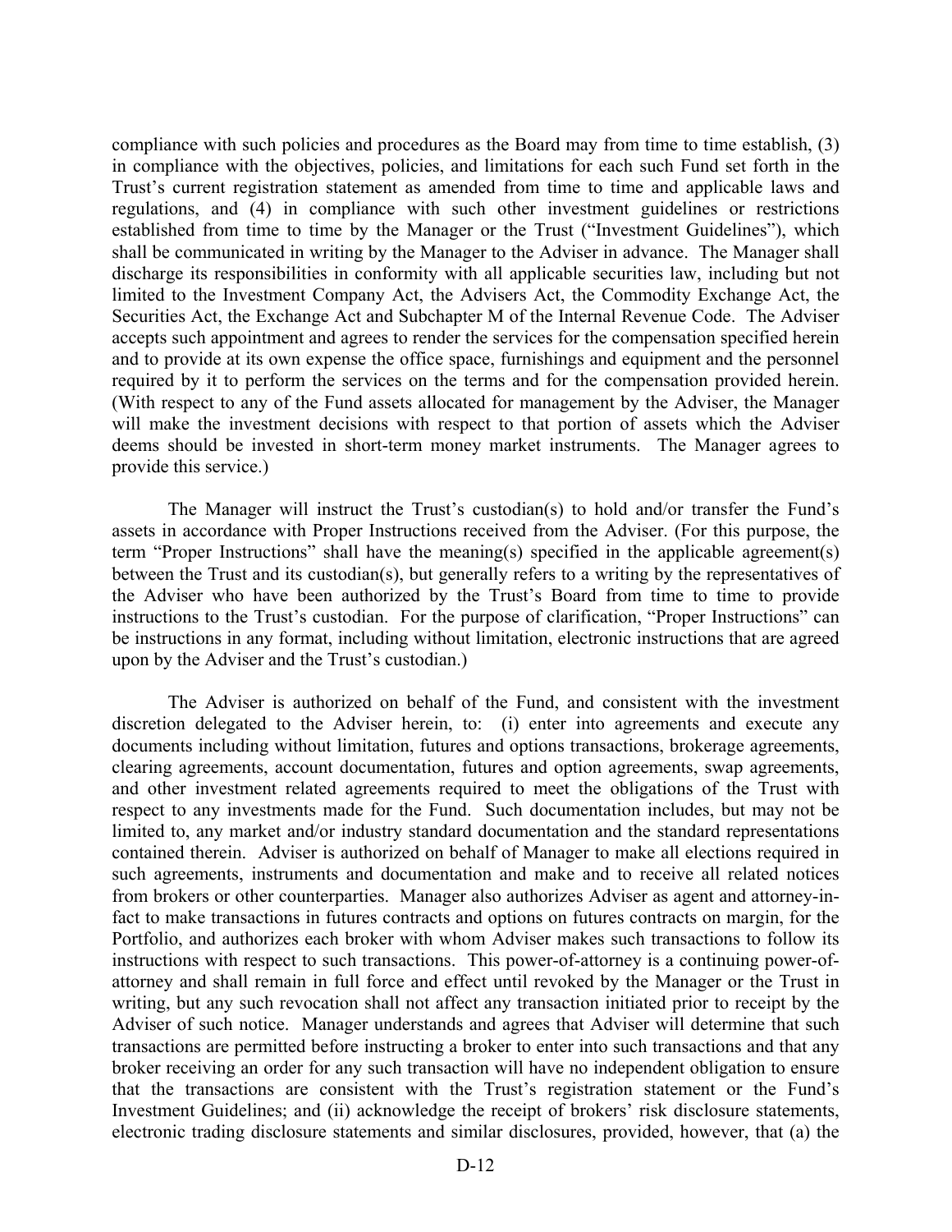compliance with such policies and procedures as the Board may from time to time establish, (3) in compliance with the objectives, policies, and limitations for each such Fund set forth in the Trust's current registration statement as amended from time to time and applicable laws and regulations, and (4) in compliance with such other investment guidelines or restrictions established from time to time by the Manager or the Trust ("Investment Guidelines"), which shall be communicated in writing by the Manager to the Adviser in advance. The Manager shall discharge its responsibilities in conformity with all applicable securities law, including but not limited to the Investment Company Act, the Advisers Act, the Commodity Exchange Act, the Securities Act, the Exchange Act and Subchapter M of the Internal Revenue Code. The Adviser accepts such appointment and agrees to render the services for the compensation specified herein and to provide at its own expense the office space, furnishings and equipment and the personnel required by it to perform the services on the terms and for the compensation provided herein. (With respect to any of the Fund assets allocated for management by the Adviser, the Manager will make the investment decisions with respect to that portion of assets which the Adviser deems should be invested in short-term money market instruments. The Manager agrees to provide this service.)

The Manager will instruct the Trust's custodian(s) to hold and/or transfer the Fund's assets in accordance with Proper Instructions received from the Adviser. (For this purpose, the term "Proper Instructions" shall have the meaning(s) specified in the applicable agreement(s) between the Trust and its custodian(s), but generally refers to a writing by the representatives of the Adviser who have been authorized by the Trust's Board from time to time to provide instructions to the Trust's custodian. For the purpose of clarification, "Proper Instructions" can be instructions in any format, including without limitation, electronic instructions that are agreed upon by the Adviser and the Trust's custodian.)

The Adviser is authorized on behalf of the Fund, and consistent with the investment discretion delegated to the Adviser herein, to: (i) enter into agreements and execute any documents including without limitation, futures and options transactions, brokerage agreements, clearing agreements, account documentation, futures and option agreements, swap agreements, and other investment related agreements required to meet the obligations of the Trust with respect to any investments made for the Fund. Such documentation includes, but may not be limited to, any market and/or industry standard documentation and the standard representations contained therein. Adviser is authorized on behalf of Manager to make all elections required in such agreements, instruments and documentation and make and to receive all related notices from brokers or other counterparties. Manager also authorizes Adviser as agent and attorney-in-fact to make transactions in futures contracts and options on futures contracts on margin, for the Portfolio, and authorizes each broker with whom Adviser makes such transactions to follow its instructions with respect to such transactions. This power-of-attorney is a continuing power-of-attorney and shall remain in full force and effect until revoked by the Manager or the Trust in writing, but any such revocation shall not affect any transaction initiated prior to receipt by the Adviser of such notice. Manager understands and agrees that Adviser will determine that such transactions are permitted before instructing a broker to enter into such transactions and that any broker receiving an order for any such transaction will have no independent obligation to ensure that the transactions are consistent with the Trust's registration statement or the Fund's Investment Guidelines; and (ii) acknowledge the receipt of brokers' risk disclosure statements, electronic trading disclosure statements and similar disclosures, provided, however, that (a) the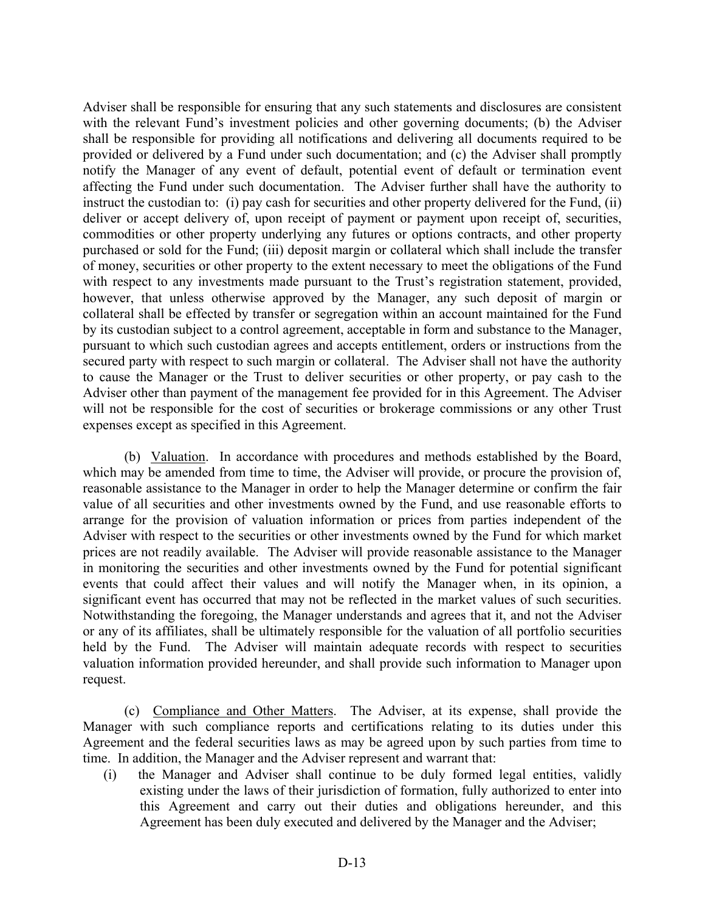Adviser shall be responsible for ensuring that any such statements and disclosures are consistent with the relevant Fund's investment policies and other governing documents; (b) the Adviser shall be responsible for providing all notifications and delivering all documents required to be provided or delivered by a Fund under such documentation; and (c) the Adviser shall promptly notify the Manager of any event of default, potential event of default or termination event affecting the Fund under such documentation. The Adviser further shall have the authority to instruct the custodian to: (i) pay cash for securities and other property delivered for the Fund, (ii) deliver or accept delivery of, upon receipt of payment or payment upon receipt of, securities, commodities or other property underlying any futures or options contracts, and other property purchased or sold for the Fund; (iii) deposit margin or collateral which shall include the transfer of money, securities or other property to the extent necessary to meet the obligations of the Fund with respect to any investments made pursuant to the Trust's registration statement, provided, however, that unless otherwise approved by the Manager, any such deposit of margin or collateral shall be effected by transfer or segregation within an account maintained for the Fund by its custodian subject to a control agreement, acceptable in form and substance to the Manager, pursuant to which such custodian agrees and accepts entitlement, orders or instructions from the secured party with respect to such margin or collateral. The Adviser shall not have the authority to cause the Manager or the Trust to deliver securities or other property, or pay cash to the Adviser other than payment of the management fee provided for in this Agreement. The Adviser will not be responsible for the cost of securities or brokerage commissions or any other Trust expenses except as specified in this Agreement.

(b) Valuation. In accordance with procedures and methods established by the Board, which may be amended from time to time, the Adviser will provide, or procure the provision of, reasonable assistance to the Manager in order to help the Manager determine or confirm the fair value of all securities and other investments owned by the Fund, and use reasonable efforts to arrange for the provision of valuation information or prices from parties independent of the Adviser with respect to the securities or other investments owned by the Fund for which market prices are not readily available. The Adviser will provide reasonable assistance to the Manager in monitoring the securities and other investments owned by the Fund for potential significant events that could affect their values and will notify the Manager when, in its opinion, a significant event has occurred that may not be reflected in the market values of such securities. Notwithstanding the foregoing, the Manager understands and agrees that it, and not the Adviser or any of its affiliates, shall be ultimately responsible for the valuation of all portfolio securities held by the Fund. The Adviser will maintain adequate records with respect to securities valuation information provided hereunder, and shall provide such information to Manager upon request.

(c) Compliance and Other Matters. The Adviser, at its expense, shall provide the Manager with such compliance reports and certifications relating to its duties under this Agreement and the federal securities laws as may be agreed upon by such parties from time to time. In addition, the Manager and the Adviser represent and warrant that:

(i) the Manager and Adviser shall continue to be duly formed legal entities, validly existing under the laws of their jurisdiction of formation, fully authorized to enter into this Agreement and carry out their duties and obligations hereunder, and this Agreement has been duly executed and delivered by the Manager and the Adviser;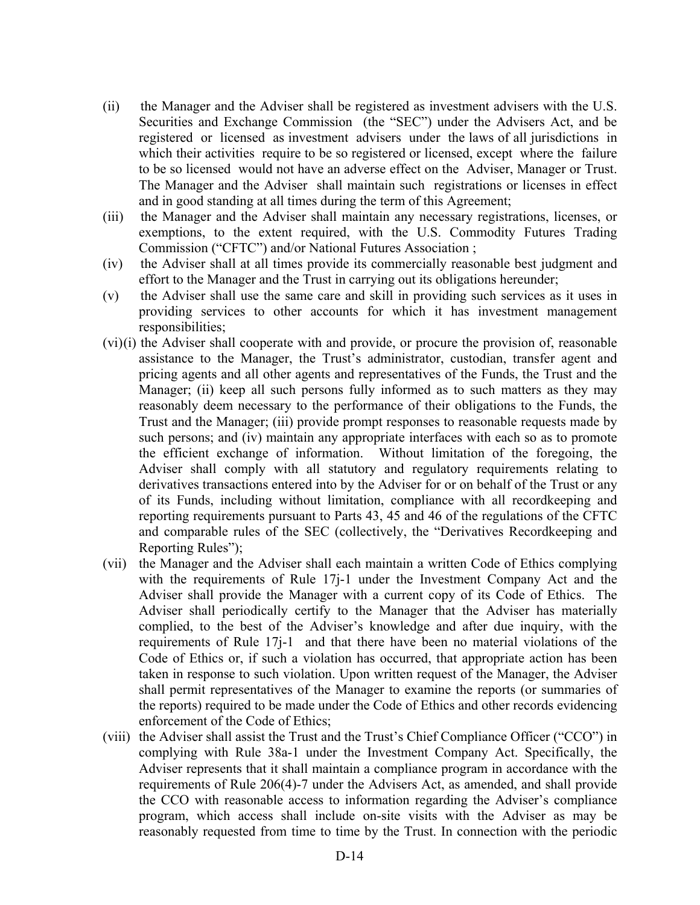(ii) the Manager and the Adviser shall be registered as investment advisers with the U.S. Securities and Exchange Commission (the "SEC") under the Advisers Act, and be registered or licensed as investment advisers under the laws of all jurisdictions in which their activities require to be so registered or licensed, except where the failure to be so licensed would not have an adverse effect on the Adviser, Manager or Trust. The Manager and the Adviser shall maintain such registrations or licenses in effect and in good standing at all times during the term of this Agreement;

(iii) the Manager and the Adviser shall maintain any necessary registrations, licenses, or exemptions, to the extent required, with the U.S. Commodity Futures Trading Commission ("CFTC") and/or National Futures Association ;

(iv) the Adviser shall at all times provide its commercially reasonable best judgment and effort to the Manager and the Trust in carrying out its obligations hereunder;

(v) the Adviser shall use the same care and skill in providing such services as it uses in providing services to other accounts for which it has investment management responsibilities;

(vi)(i) the Adviser shall cooperate with and provide, or procure the provision of, reasonable assistance to the Manager, the Trust's administrator, custodian, transfer agent and pricing agents and all other agents and representatives of the Funds, the Trust and the Manager; (ii) keep all such persons fully informed as to such matters as they may reasonably deem necessary to the performance of their obligations to the Funds, the Trust and the Manager; (iii) provide prompt responses to reasonable requests made by such persons; and (iv) maintain any appropriate interfaces with each so as to promote the efficient exchange of information. Without limitation of the foregoing, the Adviser shall comply with all statutory and regulatory requirements relating to derivatives transactions entered into by the Adviser for or on behalf of the Trust or any of its Funds, including without limitation, compliance with all recordkeeping and reporting requirements pursuant to Parts 43, 45 and 46 of the regulations of the CFTC and comparable rules of the SEC (collectively, the "Derivatives Recordkeeping and Reporting Rules");

(vii) the Manager and the Adviser shall each maintain a written Code of Ethics complying with the requirements of Rule 17j-1 under the Investment Company Act and the Adviser shall provide the Manager with a current copy of its Code of Ethics. The Adviser shall periodically certify to the Manager that the Adviser has materially complied, to the best of the Adviser's knowledge and after due inquiry, with the requirements of Rule 17j-1 and that there have been no material violations of the Code of Ethics or, if such a violation has occurred, that appropriate action has been taken in response to such violation. Upon written request of the Manager, the Adviser shall permit representatives of the Manager to examine the reports (or summaries of the reports) required to be made under the Code of Ethics and other records evidencing enforcement of the Code of Ethics;

(viii) the Adviser shall assist the Trust and the Trust's Chief Compliance Officer ("CCO") in complying with Rule 38a-1 under the Investment Company Act. Specifically, the Adviser represents that it shall maintain a compliance program in accordance with the requirements of Rule 206(4)-7 under the Advisers Act, as amended, and shall provide the CCO with reasonable access to information regarding the Adviser's compliance program, which access shall include on-site visits with the Adviser as may be reasonably requested from time to time by the Trust. In connection with the periodic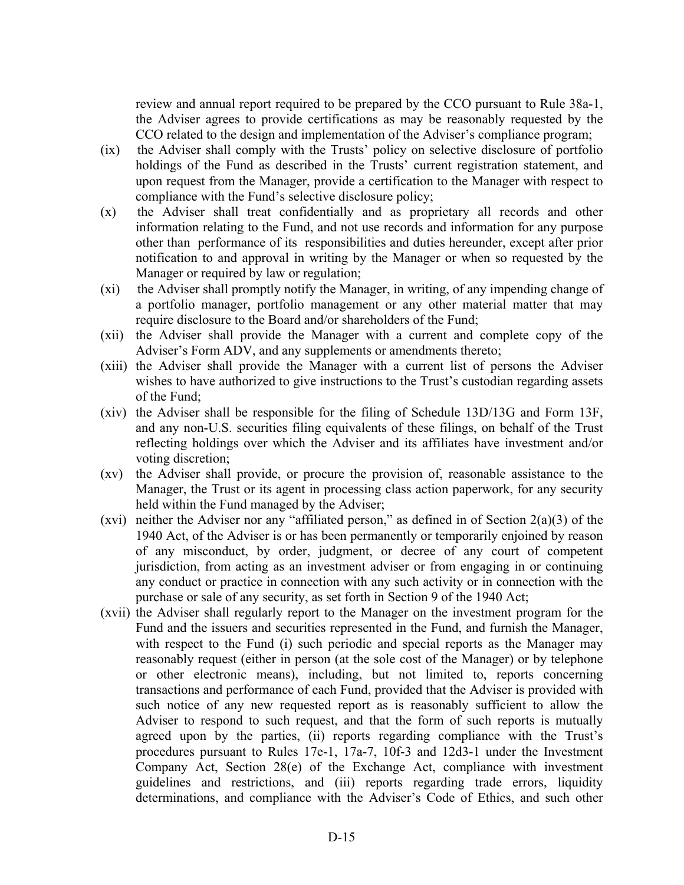review and annual report required to be prepared by the CCO pursuant to Rule 38a-1, the Adviser agrees to provide certifications as may be reasonably requested by the CCO related to the design and implementation of the Adviser's compliance program;

(ix) the Adviser shall comply with the Trusts' policy on selective disclosure of portfolio holdings of the Fund as described in the Trusts' current registration statement, and upon request from the Manager, provide a certification to the Manager with respect to compliance with the Fund's selective disclosure policy;

(x) the Adviser shall treat confidentially and as proprietary all records and other information relating to the Fund, and not use records and information for any purpose other than performance of its responsibilities and duties hereunder, except after prior notification to and approval in writing by the Manager or when so requested by the Manager or required by law or regulation;

(xi) the Adviser shall promptly notify the Manager, in writing, of any impending change of a portfolio manager, portfolio management or any other material matter that may require disclosure to the Board and/or shareholders of the Fund;

(xii) the Adviser shall provide the Manager with a current and complete copy of the Adviser's Form ADV, and any supplements or amendments thereto;

(xiii) the Adviser shall provide the Manager with a current list of persons the Adviser wishes to have authorized to give instructions to the Trust's custodian regarding assets of the Fund;

(xiv) the Adviser shall be responsible for the filing of Schedule 13D/13G and Form 13F, and any non-U.S. securities filing equivalents of these filings, on behalf of the Trust reflecting holdings over which the Adviser and its affiliates have investment and/or voting discretion;

(xv) the Adviser shall provide, or procure the provision of, reasonable assistance to the Manager, the Trust or its agent in processing class action paperwork, for any security held within the Fund managed by the Adviser;

(xvi) neither the Adviser nor any "affiliated person," as defined in of Section 2(a)(3) of the 1940 Act, of the Adviser is or has been permanently or temporarily enjoined by reason of any misconduct, by order, judgment, or decree of any court of competent jurisdiction, from acting as an investment adviser or from engaging in or continuing any conduct or practice in connection with any such activity or in connection with the purchase or sale of any security, as set forth in Section 9 of the 1940 Act;

(xvii) the Adviser shall regularly report to the Manager on the investment program for the Fund and the issuers and securities represented in the Fund, and furnish the Manager, with respect to the Fund (i) such periodic and special reports as the Manager may reasonably request (either in person (at the sole cost of the Manager) or by telephone or other electronic means), including, but not limited to, reports concerning transactions and performance of each Fund, provided that the Adviser is provided with such notice of any new requested report as is reasonably sufficient to allow the Adviser to respond to such request, and that the form of such reports is mutually agreed upon by the parties, (ii) reports regarding compliance with the Trust's procedures pursuant to Rules 17e-1, 17a-7, 10f-3 and 12d3-1 under the Investment Company Act, Section 28(e) of the Exchange Act, compliance with investment guidelines and restrictions, and (iii) reports regarding trade errors, liquidity determinations, and compliance with the Adviser's Code of Ethics, and such other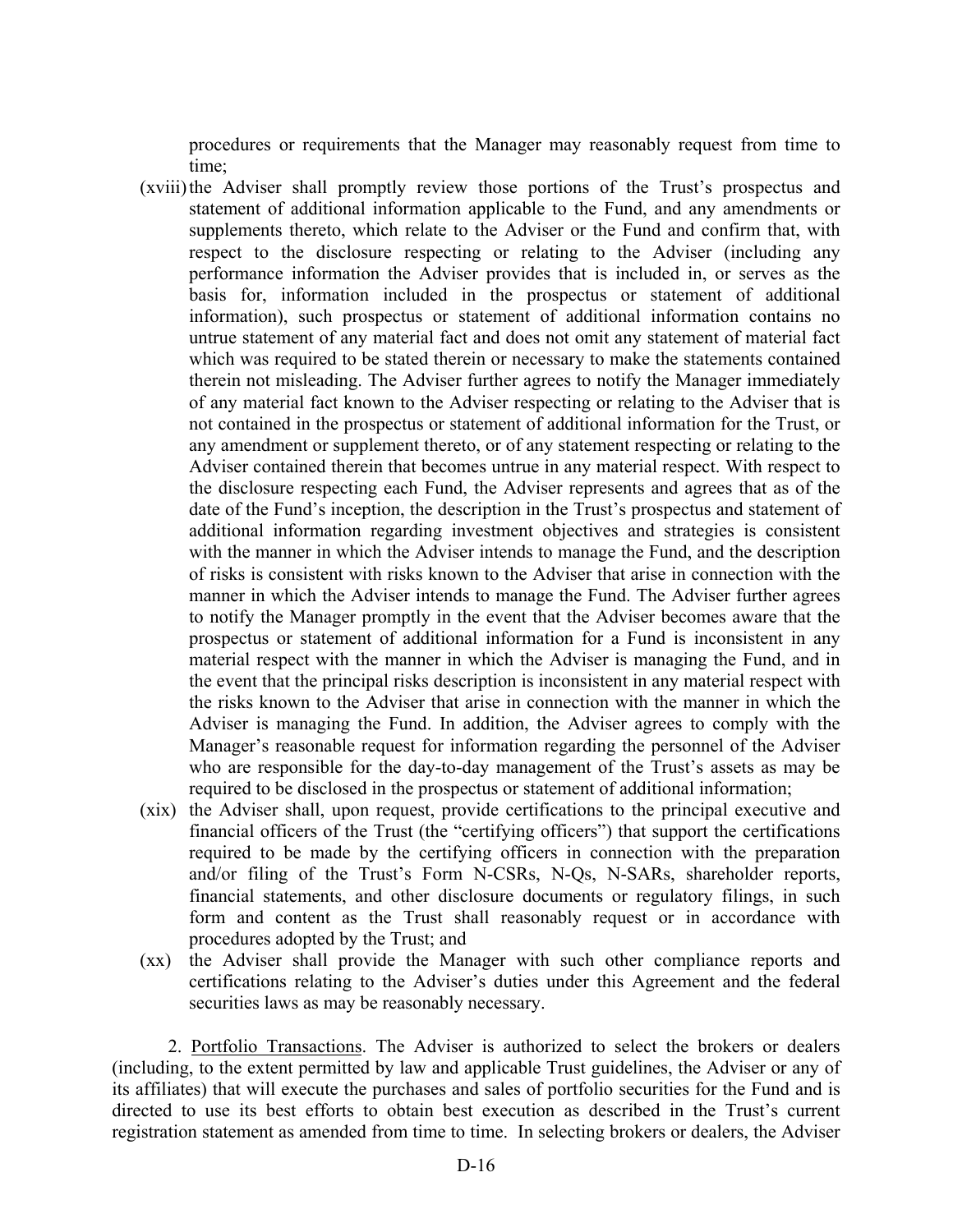procedures or requirements that the Manager may reasonably request from time to time;

(xviii) the Adviser shall promptly review those portions of the Trust's prospectus and statement of additional information applicable to the Fund, and any amendments or supplements thereto, which relate to the Adviser or the Fund and confirm that, with respect to the disclosure respecting or relating to the Adviser (including any performance information the Adviser provides that is included in, or serves as the basis for, information included in the prospectus or statement of additional information), such prospectus or statement of additional information contains no untrue statement of any material fact and does not omit any statement of material fact which was required to be stated therein or necessary to make the statements contained therein not misleading. The Adviser further agrees to notify the Manager immediately of any material fact known to the Adviser respecting or relating to the Adviser that is not contained in the prospectus or statement of additional information for the Trust, or any amendment or supplement thereto, or of any statement respecting or relating to the Adviser contained therein that becomes untrue in any material respect. With respect to the disclosure respecting each Fund, the Adviser represents and agrees that as of the date of the Fund's inception, the description in the Trust's prospectus and statement of additional information regarding investment objectives and strategies is consistent with the manner in which the Adviser intends to manage the Fund, and the description of risks is consistent with risks known to the Adviser that arise in connection with the manner in which the Adviser intends to manage the Fund. The Adviser further agrees to notify the Manager promptly in the event that the Adviser becomes aware that the prospectus or statement of additional information for a Fund is inconsistent in any material respect with the manner in which the Adviser is managing the Fund, and in the event that the principal risks description is inconsistent in any material respect with the risks known to the Adviser that arise in connection with the manner in which the Adviser is managing the Fund. In addition, the Adviser agrees to comply with the Manager's reasonable request for information regarding the personnel of the Adviser who are responsible for the day-to-day management of the Trust's assets as may be required to be disclosed in the prospectus or statement of additional information;

(xix) the Adviser shall, upon request, provide certifications to the principal executive and financial officers of the Trust (the "certifying officers") that support the certifications required to be made by the certifying officers in connection with the preparation and/or filing of the Trust's Form N-CSRs, N-Qs, N-SARs, shareholder reports, financial statements, and other disclosure documents or regulatory filings, in such form and content as the Trust shall reasonably request or in accordance with procedures adopted by the Trust; and

(xx) the Adviser shall provide the Manager with such other compliance reports and certifications relating to the Adviser's duties under this Agreement and the federal securities laws as may be reasonably necessary.

2. Portfolio Transactions. The Adviser is authorized to select the brokers or dealers (including, to the extent permitted by law and applicable Trust guidelines, the Adviser or any of its affiliates) that will execute the purchases and sales of portfolio securities for the Fund and is directed to use its best efforts to obtain best execution as described in the Trust's current registration statement as amended from time to time. In selecting brokers or dealers, the Adviser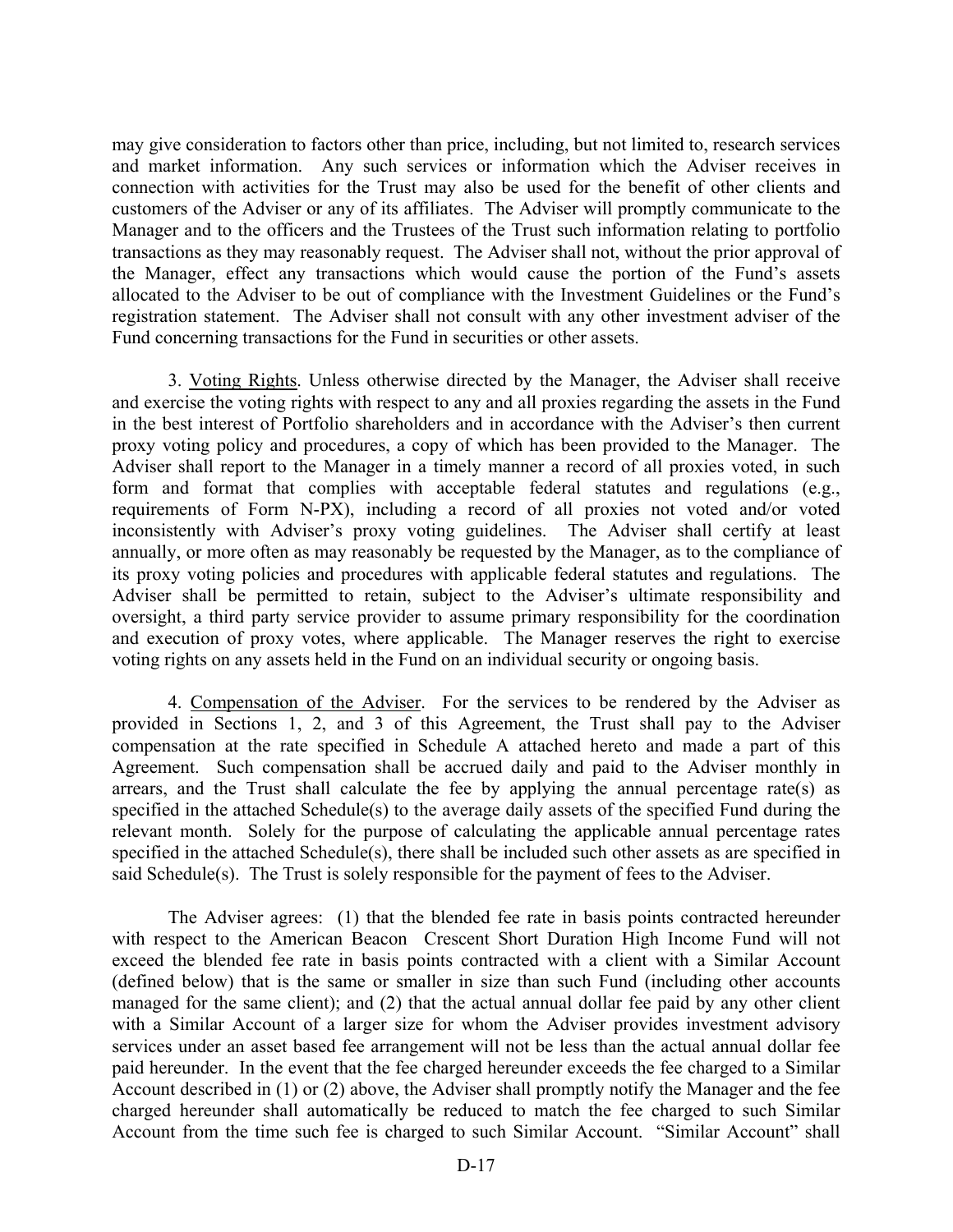may give consideration to factors other than price, including, but not limited to, research services and market information. Any such services or information which the Adviser receives in connection with activities for the Trust may also be used for the benefit of other clients and customers of the Adviser or any of its affiliates. The Adviser will promptly communicate to the Manager and to the officers and the Trustees of the Trust such information relating to portfolio transactions as they may reasonably request. The Adviser shall not, without the prior approval of the Manager, effect any transactions which would cause the portion of the Fund's assets allocated to the Adviser to be out of compliance with the Investment Guidelines or the Fund's registration statement. The Adviser shall not consult with any other investment adviser of the Fund concerning transactions for the Fund in securities or other assets.

3. Voting Rights. Unless otherwise directed by the Manager, the Adviser shall receive and exercise the voting rights with respect to any and all proxies regarding the assets in the Fund in the best interest of Portfolio shareholders and in accordance with the Adviser's then current proxy voting policy and procedures, a copy of which has been provided to the Manager. The Adviser shall report to the Manager in a timely manner a record of all proxies voted, in such form and format that complies with acceptable federal statutes and regulations (e.g., requirements of Form N-PX), including a record of all proxies not voted and/or voted inconsistently with Adviser's proxy voting guidelines. The Adviser shall certify at least annually, or more often as may reasonably be requested by the Manager, as to the compliance of its proxy voting policies and procedures with applicable federal statutes and regulations. The Adviser shall be permitted to retain, subject to the Adviser's ultimate responsibility and oversight, a third party service provider to assume primary responsibility for the coordination and execution of proxy votes, where applicable. The Manager reserves the right to exercise voting rights on any assets held in the Fund on an individual security or ongoing basis.

4. Compensation of the Adviser. For the services to be rendered by the Adviser as provided in Sections 1, 2, and 3 of this Agreement, the Trust shall pay to the Adviser compensation at the rate specified in Schedule A attached hereto and made a part of this Agreement. Such compensation shall be accrued daily and paid to the Adviser monthly in arrears, and the Trust shall calculate the fee by applying the annual percentage rate(s) as specified in the attached Schedule(s) to the average daily assets of the specified Fund during the relevant month. Solely for the purpose of calculating the applicable annual percentage rates specified in the attached Schedule(s), there shall be included such other assets as are specified in said Schedule(s). The Trust is solely responsible for the payment of fees to the Adviser.

The Adviser agrees: (1) that the blended fee rate in basis points contracted hereunder with respect to the American Beacon Crescent Short Duration High Income Fund will not exceed the blended fee rate in basis points contracted with a client with a Similar Account (defined below) that is the same or smaller in size than such Fund (including other accounts managed for the same client); and (2) that the actual annual dollar fee paid by any other client with a Similar Account of a larger size for whom the Adviser provides investment advisory services under an asset based fee arrangement will not be less than the actual annual dollar fee paid hereunder. In the event that the fee charged hereunder exceeds the fee charged to a Similar Account described in (1) or (2) above, the Adviser shall promptly notify the Manager and the fee charged hereunder shall automatically be reduced to match the fee charged to such Similar Account from the time such fee is charged to such Similar Account. "Similar Account" shall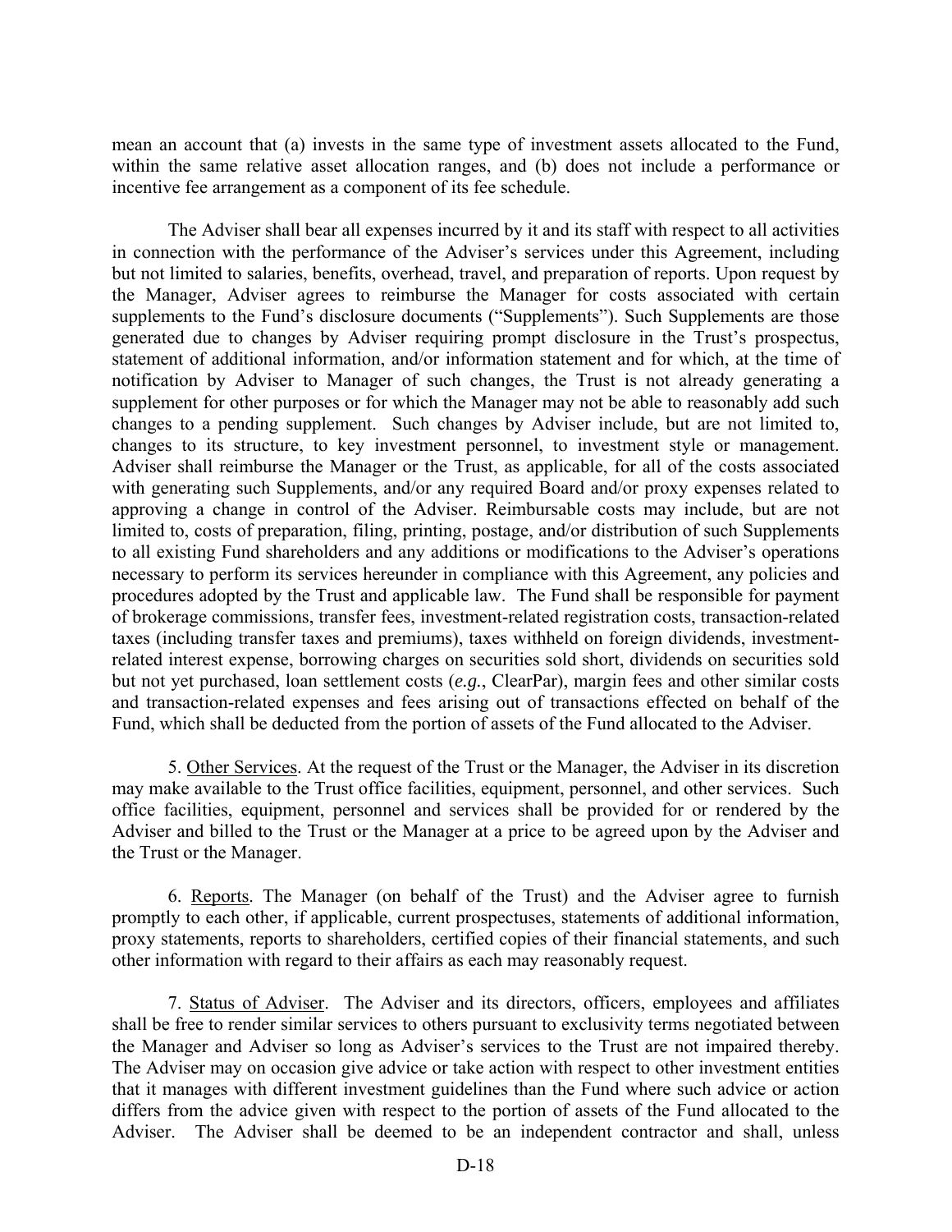mean an account that (a) invests in the same type of investment assets allocated to the Fund, within the same relative asset allocation ranges, and (b) does not include a performance or incentive fee arrangement as a component of its fee schedule.

The Adviser shall bear all expenses incurred by it and its staff with respect to all activities in connection with the performance of the Adviser's services under this Agreement, including but not limited to salaries, benefits, overhead, travel, and preparation of reports. Upon request by the Manager, Adviser agrees to reimburse the Manager for costs associated with certain supplements to the Fund's disclosure documents ("Supplements"). Such Supplements are those generated due to changes by Adviser requiring prompt disclosure in the Trust's prospectus, statement of additional information, and/or information statement and for which, at the time of notification by Adviser to Manager of such changes, the Trust is not already generating a supplement for other purposes or for which the Manager may not be able to reasonably add such changes to a pending supplement. Such changes by Adviser include, but are not limited to, changes to its structure, to key investment personnel, to investment style or management. Adviser shall reimburse the Manager or the Trust, as applicable, for all of the costs associated with generating such Supplements, and/or any required Board and/or proxy expenses related to approving a change in control of the Adviser. Reimbursable costs may include, but are not limited to, costs of preparation, filing, printing, postage, and/or distribution of such Supplements to all existing Fund shareholders and any additions or modifications to the Adviser's operations necessary to perform its services hereunder in compliance with this Agreement, any policies and procedures adopted by the Trust and applicable law. The Fund shall be responsible for payment of brokerage commissions, transfer fees, investment-related registration costs, transaction-related taxes (including transfer taxes and premiums), taxes withheld on foreign dividends, investment-related interest expense, borrowing charges on securities sold short, dividends on securities sold but not yet purchased, loan settlement costs (*e.g.*, ClearPar), margin fees and other similar costs and transaction-related expenses and fees arising out of transactions effected on behalf of the Fund, which shall be deducted from the portion of assets of the Fund allocated to the Adviser.

5. Other Services. At the request of the Trust or the Manager, the Adviser in its discretion may make available to the Trust office facilities, equipment, personnel, and other services. Such office facilities, equipment, personnel and services shall be provided for or rendered by the Adviser and billed to the Trust or the Manager at a price to be agreed upon by the Adviser and the Trust or the Manager.

6. Reports. The Manager (on behalf of the Trust) and the Adviser agree to furnish promptly to each other, if applicable, current prospectuses, statements of additional information, proxy statements, reports to shareholders, certified copies of their financial statements, and such other information with regard to their affairs as each may reasonably request.

7. Status of Adviser. The Adviser and its directors, officers, employees and affiliates shall be free to render similar services to others pursuant to exclusivity terms negotiated between the Manager and Adviser so long as Adviser's services to the Trust are not impaired thereby. The Adviser may on occasion give advice or take action with respect to other investment entities that it manages with different investment guidelines than the Fund where such advice or action differs from the advice given with respect to the portion of assets of the Fund allocated to the Adviser. The Adviser shall be deemed to be an independent contractor and shall, unless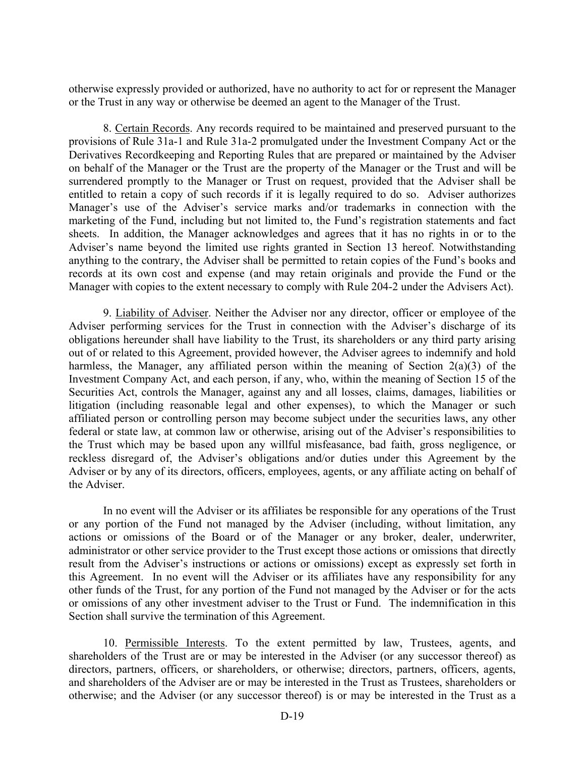otherwise expressly provided or authorized, have no authority to act for or represent the Manager or the Trust in any way or otherwise be deemed an agent to the Manager of the Trust.

8. Certain Records. Any records required to be maintained and preserved pursuant to the provisions of Rule 31a-1 and Rule 31a-2 promulgated under the Investment Company Act or the Derivatives Recordkeeping and Reporting Rules that are prepared or maintained by the Adviser on behalf of the Manager or the Trust are the property of the Manager or the Trust and will be surrendered promptly to the Manager or Trust on request, provided that the Adviser shall be entitled to retain a copy of such records if it is legally required to do so. Adviser authorizes Manager's use of the Adviser's service marks and/or trademarks in connection with the marketing of the Fund, including but not limited to, the Fund's registration statements and fact sheets. In addition, the Manager acknowledges and agrees that it has no rights in or to the Adviser's name beyond the limited use rights granted in Section 13 hereof. Notwithstanding anything to the contrary, the Adviser shall be permitted to retain copies of the Fund's books and records at its own cost and expense (and may retain originals and provide the Fund or the Manager with copies to the extent necessary to comply with Rule 204-2 under the Advisers Act).

9. Liability of Adviser. Neither the Adviser nor any director, officer or employee of the Adviser performing services for the Trust in connection with the Adviser's discharge of its obligations hereunder shall have liability to the Trust, its shareholders or any third party arising out of or related to this Agreement, provided however, the Adviser agrees to indemnify and hold harmless, the Manager, any affiliated person within the meaning of Section 2(a)(3) of the Investment Company Act, and each person, if any, who, within the meaning of Section 15 of the Securities Act, controls the Manager, against any and all losses, claims, damages, liabilities or litigation (including reasonable legal and other expenses), to which the Manager or such affiliated person or controlling person may become subject under the securities laws, any other federal or state law, at common law or otherwise, arising out of the Adviser's responsibilities to the Trust which may be based upon any willful misfeasance, bad faith, gross negligence, or reckless disregard of, the Adviser's obligations and/or duties under this Agreement by the Adviser or by any of its directors, officers, employees, agents, or any affiliate acting on behalf of the Adviser.

In no event will the Adviser or its affiliates be responsible for any operations of the Trust or any portion of the Fund not managed by the Adviser (including, without limitation, any actions or omissions of the Board or of the Manager or any broker, dealer, underwriter, administrator or other service provider to the Trust except those actions or omissions that directly result from the Adviser's instructions or actions or omissions) except as expressly set forth in this Agreement. In no event will the Adviser or its affiliates have any responsibility for any other funds of the Trust, for any portion of the Fund not managed by the Adviser or for the acts or omissions of any other investment adviser to the Trust or Fund. The indemnification in this Section shall survive the termination of this Agreement.

10. Permissible Interests. To the extent permitted by law, Trustees, agents, and shareholders of the Trust are or may be interested in the Adviser (or any successor thereof) as directors, partners, officers, or shareholders, or otherwise; directors, partners, officers, agents, and shareholders of the Adviser are or may be interested in the Trust as Trustees, shareholders or otherwise; and the Adviser (or any successor thereof) is or may be interested in the Trust as a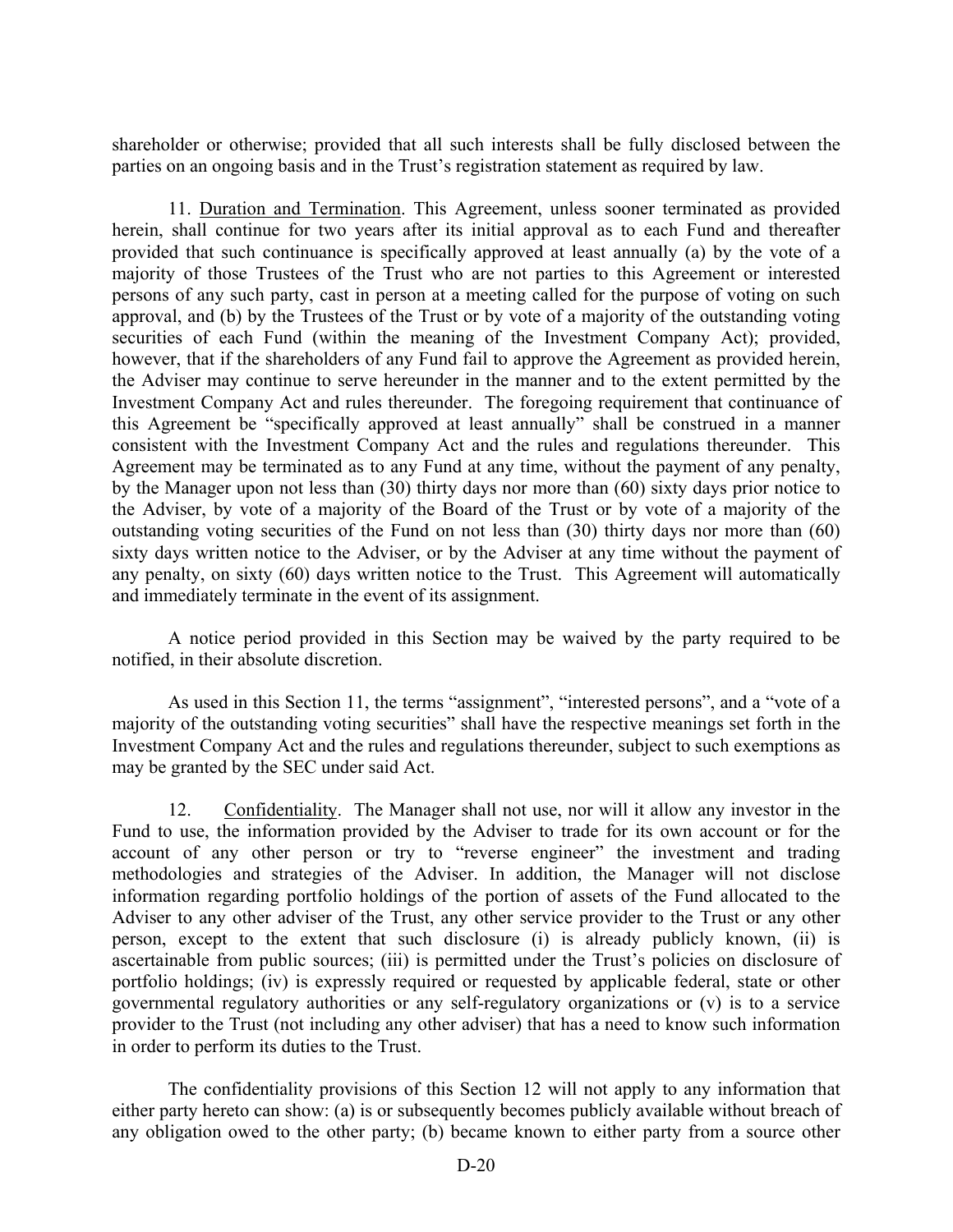shareholder or otherwise; provided that all such interests shall be fully disclosed between the parties on an ongoing basis and in the Trust's registration statement as required by law.

11. Duration and Termination. This Agreement, unless sooner terminated as provided herein, shall continue for two years after its initial approval as to each Fund and thereafter provided that such continuance is specifically approved at least annually (a) by the vote of a majority of those Trustees of the Trust who are not parties to this Agreement or interested persons of any such party, cast in person at a meeting called for the purpose of voting on such approval, and (b) by the Trustees of the Trust or by vote of a majority of the outstanding voting securities of each Fund (within the meaning of the Investment Company Act); provided, however, that if the shareholders of any Fund fail to approve the Agreement as provided herein, the Adviser may continue to serve hereunder in the manner and to the extent permitted by the Investment Company Act and rules thereunder. The foregoing requirement that continuance of this Agreement be "specifically approved at least annually" shall be construed in a manner consistent with the Investment Company Act and the rules and regulations thereunder. This Agreement may be terminated as to any Fund at any time, without the payment of any penalty, by the Manager upon not less than (30) thirty days nor more than (60) sixty days prior notice to the Adviser, by vote of a majority of the Board of the Trust or by vote of a majority of the outstanding voting securities of the Fund on not less than (30) thirty days nor more than (60) sixty days written notice to the Adviser, or by the Adviser at any time without the payment of any penalty, on sixty (60) days written notice to the Trust. This Agreement will automatically and immediately terminate in the event of its assignment.

A notice period provided in this Section may be waived by the party required to be notified, in their absolute discretion.

As used in this Section 11, the terms "assignment", "interested persons", and a "vote of a majority of the outstanding voting securities" shall have the respective meanings set forth in the Investment Company Act and the rules and regulations thereunder, subject to such exemptions as may be granted by the SEC under said Act.

12. Confidentiality. The Manager shall not use, nor will it allow any investor in the Fund to use, the information provided by the Adviser to trade for its own account or for the account of any other person or try to "reverse engineer" the investment and trading methodologies and strategies of the Adviser. In addition, the Manager will not disclose information regarding portfolio holdings of the portion of assets of the Fund allocated to the Adviser to any other adviser of the Trust, any other service provider to the Trust or any other person, except to the extent that such disclosure (i) is already publicly known, (ii) is ascertainable from public sources; (iii) is permitted under the Trust's policies on disclosure of portfolio holdings; (iv) is expressly required or requested by applicable federal, state or other governmental regulatory authorities or any self-regulatory organizations or (v) is to a service provider to the Trust (not including any other adviser) that has a need to know such information in order to perform its duties to the Trust.

The confidentiality provisions of this Section 12 will not apply to any information that either party hereto can show: (a) is or subsequently becomes publicly available without breach of any obligation owed to the other party; (b) became known to either party from a source other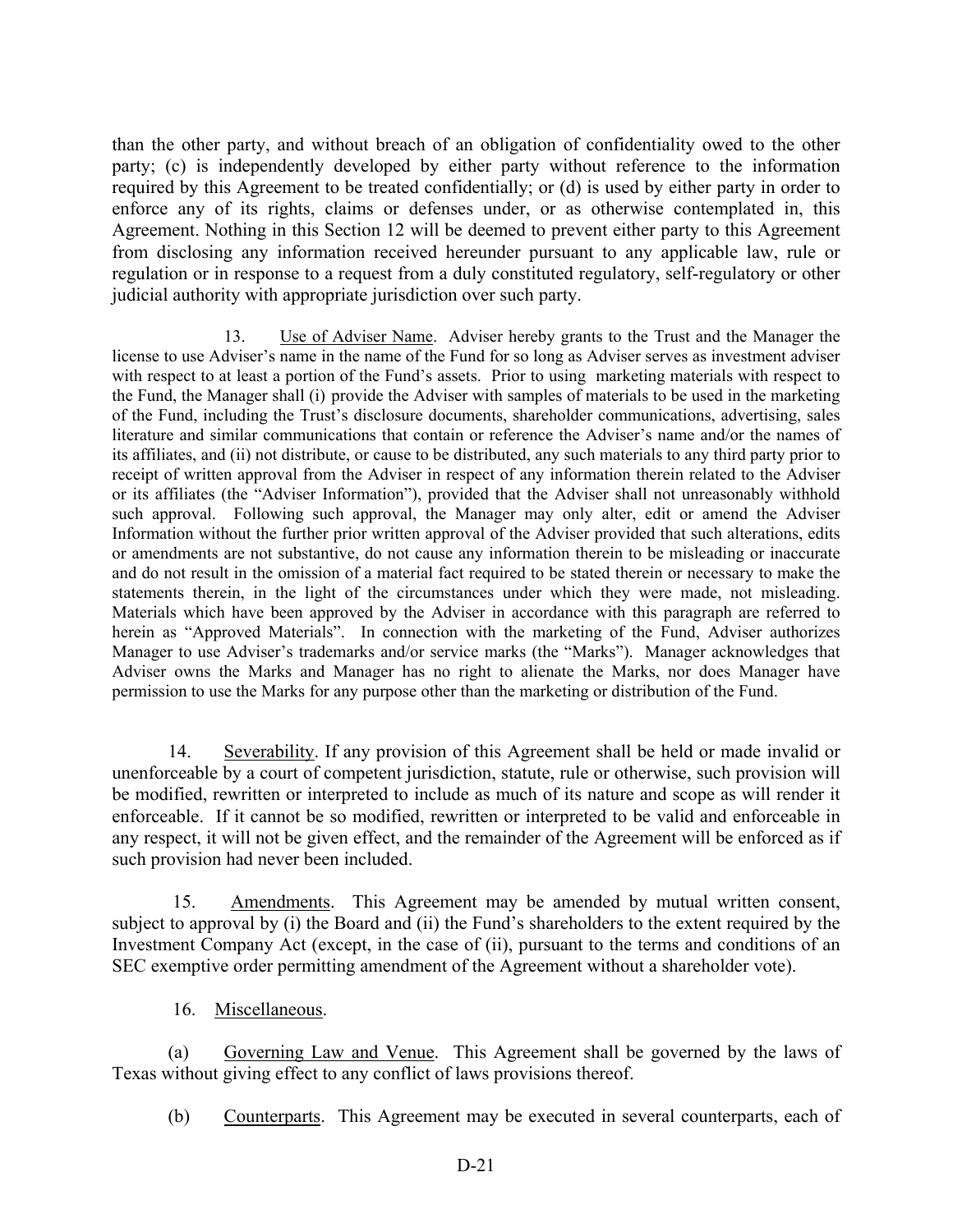than the other party, and without breach of an obligation of confidentiality owed to the other party; (c) is independently developed by either party without reference to the information required by this Agreement to be treated confidentially; or (d) is used by either party in order to enforce any of its rights, claims or defenses under, or as otherwise contemplated in, this Agreement. Nothing in this Section 12 will be deemed to prevent either party to this Agreement from disclosing any information received hereunder pursuant to any applicable law, rule or regulation or in response to a request from a duly constituted regulatory, self-regulatory or other judicial authority with appropriate jurisdiction over such party.

13. Use of Adviser Name. Adviser hereby grants to the Trust and the Manager the license to use Adviser's name in the name of the Fund for so long as Adviser serves as investment adviser with respect to at least a portion of the Fund's assets. Prior to using marketing materials with respect to the Fund, the Manager shall (i) provide the Adviser with samples of materials to be used in the marketing of the Fund, including the Trust's disclosure documents, shareholder communications, advertising, sales literature and similar communications that contain or reference the Adviser's name and/or the names of its affiliates, and (ii) not distribute, or cause to be distributed, any such materials to any third party prior to receipt of written approval from the Adviser in respect of any information therein related to the Adviser or its affiliates (the "Adviser Information"), provided that the Adviser shall not unreasonably withhold such approval. Following such approval, the Manager may only alter, edit or amend the Adviser Information without the further prior written approval of the Adviser provided that such alterations, edits or amendments are not substantive, do not cause any information therein to be misleading or inaccurate and do not result in the omission of a material fact required to be stated therein or necessary to make the statements therein, in the light of the circumstances under which they were made, not misleading. Materials which have been approved by the Adviser in accordance with this paragraph are referred to herein as "Approved Materials". In connection with the marketing of the Fund, Adviser authorizes Manager to use Adviser's trademarks and/or service marks (the "Marks"). Manager acknowledges that Adviser owns the Marks and Manager has no right to alienate the Marks, nor does Manager have permission to use the Marks for any purpose other than the marketing or distribution of the Fund.

14. Severability. If any provision of this Agreement shall be held or made invalid or unenforceable by a court of competent jurisdiction, statute, rule or otherwise, such provision will be modified, rewritten or interpreted to include as much of its nature and scope as will render it enforceable. If it cannot be so modified, rewritten or interpreted to be valid and enforceable in any respect, it will not be given effect, and the remainder of the Agreement will be enforced as if such provision had never been included.

15. Amendments. This Agreement may be amended by mutual written consent, subject to approval by (i) the Board and (ii) the Fund's shareholders to the extent required by the Investment Company Act (except, in the case of (ii), pursuant to the terms and conditions of an SEC exemptive order permitting amendment of the Agreement without a shareholder vote).

16. Miscellaneous.

(a) Governing Law and Venue. This Agreement shall be governed by the laws of Texas without giving effect to any conflict of laws provisions thereof.

(b) Counterparts. This Agreement may be executed in several counterparts, each of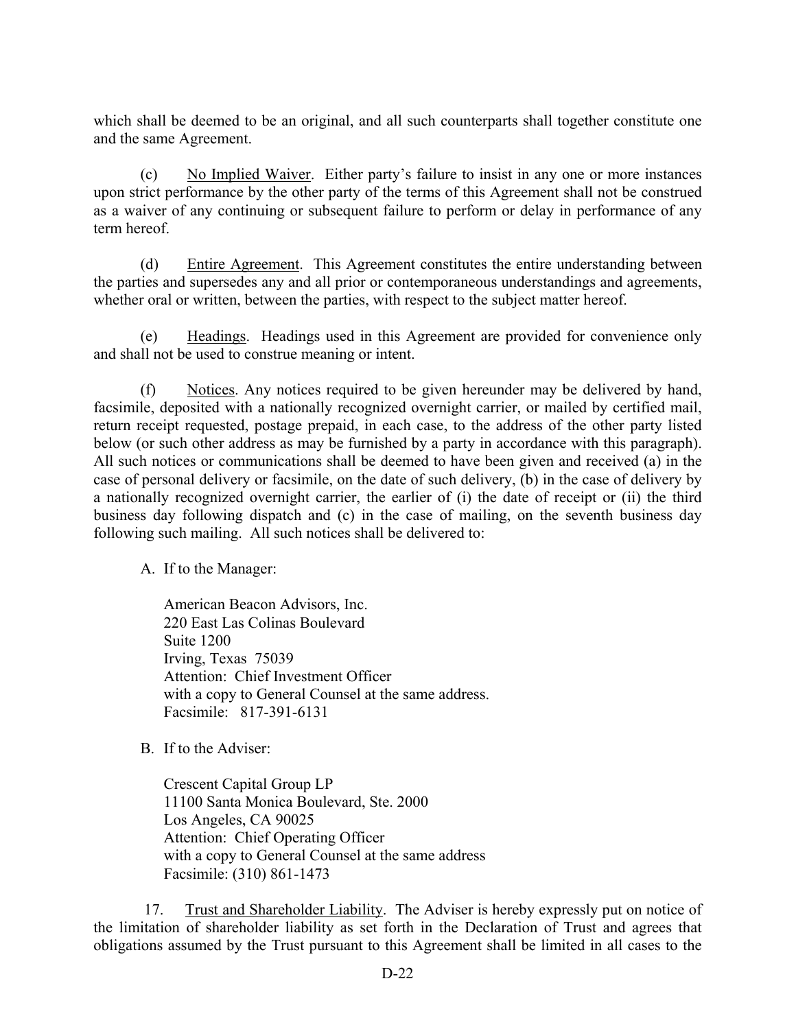which shall be deemed to be an original, and all such counterparts shall together constitute one and the same Agreement.

(c) No Implied Waiver. Either party's failure to insist in any one or more instances upon strict performance by the other party of the terms of this Agreement shall not be construed as a waiver of any continuing or subsequent failure to perform or delay in performance of any term hereof.

(d) Entire Agreement. This Agreement constitutes the entire understanding between the parties and supersedes any and all prior or contemporaneous understandings and agreements, whether oral or written, between the parties, with respect to the subject matter hereof.

(e) Headings. Headings used in this Agreement are provided for convenience only and shall not be used to construe meaning or intent.

(f) Notices. Any notices required to be given hereunder may be delivered by hand, facsimile, deposited with a nationally recognized overnight carrier, or mailed by certified mail, return receipt requested, postage prepaid, in each case, to the address of the other party listed below (or such other address as may be furnished by a party in accordance with this paragraph). All such notices or communications shall be deemed to have been given and received (a) in the case of personal delivery or facsimile, on the date of such delivery, (b) in the case of delivery by a nationally recognized overnight carrier, the earlier of (i) the date of receipt or (ii) the third business day following dispatch and (c) in the case of mailing, on the seventh business day following such mailing. All such notices shall be delivered to:

A. If to the Manager:

American Beacon Advisors, Inc.
220 East Las Colinas Boulevard
Suite 1200
Irving, Texas 75039
Attention: Chief Investment Officer
with a copy to General Counsel at the same address.
Facsimile: 817-391-6131

B. If to the Adviser:

Crescent Capital Group LP
11100 Santa Monica Boulevard, Ste. 2000
Los Angeles, CA 90025
Attention: Chief Operating Officer
with a copy to General Counsel at the same address
Facsimile: (310) 861-1473

17. Trust and Shareholder Liability. The Adviser is hereby expressly put on notice of the limitation of shareholder liability as set forth in the Declaration of Trust and agrees that obligations assumed by the Trust pursuant to this Agreement shall be limited in all cases to the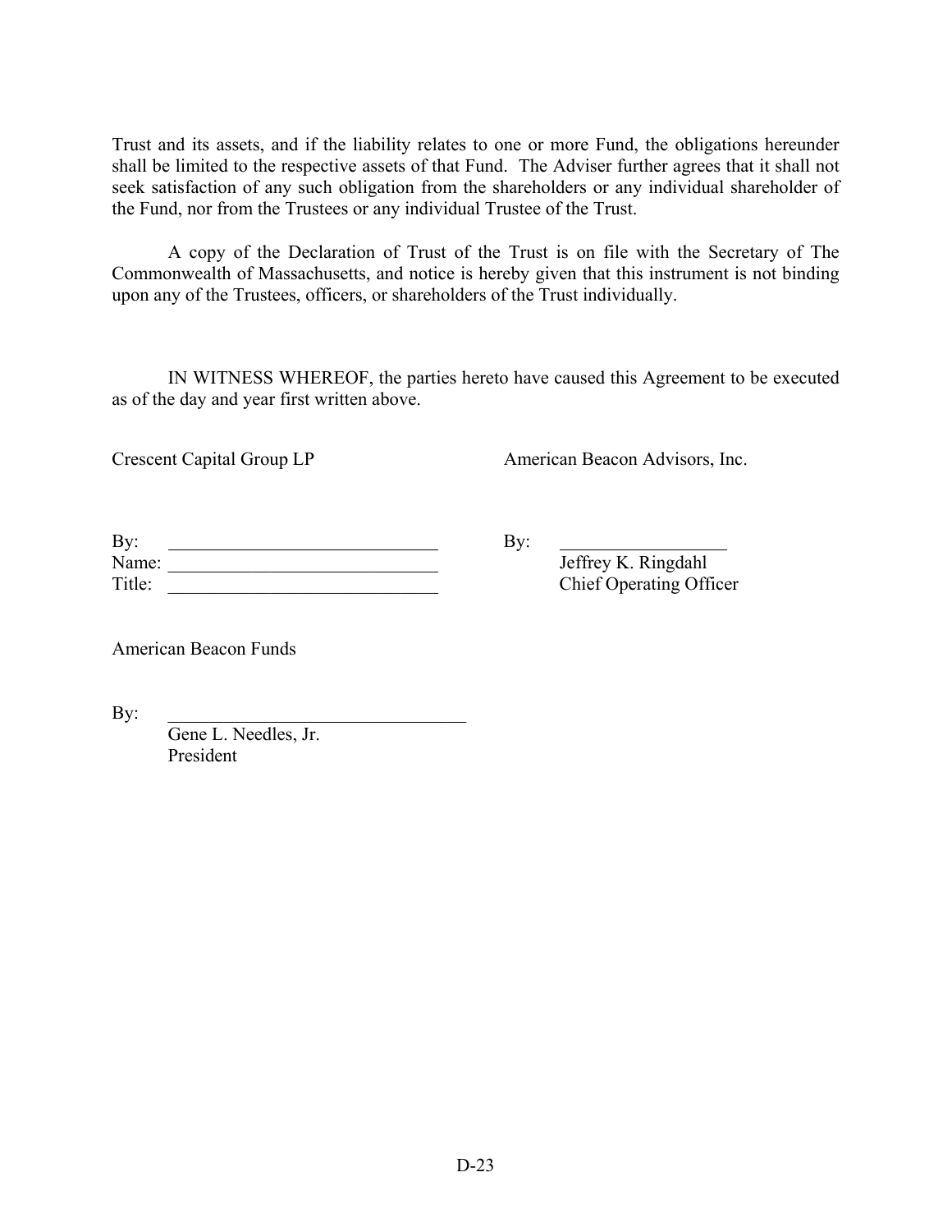Trust and its assets, and if the liability relates to one or more Fund, the obligations hereunder shall be limited to the respective assets of that Fund. The Adviser further agrees that it shall not seek satisfaction of any such obligation from the shareholders or any individual shareholder of the Fund, nor from the Trustees or any individual Trustee of the Trust.

A copy of the Declaration of Trust of the Trust is on file with the Secretary of The Commonwealth of Massachusetts, and notice is hereby given that this instrument is not binding upon any of the Trustees, officers, or shareholders of the Trust individually.

IN WITNESS WHEREOF, the parties hereto have caused this Agreement to be executed as of the day and year first written above.

Crescent Capital Group LP

By: ____________________________

Name: ____________________________

Title: ____________________________

American Beacon Advisors, Inc.

By: ____________________________

Jeffrey K. Ringdahl
Chief Operating Officer

American Beacon Funds

By: ____________________________

Gene L. Needles, Jr.
President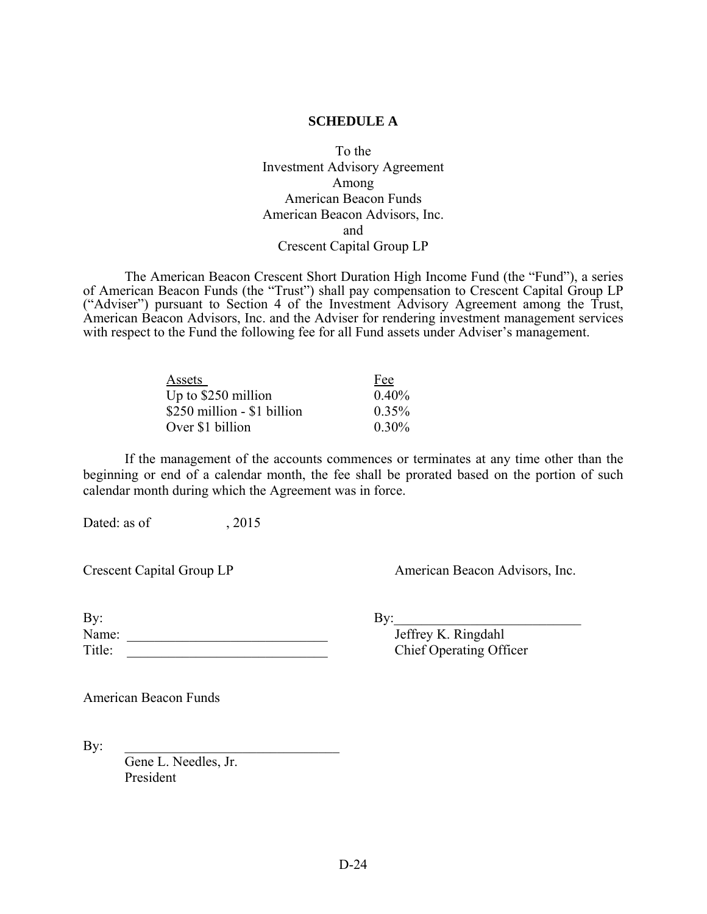## SCHEDULE A

To the
Investment Advisory Agreement
Among
American Beacon Funds
American Beacon Advisors, Inc.
and
Crescent Capital Group LP

The American Beacon Crescent Short Duration High Income Fund (the "Fund"), a series of American Beacon Funds (the "Trust") shall pay compensation to Crescent Capital Group LP ("Adviser") pursuant to Section 4 of the Investment Advisory Agreement among the Trust, American Beacon Advisors, Inc. and the Adviser for rendering investment management services with respect to the Fund the following fee for all Fund assets under Adviser's management.

| Assets | Fee |
|---|---|
| Up to $250 million | 0.40% |
| $250 million - $1 billion | 0.35% |
| Over $1 billion | 0.30% |

If the management of the accounts commences or terminates at any time other than the beginning or end of a calendar month, the fee shall be prorated based on the portion of such calendar month during which the Agreement was in force.

Dated: as of , 2015

Crescent Capital Group LP

By:
Name: ____________________________
Title: ____________________________

American Beacon Advisors, Inc.

By:___________________________
Jeffrey K. Ringdahl
Chief Operating Officer

American Beacon Funds

By: ________________________________
Gene L. Needles, Jr.
President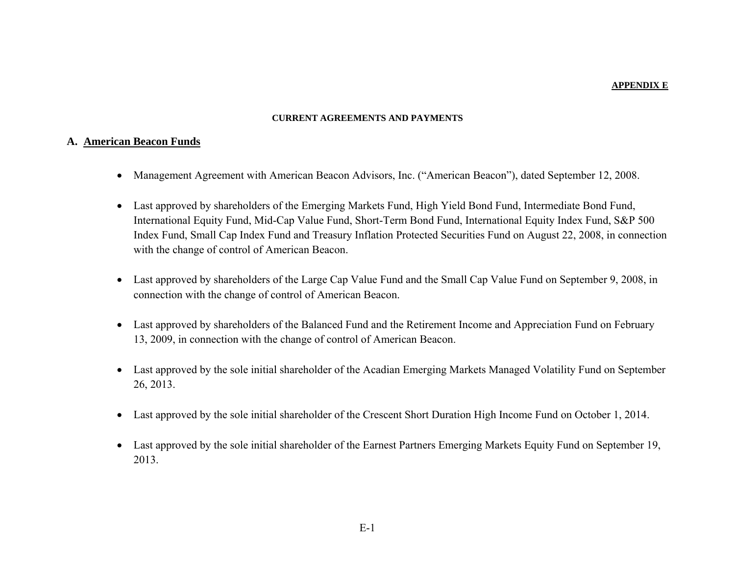**APPENDIX E**

**CURRENT AGREEMENTS AND PAYMENTS**

## A. American Beacon Funds

- Management Agreement with American Beacon Advisors, Inc. ("American Beacon"), dated September 12, 2008.
- Last approved by shareholders of the Emerging Markets Fund, High Yield Bond Fund, Intermediate Bond Fund, International Equity Fund, Mid-Cap Value Fund, Short-Term Bond Fund, International Equity Index Fund, S&P 500 Index Fund, Small Cap Index Fund and Treasury Inflation Protected Securities Fund on August 22, 2008, in connection with the change of control of American Beacon.
- Last approved by shareholders of the Large Cap Value Fund and the Small Cap Value Fund on September 9, 2008, in connection with the change of control of American Beacon.
- Last approved by shareholders of the Balanced Fund and the Retirement Income and Appreciation Fund on February 13, 2009, in connection with the change of control of American Beacon.
- Last approved by the sole initial shareholder of the Acadian Emerging Markets Managed Volatility Fund on September 26, 2013.
- Last approved by the sole initial shareholder of the Crescent Short Duration High Income Fund on October 1, 2014.
- Last approved by the sole initial shareholder of the Earnest Partners Emerging Markets Equity Fund on September 19, 2013.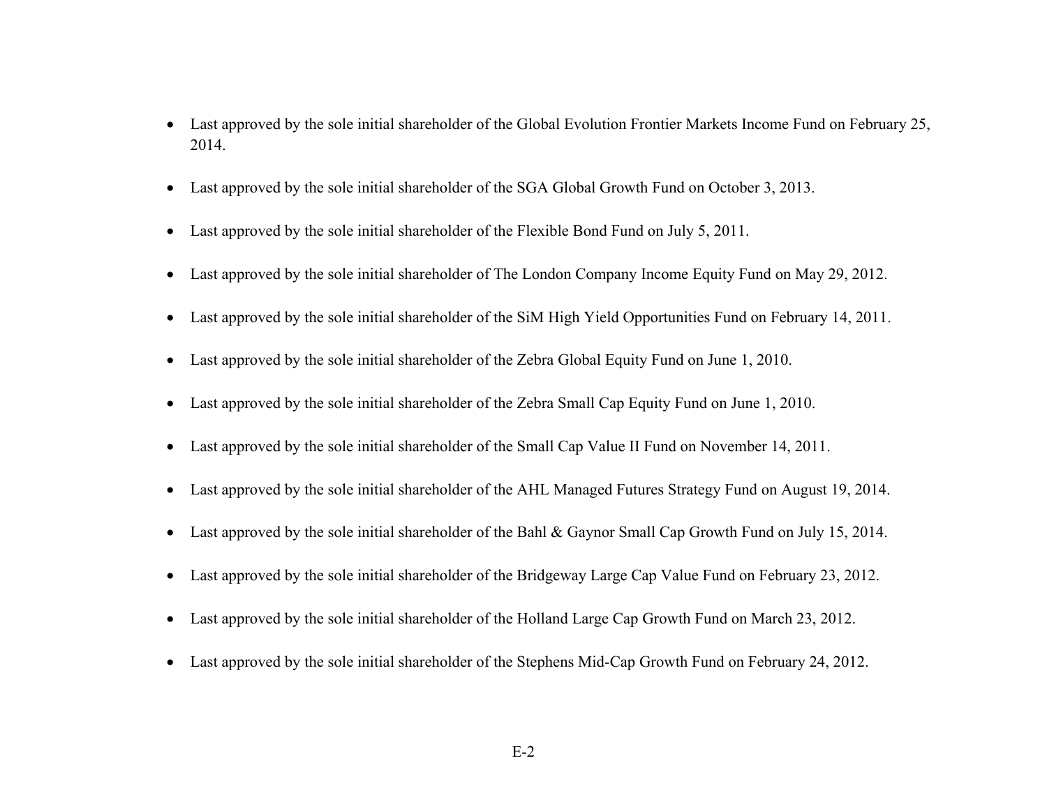- Last approved by the sole initial shareholder of the Global Evolution Frontier Markets Income Fund on February 25, 2014.

- Last approved by the sole initial shareholder of the SGA Global Growth Fund on October 3, 2013.

- Last approved by the sole initial shareholder of the Flexible Bond Fund on July 5, 2011.

- Last approved by the sole initial shareholder of The London Company Income Equity Fund on May 29, 2012.

- Last approved by the sole initial shareholder of the SiM High Yield Opportunities Fund on February 14, 2011.

- Last approved by the sole initial shareholder of the Zebra Global Equity Fund on June 1, 2010.

- Last approved by the sole initial shareholder of the Zebra Small Cap Equity Fund on June 1, 2010.

- Last approved by the sole initial shareholder of the Small Cap Value II Fund on November 14, 2011.

- Last approved by the sole initial shareholder of the AHL Managed Futures Strategy Fund on August 19, 2014.

- Last approved by the sole initial shareholder of the Bahl & Gaynor Small Cap Growth Fund on July 15, 2014.

- Last approved by the sole initial shareholder of the Bridgeway Large Cap Value Fund on February 23, 2012.

- Last approved by the sole initial shareholder of the Holland Large Cap Growth Fund on March 23, 2012.

- Last approved by the sole initial shareholder of the Stephens Mid-Cap Growth Fund on February 24, 2012.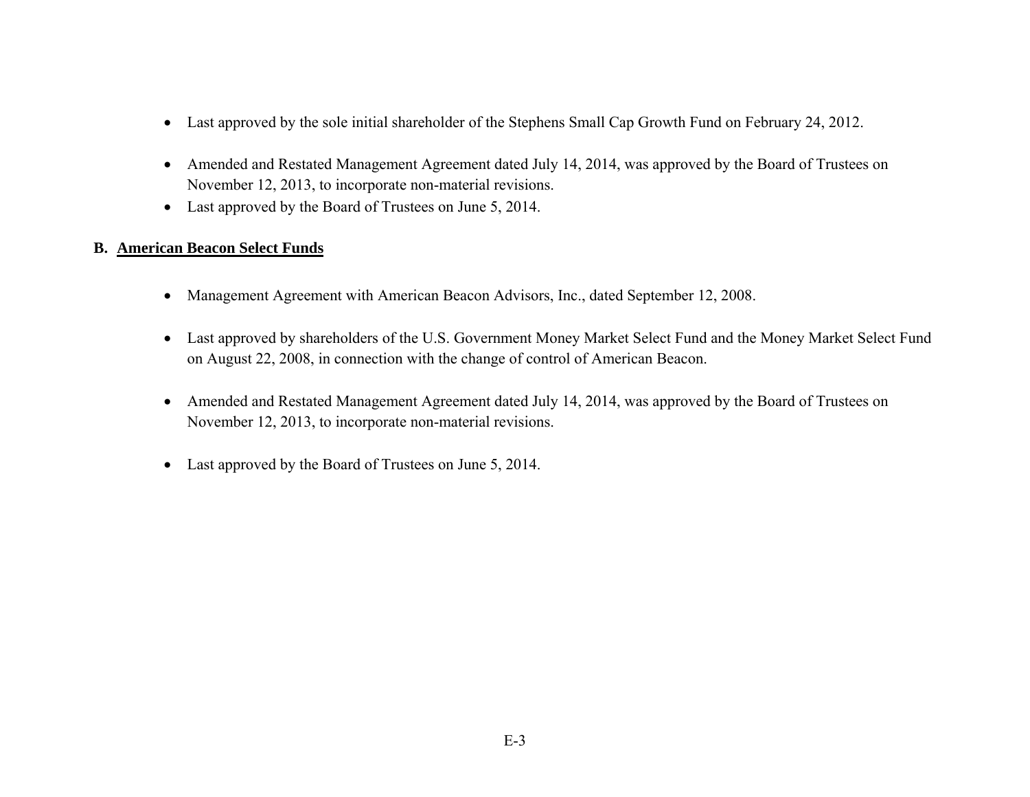- Last approved by the sole initial shareholder of the Stephens Small Cap Growth Fund on February 24, 2012.

- Amended and Restated Management Agreement dated July 14, 2014, was approved by the Board of Trustees on November 12, 2013, to incorporate non-material revisions.
- Last approved by the Board of Trustees on June 5, 2014.

**B. <u>American Beacon Select Funds</u>**

- Management Agreement with American Beacon Advisors, Inc., dated September 12, 2008.

- Last approved by shareholders of the U.S. Government Money Market Select Fund and the Money Market Select Fund on August 22, 2008, in connection with the change of control of American Beacon.

- Amended and Restated Management Agreement dated July 14, 2014, was approved by the Board of Trustees on November 12, 2013, to incorporate non-material revisions.

- Last approved by the Board of Trustees on June 5, 2014.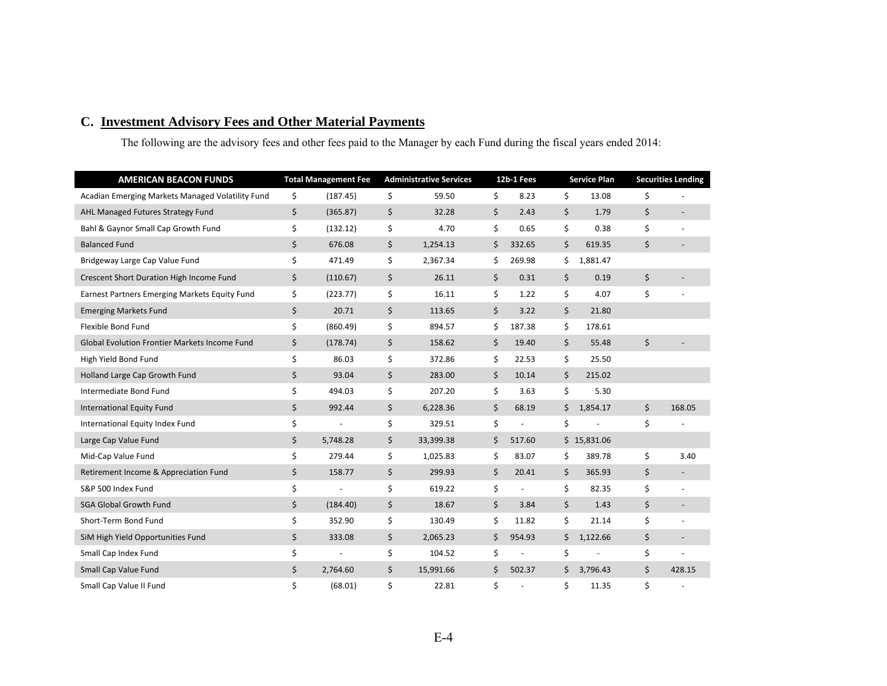## C. Investment Advisory Fees and Other Material Payments

The following are the advisory fees and other fees paid to the Manager by each Fund during the fiscal years ended 2014:

| AMERICAN BEACON FUNDS | Total Management Fee | Administrative Services | 12b-1 Fees | Service Plan | Securities Lending |
|---|---|---|---|---|---|
| Acadian Emerging Markets Managed Volatility Fund | $ (187.45) | $ 59.50 | $ 8.23 | $ 13.08 | $ - |
| AHL Managed Futures Strategy Fund | $ (365.87) | $ 32.28 | $ 2.43 | $ 1.79 | $ - |
| Bahl & Gaynor Small Cap Growth Fund | $ (132.12) | $ 4.70 | $ 0.65 | $ 0.38 | $ - |
| Balanced Fund | $ 676.08 | $ 1,254.13 | $ 332.65 | $ 619.35 | $ - |
| Bridgeway Large Cap Value Fund | $ 471.49 | $ 2,367.34 | $ 269.98 | $ 1,881.47 | |
| Crescent Short Duration High Income Fund | $ (110.67) | $ 26.11 | $ 0.31 | $ 0.19 | $ - |
| Earnest Partners Emerging Markets Equity Fund | $ (223.77) | $ 16.11 | $ 1.22 | $ 4.07 | $ - |
| Emerging Markets Fund | $ 20.71 | $ 113.65 | $ 3.22 | $ 21.80 | |
| Flexible Bond Fund | $ (860.49) | $ 894.57 | $ 187.38 | $ 178.61 | |
| Global Evolution Frontier Markets Income Fund | $ (178.74) | $ 158.62 | $ 19.40 | $ 55.48 | $ - |
| High Yield Bond Fund | $ 86.03 | $ 372.86 | $ 22.53 | $ 25.50 | |
| Holland Large Cap Growth Fund | $ 93.04 | $ 283.00 | $ 10.14 | $ 215.02 | |
| Intermediate Bond Fund | $ 494.03 | $ 207.20 | $ 3.63 | $ 5.30 | |
| International Equity Fund | $ 992.44 | $ 6,228.36 | $ 68.19 | $ 1,854.17 | $ 168.05 |
| International Equity Index Fund | $ - | $ 329.51 | $ - | $ - | $ - |
| Large Cap Value Fund | $ 5,748.28 | $ 33,399.38 | $ 517.60 | $ 15,831.06 | |
| Mid-Cap Value Fund | $ 279.44 | $ 1,025.83 | $ 83.07 | $ 389.78 | $ 3.40 |
| Retirement Income & Appreciation Fund | $ 158.77 | $ 299.93 | $ 20.41 | $ 365.93 | $ - |
| S&P 500 Index Fund | $ - | $ 619.22 | $ - | $ 82.35 | $ - |
| SGA Global Growth Fund | $ (184.40) | $ 18.67 | $ 3.84 | $ 1.43 | $ - |
| Short-Term Bond Fund | $ 352.90 | $ 130.49 | $ 11.82 | $ 21.14 | $ - |
| SiM High Yield Opportunities Fund | $ 333.08 | $ 2,065.23 | $ 954.93 | $ 1,122.66 | $ - |
| Small Cap Index Fund | $ - | $ 104.52 | $ - | $ - | $ - |
| Small Cap Value Fund | $ 2,764.60 | $ 15,991.66 | $ 502.37 | $ 3,796.43 | $ 428.15 |
| Small Cap Value II Fund | $ (68.01) | $ 22.81 | $ - | $ 11.35 | $ - |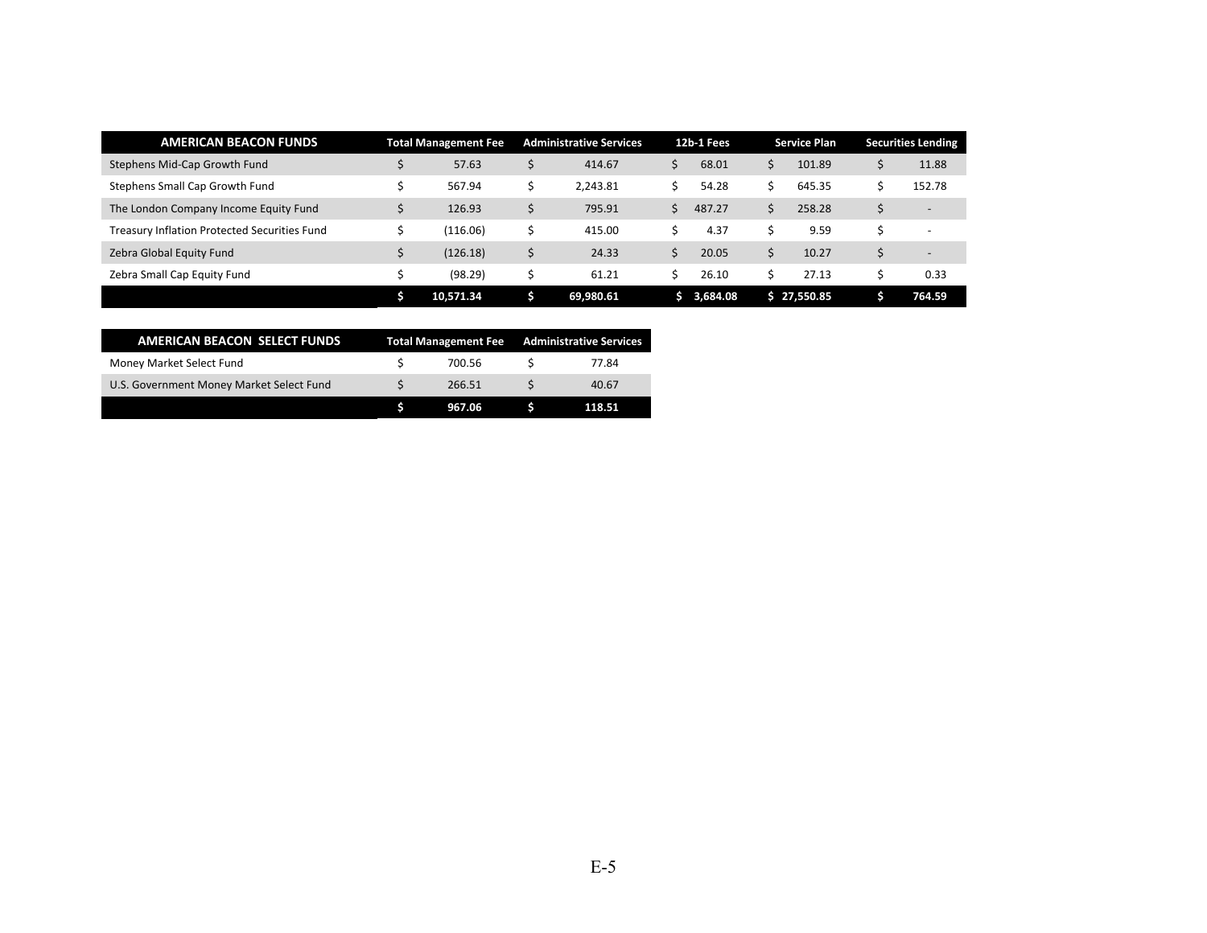| AMERICAN BEACON FUNDS | Total Management Fee | Administrative Services | 12b-1 Fees | Service Plan | Securities Lending |
|---|---|---|---|---|---|
| Stephens Mid-Cap Growth Fund | $ 57.63 | $ 414.67 | $ 68.01 | $ 101.89 | $ 11.88 |
| Stephens Small Cap Growth Fund | $ 567.94 | $ 2,243.81 | $ 54.28 | $ 645.35 | $ 152.78 |
| The London Company Income Equity Fund | $ 126.93 | $ 795.91 | $ 487.27 | $ 258.28 | $ - |
| Treasury Inflation Protected Securities Fund | $ (116.06) | $ 415.00 | $ 4.37 | $ 9.59 | $ - |
| Zebra Global Equity Fund | $ (126.18) | $ 24.33 | $ 20.05 | $ 10.27 | $ - |
| Zebra Small Cap Equity Fund | $ (98.29) | $ 61.21 | $ 26.10 | $ 27.13 | $ 0.33 |
| | **$ 10,571.34** | **$ 69,980.61** | **$ 3,684.08** | **$ 27,550.85** | **$ 764.59** |

| AMERICAN BEACON SELECT FUNDS | Total Management Fee | Administrative Services |
|---|---|---|
| Money Market Select Fund | $ 700.56 | $ 77.84 |
| U.S. Government Money Market Select Fund | $ 266.51 | $ 40.67 |
| | **$ 967.06** | **$ 118.51** |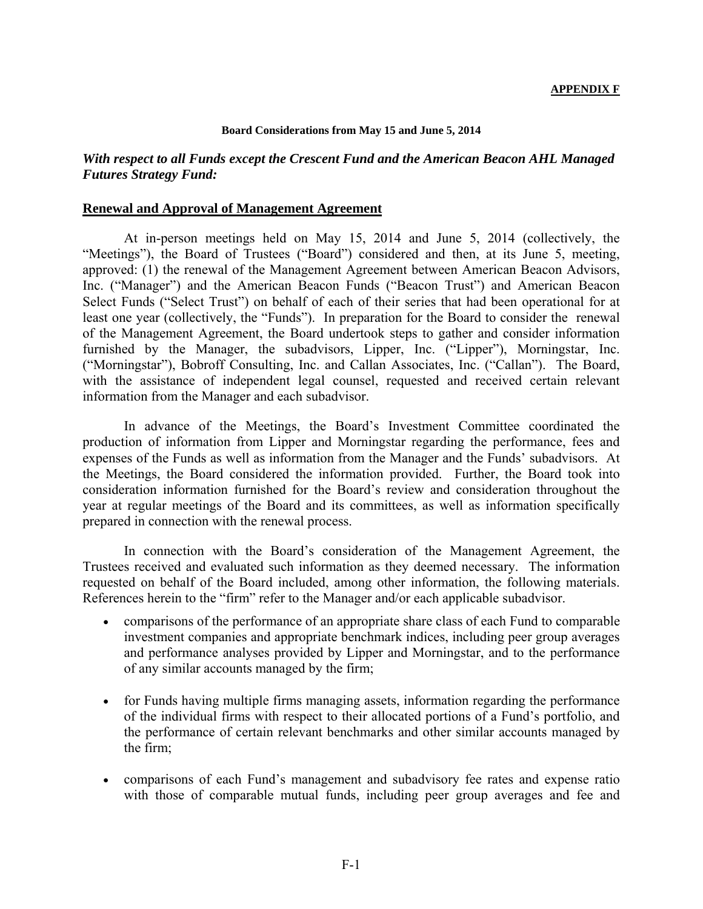**APPENDIX F**

**Board Considerations from May 15 and June 5, 2014**

***With respect to all Funds except the Crescent Fund and the American Beacon AHL Managed Futures Strategy Fund:***

## Renewal and Approval of Management Agreement

At in-person meetings held on May 15, 2014 and June 5, 2014 (collectively, the "Meetings"), the Board of Trustees ("Board") considered and then, at its June 5, meeting, approved: (1) the renewal of the Management Agreement between American Beacon Advisors, Inc. ("Manager") and the American Beacon Funds ("Beacon Trust") and American Beacon Select Funds ("Select Trust") on behalf of each of their series that had been operational for at least one year (collectively, the "Funds"). In preparation for the Board to consider the renewal of the Management Agreement, the Board undertook steps to gather and consider information furnished by the Manager, the subadvisors, Lipper, Inc. ("Lipper"), Morningstar, Inc. ("Morningstar"), Bobroff Consulting, Inc. and Callan Associates, Inc. ("Callan"). The Board, with the assistance of independent legal counsel, requested and received certain relevant information from the Manager and each subadvisor.

In advance of the Meetings, the Board's Investment Committee coordinated the production of information from Lipper and Morningstar regarding the performance, fees and expenses of the Funds as well as information from the Manager and the Funds' subadvisors. At the Meetings, the Board considered the information provided. Further, the Board took into consideration information furnished for the Board's review and consideration throughout the year at regular meetings of the Board and its committees, as well as information specifically prepared in connection with the renewal process.

In connection with the Board's consideration of the Management Agreement, the Trustees received and evaluated such information as they deemed necessary. The information requested on behalf of the Board included, among other information, the following materials. References herein to the "firm" refer to the Manager and/or each applicable subadvisor.

- comparisons of the performance of an appropriate share class of each Fund to comparable investment companies and appropriate benchmark indices, including peer group averages and performance analyses provided by Lipper and Morningstar, and to the performance of any similar accounts managed by the firm;

- for Funds having multiple firms managing assets, information regarding the performance of the individual firms with respect to their allocated portions of a Fund's portfolio, and the performance of certain relevant benchmarks and other similar accounts managed by the firm;

- comparisons of each Fund's management and subadvisory fee rates and expense ratio with those of comparable mutual funds, including peer group averages and fee and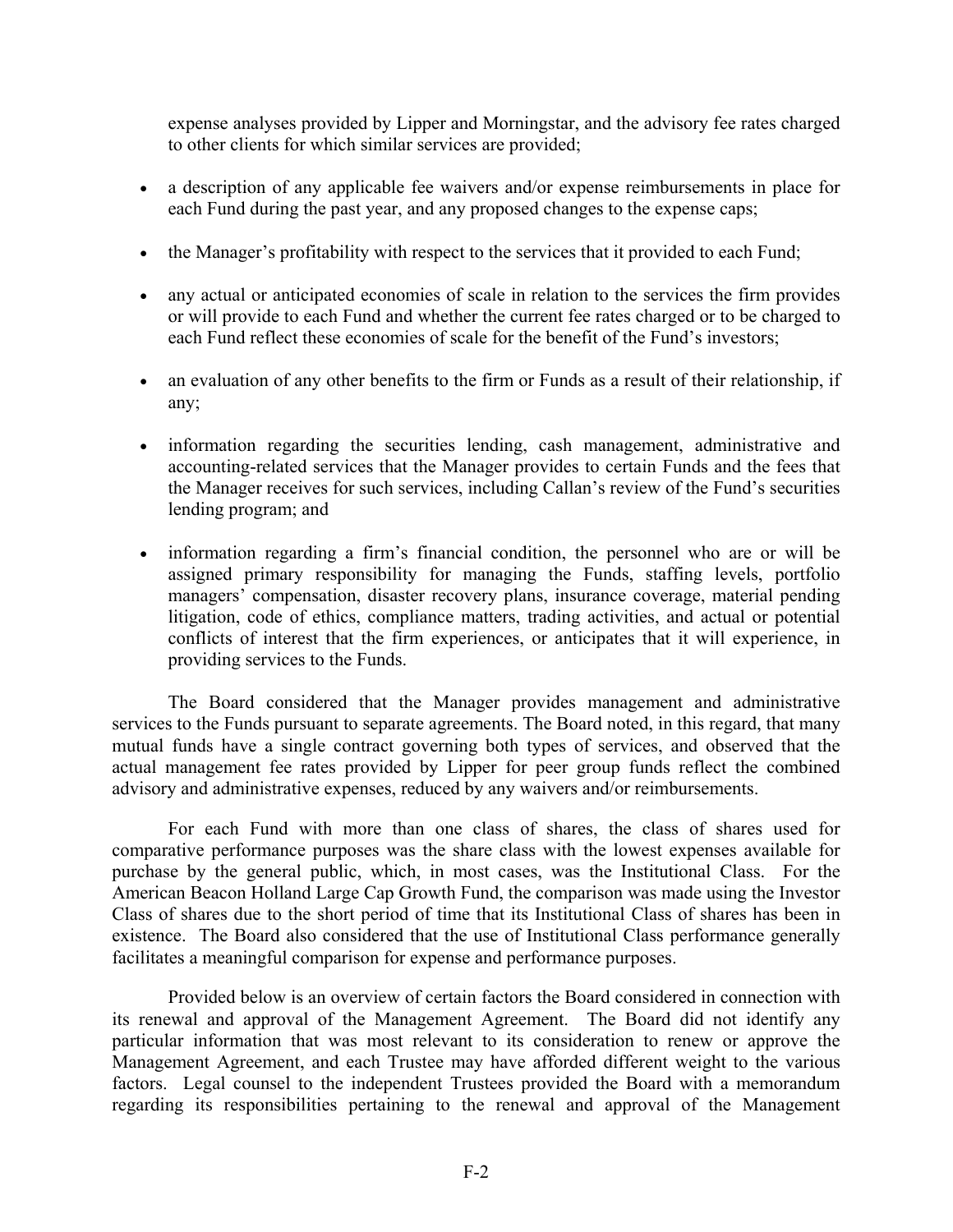expense analyses provided by Lipper and Morningstar, and the advisory fee rates charged to other clients for which similar services are provided;

- a description of any applicable fee waivers and/or expense reimbursements in place for each Fund during the past year, and any proposed changes to the expense caps;
- the Manager's profitability with respect to the services that it provided to each Fund;
- any actual or anticipated economies of scale in relation to the services the firm provides or will provide to each Fund and whether the current fee rates charged or to be charged to each Fund reflect these economies of scale for the benefit of the Fund's investors;
- an evaluation of any other benefits to the firm or Funds as a result of their relationship, if any;
- information regarding the securities lending, cash management, administrative and accounting-related services that the Manager provides to certain Funds and the fees that the Manager receives for such services, including Callan's review of the Fund's securities lending program; and
- information regarding a firm's financial condition, the personnel who are or will be assigned primary responsibility for managing the Funds, staffing levels, portfolio managers' compensation, disaster recovery plans, insurance coverage, material pending litigation, code of ethics, compliance matters, trading activities, and actual or potential conflicts of interest that the firm experiences, or anticipates that it will experience, in providing services to the Funds.

The Board considered that the Manager provides management and administrative services to the Funds pursuant to separate agreements. The Board noted, in this regard, that many mutual funds have a single contract governing both types of services, and observed that the actual management fee rates provided by Lipper for peer group funds reflect the combined advisory and administrative expenses, reduced by any waivers and/or reimbursements.

For each Fund with more than one class of shares, the class of shares used for comparative performance purposes was the share class with the lowest expenses available for purchase by the general public, which, in most cases, was the Institutional Class. For the American Beacon Holland Large Cap Growth Fund, the comparison was made using the Investor Class of shares due to the short period of time that its Institutional Class of shares has been in existence. The Board also considered that the use of Institutional Class performance generally facilitates a meaningful comparison for expense and performance purposes.

Provided below is an overview of certain factors the Board considered in connection with its renewal and approval of the Management Agreement. The Board did not identify any particular information that was most relevant to its consideration to renew or approve the Management Agreement, and each Trustee may have afforded different weight to the various factors. Legal counsel to the independent Trustees provided the Board with a memorandum regarding its responsibilities pertaining to the renewal and approval of the Management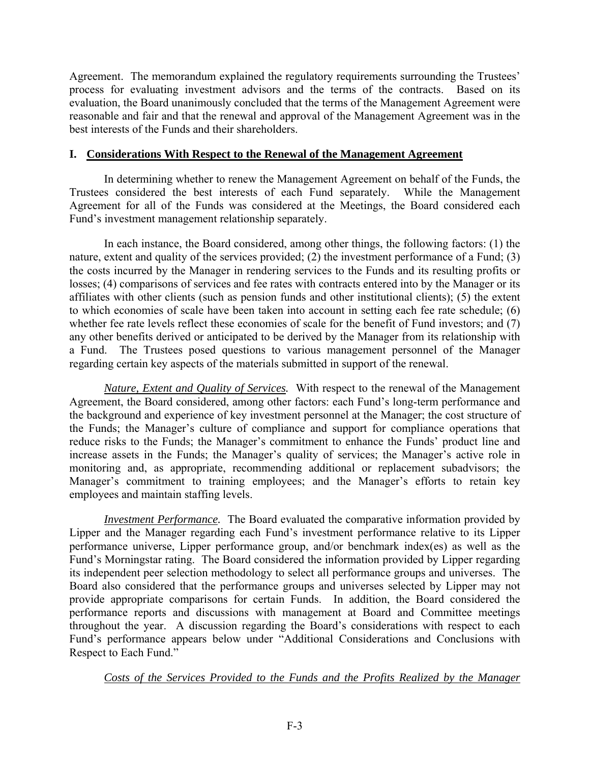Agreement. The memorandum explained the regulatory requirements surrounding the Trustees' process for evaluating investment advisors and the terms of the contracts. Based on its evaluation, the Board unanimously concluded that the terms of the Management Agreement were reasonable and fair and that the renewal and approval of the Management Agreement was in the best interests of the Funds and their shareholders.

## I. Considerations With Respect to the Renewal of the Management Agreement

In determining whether to renew the Management Agreement on behalf of the Funds, the Trustees considered the best interests of each Fund separately. While the Management Agreement for all of the Funds was considered at the Meetings, the Board considered each Fund's investment management relationship separately.

In each instance, the Board considered, among other things, the following factors: (1) the nature, extent and quality of the services provided; (2) the investment performance of a Fund; (3) the costs incurred by the Manager in rendering services to the Funds and its resulting profits or losses; (4) comparisons of services and fee rates with contracts entered into by the Manager or its affiliates with other clients (such as pension funds and other institutional clients); (5) the extent to which economies of scale have been taken into account in setting each fee rate schedule; (6) whether fee rate levels reflect these economies of scale for the benefit of Fund investors; and (7) any other benefits derived or anticipated to be derived by the Manager from its relationship with a Fund. The Trustees posed questions to various management personnel of the Manager regarding certain key aspects of the materials submitted in support of the renewal.

*Nature, Extent and Quality of Services.* With respect to the renewal of the Management Agreement, the Board considered, among other factors: each Fund's long-term performance and the background and experience of key investment personnel at the Manager; the cost structure of the Funds; the Manager's culture of compliance and support for compliance operations that reduce risks to the Funds; the Manager's commitment to enhance the Funds' product line and increase assets in the Funds; the Manager's quality of services; the Manager's active role in monitoring and, as appropriate, recommending additional or replacement subadvisors; the Manager's commitment to training employees; and the Manager's efforts to retain key employees and maintain staffing levels.

*Investment Performance.* The Board evaluated the comparative information provided by Lipper and the Manager regarding each Fund's investment performance relative to its Lipper performance universe, Lipper performance group, and/or benchmark index(es) as well as the Fund's Morningstar rating. The Board considered the information provided by Lipper regarding its independent peer selection methodology to select all performance groups and universes. The Board also considered that the performance groups and universes selected by Lipper may not provide appropriate comparisons for certain Funds. In addition, the Board considered the performance reports and discussions with management at Board and Committee meetings throughout the year. A discussion regarding the Board's considerations with respect to each Fund's performance appears below under "Additional Considerations and Conclusions with Respect to Each Fund."

*Costs of the Services Provided to the Funds and the Profits Realized by the Manager*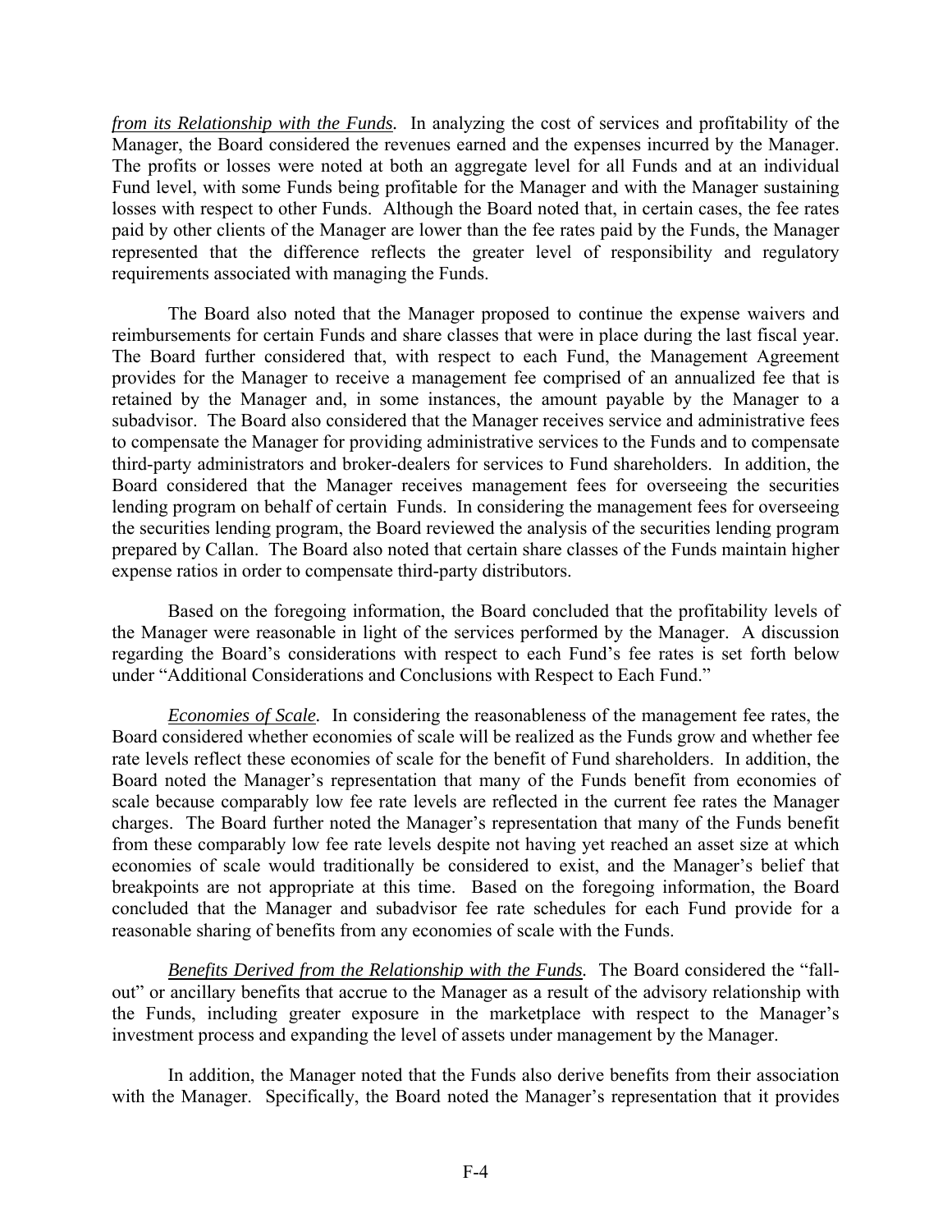*from its Relationship with the Funds.* In analyzing the cost of services and profitability of the Manager, the Board considered the revenues earned and the expenses incurred by the Manager. The profits or losses were noted at both an aggregate level for all Funds and at an individual Fund level, with some Funds being profitable for the Manager and with the Manager sustaining losses with respect to other Funds. Although the Board noted that, in certain cases, the fee rates paid by other clients of the Manager are lower than the fee rates paid by the Funds, the Manager represented that the difference reflects the greater level of responsibility and regulatory requirements associated with managing the Funds.

The Board also noted that the Manager proposed to continue the expense waivers and reimbursements for certain Funds and share classes that were in place during the last fiscal year. The Board further considered that, with respect to each Fund, the Management Agreement provides for the Manager to receive a management fee comprised of an annualized fee that is retained by the Manager and, in some instances, the amount payable by the Manager to a subadvisor. The Board also considered that the Manager receives service and administrative fees to compensate the Manager for providing administrative services to the Funds and to compensate third-party administrators and broker-dealers for services to Fund shareholders. In addition, the Board considered that the Manager receives management fees for overseeing the securities lending program on behalf of certain Funds. In considering the management fees for overseeing the securities lending program, the Board reviewed the analysis of the securities lending program prepared by Callan. The Board also noted that certain share classes of the Funds maintain higher expense ratios in order to compensate third-party distributors.

Based on the foregoing information, the Board concluded that the profitability levels of the Manager were reasonable in light of the services performed by the Manager. A discussion regarding the Board's considerations with respect to each Fund's fee rates is set forth below under "Additional Considerations and Conclusions with Respect to Each Fund."

*Economies of Scale.* In considering the reasonableness of the management fee rates, the Board considered whether economies of scale will be realized as the Funds grow and whether fee rate levels reflect these economies of scale for the benefit of Fund shareholders. In addition, the Board noted the Manager's representation that many of the Funds benefit from economies of scale because comparably low fee rate levels are reflected in the current fee rates the Manager charges. The Board further noted the Manager's representation that many of the Funds benefit from these comparably low fee rate levels despite not having yet reached an asset size at which economies of scale would traditionally be considered to exist, and the Manager's belief that breakpoints are not appropriate at this time. Based on the foregoing information, the Board concluded that the Manager and subadvisor fee rate schedules for each Fund provide for a reasonable sharing of benefits from any economies of scale with the Funds.

*Benefits Derived from the Relationship with the Funds.* The Board considered the "fall-out" or ancillary benefits that accrue to the Manager as a result of the advisory relationship with the Funds, including greater exposure in the marketplace with respect to the Manager's investment process and expanding the level of assets under management by the Manager.

In addition, the Manager noted that the Funds also derive benefits from their association with the Manager. Specifically, the Board noted the Manager's representation that it provides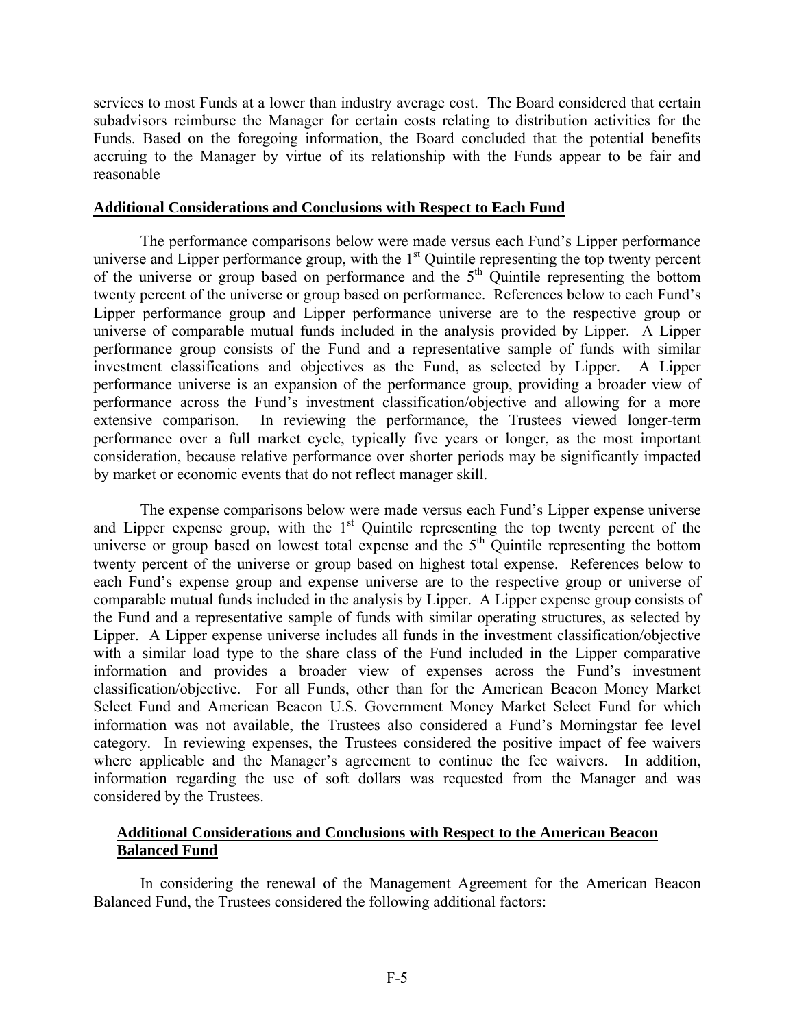services to most Funds at a lower than industry average cost. The Board considered that certain subadvisors reimburse the Manager for certain costs relating to distribution activities for the Funds. Based on the foregoing information, the Board concluded that the potential benefits accruing to the Manager by virtue of its relationship with the Funds appear to be fair and reasonable

**Additional Considerations and Conclusions with Respect to Each Fund**

The performance comparisons below were made versus each Fund's Lipper performance universe and Lipper performance group, with the 1st Quintile representing the top twenty percent of the universe or group based on performance and the 5th Quintile representing the bottom twenty percent of the universe or group based on performance. References below to each Fund's Lipper performance group and Lipper performance universe are to the respective group or universe of comparable mutual funds included in the analysis provided by Lipper. A Lipper performance group consists of the Fund and a representative sample of funds with similar investment classifications and objectives as the Fund, as selected by Lipper. A Lipper performance universe is an expansion of the performance group, providing a broader view of performance across the Fund's investment classification/objective and allowing for a more extensive comparison. In reviewing the performance, the Trustees viewed longer-term performance over a full market cycle, typically five years or longer, as the most important consideration, because relative performance over shorter periods may be significantly impacted by market or economic events that do not reflect manager skill.

The expense comparisons below were made versus each Fund's Lipper expense universe and Lipper expense group, with the 1st Quintile representing the top twenty percent of the universe or group based on lowest total expense and the 5th Quintile representing the bottom twenty percent of the universe or group based on highest total expense. References below to each Fund's expense group and expense universe are to the respective group or universe of comparable mutual funds included in the analysis by Lipper. A Lipper expense group consists of the Fund and a representative sample of funds with similar operating structures, as selected by Lipper. A Lipper expense universe includes all funds in the investment classification/objective with a similar load type to the share class of the Fund included in the Lipper comparative information and provides a broader view of expenses across the Fund's investment classification/objective. For all Funds, other than for the American Beacon Money Market Select Fund and American Beacon U.S. Government Money Market Select Fund for which information was not available, the Trustees also considered a Fund's Morningstar fee level category. In reviewing expenses, the Trustees considered the positive impact of fee waivers where applicable and the Manager's agreement to continue the fee waivers. In addition, information regarding the use of soft dollars was requested from the Manager and was considered by the Trustees.

**Additional Considerations and Conclusions with Respect to the American Beacon Balanced Fund**

In considering the renewal of the Management Agreement for the American Beacon Balanced Fund, the Trustees considered the following additional factors: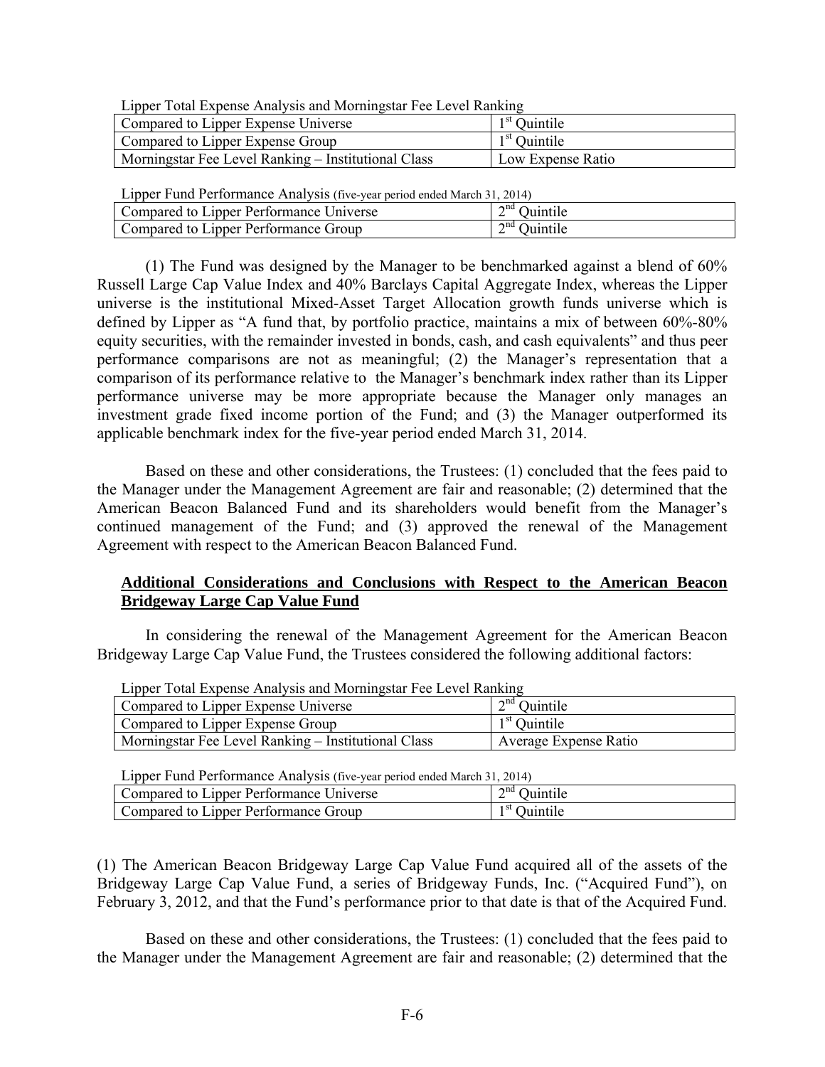| Lipper Total Expense Analysis and Morningstar Fee Level Ranking | |
|---|---|
| Compared to Lipper Expense Universe | 1st Quintile |
| Compared to Lipper Expense Group | 1st Quintile |
| Morningstar Fee Level Ranking – Institutional Class | Low Expense Ratio |

| Lipper Fund Performance Analysis (five-year period ended March 31, 2014) | |
|---|---|
| Compared to Lipper Performance Universe | 2nd Quintile |
| Compared to Lipper Performance Group | 2nd Quintile |

(1) The Fund was designed by the Manager to be benchmarked against a blend of 60% Russell Large Cap Value Index and 40% Barclays Capital Aggregate Index, whereas the Lipper universe is the institutional Mixed-Asset Target Allocation growth funds universe which is defined by Lipper as "A fund that, by portfolio practice, maintains a mix of between 60%-80% equity securities, with the remainder invested in bonds, cash, and cash equivalents" and thus peer performance comparisons are not as meaningful; (2) the Manager's representation that a comparison of its performance relative to the Manager's benchmark index rather than its Lipper performance universe may be more appropriate because the Manager only manages an investment grade fixed income portion of the Fund; and (3) the Manager outperformed its applicable benchmark index for the five-year period ended March 31, 2014.

Based on these and other considerations, the Trustees: (1) concluded that the fees paid to the Manager under the Management Agreement are fair and reasonable; (2) determined that the American Beacon Balanced Fund and its shareholders would benefit from the Manager's continued management of the Fund; and (3) approved the renewal of the Management Agreement with respect to the American Beacon Balanced Fund.

**Additional Considerations and Conclusions with Respect to the American Beacon Bridgeway Large Cap Value Fund**

In considering the renewal of the Management Agreement for the American Beacon Bridgeway Large Cap Value Fund, the Trustees considered the following additional factors:

| Lipper Total Expense Analysis and Morningstar Fee Level Ranking | |
|---|---|
| Compared to Lipper Expense Universe | 2nd Quintile |
| Compared to Lipper Expense Group | 1st Quintile |
| Morningstar Fee Level Ranking – Institutional Class | Average Expense Ratio |

| Lipper Fund Performance Analysis (five-year period ended March 31, 2014) | |
|---|---|
| Compared to Lipper Performance Universe | 2nd Quintile |
| Compared to Lipper Performance Group | 1st Quintile |

(1) The American Beacon Bridgeway Large Cap Value Fund acquired all of the assets of the Bridgeway Large Cap Value Fund, a series of Bridgeway Funds, Inc. ("Acquired Fund"), on February 3, 2012, and that the Fund's performance prior to that date is that of the Acquired Fund.

Based on these and other considerations, the Trustees: (1) concluded that the fees paid to the Manager under the Management Agreement are fair and reasonable; (2) determined that the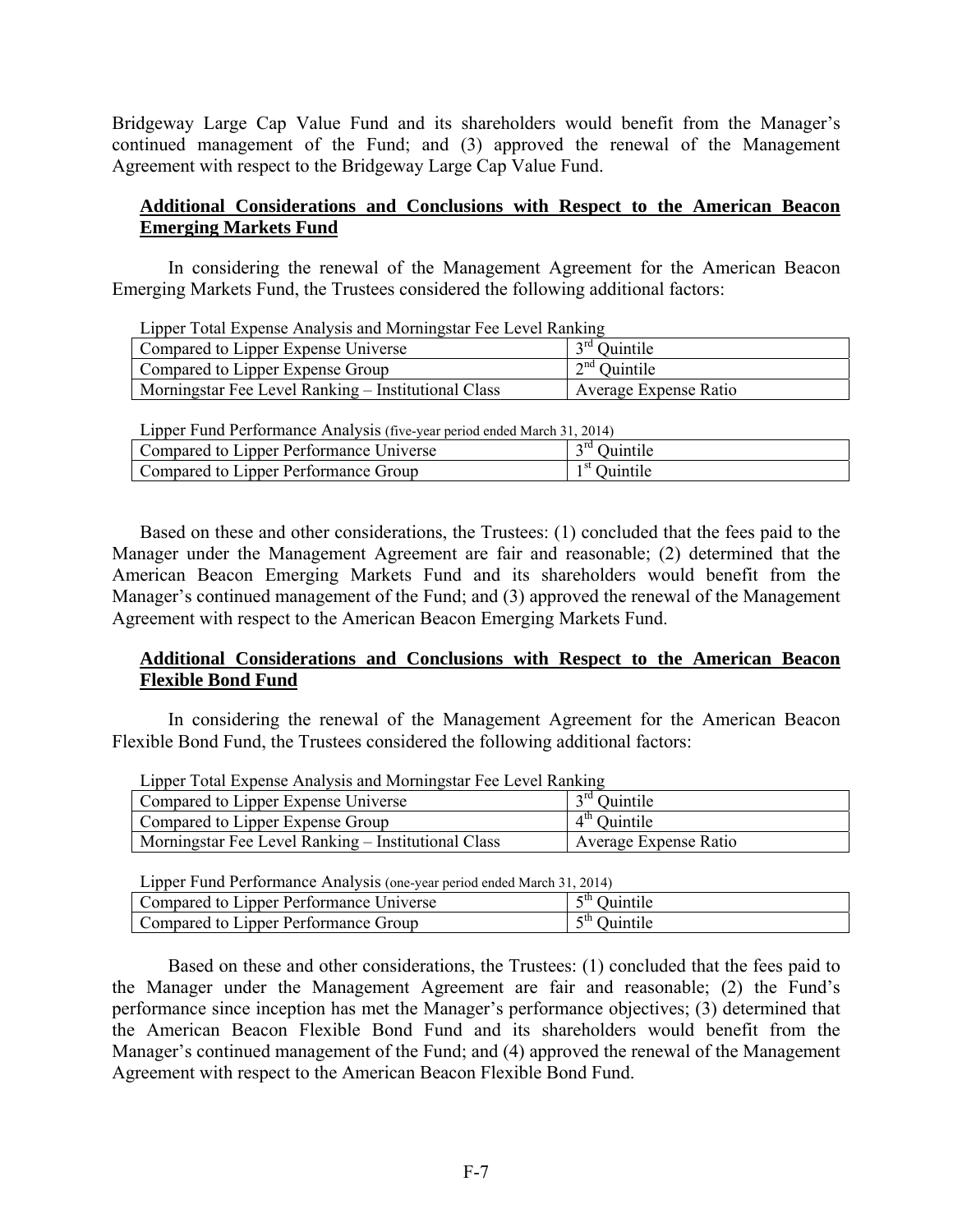Bridgeway Large Cap Value Fund and its shareholders would benefit from the Manager's continued management of the Fund; and (3) approved the renewal of the Management Agreement with respect to the Bridgeway Large Cap Value Fund.

**Additional Considerations and Conclusions with Respect to the American Beacon Emerging Markets Fund**

In considering the renewal of the Management Agreement for the American Beacon Emerging Markets Fund, the Trustees considered the following additional factors:

Lipper Total Expense Analysis and Morningstar Fee Level Ranking

| | |
|---|---|
| Compared to Lipper Expense Universe | 3rd Quintile |
| Compared to Lipper Expense Group | 2nd Quintile |
| Morningstar Fee Level Ranking – Institutional Class | Average Expense Ratio |

Lipper Fund Performance Analysis (five-year period ended March 31, 2014)

| | |
|---|---|
| Compared to Lipper Performance Universe | 3rd Quintile |
| Compared to Lipper Performance Group | 1st Quintile |

Based on these and other considerations, the Trustees: (1) concluded that the fees paid to the Manager under the Management Agreement are fair and reasonable; (2) determined that the American Beacon Emerging Markets Fund and its shareholders would benefit from the Manager's continued management of the Fund; and (3) approved the renewal of the Management Agreement with respect to the American Beacon Emerging Markets Fund.

**Additional Considerations and Conclusions with Respect to the American Beacon Flexible Bond Fund**

In considering the renewal of the Management Agreement for the American Beacon Flexible Bond Fund, the Trustees considered the following additional factors:

Lipper Total Expense Analysis and Morningstar Fee Level Ranking

| | |
|---|---|
| Compared to Lipper Expense Universe | 3rd Quintile |
| Compared to Lipper Expense Group | 4th Quintile |
| Morningstar Fee Level Ranking – Institutional Class | Average Expense Ratio |

Lipper Fund Performance Analysis (one-year period ended March 31, 2014)

| | |
|---|---|
| Compared to Lipper Performance Universe | 5th Quintile |
| Compared to Lipper Performance Group | 5th Quintile |

Based on these and other considerations, the Trustees: (1) concluded that the fees paid to the Manager under the Management Agreement are fair and reasonable; (2) the Fund's performance since inception has met the Manager's performance objectives; (3) determined that the American Beacon Flexible Bond Fund and its shareholders would benefit from the Manager's continued management of the Fund; and (4) approved the renewal of the Management Agreement with respect to the American Beacon Flexible Bond Fund.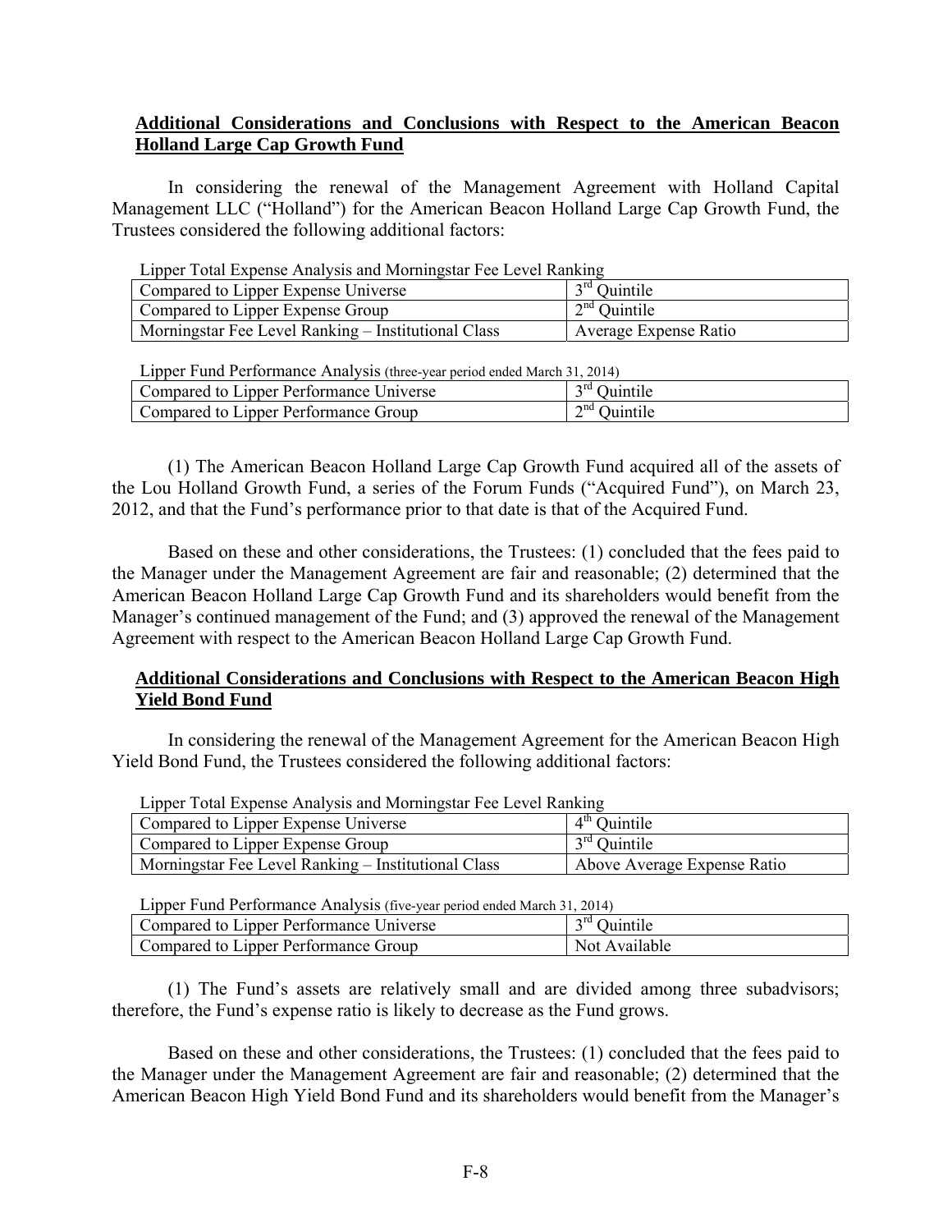**Additional Considerations and Conclusions with Respect to the American Beacon Holland Large Cap Growth Fund**

In considering the renewal of the Management Agreement with Holland Capital Management LLC ("Holland") for the American Beacon Holland Large Cap Growth Fund, the Trustees considered the following additional factors:

| Lipper Total Expense Analysis and Morningstar Fee Level Ranking | |
|---|---|
| Compared to Lipper Expense Universe | 3rd Quintile |
| Compared to Lipper Expense Group | 2nd Quintile |
| Morningstar Fee Level Ranking – Institutional Class | Average Expense Ratio |

| Lipper Fund Performance Analysis (three-year period ended March 31, 2014) | |
|---|---|
| Compared to Lipper Performance Universe | 3rd Quintile |
| Compared to Lipper Performance Group | 2nd Quintile |

(1) The American Beacon Holland Large Cap Growth Fund acquired all of the assets of the Lou Holland Growth Fund, a series of the Forum Funds ("Acquired Fund"), on March 23, 2012, and that the Fund's performance prior to that date is that of the Acquired Fund.

Based on these and other considerations, the Trustees: (1) concluded that the fees paid to the Manager under the Management Agreement are fair and reasonable; (2) determined that the American Beacon Holland Large Cap Growth Fund and its shareholders would benefit from the Manager's continued management of the Fund; and (3) approved the renewal of the Management Agreement with respect to the American Beacon Holland Large Cap Growth Fund.

**Additional Considerations and Conclusions with Respect to the American Beacon High Yield Bond Fund**

In considering the renewal of the Management Agreement for the American Beacon High Yield Bond Fund, the Trustees considered the following additional factors:

| Lipper Total Expense Analysis and Morningstar Fee Level Ranking | |
|---|---|
| Compared to Lipper Expense Universe | 4th Quintile |
| Compared to Lipper Expense Group | 3rd Quintile |
| Morningstar Fee Level Ranking – Institutional Class | Above Average Expense Ratio |

| Lipper Fund Performance Analysis (five-year period ended March 31, 2014) | |
|---|---|
| Compared to Lipper Performance Universe | 3rd Quintile |
| Compared to Lipper Performance Group | Not Available |

(1) The Fund's assets are relatively small and are divided among three subadvisors; therefore, the Fund's expense ratio is likely to decrease as the Fund grows.

Based on these and other considerations, the Trustees: (1) concluded that the fees paid to the Manager under the Management Agreement are fair and reasonable; (2) determined that the American Beacon High Yield Bond Fund and its shareholders would benefit from the Manager's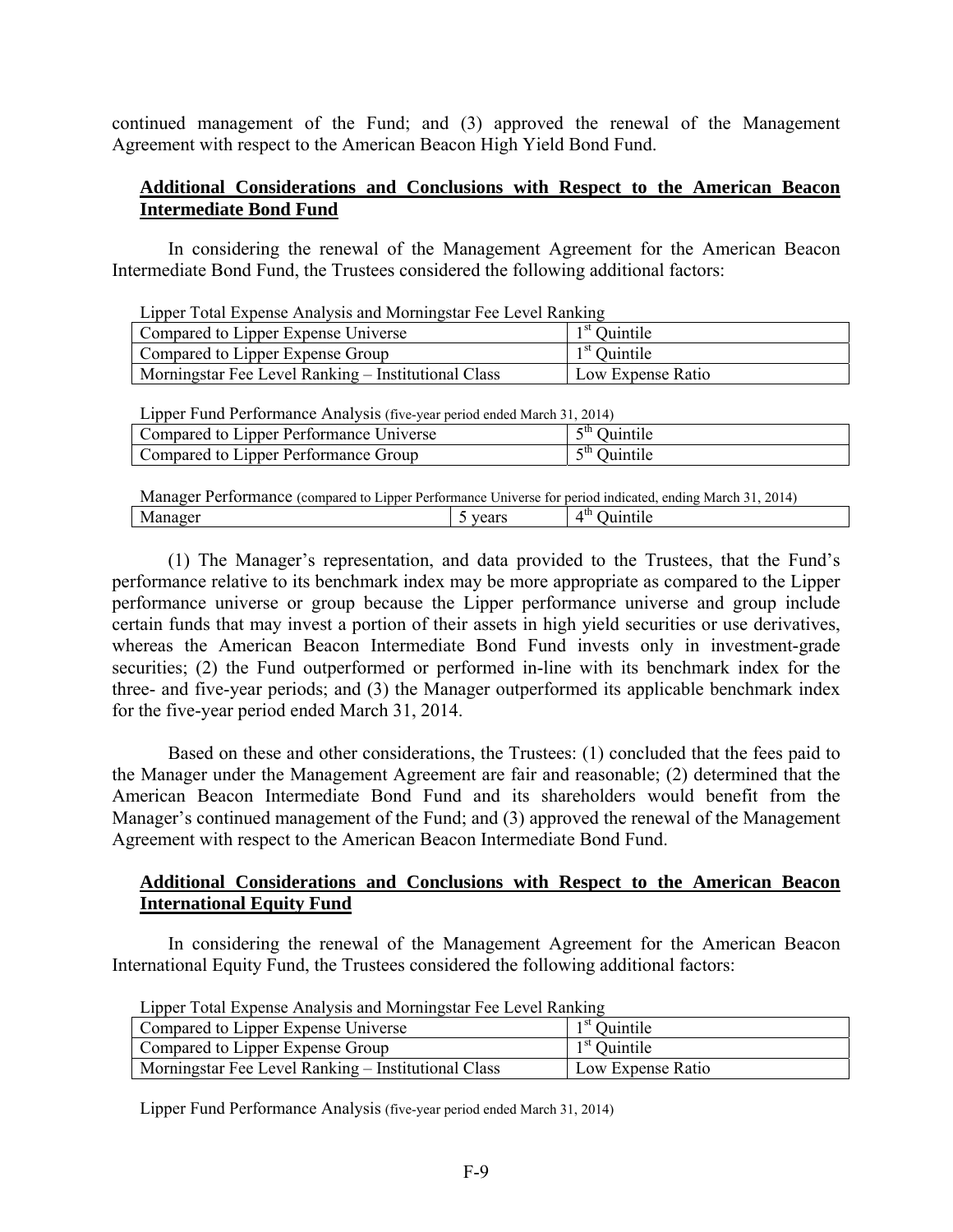continued management of the Fund; and (3) approved the renewal of the Management Agreement with respect to the American Beacon High Yield Bond Fund.

**Additional Considerations and Conclusions with Respect to the American Beacon Intermediate Bond Fund**

In considering the renewal of the Management Agreement for the American Beacon Intermediate Bond Fund, the Trustees considered the following additional factors:

Lipper Total Expense Analysis and Morningstar Fee Level Ranking

| | |
|---|---|
| Compared to Lipper Expense Universe | 1st Quintile |
| Compared to Lipper Expense Group | 1st Quintile |
| Morningstar Fee Level Ranking – Institutional Class | Low Expense Ratio |

Lipper Fund Performance Analysis (five-year period ended March 31, 2014)

| | |
|---|---|
| Compared to Lipper Performance Universe | 5th Quintile |
| Compared to Lipper Performance Group | 5th Quintile |

Manager Performance (compared to Lipper Performance Universe for period indicated, ending March 31, 2014)

| | | |
|---|---|---|
| Manager | 5 years | 4th Quintile |

(1) The Manager's representation, and data provided to the Trustees, that the Fund's performance relative to its benchmark index may be more appropriate as compared to the Lipper performance universe or group because the Lipper performance universe and group include certain funds that may invest a portion of their assets in high yield securities or use derivatives, whereas the American Beacon Intermediate Bond Fund invests only in investment-grade securities; (2) the Fund outperformed or performed in-line with its benchmark index for the three- and five-year periods; and (3) the Manager outperformed its applicable benchmark index for the five-year period ended March 31, 2014.

Based on these and other considerations, the Trustees: (1) concluded that the fees paid to the Manager under the Management Agreement are fair and reasonable; (2) determined that the American Beacon Intermediate Bond Fund and its shareholders would benefit from the Manager's continued management of the Fund; and (3) approved the renewal of the Management Agreement with respect to the American Beacon Intermediate Bond Fund.

**Additional Considerations and Conclusions with Respect to the American Beacon International Equity Fund**

In considering the renewal of the Management Agreement for the American Beacon International Equity Fund, the Trustees considered the following additional factors:

Lipper Total Expense Analysis and Morningstar Fee Level Ranking

| | |
|---|---|
| Compared to Lipper Expense Universe | 1st Quintile |
| Compared to Lipper Expense Group | 1st Quintile |
| Morningstar Fee Level Ranking – Institutional Class | Low Expense Ratio |

Lipper Fund Performance Analysis (five-year period ended March 31, 2014)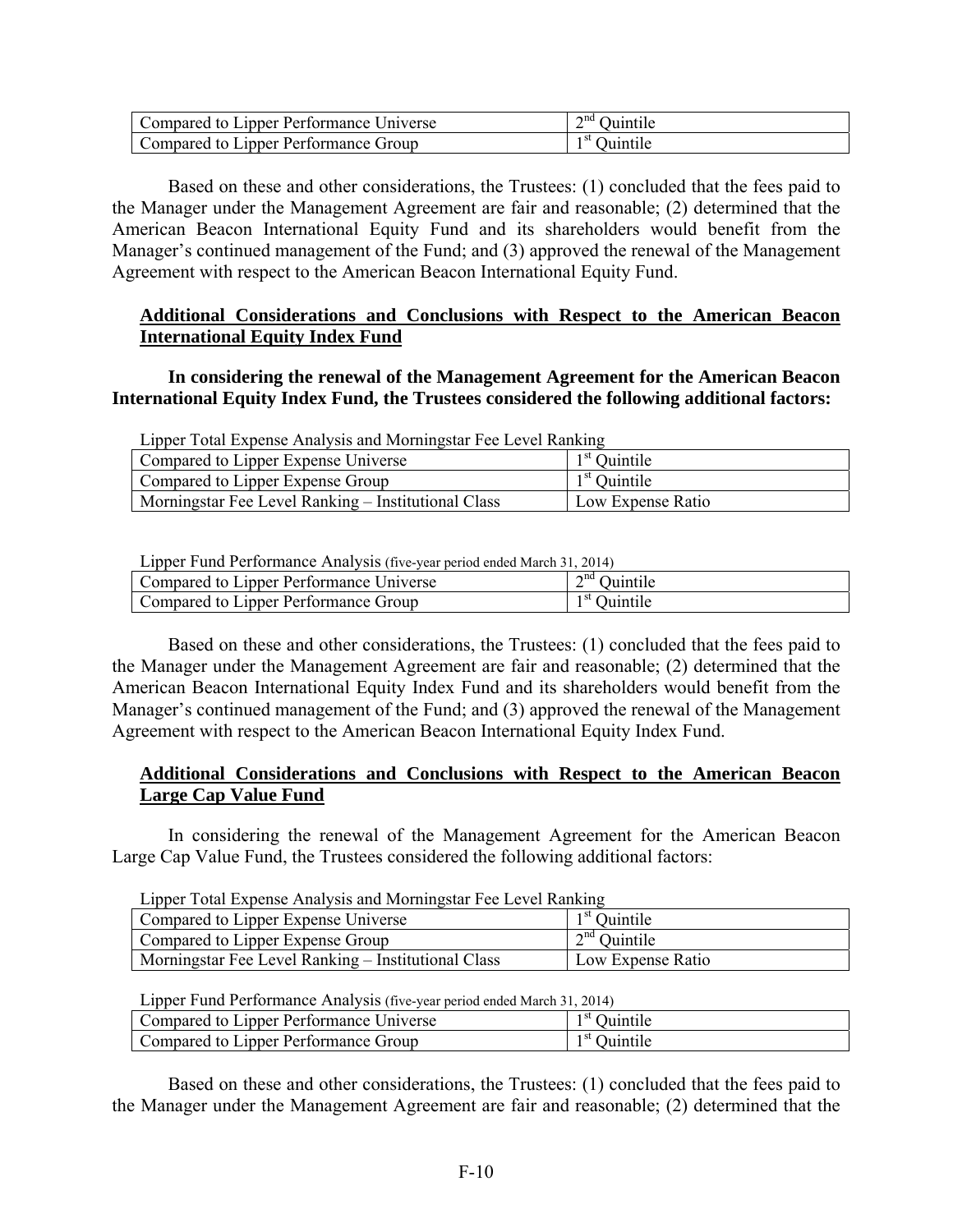| | |
|---|---|
| Compared to Lipper Performance Universe | 2nd Quintile |
| Compared to Lipper Performance Group | 1st Quintile |

Based on these and other considerations, the Trustees: (1) concluded that the fees paid to the Manager under the Management Agreement are fair and reasonable; (2) determined that the American Beacon International Equity Fund and its shareholders would benefit from the Manager's continued management of the Fund; and (3) approved the renewal of the Management Agreement with respect to the American Beacon International Equity Fund.

**Additional Considerations and Conclusions with Respect to the American Beacon International Equity Index Fund**

**In considering the renewal of the Management Agreement for the American Beacon International Equity Index Fund, the Trustees considered the following additional factors:**

Lipper Total Expense Analysis and Morningstar Fee Level Ranking

| | |
|---|---|
| Compared to Lipper Expense Universe | 1st Quintile |
| Compared to Lipper Expense Group | 1st Quintile |
| Morningstar Fee Level Ranking – Institutional Class | Low Expense Ratio |

Lipper Fund Performance Analysis (five-year period ended March 31, 2014)

| | |
|---|---|
| Compared to Lipper Performance Universe | 2nd Quintile |
| Compared to Lipper Performance Group | 1st Quintile |

Based on these and other considerations, the Trustees: (1) concluded that the fees paid to the Manager under the Management Agreement are fair and reasonable; (2) determined that the American Beacon International Equity Index Fund and its shareholders would benefit from the Manager's continued management of the Fund; and (3) approved the renewal of the Management Agreement with respect to the American Beacon International Equity Index Fund.

**Additional Considerations and Conclusions with Respect to the American Beacon Large Cap Value Fund**

In considering the renewal of the Management Agreement for the American Beacon Large Cap Value Fund, the Trustees considered the following additional factors:

Lipper Total Expense Analysis and Morningstar Fee Level Ranking

| | |
|---|---|
| Compared to Lipper Expense Universe | 1st Quintile |
| Compared to Lipper Expense Group | 2nd Quintile |
| Morningstar Fee Level Ranking – Institutional Class | Low Expense Ratio |

Lipper Fund Performance Analysis (five-year period ended March 31, 2014)

| | |
|---|---|
| Compared to Lipper Performance Universe | 1st Quintile |
| Compared to Lipper Performance Group | 1st Quintile |

Based on these and other considerations, the Trustees: (1) concluded that the fees paid to the Manager under the Management Agreement are fair and reasonable; (2) determined that the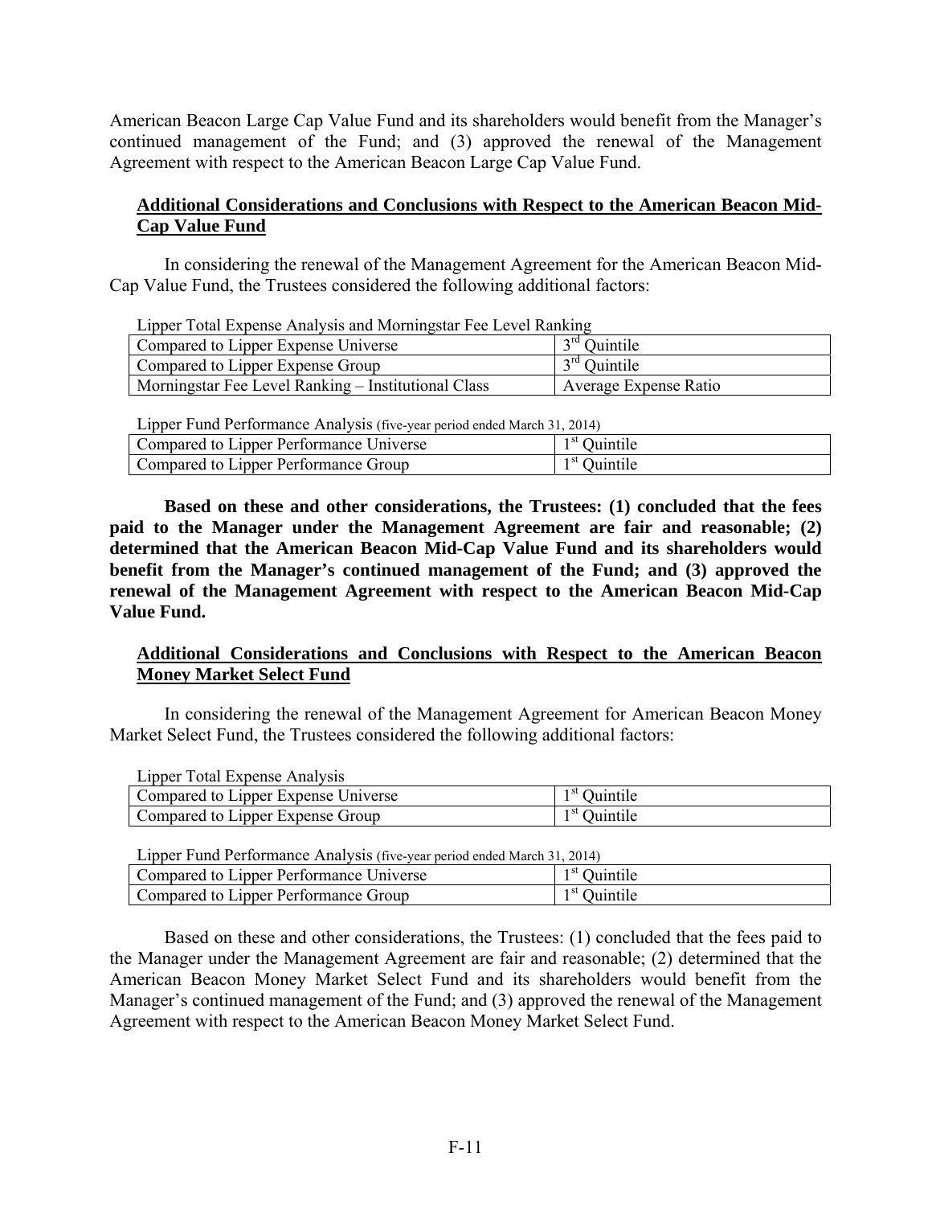American Beacon Large Cap Value Fund and its shareholders would benefit from the Manager's continued management of the Fund; and (3) approved the renewal of the Management Agreement with respect to the American Beacon Large Cap Value Fund.

**Additional Considerations and Conclusions with Respect to the American Beacon Mid-Cap Value Fund**

In considering the renewal of the Management Agreement for the American Beacon Mid-Cap Value Fund, the Trustees considered the following additional factors:

Lipper Total Expense Analysis and Morningstar Fee Level Ranking

| | |
|---|---|
| Compared to Lipper Expense Universe | 3rd Quintile |
| Compared to Lipper Expense Group | 3rd Quintile |
| Morningstar Fee Level Ranking – Institutional Class | Average Expense Ratio |

Lipper Fund Performance Analysis (five-year period ended March 31, 2014)

| | |
|---|---|
| Compared to Lipper Performance Universe | 1st Quintile |
| Compared to Lipper Performance Group | 1st Quintile |

**Based on these and other considerations, the Trustees: (1) concluded that the fees paid to the Manager under the Management Agreement are fair and reasonable; (2) determined that the American Beacon Mid-Cap Value Fund and its shareholders would benefit from the Manager's continued management of the Fund; and (3) approved the renewal of the Management Agreement with respect to the American Beacon Mid-Cap Value Fund.**

**Additional Considerations and Conclusions with Respect to the American Beacon Money Market Select Fund**

In considering the renewal of the Management Agreement for American Beacon Money Market Select Fund, the Trustees considered the following additional factors:

Lipper Total Expense Analysis

| | |
|---|---|
| Compared to Lipper Expense Universe | 1st Quintile |
| Compared to Lipper Expense Group | 1st Quintile |

Lipper Fund Performance Analysis (five-year period ended March 31, 2014)

| | |
|---|---|
| Compared to Lipper Performance Universe | 1st Quintile |
| Compared to Lipper Performance Group | 1st Quintile |

Based on these and other considerations, the Trustees: (1) concluded that the fees paid to the Manager under the Management Agreement are fair and reasonable; (2) determined that the American Beacon Money Market Select Fund and its shareholders would benefit from the Manager's continued management of the Fund; and (3) approved the renewal of the Management Agreement with respect to the American Beacon Money Market Select Fund.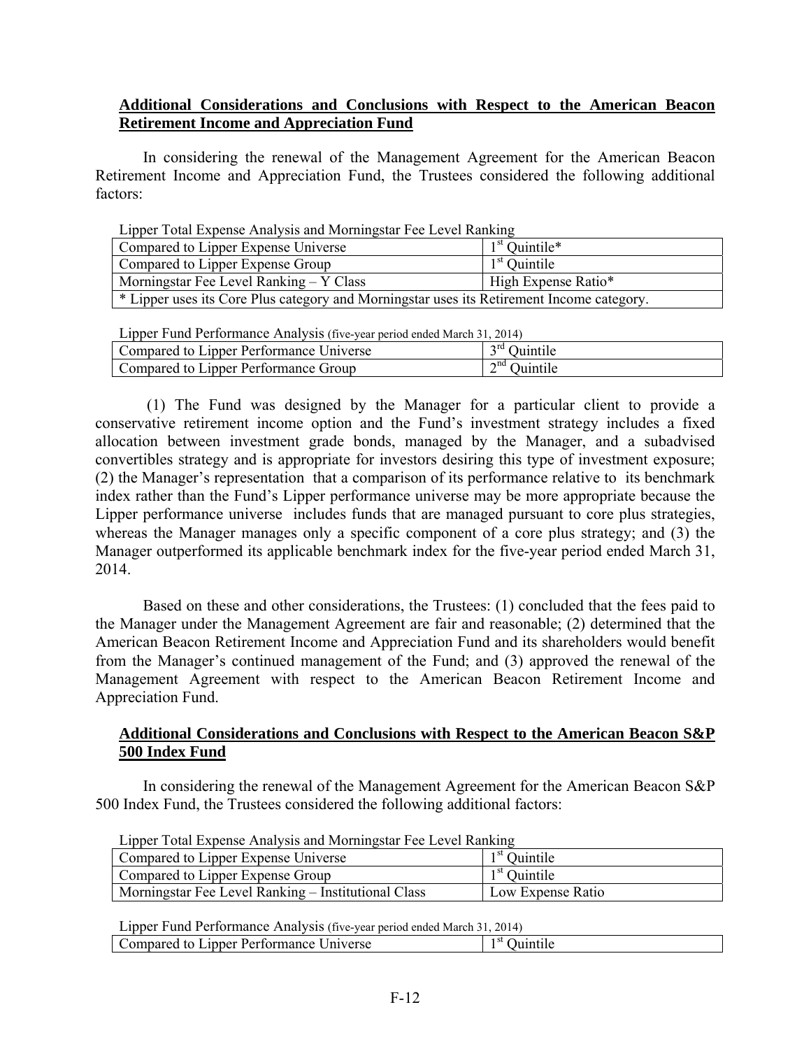**Additional Considerations and Conclusions with Respect to the American Beacon Retirement Income and Appreciation Fund**

In considering the renewal of the Management Agreement for the American Beacon Retirement Income and Appreciation Fund, the Trustees considered the following additional factors:

Lipper Total Expense Analysis and Morningstar Fee Level Ranking

| | |
|---|---|
| Compared to Lipper Expense Universe | 1st Quintile* |
| Compared to Lipper Expense Group | 1st Quintile |
| Morningstar Fee Level Ranking – Y Class | High Expense Ratio* |
| * Lipper uses its Core Plus category and Morningstar uses its Retirement Income category. | |

Lipper Fund Performance Analysis (five-year period ended March 31, 2014)

| | |
|---|---|
| Compared to Lipper Performance Universe | 3rd Quintile |
| Compared to Lipper Performance Group | 2nd Quintile |

(1) The Fund was designed by the Manager for a particular client to provide a conservative retirement income option and the Fund's investment strategy includes a fixed allocation between investment grade bonds, managed by the Manager, and a subadvised convertibles strategy and is appropriate for investors desiring this type of investment exposure; (2) the Manager's representation that a comparison of its performance relative to its benchmark index rather than the Fund's Lipper performance universe may be more appropriate because the Lipper performance universe includes funds that are managed pursuant to core plus strategies, whereas the Manager manages only a specific component of a core plus strategy; and (3) the Manager outperformed its applicable benchmark index for the five-year period ended March 31, 2014.

Based on these and other considerations, the Trustees: (1) concluded that the fees paid to the Manager under the Management Agreement are fair and reasonable; (2) determined that the American Beacon Retirement Income and Appreciation Fund and its shareholders would benefit from the Manager's continued management of the Fund; and (3) approved the renewal of the Management Agreement with respect to the American Beacon Retirement Income and Appreciation Fund.

**Additional Considerations and Conclusions with Respect to the American Beacon S&P 500 Index Fund**

In considering the renewal of the Management Agreement for the American Beacon S&P 500 Index Fund, the Trustees considered the following additional factors:

Lipper Total Expense Analysis and Morningstar Fee Level Ranking

| | |
|---|---|
| Compared to Lipper Expense Universe | 1st Quintile |
| Compared to Lipper Expense Group | 1st Quintile |
| Morningstar Fee Level Ranking – Institutional Class | Low Expense Ratio |

Lipper Fund Performance Analysis (five-year period ended March 31, 2014)

| | |
|---|---|
| Compared to Lipper Performance Universe | 1st Quintile |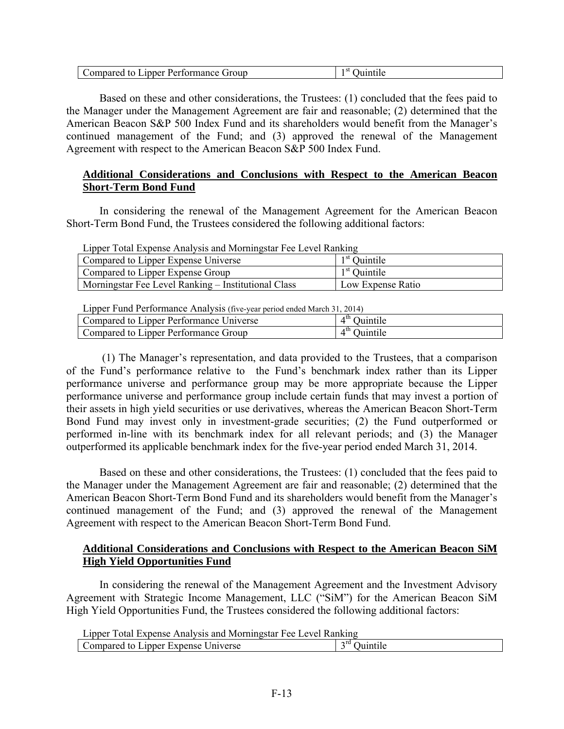| Compared to Lipper Performance Group | 1st Quintile |
|---|---|

Based on these and other considerations, the Trustees: (1) concluded that the fees paid to the Manager under the Management Agreement are fair and reasonable; (2) determined that the American Beacon S&P 500 Index Fund and its shareholders would benefit from the Manager's continued management of the Fund; and (3) approved the renewal of the Management Agreement with respect to the American Beacon S&P 500 Index Fund.

**Additional Considerations and Conclusions with Respect to the American Beacon Short-Term Bond Fund**

In considering the renewal of the Management Agreement for the American Beacon Short-Term Bond Fund, the Trustees considered the following additional factors:

Lipper Total Expense Analysis and Morningstar Fee Level Ranking

| Compared to Lipper Expense Universe | 1st Quintile |
|---|---|
| Compared to Lipper Expense Group | 1st Quintile |
| Morningstar Fee Level Ranking – Institutional Class | Low Expense Ratio |

Lipper Fund Performance Analysis (five-year period ended March 31, 2014)

| Compared to Lipper Performance Universe | 4th Quintile |
|---|---|
| Compared to Lipper Performance Group | 4th Quintile |

(1) The Manager's representation, and data provided to the Trustees, that a comparison of the Fund's performance relative to the Fund's benchmark index rather than its Lipper performance universe and performance group may be more appropriate because the Lipper performance universe and performance group include certain funds that may invest a portion of their assets in high yield securities or use derivatives, whereas the American Beacon Short-Term Bond Fund may invest only in investment-grade securities; (2) the Fund outperformed or performed in-line with its benchmark index for all relevant periods; and (3) the Manager outperformed its applicable benchmark index for the five-year period ended March 31, 2014.

Based on these and other considerations, the Trustees: (1) concluded that the fees paid to the Manager under the Management Agreement are fair and reasonable; (2) determined that the American Beacon Short-Term Bond Fund and its shareholders would benefit from the Manager's continued management of the Fund; and (3) approved the renewal of the Management Agreement with respect to the American Beacon Short-Term Bond Fund.

**Additional Considerations and Conclusions with Respect to the American Beacon SiM High Yield Opportunities Fund**

In considering the renewal of the Management Agreement and the Investment Advisory Agreement with Strategic Income Management, LLC ("SiM") for the American Beacon SiM High Yield Opportunities Fund, the Trustees considered the following additional factors:

Lipper Total Expense Analysis and Morningstar Fee Level Ranking

| Compared to Lipper Expense Universe | 3rd Quintile |
|---|---|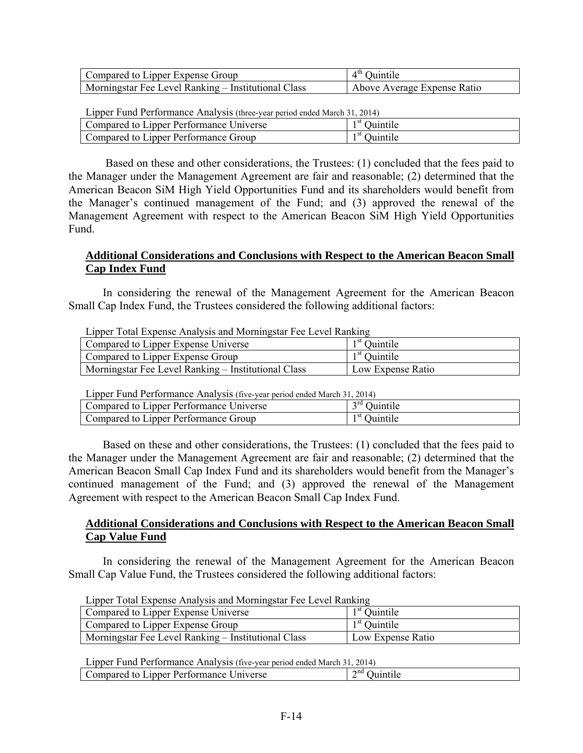| | |
|---|---|
| Compared to Lipper Expense Group | 4th Quintile |
| Morningstar Fee Level Ranking – Institutional Class | Above Average Expense Ratio |

Lipper Fund Performance Analysis (three-year period ended March 31, 2014)

| | |
|---|---|
| Compared to Lipper Performance Universe | 1st Quintile |
| Compared to Lipper Performance Group | 1st Quintile |

Based on these and other considerations, the Trustees: (1) concluded that the fees paid to the Manager under the Management Agreement are fair and reasonable; (2) determined that the American Beacon SiM High Yield Opportunities Fund and its shareholders would benefit from the Manager's continued management of the Fund; and (3) approved the renewal of the Management Agreement with respect to the American Beacon SiM High Yield Opportunities Fund.

**Additional Considerations and Conclusions with Respect to the American Beacon Small Cap Index Fund**

In considering the renewal of the Management Agreement for the American Beacon Small Cap Index Fund, the Trustees considered the following additional factors:

Lipper Total Expense Analysis and Morningstar Fee Level Ranking

| | |
|---|---|
| Compared to Lipper Expense Universe | 1st Quintile |
| Compared to Lipper Expense Group | 1st Quintile |
| Morningstar Fee Level Ranking – Institutional Class | Low Expense Ratio |

Lipper Fund Performance Analysis (five-year period ended March 31, 2014)

| | |
|---|---|
| Compared to Lipper Performance Universe | 3rd Quintile |
| Compared to Lipper Performance Group | 1st Quintile |

Based on these and other considerations, the Trustees: (1) concluded that the fees paid to the Manager under the Management Agreement are fair and reasonable; (2) determined that the American Beacon Small Cap Index Fund and its shareholders would benefit from the Manager's continued management of the Fund; and (3) approved the renewal of the Management Agreement with respect to the American Beacon Small Cap Index Fund.

**Additional Considerations and Conclusions with Respect to the American Beacon Small Cap Value Fund**

In considering the renewal of the Management Agreement for the American Beacon Small Cap Value Fund, the Trustees considered the following additional factors:

Lipper Total Expense Analysis and Morningstar Fee Level Ranking

| | |
|---|---|
| Compared to Lipper Expense Universe | 1st Quintile |
| Compared to Lipper Expense Group | 1st Quintile |
| Morningstar Fee Level Ranking – Institutional Class | Low Expense Ratio |

Lipper Fund Performance Analysis (five-year period ended March 31, 2014)

| | |
|---|---|
| Compared to Lipper Performance Universe | 2nd Quintile |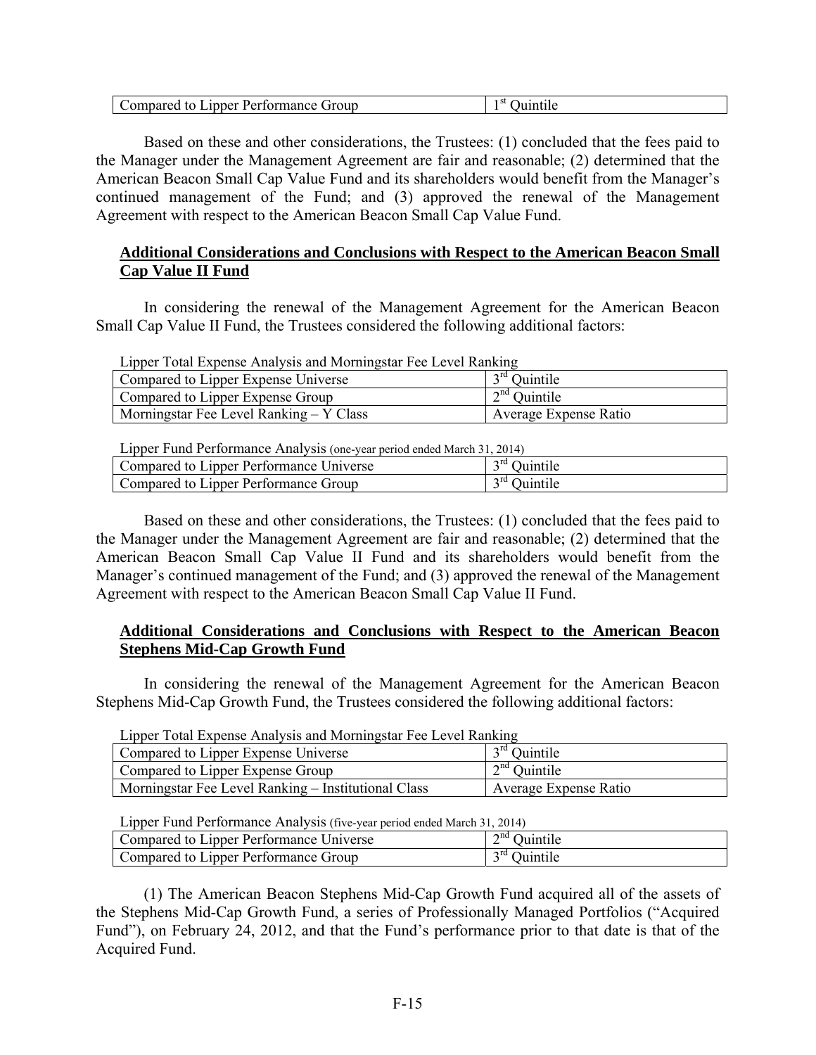| Compared to Lipper Performance Group | 1st Quintile |
|---|---|

Based on these and other considerations, the Trustees: (1) concluded that the fees paid to the Manager under the Management Agreement are fair and reasonable; (2) determined that the American Beacon Small Cap Value Fund and its shareholders would benefit from the Manager's continued management of the Fund; and (3) approved the renewal of the Management Agreement with respect to the American Beacon Small Cap Value Fund.

**Additional Considerations and Conclusions with Respect to the American Beacon Small Cap Value II Fund**

In considering the renewal of the Management Agreement for the American Beacon Small Cap Value II Fund, the Trustees considered the following additional factors:

Lipper Total Expense Analysis and Morningstar Fee Level Ranking

| | |
|---|---|
| Compared to Lipper Expense Universe | 3rd Quintile |
| Compared to Lipper Expense Group | 2nd Quintile |
| Morningstar Fee Level Ranking – Y Class | Average Expense Ratio |

Lipper Fund Performance Analysis (one-year period ended March 31, 2014)

| | |
|---|---|
| Compared to Lipper Performance Universe | 3rd Quintile |
| Compared to Lipper Performance Group | 3rd Quintile |

Based on these and other considerations, the Trustees: (1) concluded that the fees paid to the Manager under the Management Agreement are fair and reasonable; (2) determined that the American Beacon Small Cap Value II Fund and its shareholders would benefit from the Manager's continued management of the Fund; and (3) approved the renewal of the Management Agreement with respect to the American Beacon Small Cap Value II Fund.

**Additional Considerations and Conclusions with Respect to the American Beacon Stephens Mid-Cap Growth Fund**

In considering the renewal of the Management Agreement for the American Beacon Stephens Mid-Cap Growth Fund, the Trustees considered the following additional factors:

Lipper Total Expense Analysis and Morningstar Fee Level Ranking

| | |
|---|---|
| Compared to Lipper Expense Universe | 3rd Quintile |
| Compared to Lipper Expense Group | 2nd Quintile |
| Morningstar Fee Level Ranking – Institutional Class | Average Expense Ratio |

Lipper Fund Performance Analysis (five-year period ended March 31, 2014)

| | |
|---|---|
| Compared to Lipper Performance Universe | 2nd Quintile |
| Compared to Lipper Performance Group | 3rd Quintile |

(1) The American Beacon Stephens Mid-Cap Growth Fund acquired all of the assets of the Stephens Mid-Cap Growth Fund, a series of Professionally Managed Portfolios ("Acquired Fund"), on February 24, 2012, and that the Fund's performance prior to that date is that of the Acquired Fund.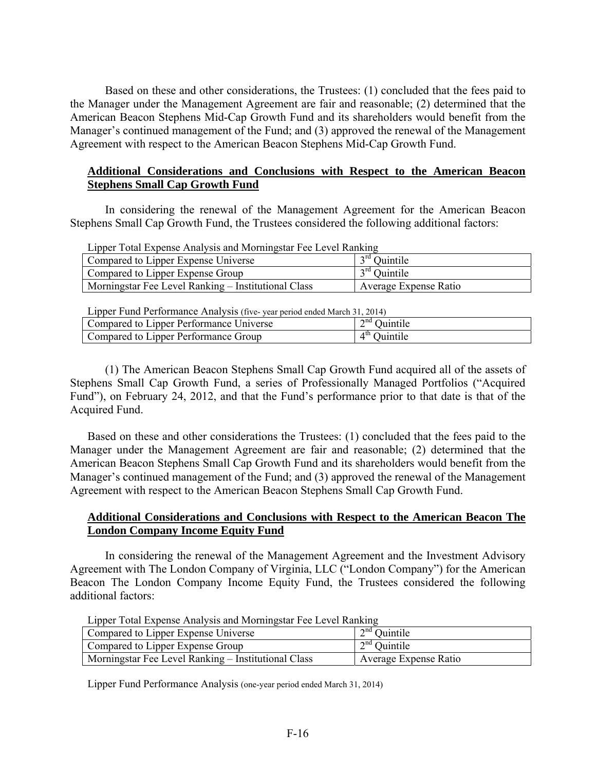Based on these and other considerations, the Trustees: (1) concluded that the fees paid to the Manager under the Management Agreement are fair and reasonable; (2) determined that the American Beacon Stephens Mid-Cap Growth Fund and its shareholders would benefit from the Manager's continued management of the Fund; and (3) approved the renewal of the Management Agreement with respect to the American Beacon Stephens Mid-Cap Growth Fund.

**Additional Considerations and Conclusions with Respect to the American Beacon Stephens Small Cap Growth Fund**

In considering the renewal of the Management Agreement for the American Beacon Stephens Small Cap Growth Fund, the Trustees considered the following additional factors:

Lipper Total Expense Analysis and Morningstar Fee Level Ranking

| | |
|---|---|
| Compared to Lipper Expense Universe | 3rd Quintile |
| Compared to Lipper Expense Group | 3rd Quintile |
| Morningstar Fee Level Ranking – Institutional Class | Average Expense Ratio |

Lipper Fund Performance Analysis (five- year period ended March 31, 2014)

| | |
|---|---|
| Compared to Lipper Performance Universe | 2nd Quintile |
| Compared to Lipper Performance Group | 4th Quintile |

(1) The American Beacon Stephens Small Cap Growth Fund acquired all of the assets of Stephens Small Cap Growth Fund, a series of Professionally Managed Portfolios ("Acquired Fund"), on February 24, 2012, and that the Fund's performance prior to that date is that of the Acquired Fund.

Based on these and other considerations the Trustees: (1) concluded that the fees paid to the Manager under the Management Agreement are fair and reasonable; (2) determined that the American Beacon Stephens Small Cap Growth Fund and its shareholders would benefit from the Manager's continued management of the Fund; and (3) approved the renewal of the Management Agreement with respect to the American Beacon Stephens Small Cap Growth Fund.

**Additional Considerations and Conclusions with Respect to the American Beacon The London Company Income Equity Fund**

In considering the renewal of the Management Agreement and the Investment Advisory Agreement with The London Company of Virginia, LLC ("London Company") for the American Beacon The London Company Income Equity Fund, the Trustees considered the following additional factors:

Lipper Total Expense Analysis and Morningstar Fee Level Ranking

| | |
|---|---|
| Compared to Lipper Expense Universe | 2nd Quintile |
| Compared to Lipper Expense Group | 2nd Quintile |
| Morningstar Fee Level Ranking – Institutional Class | Average Expense Ratio |

Lipper Fund Performance Analysis (one-year period ended March 31, 2014)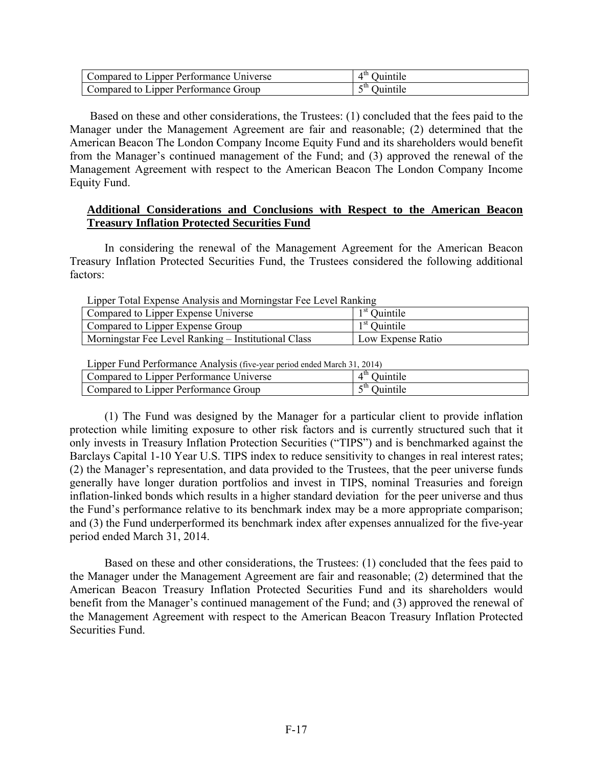| Compared to Lipper Performance Universe | 4th Quintile |
|---|---|
| Compared to Lipper Performance Group | 5th Quintile |

Based on these and other considerations, the Trustees: (1) concluded that the fees paid to the Manager under the Management Agreement are fair and reasonable; (2) determined that the American Beacon The London Company Income Equity Fund and its shareholders would benefit from the Manager's continued management of the Fund; and (3) approved the renewal of the Management Agreement with respect to the American Beacon The London Company Income Equity Fund.

**Additional Considerations and Conclusions with Respect to the American Beacon Treasury Inflation Protected Securities Fund**

In considering the renewal of the Management Agreement for the American Beacon Treasury Inflation Protected Securities Fund, the Trustees considered the following additional factors:

Lipper Total Expense Analysis and Morningstar Fee Level Ranking

| Compared to Lipper Expense Universe | 1st Quintile |
|---|---|
| Compared to Lipper Expense Group | 1st Quintile |
| Morningstar Fee Level Ranking – Institutional Class | Low Expense Ratio |

Lipper Fund Performance Analysis (five-year period ended March 31, 2014)

| Compared to Lipper Performance Universe | 4th Quintile |
|---|---|
| Compared to Lipper Performance Group | 5th Quintile |

(1) The Fund was designed by the Manager for a particular client to provide inflation protection while limiting exposure to other risk factors and is currently structured such that it only invests in Treasury Inflation Protection Securities ("TIPS") and is benchmarked against the Barclays Capital 1-10 Year U.S. TIPS index to reduce sensitivity to changes in real interest rates; (2) the Manager's representation, and data provided to the Trustees, that the peer universe funds generally have longer duration portfolios and invest in TIPS, nominal Treasuries and foreign inflation-linked bonds which results in a higher standard deviation for the peer universe and thus the Fund's performance relative to its benchmark index may be a more appropriate comparison; and (3) the Fund underperformed its benchmark index after expenses annualized for the five-year period ended March 31, 2014.

Based on these and other considerations, the Trustees: (1) concluded that the fees paid to the Manager under the Management Agreement are fair and reasonable; (2) determined that the American Beacon Treasury Inflation Protected Securities Fund and its shareholders would benefit from the Manager's continued management of the Fund; and (3) approved the renewal of the Management Agreement with respect to the American Beacon Treasury Inflation Protected Securities Fund.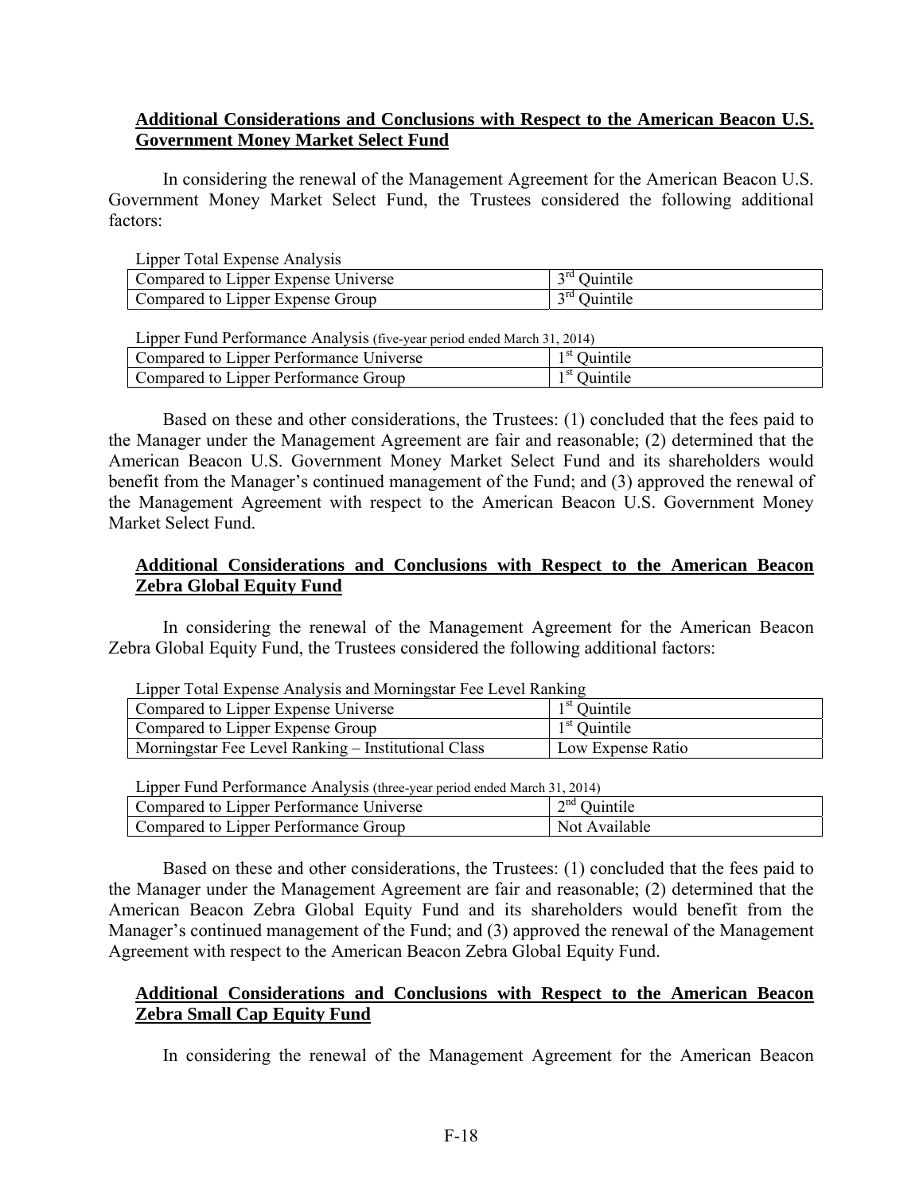## **Additional Considerations and Conclusions with Respect to the American Beacon U.S. Government Money Market Select Fund**

In considering the renewal of the Management Agreement for the American Beacon U.S. Government Money Market Select Fund, the Trustees considered the following additional factors:

| Lipper Total Expense Analysis | |
|---|---|
| Compared to Lipper Expense Universe | 3rd Quintile |
| Compared to Lipper Expense Group | 3rd Quintile |

| Lipper Fund Performance Analysis (five-year period ended March 31, 2014) | |
|---|---|
| Compared to Lipper Performance Universe | 1st Quintile |
| Compared to Lipper Performance Group | 1st Quintile |

Based on these and other considerations, the Trustees: (1) concluded that the fees paid to the Manager under the Management Agreement are fair and reasonable; (2) determined that the American Beacon U.S. Government Money Market Select Fund and its shareholders would benefit from the Manager's continued management of the Fund; and (3) approved the renewal of the Management Agreement with respect to the American Beacon U.S. Government Money Market Select Fund.

## **Additional Considerations and Conclusions with Respect to the American Beacon Zebra Global Equity Fund**

In considering the renewal of the Management Agreement for the American Beacon Zebra Global Equity Fund, the Trustees considered the following additional factors:

| Lipper Total Expense Analysis and Morningstar Fee Level Ranking | |
|---|---|
| Compared to Lipper Expense Universe | 1st Quintile |
| Compared to Lipper Expense Group | 1st Quintile |
| Morningstar Fee Level Ranking – Institutional Class | Low Expense Ratio |

| Lipper Fund Performance Analysis (three-year period ended March 31, 2014) | |
|---|---|
| Compared to Lipper Performance Universe | 2nd Quintile |
| Compared to Lipper Performance Group | Not Available |

Based on these and other considerations, the Trustees: (1) concluded that the fees paid to the Manager under the Management Agreement are fair and reasonable; (2) determined that the American Beacon Zebra Global Equity Fund and its shareholders would benefit from the Manager's continued management of the Fund; and (3) approved the renewal of the Management Agreement with respect to the American Beacon Zebra Global Equity Fund.

## **Additional Considerations and Conclusions with Respect to the American Beacon Zebra Small Cap Equity Fund**

In considering the renewal of the Management Agreement for the American Beacon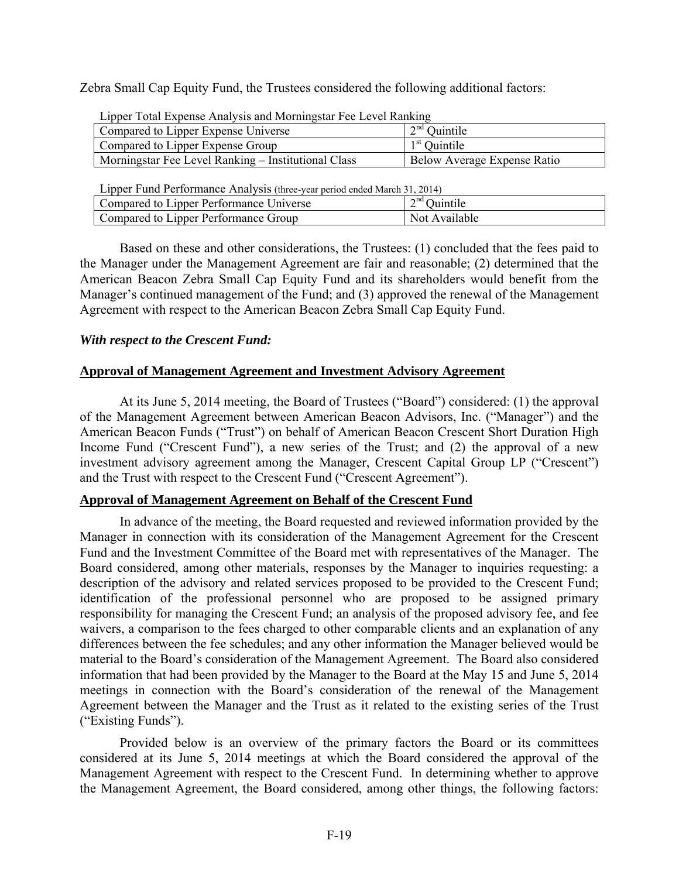Zebra Small Cap Equity Fund, the Trustees considered the following additional factors:

| Lipper Total Expense Analysis and Morningstar Fee Level Ranking | |
|---|---|
| Compared to Lipper Expense Universe | 2nd Quintile |
| Compared to Lipper Expense Group | 1st Quintile |
| Morningstar Fee Level Ranking – Institutional Class | Below Average Expense Ratio |

| Lipper Fund Performance Analysis (three-year period ended March 31, 2014) | |
|---|---|
| Compared to Lipper Performance Universe | 2nd Quintile |
| Compared to Lipper Performance Group | Not Available |

Based on these and other considerations, the Trustees: (1) concluded that the fees paid to the Manager under the Management Agreement are fair and reasonable; (2) determined that the American Beacon Zebra Small Cap Equity Fund and its shareholders would benefit from the Manager's continued management of the Fund; and (3) approved the renewal of the Management Agreement with respect to the American Beacon Zebra Small Cap Equity Fund.

***With respect to the Crescent Fund:***

**Approval of Management Agreement and Investment Advisory Agreement**

At its June 5, 2014 meeting, the Board of Trustees ("Board") considered: (1) the approval of the Management Agreement between American Beacon Advisors, Inc. ("Manager") and the American Beacon Funds ("Trust") on behalf of American Beacon Crescent Short Duration High Income Fund ("Crescent Fund"), a new series of the Trust; and (2) the approval of a new investment advisory agreement among the Manager, Crescent Capital Group LP ("Crescent") and the Trust with respect to the Crescent Fund ("Crescent Agreement").

**Approval of Management Agreement on Behalf of the Crescent Fund**

In advance of the meeting, the Board requested and reviewed information provided by the Manager in connection with its consideration of the Management Agreement for the Crescent Fund and the Investment Committee of the Board met with representatives of the Manager. The Board considered, among other materials, responses by the Manager to inquiries requesting: a description of the advisory and related services proposed to be provided to the Crescent Fund; identification of the professional personnel who are proposed to be assigned primary responsibility for managing the Crescent Fund; an analysis of the proposed advisory fee, and fee waivers, a comparison to the fees charged to other comparable clients and an explanation of any differences between the fee schedules; and any other information the Manager believed would be material to the Board's consideration of the Management Agreement. The Board also considered information that had been provided by the Manager to the Board at the May 15 and June 5, 2014 meetings in connection with the Board's consideration of the renewal of the Management Agreement between the Manager and the Trust as it related to the existing series of the Trust ("Existing Funds").

Provided below is an overview of the primary factors the Board or its committees considered at its June 5, 2014 meetings at which the Board considered the approval of the Management Agreement with respect to the Crescent Fund. In determining whether to approve the Management Agreement, the Board considered, among other things, the following factors: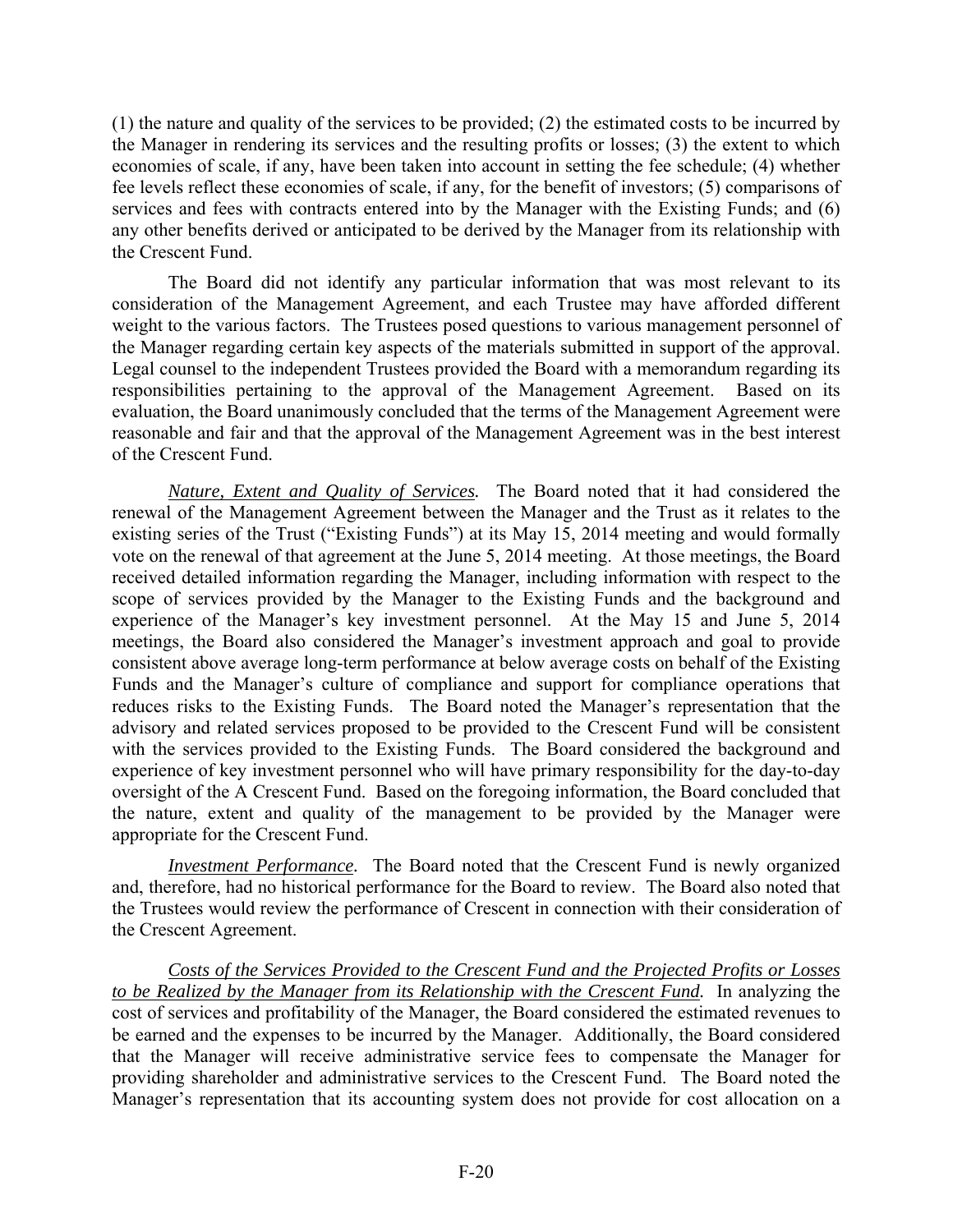(1) the nature and quality of the services to be provided; (2) the estimated costs to be incurred by the Manager in rendering its services and the resulting profits or losses; (3) the extent to which economies of scale, if any, have been taken into account in setting the fee schedule; (4) whether fee levels reflect these economies of scale, if any, for the benefit of investors; (5) comparisons of services and fees with contracts entered into by the Manager with the Existing Funds; and (6) any other benefits derived or anticipated to be derived by the Manager from its relationship with the Crescent Fund.

The Board did not identify any particular information that was most relevant to its consideration of the Management Agreement, and each Trustee may have afforded different weight to the various factors. The Trustees posed questions to various management personnel of the Manager regarding certain key aspects of the materials submitted in support of the approval. Legal counsel to the independent Trustees provided the Board with a memorandum regarding its responsibilities pertaining to the approval of the Management Agreement. Based on its evaluation, the Board unanimously concluded that the terms of the Management Agreement were reasonable and fair and that the approval of the Management Agreement was in the best interest of the Crescent Fund.

*Nature, Extent and Quality of Services.* The Board noted that it had considered the renewal of the Management Agreement between the Manager and the Trust as it relates to the existing series of the Trust ("Existing Funds") at its May 15, 2014 meeting and would formally vote on the renewal of that agreement at the June 5, 2014 meeting. At those meetings, the Board received detailed information regarding the Manager, including information with respect to the scope of services provided by the Manager to the Existing Funds and the background and experience of the Manager's key investment personnel. At the May 15 and June 5, 2014 meetings, the Board also considered the Manager's investment approach and goal to provide consistent above average long-term performance at below average costs on behalf of the Existing Funds and the Manager's culture of compliance and support for compliance operations that reduces risks to the Existing Funds. The Board noted the Manager's representation that the advisory and related services proposed to be provided to the Crescent Fund will be consistent with the services provided to the Existing Funds. The Board considered the background and experience of key investment personnel who will have primary responsibility for the day-to-day oversight of the A Crescent Fund. Based on the foregoing information, the Board concluded that the nature, extent and quality of the management to be provided by the Manager were appropriate for the Crescent Fund.

*Investment Performance.* The Board noted that the Crescent Fund is newly organized and, therefore, had no historical performance for the Board to review. The Board also noted that the Trustees would review the performance of Crescent in connection with their consideration of the Crescent Agreement.

*Costs of the Services Provided to the Crescent Fund and the Projected Profits or Losses to be Realized by the Manager from its Relationship with the Crescent Fund.* In analyzing the cost of services and profitability of the Manager, the Board considered the estimated revenues to be earned and the expenses to be incurred by the Manager. Additionally, the Board considered that the Manager will receive administrative service fees to compensate the Manager for providing shareholder and administrative services to the Crescent Fund. The Board noted the Manager's representation that its accounting system does not provide for cost allocation on a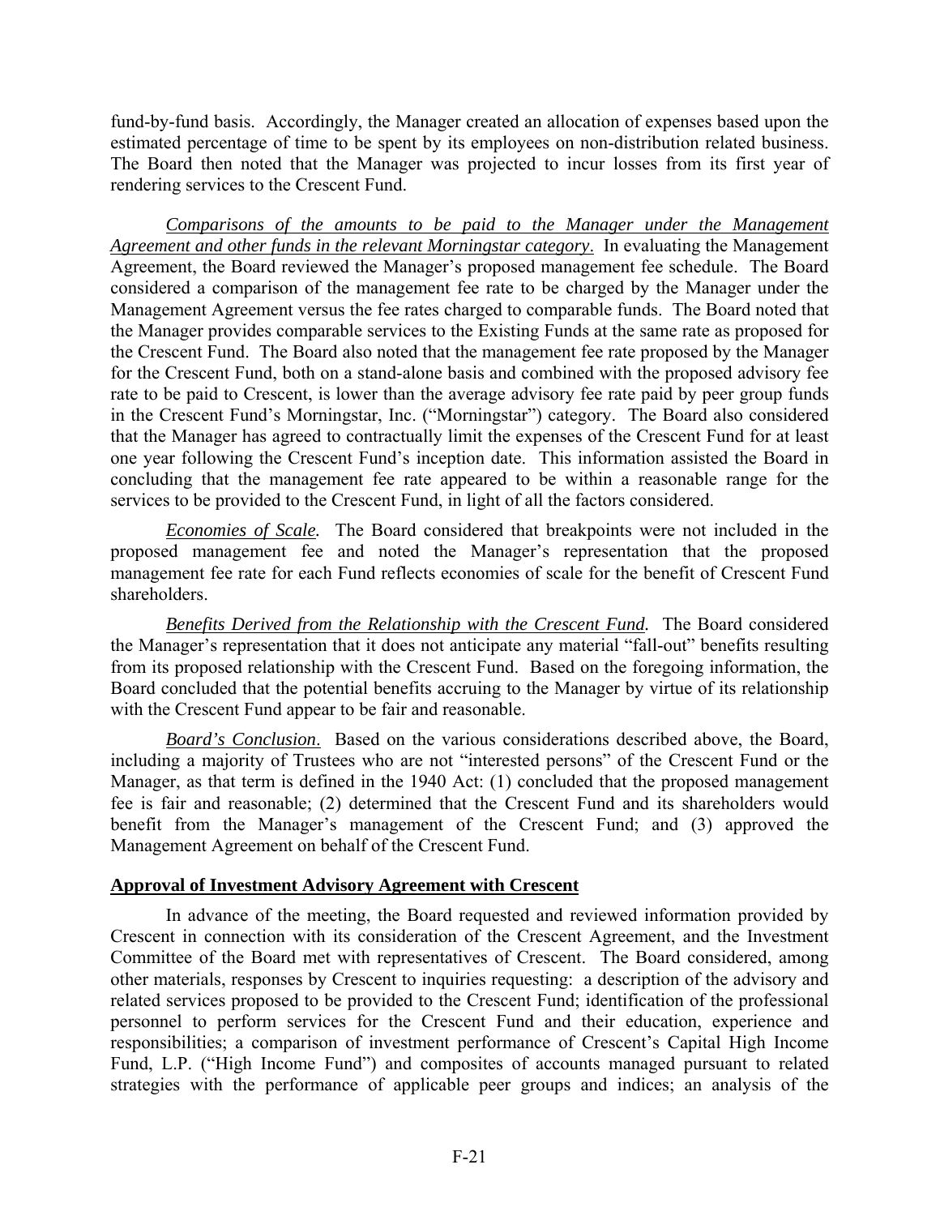fund-by-fund basis. Accordingly, the Manager created an allocation of expenses based upon the estimated percentage of time to be spent by its employees on non-distribution related business. The Board then noted that the Manager was projected to incur losses from its first year of rendering services to the Crescent Fund.

*Comparisons of the amounts to be paid to the Manager under the Management Agreement and other funds in the relevant Morningstar category*. In evaluating the Management Agreement, the Board reviewed the Manager's proposed management fee schedule. The Board considered a comparison of the management fee rate to be charged by the Manager under the Management Agreement versus the fee rates charged to comparable funds. The Board noted that the Manager provides comparable services to the Existing Funds at the same rate as proposed for the Crescent Fund. The Board also noted that the management fee rate proposed by the Manager for the Crescent Fund, both on a stand-alone basis and combined with the proposed advisory fee rate to be paid to Crescent, is lower than the average advisory fee rate paid by peer group funds in the Crescent Fund's Morningstar, Inc. ("Morningstar") category. The Board also considered that the Manager has agreed to contractually limit the expenses of the Crescent Fund for at least one year following the Crescent Fund's inception date. This information assisted the Board in concluding that the management fee rate appeared to be within a reasonable range for the services to be provided to the Crescent Fund, in light of all the factors considered.

*Economies of Scale.* The Board considered that breakpoints were not included in the proposed management fee and noted the Manager's representation that the proposed management fee rate for each Fund reflects economies of scale for the benefit of Crescent Fund shareholders.

*Benefits Derived from the Relationship with the Crescent Fund.* The Board considered the Manager's representation that it does not anticipate any material "fall-out" benefits resulting from its proposed relationship with the Crescent Fund. Based on the foregoing information, the Board concluded that the potential benefits accruing to the Manager by virtue of its relationship with the Crescent Fund appear to be fair and reasonable.

*Board's Conclusion*. Based on the various considerations described above, the Board, including a majority of Trustees who are not "interested persons" of the Crescent Fund or the Manager, as that term is defined in the 1940 Act: (1) concluded that the proposed management fee is fair and reasonable; (2) determined that the Crescent Fund and its shareholders would benefit from the Manager's management of the Crescent Fund; and (3) approved the Management Agreement on behalf of the Crescent Fund.

**Approval of Investment Advisory Agreement with Crescent**

In advance of the meeting, the Board requested and reviewed information provided by Crescent in connection with its consideration of the Crescent Agreement, and the Investment Committee of the Board met with representatives of Crescent. The Board considered, among other materials, responses by Crescent to inquiries requesting: a description of the advisory and related services proposed to be provided to the Crescent Fund; identification of the professional personnel to perform services for the Crescent Fund and their education, experience and responsibilities; a comparison of investment performance of Crescent's Capital High Income Fund, L.P. ("High Income Fund") and composites of accounts managed pursuant to related strategies with the performance of applicable peer groups and indices; an analysis of the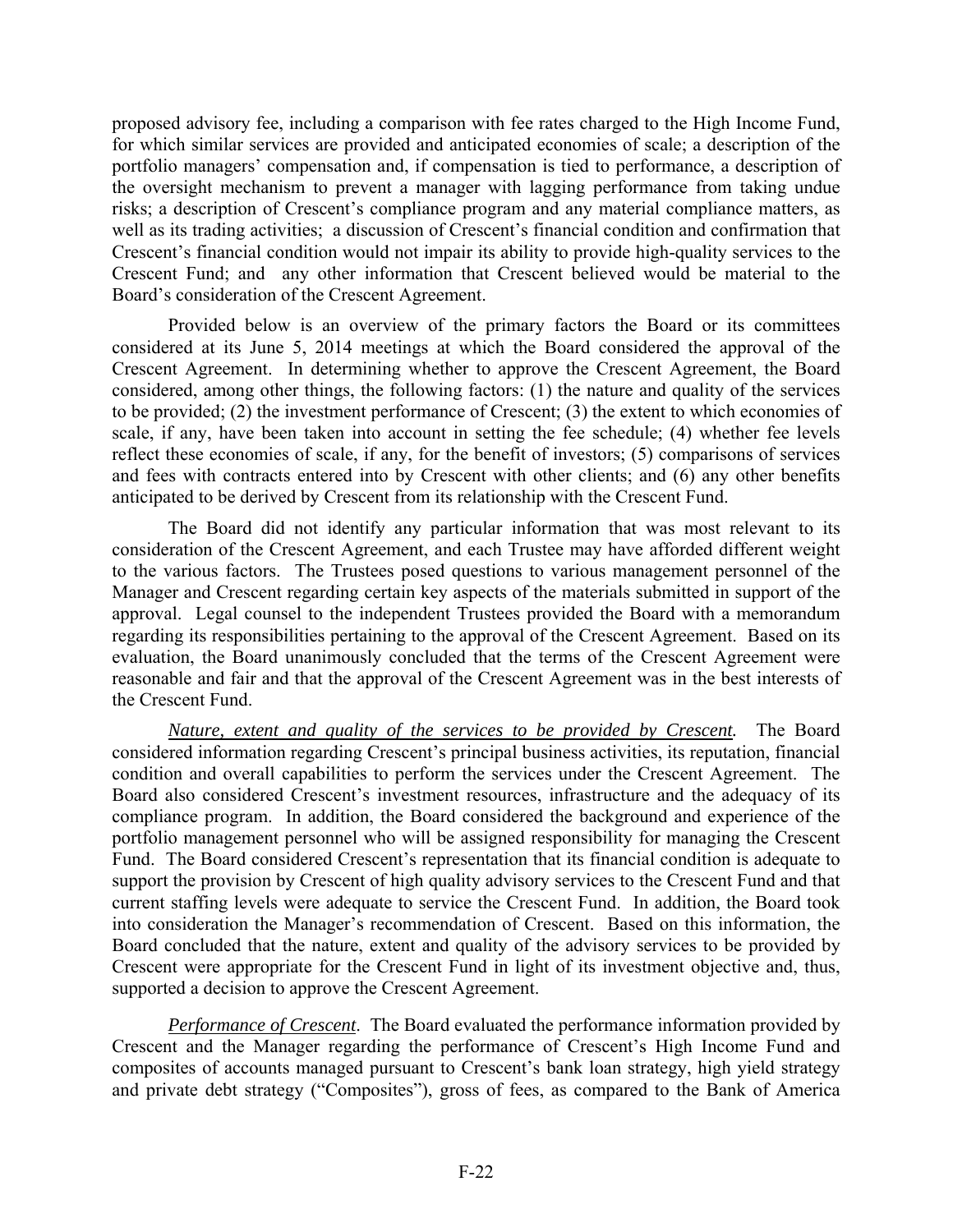proposed advisory fee, including a comparison with fee rates charged to the High Income Fund, for which similar services are provided and anticipated economies of scale; a description of the portfolio managers' compensation and, if compensation is tied to performance, a description of the oversight mechanism to prevent a manager with lagging performance from taking undue risks; a description of Crescent's compliance program and any material compliance matters, as well as its trading activities; a discussion of Crescent's financial condition and confirmation that Crescent's financial condition would not impair its ability to provide high-quality services to the Crescent Fund; and any other information that Crescent believed would be material to the Board's consideration of the Crescent Agreement.

Provided below is an overview of the primary factors the Board or its committees considered at its June 5, 2014 meetings at which the Board considered the approval of the Crescent Agreement. In determining whether to approve the Crescent Agreement, the Board considered, among other things, the following factors: (1) the nature and quality of the services to be provided; (2) the investment performance of Crescent; (3) the extent to which economies of scale, if any, have been taken into account in setting the fee schedule; (4) whether fee levels reflect these economies of scale, if any, for the benefit of investors; (5) comparisons of services and fees with contracts entered into by Crescent with other clients; and (6) any other benefits anticipated to be derived by Crescent from its relationship with the Crescent Fund.

The Board did not identify any particular information that was most relevant to its consideration of the Crescent Agreement, and each Trustee may have afforded different weight to the various factors. The Trustees posed questions to various management personnel of the Manager and Crescent regarding certain key aspects of the materials submitted in support of the approval. Legal counsel to the independent Trustees provided the Board with a memorandum regarding its responsibilities pertaining to the approval of the Crescent Agreement. Based on its evaluation, the Board unanimously concluded that the terms of the Crescent Agreement were reasonable and fair and that the approval of the Crescent Agreement was in the best interests of the Crescent Fund.

*Nature, extent and quality of the services to be provided by Crescent.* The Board considered information regarding Crescent's principal business activities, its reputation, financial condition and overall capabilities to perform the services under the Crescent Agreement. The Board also considered Crescent's investment resources, infrastructure and the adequacy of its compliance program. In addition, the Board considered the background and experience of the portfolio management personnel who will be assigned responsibility for managing the Crescent Fund. The Board considered Crescent's representation that its financial condition is adequate to support the provision by Crescent of high quality advisory services to the Crescent Fund and that current staffing levels were adequate to service the Crescent Fund. In addition, the Board took into consideration the Manager's recommendation of Crescent. Based on this information, the Board concluded that the nature, extent and quality of the advisory services to be provided by Crescent were appropriate for the Crescent Fund in light of its investment objective and, thus, supported a decision to approve the Crescent Agreement.

*Performance of Crescent*. The Board evaluated the performance information provided by Crescent and the Manager regarding the performance of Crescent's High Income Fund and composites of accounts managed pursuant to Crescent's bank loan strategy, high yield strategy and private debt strategy ("Composites"), gross of fees, as compared to the Bank of America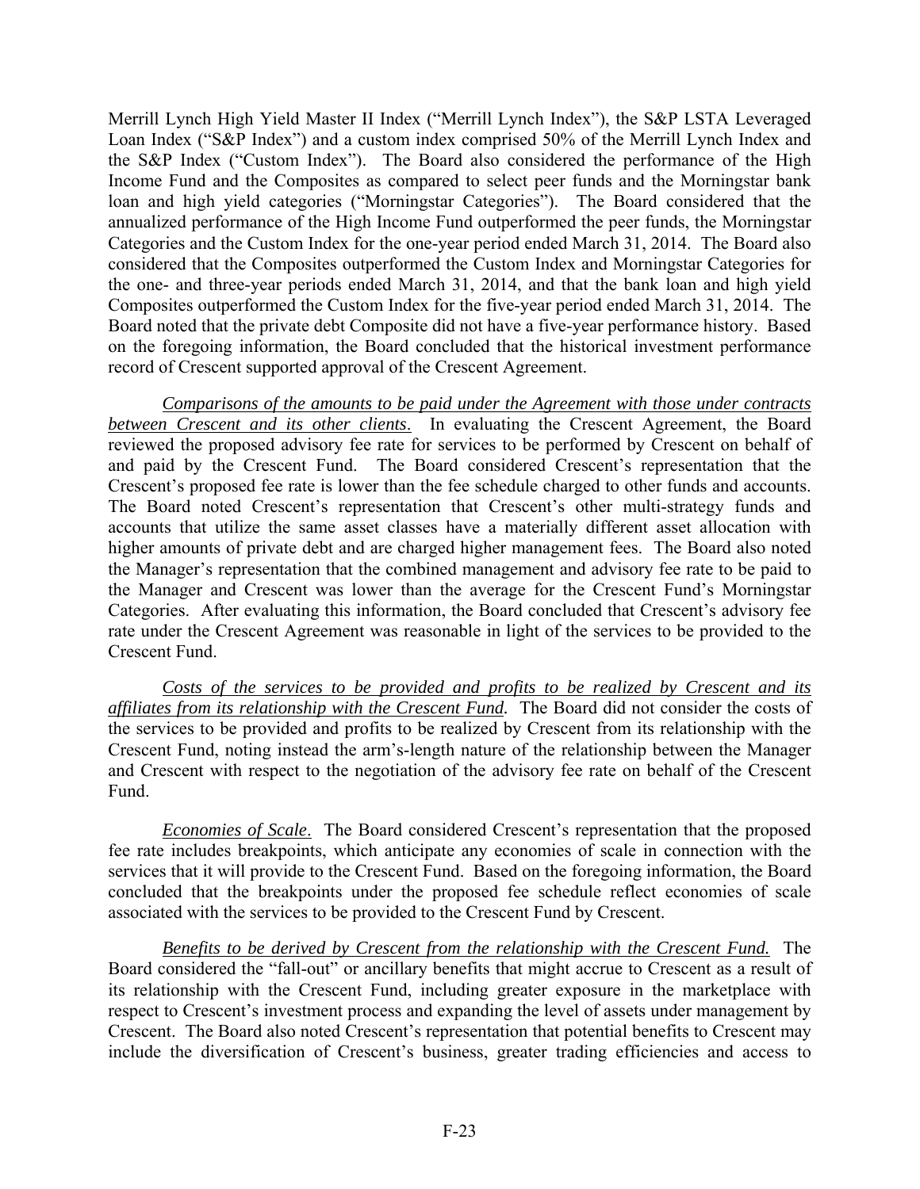Merrill Lynch High Yield Master II Index ("Merrill Lynch Index"), the S&P LSTA Leveraged Loan Index ("S&P Index") and a custom index comprised 50% of the Merrill Lynch Index and the S&P Index ("Custom Index"). The Board also considered the performance of the High Income Fund and the Composites as compared to select peer funds and the Morningstar bank loan and high yield categories ("Morningstar Categories"). The Board considered that the annualized performance of the High Income Fund outperformed the peer funds, the Morningstar Categories and the Custom Index for the one-year period ended March 31, 2014. The Board also considered that the Composites outperformed the Custom Index and Morningstar Categories for the one- and three-year periods ended March 31, 2014, and that the bank loan and high yield Composites outperformed the Custom Index for the five-year period ended March 31, 2014. The Board noted that the private debt Composite did not have a five-year performance history. Based on the foregoing information, the Board concluded that the historical investment performance record of Crescent supported approval of the Crescent Agreement.

*Comparisons of the amounts to be paid under the Agreement with those under contracts between Crescent and its other clients*. In evaluating the Crescent Agreement, the Board reviewed the proposed advisory fee rate for services to be performed by Crescent on behalf of and paid by the Crescent Fund. The Board considered Crescent's representation that the Crescent's proposed fee rate is lower than the fee schedule charged to other funds and accounts. The Board noted Crescent's representation that Crescent's other multi-strategy funds and accounts that utilize the same asset classes have a materially different asset allocation with higher amounts of private debt and are charged higher management fees. The Board also noted the Manager's representation that the combined management and advisory fee rate to be paid to the Manager and Crescent was lower than the average for the Crescent Fund's Morningstar Categories. After evaluating this information, the Board concluded that Crescent's advisory fee rate under the Crescent Agreement was reasonable in light of the services to be provided to the Crescent Fund.

*Costs of the services to be provided and profits to be realized by Crescent and its affiliates from its relationship with the Crescent Fund.* The Board did not consider the costs of the services to be provided and profits to be realized by Crescent from its relationship with the Crescent Fund, noting instead the arm's-length nature of the relationship between the Manager and Crescent with respect to the negotiation of the advisory fee rate on behalf of the Crescent Fund.

*Economies of Scale*. The Board considered Crescent's representation that the proposed fee rate includes breakpoints, which anticipate any economies of scale in connection with the services that it will provide to the Crescent Fund. Based on the foregoing information, the Board concluded that the breakpoints under the proposed fee schedule reflect economies of scale associated with the services to be provided to the Crescent Fund by Crescent.

*Benefits to be derived by Crescent from the relationship with the Crescent Fund.* The Board considered the "fall-out" or ancillary benefits that might accrue to Crescent as a result of its relationship with the Crescent Fund, including greater exposure in the marketplace with respect to Crescent's investment process and expanding the level of assets under management by Crescent. The Board also noted Crescent's representation that potential benefits to Crescent may include the diversification of Crescent's business, greater trading efficiencies and access to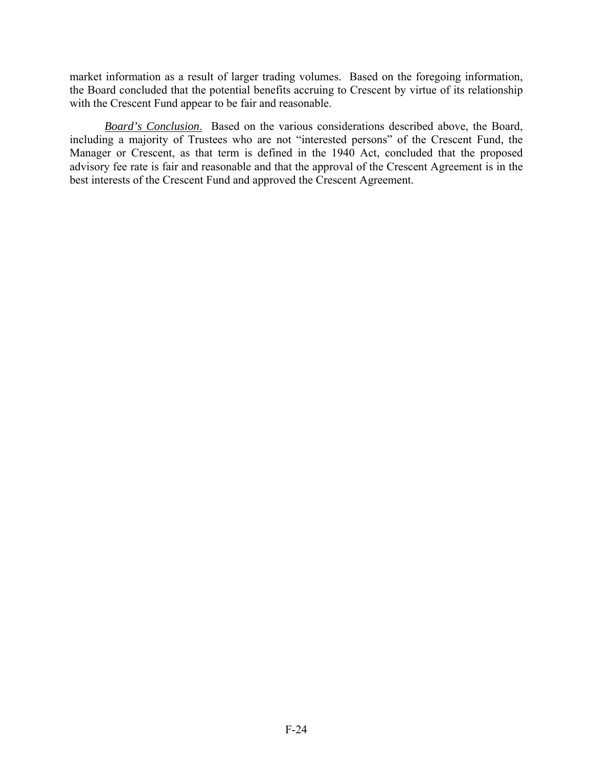market information as a result of larger trading volumes. Based on the foregoing information, the Board concluded that the potential benefits accruing to Crescent by virtue of its relationship with the Crescent Fund appear to be fair and reasonable.

***Board's Conclusion***. Based on the various considerations described above, the Board, including a majority of Trustees who are not "interested persons" of the Crescent Fund, the Manager or Crescent, as that term is defined in the 1940 Act, concluded that the proposed advisory fee rate is fair and reasonable and that the approval of the Crescent Agreement is in the best interests of the Crescent Fund and approved the Crescent Agreement.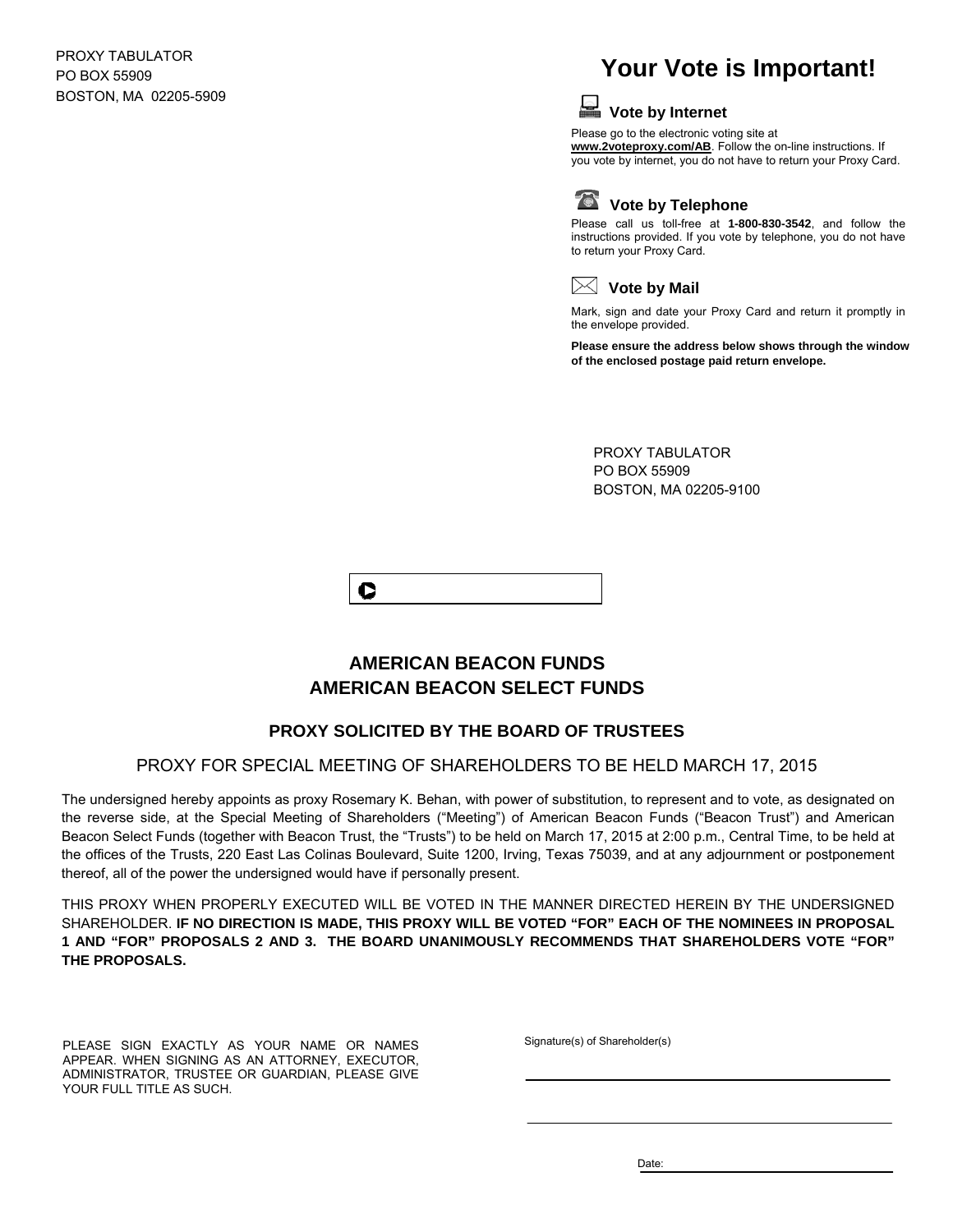PROXY TABULATOR
PO BOX 55909
BOSTON, MA 02205-5909

# Your Vote is Important!

## Vote by Internet

Please go to the electronic voting site at **www.2voteproxy.com/AB**. Follow the on-line instructions. If you vote by internet, you do not have to return your Proxy Card.

## Vote by Telephone

Please call us toll-free at **1-800-830-3542**, and follow the instructions provided. If you vote by telephone, you do not have to return your Proxy Card.

## Vote by Mail

Mark, sign and date your Proxy Card and return it promptly in the envelope provided.

**Please ensure the address below shows through the window of the enclosed postage paid return envelope.**

PROXY TABULATOR
PO BOX 55909
BOSTON, MA 02205-9100

## AMERICAN BEACON FUNDS
## AMERICAN BEACON SELECT FUNDS

### PROXY SOLICITED BY THE BOARD OF TRUSTEES

PROXY FOR SPECIAL MEETING OF SHAREHOLDERS TO BE HELD MARCH 17, 2015

The undersigned hereby appoints as proxy Rosemary K. Behan, with power of substitution, to represent and to vote, as designated on the reverse side, at the Special Meeting of Shareholders ("Meeting") of American Beacon Funds ("Beacon Trust") and American Beacon Select Funds (together with Beacon Trust, the "Trusts") to be held on March 17, 2015 at 2:00 p.m., Central Time, to be held at the offices of the Trusts, 220 East Las Colinas Boulevard, Suite 1200, Irving, Texas 75039, and at any adjournment or postponement thereof, all of the power the undersigned would have if personally present.

THIS PROXY WHEN PROPERLY EXECUTED WILL BE VOTED IN THE MANNER DIRECTED HEREIN BY THE UNDERSIGNED SHAREHOLDER. **IF NO DIRECTION IS MADE, THIS PROXY WILL BE VOTED "FOR" EACH OF THE NOMINEES IN PROPOSAL 1 AND "FOR" PROPOSALS 2 AND 3. THE BOARD UNANIMOUSLY RECOMMENDS THAT SHAREHOLDERS VOTE "FOR" THE PROPOSALS.**

PLEASE SIGN EXACTLY AS YOUR NAME OR NAMES APPEAR. WHEN SIGNING AS AN ATTORNEY, EXECUTOR, ADMINISTRATOR, TRUSTEE OR GUARDIAN, PLEASE GIVE YOUR FULL TITLE AS SUCH.

Signature(s) of Shareholder(s)

_______________________________________

_______________________________________

Date: ____________________________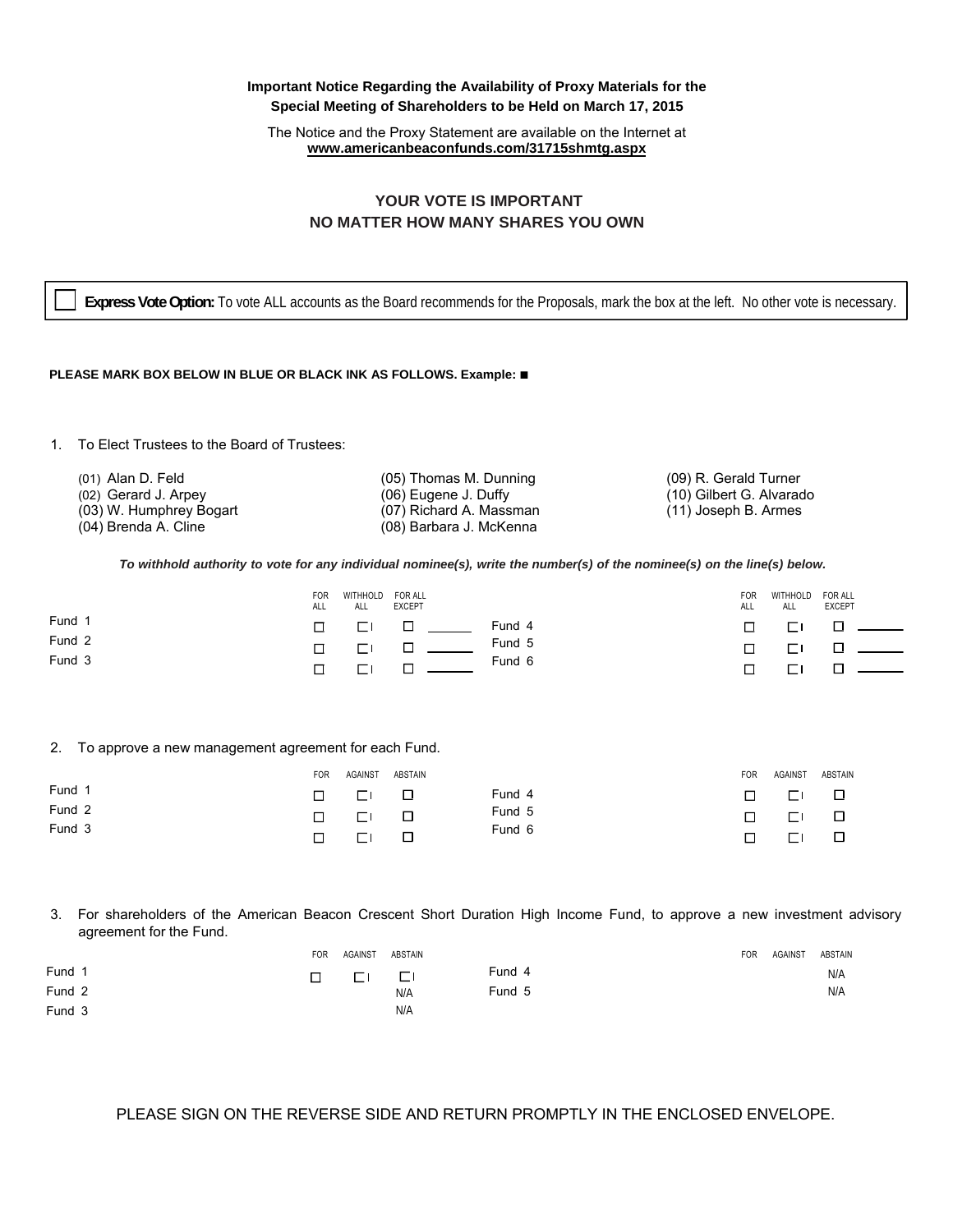**Important Notice Regarding the Availability of Proxy Materials for the Special Meeting of Shareholders to be Held on March 17, 2015**

The Notice and the Proxy Statement are available on the Internet at **www.americanbeaconfunds.com/31715shmtg.aspx**

## YOUR VOTE IS IMPORTANT
## NO MATTER HOW MANY SHARES YOU OWN

☐ **Express Vote Option:** To vote ALL accounts as the Board recommends for the Proposals, mark the box at the left. No other vote is necessary.

**PLEASE MARK BOX BELOW IN BLUE OR BLACK INK AS FOLLOWS. Example: ■**

1. To Elect Trustees to the Board of Trustees:

(01) Alan D. Feld
(02) Gerard J. Arpey
(03) W. Humphrey Bogart
(04) Brenda A. Cline
(05) Thomas M. Dunning
(06) Eugene J. Duffy
(07) Richard A. Massman
(08) Barbara J. McKenna
(09) R. Gerald Turner
(10) Gilbert G. Alvarado
(11) Joseph B. Armes

***To withhold authority to vote for any individual nominee(s), write the number(s) of the nominee(s) on the line(s) below.***

| | FOR ALL | WITHHOLD ALL | FOR ALL EXCEPT | |
|---|---|---|---|---|
| Fund 1 | ☐ | ☐ | ☐ | ______ |
| Fund 2 | ☐ | ☐ | ☐ | ______ |
| Fund 3 | ☐ | ☐ | ☐ | ______ |
| Fund 4 | ☐ | ☐ | ☐ | ______ |
| Fund 5 | ☐ | ☐ | ☐ | ______ |
| Fund 6 | ☐ | ☐ | ☐ | ______ |

2. To approve a new management agreement for each Fund.

| | FOR | AGAINST | ABSTAIN |
|---|---|---|---|
| Fund 1 | ☐ | ☐ | ☐ |
| Fund 2 | ☐ | ☐ | ☐ |
| Fund 3 | ☐ | ☐ | ☐ |
| Fund 4 | ☐ | ☐ | ☐ |
| Fund 5 | ☐ | ☐ | ☐ |
| Fund 6 | ☐ | ☐ | ☐ |

3. For shareholders of the American Beacon Crescent Short Duration High Income Fund, to approve a new investment advisory agreement for the Fund.

| | FOR | AGAINST | ABSTAIN |
|---|---|---|---|
| Fund 1 | ☐ | ☐ | ☐ |
| Fund 2 | | | N/A |
| Fund 3 | | | N/A |
| Fund 4 | | | N/A |
| Fund 5 | | | N/A |

PLEASE SIGN ON THE REVERSE SIDE AND RETURN PROMPTLY IN THE ENCLOSED ENVELOPE.